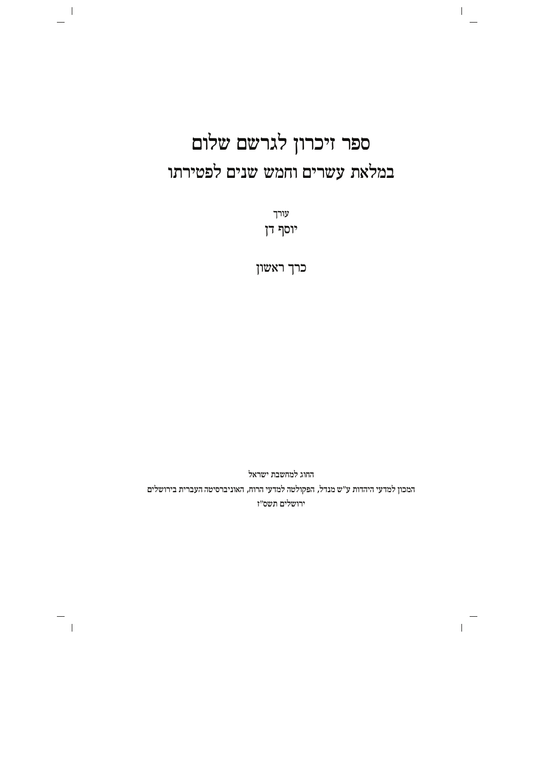# ספר זיכרון לגרשם שלום

## במלאת עשרים וחמש שנים לפטירתו

עורך

יוסף דן

כרך ראשון

החוג למחשבת ישראל

המכון למדעי היהדות ע"ש מנדל, הפקולטה למדעי הרוח, האוניברסיטה העברית בירושלים

ירושלים תשס"ז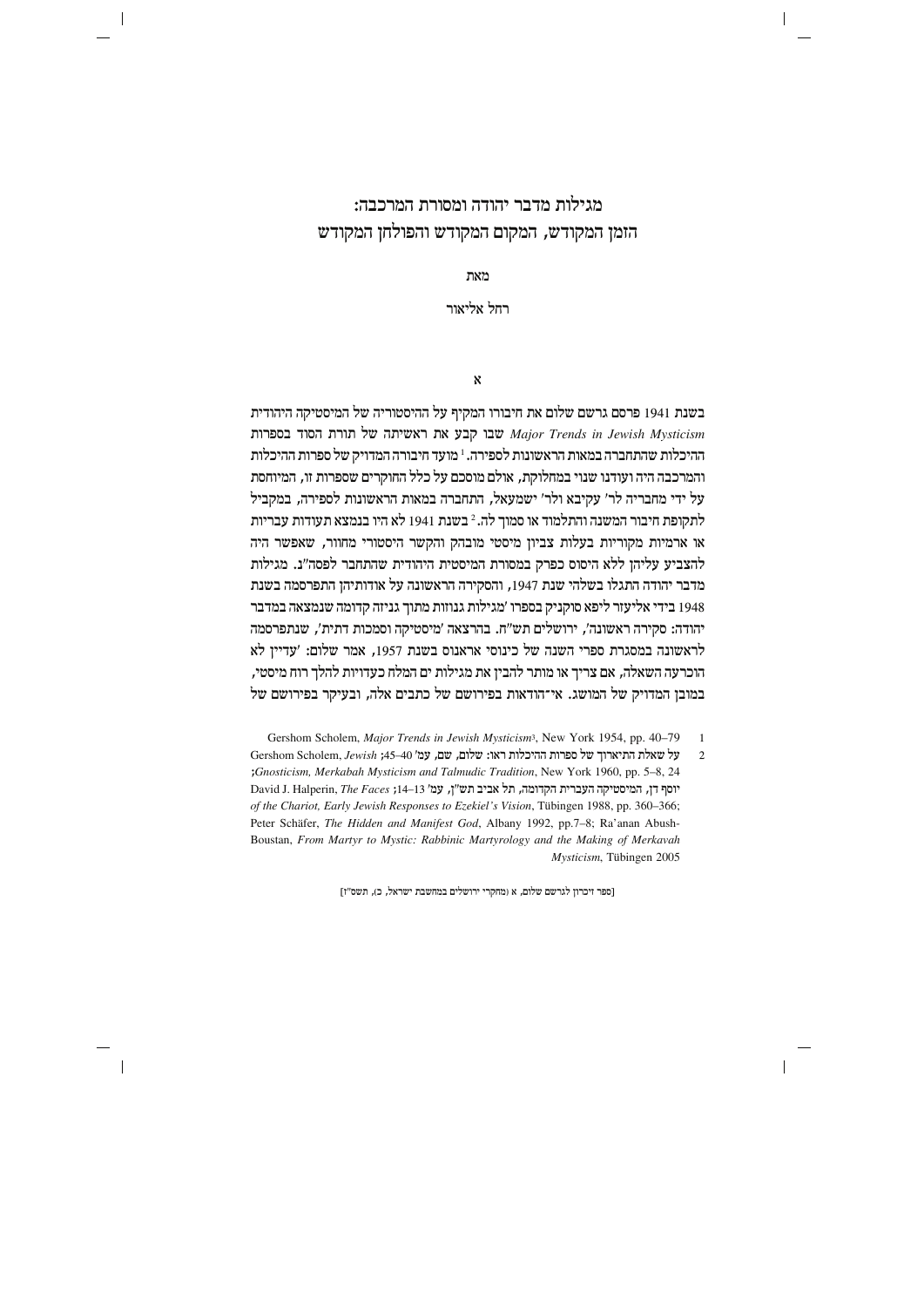# מגילות מדבר יהודה ומסורת המרכבה:
# הזמן המקודש, המקום המקודש והפולחן המקודש

מאת

רחל אליאור

## א

בשנת 1941 פרסם גרשם שלום את חיבורו המקיף על ההיסטוריה של המיסטיקה היהודית *Major Trends in Jewish Mysticism* שבו קבע את ראשיתה של תורת הסוד בספרות ההיכלות שהתחברה במאות הראשונות לספירה.[1] מועד חיבורה המדויק של ספרות ההיכלות והמרכבה היה ועודנו שנוי במחלוקת, אולם מוסכם על כלל החוקרים שספרות זו, המיוחסת על ידי מחבריה לר' עקיבא ולר' ישמעאל, התחברה במאות הראשונות לספירה, במקביל לתקופת חיבור המשנה והתלמוד או סמוך לה.[2] בשנת 1941 לא היו בנמצא תעודות עבריות או ארמיות מקוריות בעלות צביון מיסטי מובהק והקשר היסטורי מחוור, שאפשר היה להצביע עליהן ללא היסוס כפרק במסורת המיסטית היהודית שהתחבר לפסה"נ. מגילות מדבר יהודה התגלו בשלהי שנת 1947, והסקירה הראשונה על אודותיהן התפרסמה בשנת 1948 בידי אליעזר ליפא סוקניק בספרו 'מגילות גנוזות מתוך גניזה קדומה שנמצאה במדבר יהודה: סקירה ראשונה', ירושלים תש"ח. בהרצאה 'מיסטיקה וסמכות דתית', שנתפרסמה לראשונה במסגרת ספרי השנה של כינוסי אראנוס בשנת 1957, אמר שלום: 'עדיין לא הוכרעה השאלה, אם צריך או מותר להבין את מגילות ים המלח כעדויות להלך רוח מיסטי, במובן המדויק של המושג. אי־הודאות בפירושם של כתבים אלה, ובעיקר בפירושם של

1 Gershom Scholem, *Major Trends in Jewish Mysticism*3, New York 1954, pp. 40–79

2 על שאלת התיארוך של ספרות ההיכלות ראו: שלום, שם, עמ' 40–45; Gershom Scholem, *Jewish Gnosticism, Merkabah Mysticism and Talmudic Tradition*, New York 1960, pp. 5–8, 24; יוסף דן, המיסטיקה העברית הקדומה, תל אביב תש"ן, עמ' 13–14; David J. Halperin, *The Faces of the Chariot, Early Jewish Responses to Ezekiel's Vision*, Tübingen 1988, pp. 360–366; Peter Schäfer, *The Hidden and Manifest God*, Albany 1992, pp.7–8; Ra'anan Abush-Boustan, *From Martyr to Mystic: Rabbinic Martyrology and the Making of Merkavah Mysticism*, Tübingen 2005

[ספר זיכרון לגרשם שלום, א (מחקרי ירושלים במחשבת ישראל, כ), תשס"ז]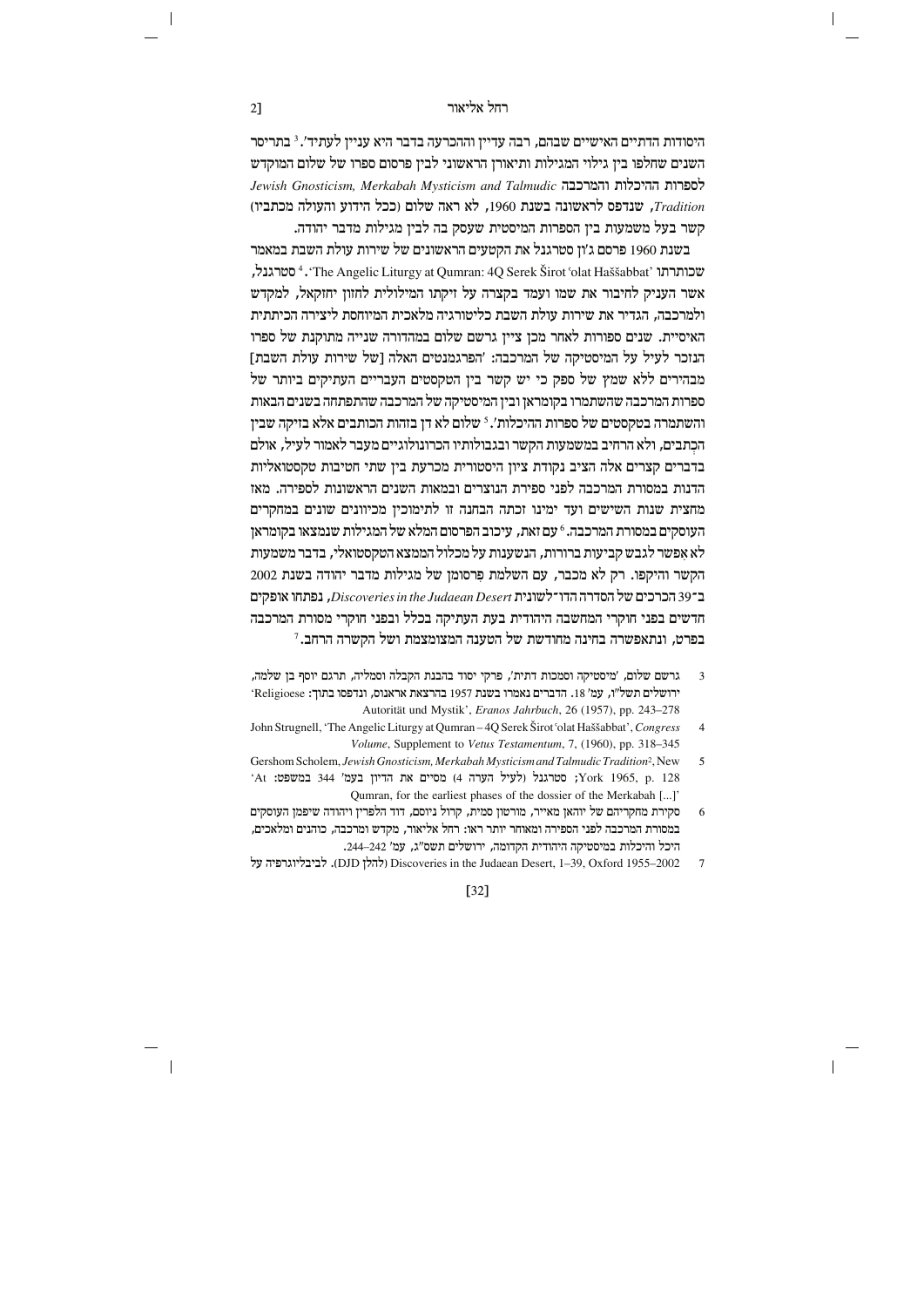היסודות הדתיים האישיים שבהם, רבה עדיין וההכרעה בדבר היא עניין לעתיד'.[3] בתריסר השנים שחלפו בין גילוי המגילות ותיאורן הראשוני לבין פרסום ספרו של שלום המוקדש לספרות ההיכלות והמרכבה *Jewish Gnosticism, Merkabah Mysticism and Talmudic Tradition*, שנדפס לראשונה בשנת 1960, לא ראה שלום (ככל הידוע והעולה מכתביו) קשר בעל משמעות בין הספרות המיסטית שעסק בה לבין מגילות מדבר יהודה.

בשנת 1960 פרסם ג'ון סטרגנל את הקטעים הראשונים של שירות עולת השבת במאמר שכותרתו 'The Angelic Liturgy at Qumran: 4Q Serek Širot ʿolat Haššabbat'.[4] סטרגנל, אשר העניק לחיבור את שמו ועמד בקצרה על זיקתו המילולית לחזון יחזקאל, למקדש ולמרכבה, הגדיר את שירות עולת השבת כליטורגיה מלאכית המיוחסת ליצירה הכיתתית האיסיית. שנים ספורות לאחר מכן ציין גרשם שלום במהדורה שנייה מתוקנת של ספרו הנזכר לעיל על המיסטיקה של המרכבה: 'הפרגמנטים האלה [של שירות עולת השבת] מבהירים ללא שמץ של ספק כי יש קשר בין הטקסטים העבריים העתיקים ביותר של ספרות המרכבה שהשתמרו בקומראן ובין המיסטיקה של המרכבה שהתפתחה בשנים הבאות והשתמרה בטקסטים של ספרות ההיכלות'.[5] שלום לא דן בזהות הכותבים אלא בזיקה שבין הכְּתבים, ולא הרחיב במשמעות הקשר ובגבולותיו הכרונולוגיים מעבר לאמור לעיל, אולם בדברים קצרים אלה הציב נקודת ציון היסטורית מכרעת בין שתי חטיבות טקסטואליות הדנות במסורת המרכבה לפני ספירת הנוצרים ובמאות השנים הראשונות לספירה. מאז מחצית שנות השישים ועד ימינו זכתה הבחנה זו לתימוכין מכיוונים שונים במחקרים העוסקים במסורת המרכבה.[6] עם זאת, עיכוב הפרסום המלא של המגילות שנמצאו בקומראן לא אפשר לגבש קביעות ברורות, הנשענות על מכלול הממצא הטקסטואלי, בדבר משמעות הקשר והיקפו. רק לא מכבר, עם השלמת פִּרסומן של מגילות מדבר יהודה בשנת 2002 ב־39 הכרכים של הסדרה הדו־לשונית *Discoveries in the Judaean Desert*, נפתחו אופקים חדשים בפני חוקרי המחשבה היהודית בעת העתיקה בכלל ובפני חוקרי מסורת המרכבה בפרט, ונתאפשרה בחינה מחודשת של הטענה המצומצמת ושל הקשרה הרחב.[7]

---

3 גרשם שלום, 'מיסטיקה וסמכות דתית', פרקי יסוד בהבנת הקבלה וסמליה, תרגם יוסף בן שלמה, ירושלים תשל"ו, עמ' 18. הדברים נאמרו בשנת 1957 בהרצאת אראנוס, ונדפסו בתוך: 'Religioese Autorität und Mystik', *Eranos Jahrbuch*, 26 (1957), pp. 243–278

4 John Strugnell, 'The Angelic Liturgy at Qumran – 4Q Serek Širot ʿolat Haššabbat', *Congress Volume*, Supplement to *Vetus Testamentum*, 7, (1960), pp. 318–345

5 Gershom Scholem, *Jewish Gnosticism, Merkabah Mysticism and Talmudic Tradition*², New York 1965, p. 128; סטרגנל (לעיל הערה 4) מסיים את הדיון בעמ' 344 במשפט: 'At Qumran, for the earliest phases of the dossier of the Merkabah [...]'

6 סקירת מחקריהם של יוהאן מאייר, מורטון סמית, קרול ניוסם, דוד הלפרין ויהודה שיפמן העוסקים במסורת המרכבה לפני הספירה ומאוחר יותר ראו: רחל אליאור, מקדש ומרכבה, כוהנים ומלאכים, היכל והיכלות במיסטיקה היהודית הקדומה, ירושלים תשס"ג, עמ' 242–244.

7 Discoveries in the Judaean Desert, 1–39, Oxford 1955–2002 (להלן DJD). לביבליוגרפיה על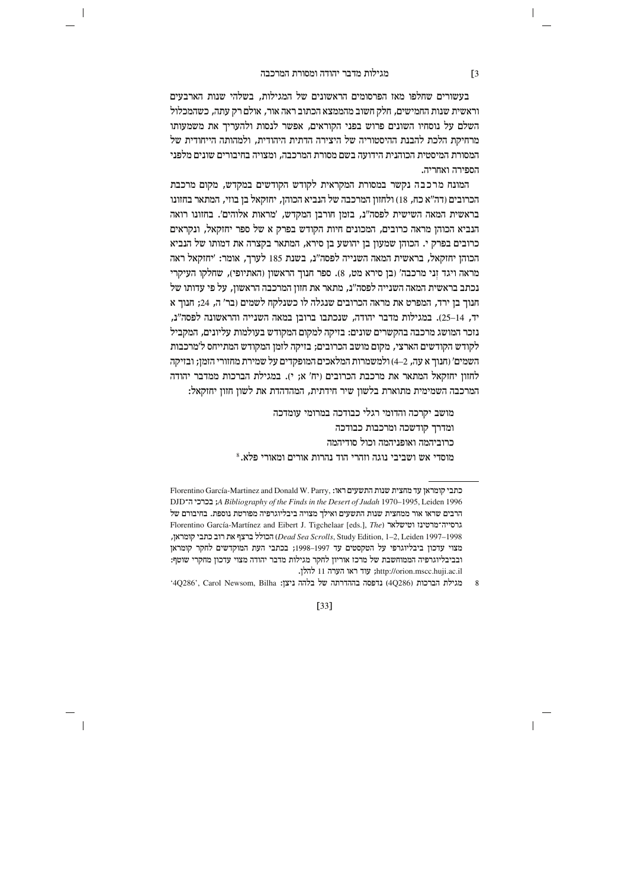בעשורים שחלפו מאז הפרסומים הראשונים של המגילות, בשלהי שנות הארבעים וראשית שנות החמישים, חלק חשוב מהממצא הכתוב ראה אור, אולם רק עתה, כשהמכלול השלם על נוסחיו השונים פרוש בפני הקוראים, אפשר לנסות ולהעריך את משמעותו מרחיקת הלכת להבנת ההיסטוריה של היצירה הדתית היהודית, ולמהותה הייחודית של המסורת המיסטית הכוהנית הידועה בשם מסורת המרכבה, ומצויה בחיבורים שונים מלפני הספירה ואחריה.

המונח מרכבה נקשר במסורת המקראית לקודש הקודשים במקדש, מקום מרכבת הכרובים (דה"א כח, 18) ולחזון המרכבה של הנביא הכוהן, יחזקאל בן בוזי, המתאר בחזונו בראשית המאה השישית לפסה"נ, בזמן חורבן המקדש, 'מראות אלוהים'. בחזונו רואה הנביא הכוהן מראה כרובים, המכונים חיות הקודש בפרק א של ספר יחזקאל, ונקראים כרובים בפרק י. הכוהן שמעון בן יהושע בן סירא, המתאר בקצרה את דמותו של הנביא הכוהן יחזקאל, בראשית המאה השנייה לפסה"נ, בשנת 185 לערך, אומר: 'יחזקאל ראה מראה ויגד זָני מרכבה' (בן סירא מט, 8). ספר חנוך הראשון (האתיופי), שחלקו העיקרי נכתב בראשית המאה השנייה לפסה"נ, מתאר את חזון המרכבה הראשון, על פי עדותו של חנוך בן ירד, המפרט את מראה הכרובים שנגלה לו כשנלקח לשמים (בר' ה, 24; חנוך א יד, 14–25). במגילות מדבר יהודה, שנכתבו ברובן במאה השנייה והראשונה לפסה"נ, נזכר המושג מרכבה בהקשרים שונים: בזיקה למקום המקודש בעולמות עליונים, המקביל לקודש הקודשים הארצי, מקום מושב הכרובים; בזיקה לזמן המקודש המתייחס ל'מרכבות השמים' (חנוך א עה, 2–4) ולמשמרות המלאכים המופקדים על שמירת מחזורי הזמן; ובזיקה לחזון יחזקאל המתאר את מרכבת הכרובים (יח' א; י). במגילת הברכות ממדבר יהודה המרכבה השמימית מתוארת בלשון שיר חידתית, המהדהדת את לשון חזון יחזקאל:

> מושב יקרכה והדומי רגלי כבודכה במרומי עומדכה
> ומדרך קודשכה ומרכבות כבודכה
> כרוביהמה ואופניהמה וכול סודיהמה
> מוסדי אש ושביבי נוגה וזהרי הוד נהרות אורים ומאורי פלא.[8]

---

כתבי קומראן עד מחצית שנות התשעים ראו: Florentino García-Martínez and Donald W. Parry, *A Bibliography of the Finds in the Desert of Judah* 1970–1995, Leiden 1996; בכרכי ה־DJD הרבים שראו אור ממחצית שנות התשעים ואילך מצויה ביבליוגרפיה מפורטת נוספת. בחיבורם של גרסייה־מרטינז וטיכלאר Florentino García-Martínez and Eibert J. Tigchelaar [eds.], *The Dead Sea Scrolls*, Study Edition, 1–2, Leiden 1997–1998) הכולל ברצף את רוב כתבי קומראן, מצוי עדכון ביבליוגרפי על הטקסטים עד 1997–1998; בכתבי העת המוקדשים לחקר קומראן ובביבליוגרפיה הממוחשבת של מרכז אוריון לחקר מגילות מדבר יהודה מצוי עדכון מחקרי שוטף: http://orion.mscc.huji.ac.il; עוד ראו הערה 11 להלן.

8 מגילת הברכות (4Q286) נדפסה בההדרתה של בלהה ניצן: '4Q286', Carol Newsom, Bilha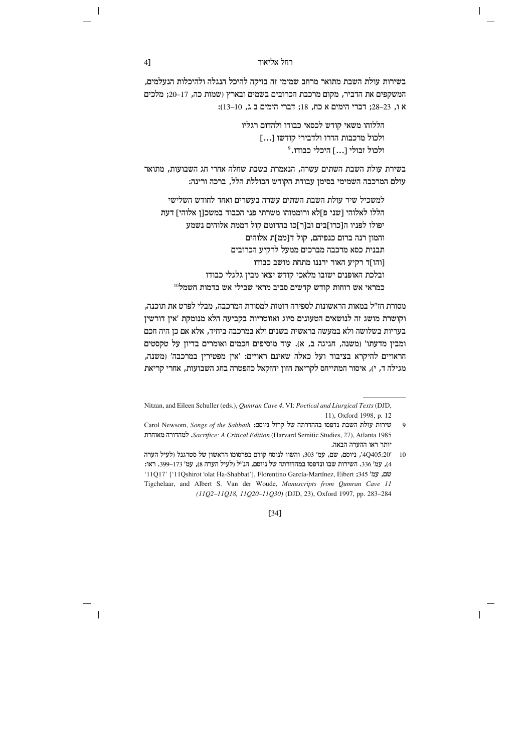בשירות עולת השבת מתואר מרחב שמימי זה בזיקה להיכל הנגלה ולהיכלות הנעלמים, המשקפים את הדביר, מקום מרכבת הכרובים בשמים ובארץ (שמות כה, 17–20; מלכים א ו, 23–28; דברי הימים א כח, 18; דברי הימים ב ג, 10–13):

> הללוהו משאי קודש לכסאי כבודו ולהדום רגליו
> ולכול מרכבות הדרו ולדבירי קודשו [...]
> ולכול זבולי [...] היכלי כבודו.[9]

בשירת עולת השבת השתים עשרה, הנאמרת בשבת שחלה אחרי חג השבועות, מתואר עולם המרכבה השמימי בסימן עבודת הקודש הכוללת הלל, ברכה ורינה:

> למשכיל שיר עולת השבת השתים עשרה בעשרים ואחד לחודש השלישי
> הללו לאלוהי [שני פ]לא ורוממוהו משרתי פני הכבוד במשכ[ן אלוהי] דעת
> יפולו לפניו ה[כרו]בים וב[ר]כו בהרומם קול דממת אלוהים נשמע
> והמון רנה ברום כנפיהם, קול ד[ממ]ת אלוהים
> תבנית כסא מרכבה מברכים ממעל לרקיע הכרובים
> [והו]ד רקיע האור ירננו מתחת מושב כבודו
> ובלכת האופנים ישובו מלאכי קודש יצאו מבין גלגלי כבודו
> כמראי אש רוחות קודש קדשים סביב מראי שבילי אש בדמות חשמל[10]

מסורת חז"ל במאות הראשונות לספירה רומזת למסורת המרכבה, מבלי לפרט את תוכנה, וקושרת מושג זה לנושאים הטעונים סיוג ואזוטריות בקביעה הלא מנומקת 'אין דורשין בעריות בשלושה ולא במעשה בראשית בשנים ולא במרכבה ביחיד, אלא אם כן היה חכם ומבין מדעתו' (משנה, חגיגה ב, א). עוד מוסיפים חכמים ואומרים בדיון על טקסטים הראויים להיקרא בציבור ועל כאלה שאינם ראויים: 'אין מפטירין במרכבה' (משנה, מגילה ד, י), איסור המתייחס לקריאת חזון יחזקאל כהפטרה בחג השבועות, אחרי קריאת

---

Nitzan, and Eileen Schuller (eds.), *Qumran Cave 4*, VI: *Poetical and Liurgical Texts* (DJD, 11), Oxford 1998, p. 12

9 שירות עולת השבת נדפסו בההדרתה של קרול ניוסם: Carol Newsom, *Songs of the Sabbath Sacrifice: A Critical Edition* (Harvard Semitic Studies, 27), Atlanta 1985. למהדורה מאוחרת יותר ראו ההערה הבאה.

10 '4Q405:20', ניוסם, שם, עמ' 303, והשוו לנוסח קודם בפרסומו הראשון של סטרגנל (לעיל הערה 4), עמ' 336. השירות שבו ונדפסו במהדורתה של ניוסם, הנ"ל (לעיל הערה 8), עמ' 173–399. ראו: שם, עמ' 345; Florentino García-Martínez, Eibert ['11Qshirot 'olat Ha-Shabbat'] '11Q17' Tigchelaar, and Albert S. Van der Woude, *Manuscripts from Qumran Cave 11 (11Q2–11Q18, 11Q20–11Q30)* (DJD, 23), Oxford 1997, pp. 283–284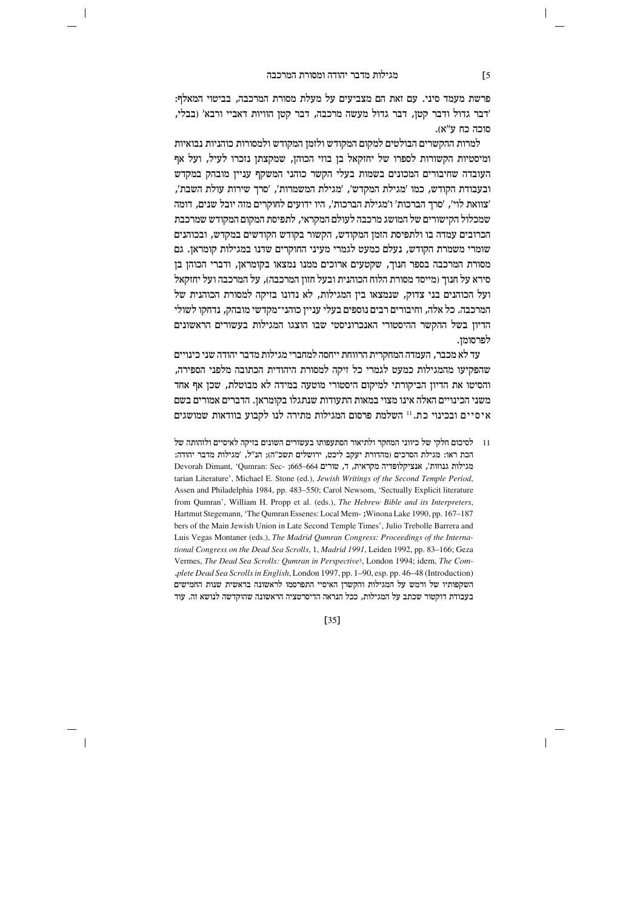פרשת מעמד סיני. עם זאת הם מצביעים על מעלת מסורת המרכבה, בביטוי המאלף: 'דבר גדול ודבר קטן, דבר גדול מעשה מרכבה, דבר קטן הוויות דאביי ורבא' (בבלי, סוכה כח ע"א).

למרות ההקשרים הבולטים למקום המקודש ולזמן המקודש ולמסורות כוהניות נבואיות ומיסטיות הקשורות לספרו של יחזקאל בן בוזי הכוהן, שמקצתן נזכרו לעיל, ועל אף העובדה שחיבורים המכונים בשמות בעלי הקשר כוהני המשקף עניין מובהק במקדש ובעבודת הקודש, כמו 'מגילת המקדש', 'מגילת המשמרות', 'סרך שירות עולת השבת', 'צוואת לוי', 'סרך הברכות' ו'מגילת הברכות', היו ידועים לחוקרים מזה יובל שנים, דומה שמכלול הקישורים של המושג מרכבה לעולם המקראי, לתפיסת המקום המקודש שמרכבת הכרובים עמדה בו ולתפיסת הזמן המקודש, הקשור בקודש הקודשים במקדש, ובכוהנים שומרי משמרת הקודש, נעלם כמעט לגמרי מעיני החוקרים שדנו במגילות קומראן. גם מסורת המרכבה בספר חנוך, שקטעים ארוכים ממנו נמצאו בקומראן, ודברי הכוהן בן סירא על חנוך (מייסד מסורת הלוח הכוהנית ובעל חזון המרכבה), על המרכבה ועל יחזקאל ועל הכוהנים בני צדוק, שנמצאו בין המגילות, לא נדונו בזיקה למסורת הכוהנית של המרכבה. כל אלה, וחיבורים רבים נוספים בעלי עניין כוהני־מקדשי מובהק, נדחקו לשולי הדיון בשל ההקשר ההיסטורי האנכרוניסטי שבו הוצגו המגילות בעשורים הראשונים לפרסומן.

עד לא מכבר, העמדה המחקרית הרווחת ייחסה למחברי מגילות מדבר יהודה שני כינויים שהפקיעו מהמגילות כמעט לגמרי כל זיקה למסורת היהודית הכתובה מלפני הספירה, והסיטו את הדיון הביקורתי למיקום היסטורי מוטעה במידה לא מבוטלת, שכן אף אחד משני הכינויים האלה אינו מצוי במאות התעודות שנתגלו בקומראן. הדברים אמורים בשם איסיים ובכינוי כת.[11] השלמת פרסום המגילות מתירה לנו לקבוע בוודאות שמושגים

11 לסיכום חלקי של כיווני המחקר ולתיאור הסתעפותו בעשורים השונים בזיקה לאיסיים ולזהותה של הכת ראו: מגילת הסרכים (מהדורת יעקב ליכט, ירושלים תשכ"ה); הנ"ל, 'מגילות מדבר יהודה: מגילות גנוזות', אנציקלופדיה מקראית, ד, טורים 664–665; Devorah Dimant, 'Qumran: Sectarian Literature', Michael E. Stone (ed.), *Jewish Writings of the Second Temple Period*, Assen and Philadelphia 1984, pp. 483–550; Carol Newsom, 'Sectually Explicit literature from Qumran', William H. Propp et al. (eds.), *The Hebrew Bible and its Interpreters*, Winona Lake 1990, pp. 167–187; Hartmut Stegemann, 'The Qumran Essenes: Local Members of the Main Jewish Union in Late Second Temple Times', Julio Trebolle Barrera and Luis Vegas Montaner (eds.), *The Madrid Qumran Congress: Proceedings of the International Congress on the Dead Sea Scrolls*, 1, *Madrid 1991*, Leiden 1992, pp. 83–166; Geza Vermes, *The Dead Sea Scrolls: Qumran in Perspective*[3], London 1994; idem, *The Complete Dead Sea Scrolls in English*, London 1997, pp. 1–90, esp. pp. 46–48 (Introduction). השקפותיו של ורמש על המגילות והקשרן האיסיי התפרסמו לראשונה בראשית שנות החמישים בעבודת דוקטור שכתב על המגילות, ככל הנראה הדיסרטציה הראשונה שהוקדשה לנושא זה. עוד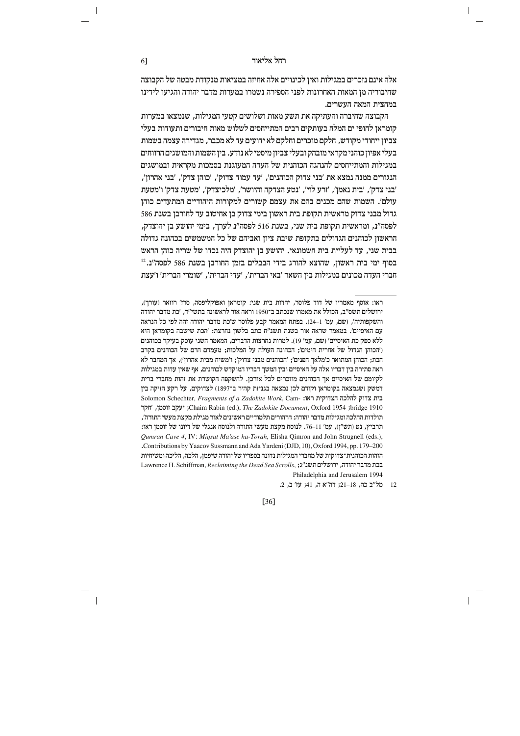אלה אינם נזכרים במגילות ואין לכינויים אלה אחיזה במציאות מנקודת מבטה של הקבוצה שחיבוריה מן המאות האחרונות לפני הספירה נשמרו במערות מדבר יהודה והגיעו לידינו במחצית המאה העשרים.

הקבוצה שחיברה והעתיקה את תשע מאות ושלושים קטעי המגילות, שנמצאו במערות קומראן לחופי ים המלח בעותקים רבים המתייחסים לשלוש מאות חיבורים ותעודות בעלי צביון ייחודי מקודש, חלקם מוכרים וחלקם לא ידועים עד לא מכבר, מגדירה עצמה בשמות בעלי אפיון כוהני מקראי מובהק ובעלי צביון מיסטי לא נודע. בין השמות והמושגים הרווחים במגילות והמתייחסים להנהגה הכוהנית של העדה המעוגנת בסמכות מקראית ובמושגים הנגזרים ממנה נמצא את 'בני צדוק הכוהנים', 'עד עמוד צדוק', 'כוהן צדק', 'בני אהרון', 'בני צדק', 'בית נאמן', 'זרע לוי', 'נטע הצדקה והיושר', 'מלכיצדק', 'מטעת צדק' ו'מטעת עולם'. השמות שהם מכנים בהם את עצמם קשורים למקורות היהודיים המתעדים כוהן גדול מבני צדוק מראשית תקופת בית ראשון בימי צדוק בן אחיטוב עד לחורבן בשנת 586 לפסה"נ, ומראשית תקופת בית שני, בשנת 516 לפסה"נ לערך, בימי יהושע בן יהוצדק, הראשון לכוהנים הגדולים בתקופת שיבת ציון ואביהם של כל המשמשים בכהונה גדולה בבית שני, עד לעליית בית חשמונאי. יהושע בן יהוצדק היה נכדו של שריה כוהן הראש בסוף ימי בית ראשון, שהוצא להורג בידי הבבלים בזמן החורבן בשנת 586 לפסה"נ.[12] חברי העדה מכונים במגילות בין השאר 'באי הברית', 'עדי הברית', 'שומרי הברית' ו'עצת

---

ראו: אוסף מאמריו של דוד פלוסר, יהדות בית שני: קומראן ואפוקליפסה, סרז' רוזאר (עורך), ירושלים תשס"ב, הכולל את מאמרו שנכתב ב־1950 וראה אור לראשונה בתשי"ד, 'כת מדבר יהודה והשקפותיה', (שם, עמ' 1–24). בפתח המאמר קבע פלוסר ש'כת מדבר יהודה זהה לפי כל הנראה עם האיסיים'. במאמר שראה אור בשנת תשנ"ח כתב בלשון נחרצת: 'הכת שישבה בקומראן היא ללא ספק כת האיסיים' (שם, עמ' 19). למרות נחרצות הדברים, המאמר השני עוסק בעיקר בכוהנים ('הכוהן הגדול של אחרית הימים'; הכהונה העולה על המלכות; מעמדם הרם של הכוהנים בקרב הכת; הכוהן המתואר כ'מלאך הפנים'; 'הכוהנים מבני צדוק'; ו'משיח מבית אהרון'), אך המחבר לא ראה סתירה בין דבריו אלה על האיסיים ובין המשך דבריו המוקדש לכוהנים, אף שאין עדות במגילות לקיומם של האיסיים אך הכוהנים מוזכרים לכל אורכן. להשקפה הקושרת את זהות מחברי ברית דמשק (שנמצאה בקומראן וקודם לכן נמצאה בגניזת קהיר ב־1897) לצדוקים, על רקע הזיקה בין בית צדוק להלכה הצדוקית ראו: Solomon Schechter, *Fragments of a Zadokite Work*, Cambridge 1910; Chaim Rabin (ed.), *The Zadokite Document*, Oxford 1954; יעקב זוסמן, 'חקר תולדות ההלכה ומגילות מדבר יהודה: הרהורים תלמודיים ראשונים לאור מגילת מקצת מעשי התורה', תרביץ, נט (תש"ן), עמ' 11–76. לנוסח מקצת מעשי התורה ולנוסח אנגלי של דיונו של זוסמן ראו: *Qumran Cave 4*, IV: *Miqsat Ma'ase ha-Torah*, Elisha Qimron and John Strugnell (eds.), Contributions by Yaacov Sussmann and Ada Yardeni (DJD, 10), Oxford 1994, pp. 179–200. הזהות הכוהנית־צדוקית של מחברי המגילות נדונה בספריו של יהודה שיפמן, הלכה, הליכה ומשיחיות בכת מדבר יהודה, ירושלים תשנ"ג; Lawrence H. Schiffman, *Reclaiming the Dead Sea Scrolls*, Philadelphia and Jerusalem 1994

12 מל"ב כה, 18–21; דה"א ה, 41; עז' ב, 2.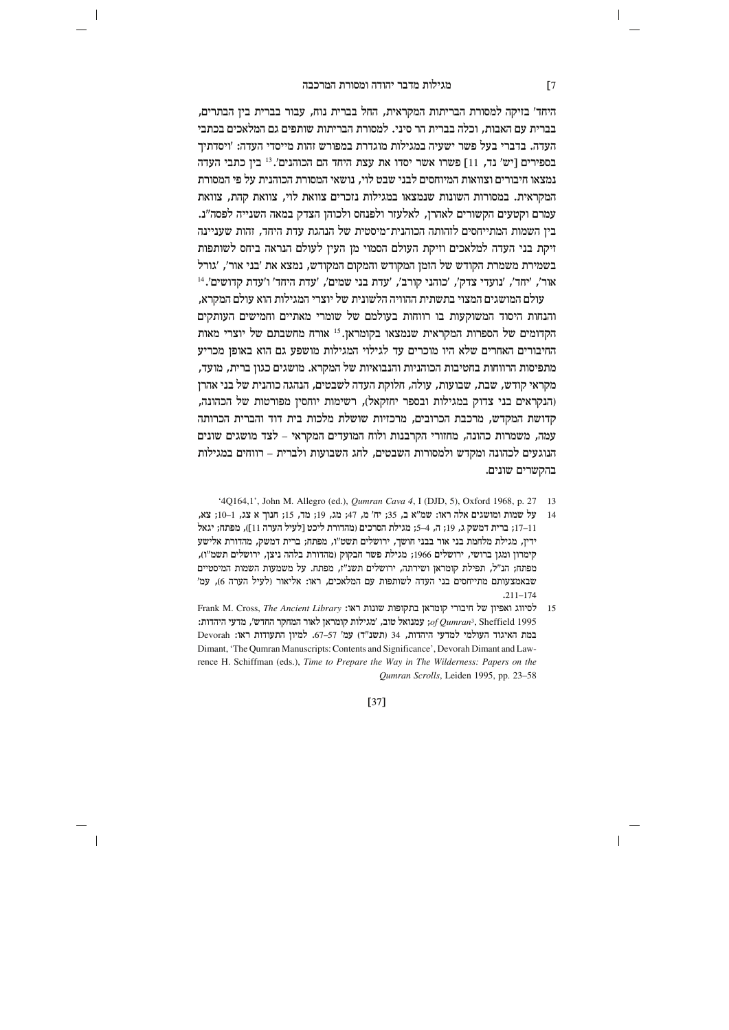היחד' בזיקה למסורת הבריתות המקראית, החל בברית נוח, עבור בברית בין הבתרים, בברית עם האבות, וכלה בברית הר סיני. למסורת הבריתות שותפים גם המלאכים בכתבי העדה. בדברי בעל פשר ישעיה במגילות מוגדרת במפורש זהות מייסדי העדה: 'ויסדתיך בספירים [יש' נד, 11] פשרו אשר יסדו את עצת היחד הם הכוהנים'.[13] בין כתבי העדה נמצאו חיבורים וצוואות המיוחסים לבני שבט לוי, נושאי המסורת הכוהנית על פי המסורת המקראית. במסורות השונות שנמצאו במגילות נזכרים צוואת לוי, צוואת קהת, צוואת עמרם וקטעים הקשורים לאהרן, לאלעזר ולפנחס ולכוהן הצדק במאה השנייה לפסה"נ. בין השמות המתייחסים לזהותה הכוהנית־מיסטית של הנהגת עדת היחד, זהות שעניינה זיקת בני העדה למלאכים וזיקת העולם הסמוי מן העין לעולם הנראה ביחס לשותפות בשמירת משמרת הקודש של הזמן המקודש והמקום המקודש, נמצא את 'בני אור', 'גורל אור', 'יחד', 'נועדי צדק', 'כוהני קורב', 'עדת בני שמים', 'עדת היחד' ו'עדת קדושים'.[14]

עולם המושגים המצוי בתשתית ההוויה הלשונית של יוצרי המגילות הוא עולם המקרא, והנחות היסוד המשוקעות בו רווחות בעולמם של שומרי מאתיים וחמישים העותקים הקדומים של הספרות המקראית שנמצאו בקומראן.[15] אורח מחשבתם של יוצרי מאות החיבורים האחרים שלא היו מוכרים עד לגילוי המגילות מושפע גם הוא באופן מכריע מתפיסות הרווחות בחטיבות הכוהניות והנבואיות של המקרא. מושגים כגון ברית, מועד, מקראי קודש, שבת, שבועות, עולה, חלוקת העדה לשבטים, הנהגה כוהנית של בני אהרן (הנקראים בני צדוק במגילות ובספר יחזקאל), רשימות יוחסין מפורטות של הכהונה, קדושת המקדש, מרכבת הכרובים, מרכזיות שושלת מלכות בית דוד והברית הכרותה עמה, משמרות כהונה, מחזורי הקרבנות ולוח המועדים המקראי – לצד מושגים שונים הנוגעים לכהונה ומקדש ולמסורות השבטים, לחג השבועות ולברית – רווחים במגילות בהקשרים שונים.

13 '4Q164,1', John M. Allegro (ed.), *Qumran Cava 4*, I (DJD, 5), Oxford 1968, p. 27

14 על שמות ומושגים אלה ראו: שמ"א ב, 35; יח' מ, 47; מג, 19; מד, 15; חנוך א צג, 10–1; צא, 11–17; ברית דמשק ג, 19; ה, 4–5; מגילת הסרכים (מהדורת ליכט [לעיל הערה 11]), מפתח; יגאל ידין, מגילת מלחמת בני אור בבני חושך, ירושלים תשט"ו, מפתח; ברית דמשק, מהדורת אלישע קימרון ומגן ברושי, ירושלים 1966; מגילת פשר חבקוק (מהדורת בלהה ניצן, ירושלים תשמ"ו), מפתח; הנ"ל, תפילת קומראן ושירתה, ירושלים תשנ"ז, מפתח. על משמעות השמות המיסטיים שבאמצעותם מתייחסים בני העדה לשותפות עם המלאכים, ראו: אליאור (לעיל הערה 6), עמ' 211–174.

15 לסיווג ואפיון של חיבורי קומראן בתקופות שונות ראו: Frank M. Cross, *The Ancient Library of Qumran*³, Sheffield 1995; עמנואל טוב, 'מגילות קומראן לאור המחקר החדש', מדעי היהדות: במת האיגוד העולמי למדעי היהדות, 34 (תשנ"ד) עמ' 57–67. למיון התעודות ראו: Devorah Dimant, 'The Qumran Manuscripts: Contents and Significance', Devorah Dimant and Lawrence H. Schiffman (eds.), *Time to Prepare the Way in The Wilderness: Papers on the Qumran Scrolls*, Leiden 1995, pp. 23–58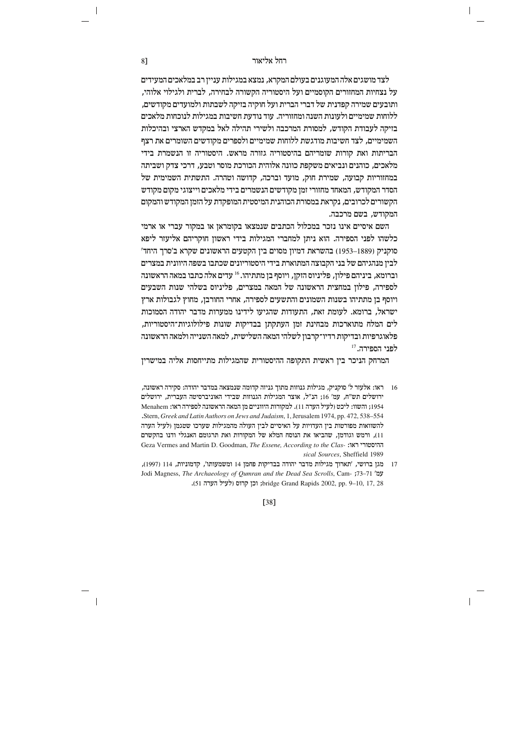לצד מושגים אלה המעוגנים בעולם המקרא, נמצא במגילות עניין רב במלאכים המעידים על נצחיות המחזורים הקוסמיים ועל היסטוריה הקשורה לבחירה, לברית ולגילוי אלוהי, ותובעים שמירה קפדנית של דברי הברית ועל חוקיה בזיקה לשבתות ולמועדים מקודשים, ללוחות שמימיים ולעונות השנה ומחזוריה. עוד נודעת חשיבות במגילות לנוכחות מלאכים בזיקה לעבודת הקודש, למסורת המרכבה ולשירי תהילה לאל במקדש הארצי ובהיכלות השמימיים, לצד חשיבות מודגשת ללוחות שמימיים ולספרים מקודשים השומרים את רצף הבריתות ואת קורות שומריהם בהיסטוריה גזורה מראש. היסטוריה זו הנשמרת בידי מלאכים, כוהנים ונביאים משקפת כוונה אלוהית הכורכת מוסר וטבע, דרכי צדק ושביתה במחזוריות קבועה, שמירת חוק, מועד וברכה, קדושה וטהרה. התשתית השמימית של הסדר המקודש, המאחד מחזורי זמן מקודשים הנשמרים בידי מלאכים וייצוגי מקום מקודש הקשורים לכרובים, נקראת במסורת הכוהנית המיסטית המופקדת על הזמן המקודש והמקום המקודש, בשם מרכבה.

השם איסיים אינו נזכר במכלול הכתבים שנמצאו בקומראן או במקור עברי או ארמי כלשהו לפני הספירה. הוא ניתן למחברי המגילות בידי ראשון חוקריהם אליעזר ליפא סוקניק (1889–1953) בהשראת דמיון מסוים בין הקטעים הראשונים שקרא ב'סרך היחד' לבין מנהגיהם של בני הקבוצה המתוארת בידי היסטוריונים שכתבו בשפה היוונית במצרים וברומא, ביניהם פילון, פליניוס הזקן, ויוסף בן מתתיהו.[16] עדים אלה כתבו במאה הראשונה לספירה, פילון במחצית הראשונה של המאה במצרים, פליניוס בשלהי שנות השבעים ויוסף בן מתתיהו בשנות השמונים והתשעים לספירה, אחרי החורבן, מחוץ לגבולות ארץ ישראל, ברומא. לעומת זאת, התעודות שהגיעו לידינו ממערות מדבר יהודה הסמוכות לים המלח מתוארכות מבחינת זמן העתקתן בבדיקות שונות פילולוגיות־היסטוריות, פלאוגרפיות ובדיקות רדיו־קרבון לשלהי המאה השלישית, למאה השנייה ולמאה הראשונה לפני הספירה.[17]

המרחק הניכר בין ראשית התקופה ההיסטורית שהמגילות מתייחסות אליה במישרין

---

16 ראו: אלעזר ל' סוקניק, מגילות גנוזות מתוך גניזה קדומה שנמצאה במדבר יהודה: סקירה ראשונה, ירושלים תש"ח, עמ' 16; הנ"ל, אוצר המגילות הגנוזות שבידי האוניברסיטה העברית, ירושלים 1954; והשוו: ליכט (לעיל הערה 11). למקורות היווניים מן המאה הראשונה לספירה ראו: Menahem Stern, *Greek and Latin Authors on Jews and Judaism*, 1, Jerusalem 1974, pp. 472, 538–554. להשוואות מפורטות בין העדויות על האיסיים לבין העולה מהמגילות שערכו שטגמן (לעיל הערה 11), ורמש וגודמן, שהביאו את הנוסח המלא של המקורות ואת תרגומם האנגלי ודנו בהקשרם ההיסטורי ראו: Geza Vermes and Martin D. Goodman, *The Essene, According to the Classical Sources*, Sheffield 1989

17 מגן ברושי, 'תארוך מגילות מדבר יהודה בבדיקות פחמן 14 ומשמעותו', קדמוניות, 114 (1997), עמ' 71–73; Jodi Magness, *The Archaeology of Qumran and the Dead Sea Scrolls*, Cambridge Grand Rapids 2002, pp. 9–10, 17, 28; וכן קרוס (לעיל הערה 51).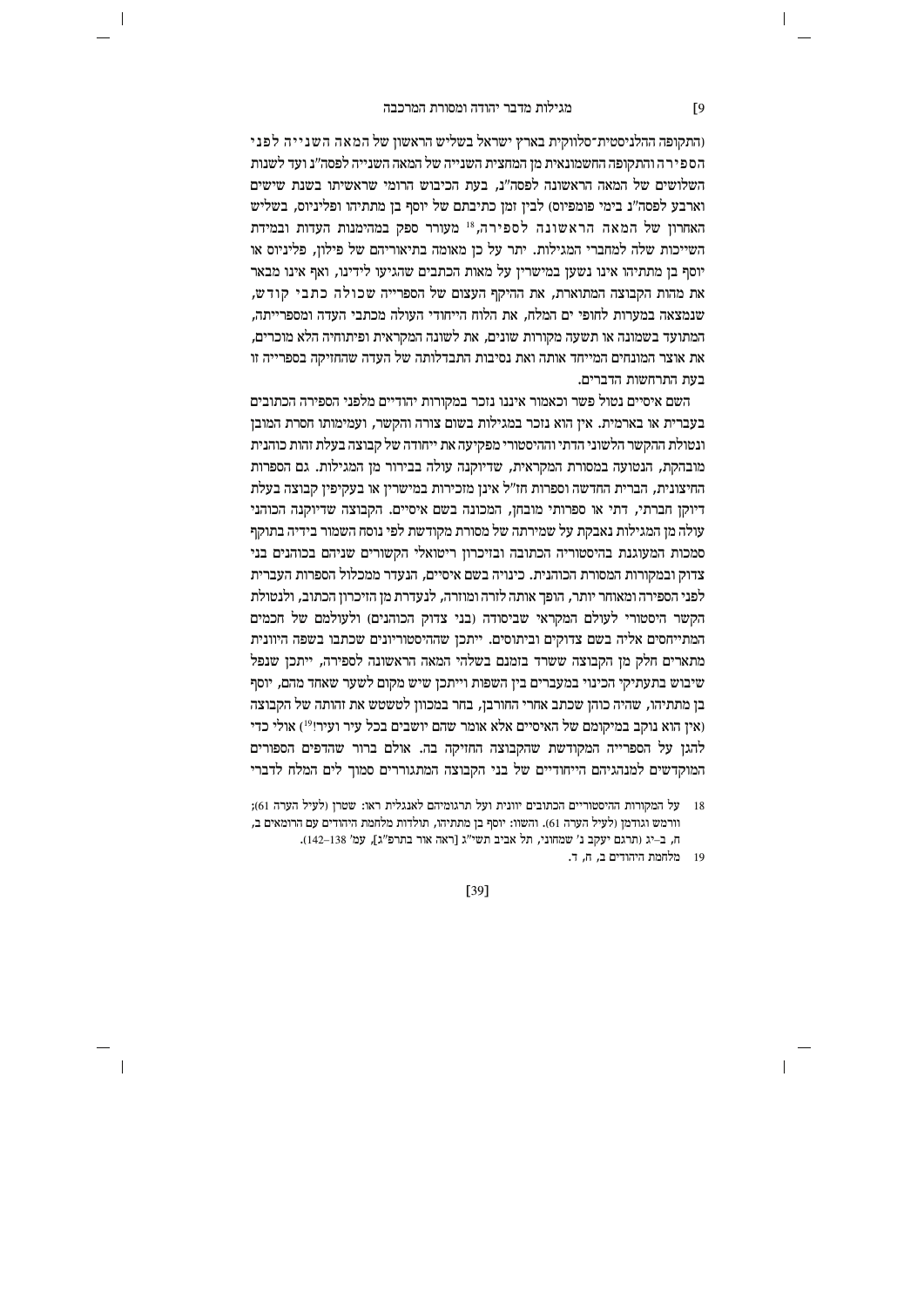(התקופה ההלניסטית־סלווקית בארץ ישראל בשליש הראשון של המאה השנייה לפני הספירה והתקופה החשמונאית מן המחצית השנייה של המאה השנייה לפסה"נ ועד לשנות השלושים של המאה הראשונה לפסה"נ, בעת הכיבוש הרומי שראשיתו בשנת שישים וארבע לפסה"נ בימי פומפיוס) לבין זמן כתיבתם של יוסף בן מתתיהו ופליניוס, בשליש האחרון של המאה הראשונה לספירה,[18] מעורר ספק במהימנות העדות ובמידת השייכות שלה למחברי המגילות. יתר על כן מאומה בתיאוריהם של פילון, פליניוס או יוסף בן מתתיהו אינו נשען במישרין על מאות הכתבים שהגיעו לידינו, ואף אינו מבאר את מהות הקבוצה המתוארת, את ההיקף העצום של הספרייה שכוללה כתבי קודש, שנמצאה במערות לחופי ים המלח, את הלוח הייחודי העולה מכתבי העדה ומספרייתה, המתועד בשמונה או תשעה מקורות שונים, את לשונה המקראית ופיתוחיה הלא מוכרים, את אוצר המונחים המייחד אותה ואת נסיבות התבדלותה של העדה שהחזיקה בספרייה זו בעת התרחשות הדברים.

השם איסיים נטול פשר וכאמור איננו נזכר במקורות יהודיים מלפני הספירה הכתובים בעברית או בארמית. אין הוא נזכר במגילות בשום צורה והקשר, ועמימותו חסרת המובן ונטולת ההקשר הלשוני הדתי וההיסטורי מפקיעה את ייחודה של קבוצה בעלת זהות כוהנית מובהקת, הנטועה במסורת המקראית, שדיוקנה עולה בבירור מן המגילות. גם הספרות החיצונית, הברית החדשה וספרות חז"ל אינן מזכירות במישרין או בעקיפין קבוצה בעלת דיוקן חברתי, דתי או ספרותי מובחן, המכונה בשם איסיים. הקבוצה שדיוקנה הכוהני עולה מן המגילות נאבקת על שמירתה של מסורת מקודשת לפי נוסח השמור בידיה בתוקף סמכות המעוגנת בהיסטוריה הכתובה ובזיכרון ריטואלי הקשורים שניהם בכוהנים בני צדוק ובמקורות המסורת הכוהנית. כינויה בשם איסיים, הנעדר ממכלול הספרות העברית לפני הספירה ומאוחר יותר, הופך אותה לזרה ומוזרה, לנעדרת מן הזיכרון הכתוב, ולנטולת הקשר היסטורי לעולם המקראי שביסודה (בני צדוק הכוהנים) ולעולמם של חכמים המתייחסים אליה בשם צדוקים וביתוסים. ייתכן שההיסטוריונים שכתבו בשפה היוונית מתארים חלק מן הקבוצה ששרד בזמנם בשלהי המאה הראשונה לספירה, ייתכן שנפל שיבוש בתעתיקי הכינוי במעברים בין השפות וייתכן שיש מקום לשער שאחד מהם, יוסף בן מתתיהו, שהיה כוהן שכתב אחרי החורבן, בחר במכוון לטשטש את זהותה של הקבוצה (אין הוא נוקב במיקומם של האיסיים אלא אומר שהם יושבים בכל עיר ועיר![19]) אולי כדי להגן על הספרייה המקודשת שהקבוצה החזיקה בה. אולם ברור שהדפים הספורים המוקדשים למנהגיהם הייחודיים של בני הקבוצה המתגוררים סמוך לים המלח לדברי

18 על המקורות ההיסטוריים הכתובים יוונית ועל תרגומיהם לאנגלית ראו: שטרן (לעיל הערה 61); וורמש וגודמן (לעיל הערה 61). והשוו: יוסף בן מתתיהו, תולדות מלחמת היהודים עם הרומאים ב, ח, ב–יג (תרגם יעקב נ' שמחוני, תל אביב תשי"ג [ראה אור בתרפ"ג], עמ' 138–142).

19 מלחמת היהודים ב, ח, ד.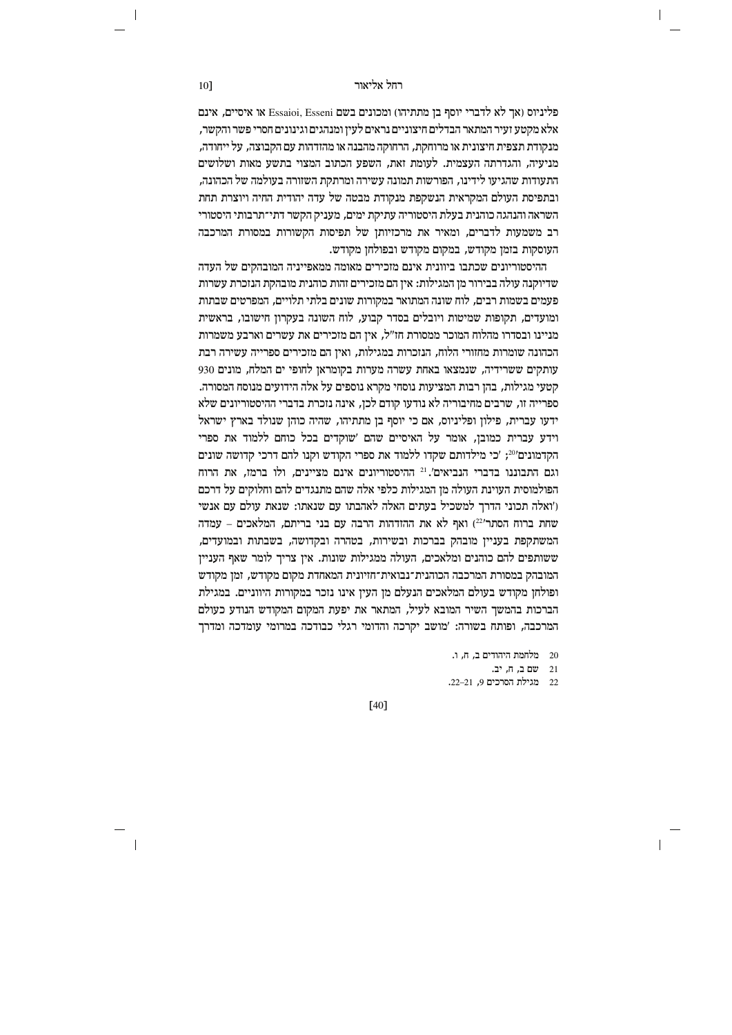פליניוס (אך לא לדברי יוסף בן מתתיהו) ומכונים בשם Essaioi, Esseni או איסיים, אינם אלא מקטע זעיר המתאר הבדלים חיצוניים נראים לעין ומנהגים וגינונים חסרי פשר והקשר, מנקודת תצפית חיצונית או מרוחקת, הרחוקה מהבנה או מהזדהות עם הקבוצה, על ייחודה, מניעיה, והגדרתה העצמית. לעומת זאת, השפע הכתוב המצוי בתשע מאות ושלושים התעודות שהגיעו לידינו, הפורשות תמונה עשירה ומרתקת השזורה בעולמה של הכהונה, ובתפיסת העולם המקראית הנשקפת מנקודת מבטה של עדה יהודית החיה ויוצרת תחת השראה והנהגה כוהנית בעלת היסטוריה עתיקת ימים, מעניק הקשר דתי־תרבותי היסטורי רב משמעות לדברים, ומאיר את מרכזיותן של תפיסות הקשורות במסורת המרכבה העוסקות בזמן מקודש, במקום מקודש ובפולחן מקודש.

ההיסטוריונים שכתבו ביוונית אינם מזכירים מאומה ממאפייניה המובהקים של העדה שדיוקנה עולה בבירור מן המגילות: אין הם מזכירים זהות כוהנית מובהקת הנזכרת עשרות פעמים בשמות רבים, לוח שונה המתואר במקורות שונים בלתי תלויים, המפרטים שבתות ומועדים, תקופות שמיטות ויובלים בסדר קבוע, לוח השונה בעקרון חישובו, בראשית מניינו ובסדרו מהלוח המוכר ממסורת חז"ל, אין הם מזכירים את עשרים וארבע משמרות הכהונה שומרות מחזורי הלוח, הנזכרות במגילות, ואין הם מזכירים ספרייה עשירה רבת עותקים ששרידיה, שנמצאו באחת עשרה מערות בקומראן לחופי ים המלח, מונים 930 קטעי מגילות, בהן רבות המציעות נוסחי מקרא נוספים על אלה הידועים מנוסח המסורה. ספרייה זו, שרבים מחיבוריה לא נודעו קודם לכן, אינה נזכרת בדברי ההיסטוריונים שלא ידעו עברית, פילון ופליניוס, אם כי יוסף בן מתתיהו, שהיה כוהן שנולד בארץ ישראל וידע עברית כמובן, אומר על האיסיים שהם 'שוקדים בכל כוחם ללמוד את ספרי הקדמונים'[20]; 'כי מילדותם שקדו ללמוד את ספרי הקודש וקנו להם דרכי קדושה שונים וגם התבוננו בדברי הנביאים'.[21] ההיסטוריונים אינם מציינים, ולו ברמז, את הרוח הפולמוסית העוינת העולה מן המגילות כלפי אלה שהם מתנגדים להם וחלוקים על דרכם ('ואלה תכוני הדרך למשכיל בעתים האלה לאהבתו עם שנאתו: שנאת עולם עם אנשי שחת ברוח הסתר'[22]) ואף לא את ההזדהות הרבה עם בני בריתם, המלאכים – עמדה המשתקפת בעניין מובהק בברכות ובשירות, בטהרה ובקדושה, בשבתות ובמועדים, ששותפים להם כוהנים ומלאכים, העולה ממגילות שונות. אין צריך לומר שאף העניין המובהק במסורת המרכבה הכוהנית־נבואית־חזיונית המאחדת מקום מקודש, זמן מקודש ופולחן מקודש בעולם המלאכים הנעלם מן העין אינו נזכר במקורות היווניים. במגילת הברכות בהמשך השיר המובא לעיל, המתאר את יפעת המקום המקודש הנודע כעולם המרכבה, ופותח בשורה: 'מושב יקרכה והדומי רגלי כבודכה במרומי עומדכה ומדרך

20 מלחמת היהודים ב, ח, ו.
21 שם ב, ח, יב.
22 מגילת הסרכים 9, 21–22.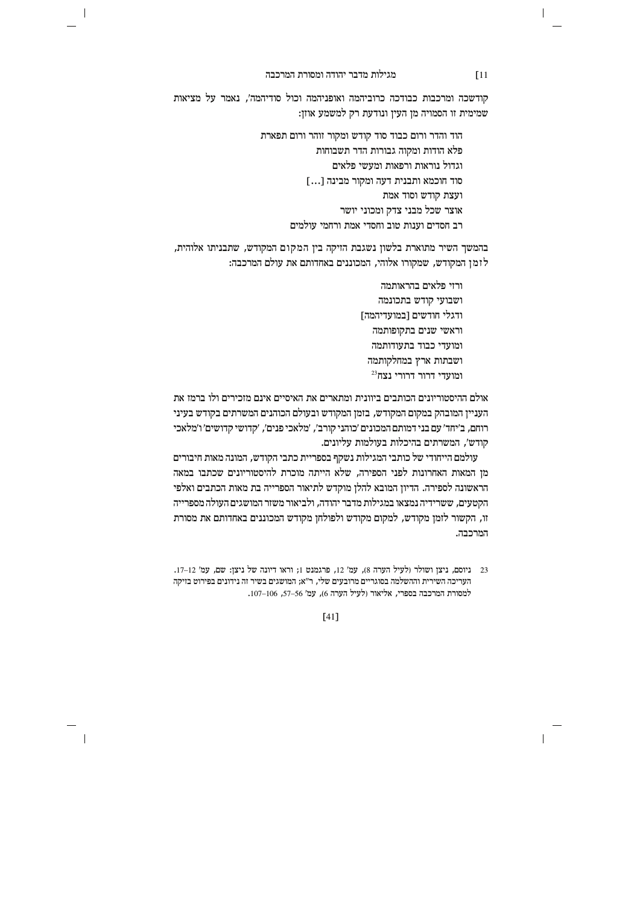קודשכה ומרכבות כבודכה כרוביהמה ואופניהמה וכול סודיהמה', נאמר על מציאות שמימית זו הסמויה מן העין ונודעת רק למשמע אוזן:

> הוד והדר ורום כבוד סוד קודש ומקור זוהר ורום תפארת
> פלא הודות ומקוה גבורות הדר תשבוחות
> וגדול נוראות ורפאות ומעשי פלאים
> סוד חוכמא ותבנית דעה ומקור מבינה [...]
> ועצת קודש וסוד אמת
> אוצר שכל מבני צדק ומכוני יושר
> רב חסדים וענות טוב וחסדי אמת ורחמי עולמים

בהמשך השיר מתוארת בלשון נשגבת הזיקה בין המקום המקודש, שתבניתו אלוהית, לזמן המקודש, שמקורו אלוהי, המכוננים באחדותם את עולם המרכבה:

> ורזי פלאים בהראותמה
> ושבועי קודש בתכונמה
> ודגלי חודשים [במועדיהמה]
> וראשי שנים בתקופותמה
> ומועדי כבוד בתעודותמה
> ושבתות ארץ במחלקותמה
> ומועדי דרור דרורי נצח[23]

אולם ההיסטוריונים הכותבים ביוונית ומתארים את האיסיים אינם מזכירים ולו ברמז את העניין המובהק במקום המקודש, בזמן המקודש ובעולם הכוהנים המשרתים בקודש בעיני רוחם, ב'יחד' עם בני דמותם המכונים 'כוהני קורב', 'מלאכי פנים', 'קדושי קדושים' ו'מלאכי קודש', המשרתים בהיכלות בעולמות עליונים.

עולמם הייחודי של כותבי המגילות נשקף בספריית כתבי הקודש, המונה מאות חיבורים מן המאות האחרונות לפני הספירה, שלא הייתה מוכרת להיסטוריונים שכתבו במאה הראשונה לספירה. הדיון המובא להלן מוקדש לתיאור הספרייה בת מאות הכתבים ואלפי הקטעים, ששרידיה נמצאו במגילות מדבר יהודה, ולביאור משזר המושגים העולה מספרייה זו, הקשור לזמן מקודש, למקום מקודש ולפולחן מקודש המכוננים באחדותם את מסורת המרכבה.

---

23 ניוסם, ניצן ושולר (לעיל הערה 8), עמ' 12, פרגמנט 1; וראו דיונה של ניצן: שם, עמ' 12–17. העריכה השירית וההשלמה בסוגריים מרובעים שלי, ר"א; המושגים בשיר זה נידונים בפירוט בזיקה למסורת המרכבה בספרי, אליאור (לעיל הערה 6), עמ' 56–57, 106–107.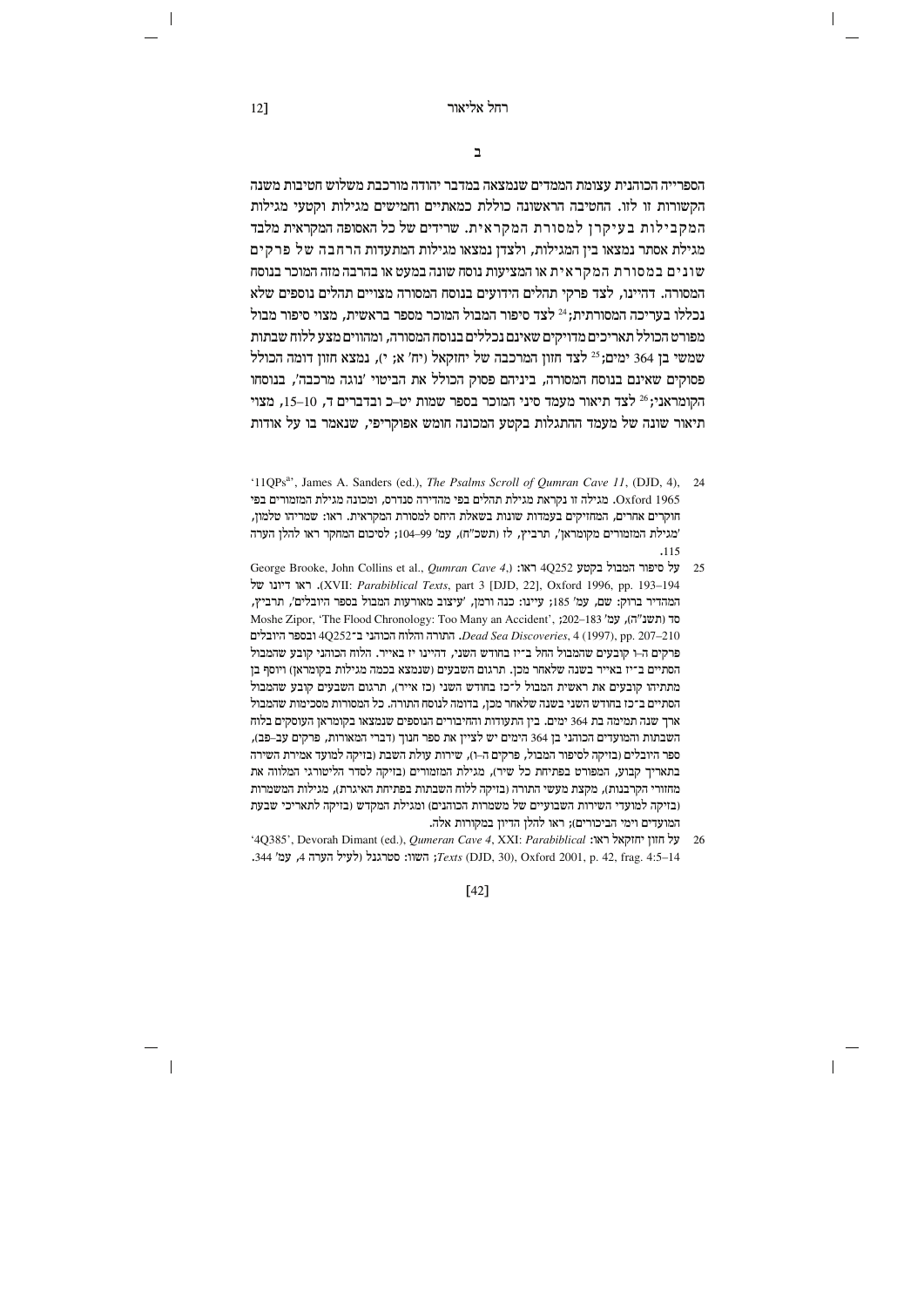## ב

הספרייה הכוהנית עצומת הממדים שנמצאה במדבר יהודה מורכבת משלוש חטיבות משנה הקשורות זו לזו. החטיבה הראשונה כוללת כמאתיים וחמישים מגילות וקטעי מגילות המקבילות בעיקרן למסורת המקראית. שרידים של כל האסופה המקראית מלבד מגילת אסתר נמצאו בין המגילות, ולצדן נמצאו מגילות המתעדות הרחבה של פרקים שונים במסורת המקראית או המציעות נוסח שונה במעט או בהרבה מזה המוכר בנוסח המסורה. דהיינו, לצד פרקי תהלים הידועים בנוסח המסורה מצויים תהלים נוספים שלא נכללו בעריכה המסורתית;[24] לצד סיפור המבול המוכר מספר בראשית, מצוי סיפור מבול מפורט הכולל תאריכים מדויקים שאינם נכללים בנוסח המסורה, ומהווים מצע ללוח שבתות שמשי בן 364 ימים;[25] לצד חזון המרכבה של יחזקאל (יח' א; י), נמצא חזון דומה הכולל פסוקים שאינם בנוסח המסורה, ביניהם פסוק הכולל את הביטוי 'נוגה מרכבה', בנוסחו הקומראני;[26] לצד תיאור מעמד סיני המוכר בספר שמות יט–כ ובדברים ד, 10–15, מצוי תיאור שונה של מעמד ההתגלות בקטע המכונה חומש אפוקריפי, שנאמר בו על אודות

---

24 '11QPs^a', James A. Sanders (ed.), *The Psalms Scroll of Qumran Cave 11*, (DJD, 4), Oxford 1965. מגילה זו נקראת מגילת תהלים בפי מהדירה סנדרס, ומכונה מגילת המזמורים בפי חוקרים אחרים, המחזיקים בעמדות שונות בשאלת היחס למסורת המקראית. ראו: שמריהו טלמון, 'מגילת המזמורים מקומראן', תרביץ, לז (תשכ"ח), עמ' 99–104; לסיכום המחקר ראו להלן הערה 115.

25 על סיפור המבול בקטע 4Q252 ראו: George Brooke, John Collins et al., *Qumran Cave 4*, XVII: *Parabiblical Texts*, part 3 [DJD, 22], Oxford 1996, pp. 193–194. ראו דיונו של המהדיר ברוק: שם, עמ' 185; עיינו: כנה ורמן, 'עיצוב מאורעות המבול בספר היובלים', תרביץ, סד (תשנ"ה), עמ' 183–202; Moshe Zipor, 'The Flood Chronology: Too Many an Accident', *Dead Sea Discoveries*, 4 (1997), pp. 207–210. התורה והלוח הכוהני ב־4Q252 ובספר היובלים פרקים ה–ו קובעים שהמבול החל ב־יז בחודש השני, דהיינו יז באייר. הלוח הכוהני קובע שהמבול הסתיים ב־יז באייר בשנה שלאחר מכן. תרגום השבעים (שנמצא בכמה מגילות בקומראן) ויוסף בן מתתיהו קובעים את ראשית המבול ל־כז בחודש השני (כז אייר), תרגום השבעים קובע שהמבול הסתיים ב־כז בחודש השני בשנה שלאחר מכן, בדומה לנוסח התורה. כל המסורות מסכימות שהמבול ארך שנה תמימה בת 364 ימים. בין התעודות והחיבורים הנוספים שנמצאו בקומראן העוסקים בלוח השבתות והמועדים הכוהני בן 364 הימים יש לציין את ספר חנוך (דברי המאורות, פרקים עב–פב), ספר היובלים (בזיקה לסיפור המבול, פרקים ה–ו), שירות עולת השבת (בזיקה למועד אמירת השירה בתאריך קבוע, המפורט בפתיחת כל שיר), מגילת המזמורים (בזיקה לסדר הליטורגי המלווה את מחזורי הקרבנות), מקצת מעשי התורה (בזיקה ללוח השבתות בפתיחת האיגרת), מגילות המשמרות (בזיקה למועדי השירות השבועיים של משמרות הכוהנים) ומגילת המקדש (בזיקה לתאריכי שבעת המועדים וימי הביכורים); ראו להלן הדיון במקורות אלה.

26 על חזון יחזקאל ראו: '4Q385', Devorah Dimant (ed.), *Qumeran Cave 4*, XXI: *Parabiblical Texts* (DJD, 30), Oxford 2001, p. 42, frag. 4:5–14; השוו: סטרגנל (לעיל הערה 4, עמ' 344.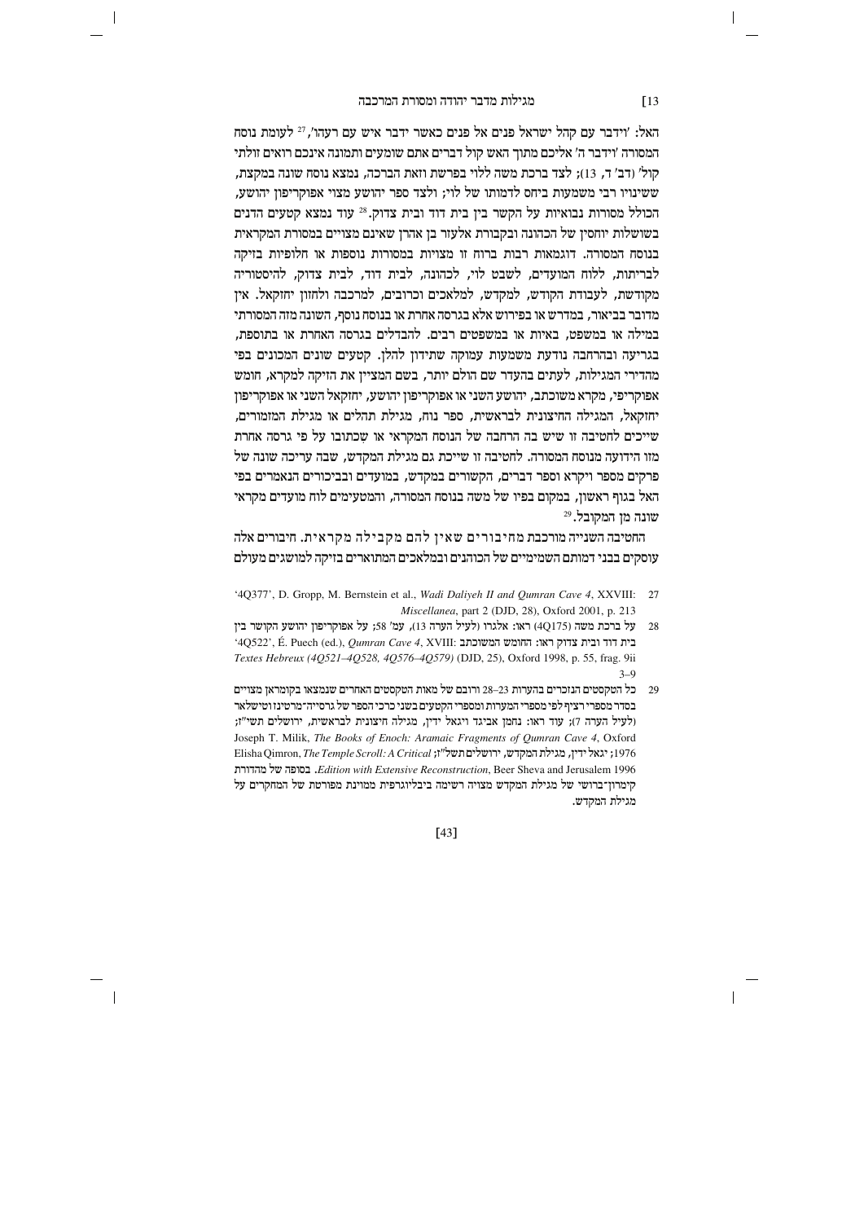האל: 'וידבר עם קהל ישראל פנים אל פנים כאשר ידבר איש עם רעהו',[27] לעומת נוסח המסורה 'וידבר ה' אליכם מתוך האש קול דברים אתם שומעים ותמונה אינכם רואים זולתי קול' (דב' ד, 13); לצד ברכת משה ללוי בפרשת וזאת הברכה, נמצא נוסח שונה במקצת, ששינויו רבי משמעות ביחס לדמותו של לוי; ולצד ספר יהושע מצוי אפוקריפון יהושע, הכולל מסורות נבואיות על הקשר בין בית דוד ובית צדוק.[28] עוד נמצא קטעים הדנים בשושלות יוחסין של הכהונה ובקבורת אלעזר בן אהרן שאינם מצויים במסורת המקראית בנוסח המסורה. דוגמאות רבות ברוח זו מצויות במסורות נוספות או חלופיות בזיקה לבריתות, ללוח המועדים, לשבט לוי, לכהונה, לבית דוד, לבית צדוק, להיסטוריה מקודשת, לעבודת הקודש, למקדש, למלאכים וכרובים, למרכבה ולחזון יחזקאל. אין מדובר בביאור, במדרש או בפירוש אלא בגרסה אחרת או בנוסח נוסף, השונה מזה המסורתי במילה או במשפט, באיות או במשפטים רבים. להבדלים בגרסה האחרת או בתוספת, בגריעה ובהרחבה נודעת משמעות עמוקה שתידון להלן. קטעים שונים המכונים בפי מהדירי המגילות, לעתים בהעדר שם הולם יותר, בשם המציין את הזיקה למקרא, חומש אפוקריפי, מקרא משוכתב, יהושע השני או אפוקריפון יהושע, יחזקאל השני או אפוקריפון יחזקאל, המגילה החיצונית לבראשית, ספר נוח, מגילת תהלים או מגילת המזמורים, שייכים לחטיבה זו שיש בה הרחבה של הנוסח המקראי או שכתובו על פי גרסה אחרת מזו הידועה מנוסח המסורה. לחטיבה זו שייכת גם מגילת המקדש, שבה עריכה שונה של פרקים מספר ויקרא וספר דברים, הקשורים במקדש, במועדים ובביכורים הנאמרים בפי האל בגוף ראשון, במקום בפיו של משה בנוסח המסורה, והמטעימים לוח מועדים מקראי שונה מן המקובל.[29]

החטיבה השנייה מורכבת מחיבורים שאין להם מקבילה מקראית. חיבורים אלה עוסקים בבני דמותם השמימיים של הכוהנים ובמלאכים המתוארים בזיקה למושגים מעולם

---

27 '4Q377', D. Gropp, M. Bernstein et al., *Wadi Daliyeh II and Qumran Cave 4*, XXVIII: *Miscellanea*, part 2 (DJD, 28), Oxford 2001, p. 213

28 על ברכת משה (4Q175) ראו: אלגרו (לעיל הערה 13), עמ' 58; על אפוקריפון יהושע הקושר בין בית דוד ובית צדוק ראו: החומש המשוכתב: '4Q522', É. Puech (ed.), *Qumran Cave 4*, XVIII: *Textes Hebreux (4Q521–4Q528, 4Q576–4Q579)* (DJD, 25), Oxford 1998, p. 55, frag. 9ii 3–9

29 כל הטקסטים הנזכרים בהערות 23–28 ורובם של מאות הטקסטים האחרים שנמצאו בקומראן מצויים בסדר מספרי רציף לפי מספרי המערות ומספרי הקטעים בשני כרכי הספר של גרסייה־מרטינז וטישלאר (לעיל הערה 7); עוד ראו: נחמן אביגד ויגאל ידין, מגילה חיצונית לבראשית, ירושלים תשי"ז; Joseph T. Milik, *The Books of Enoch: Aramaic Fragments of Qumran Cave 4*, Oxford 1976; יגאל ידין, מגילת המקדש, ירושלים תשל"ז; Elisha Qimron, *The Temple Scroll: A Critical Edition with Extensive Reconstruction*, Beer Sheva and Jerusalem 1996. בסופה של מהדורת קימרון־ברושי של מגילת המקדש מצויה רשימה ביבליוגרפית ממוינת מפורטת של המחקרים על מגילת המקדש.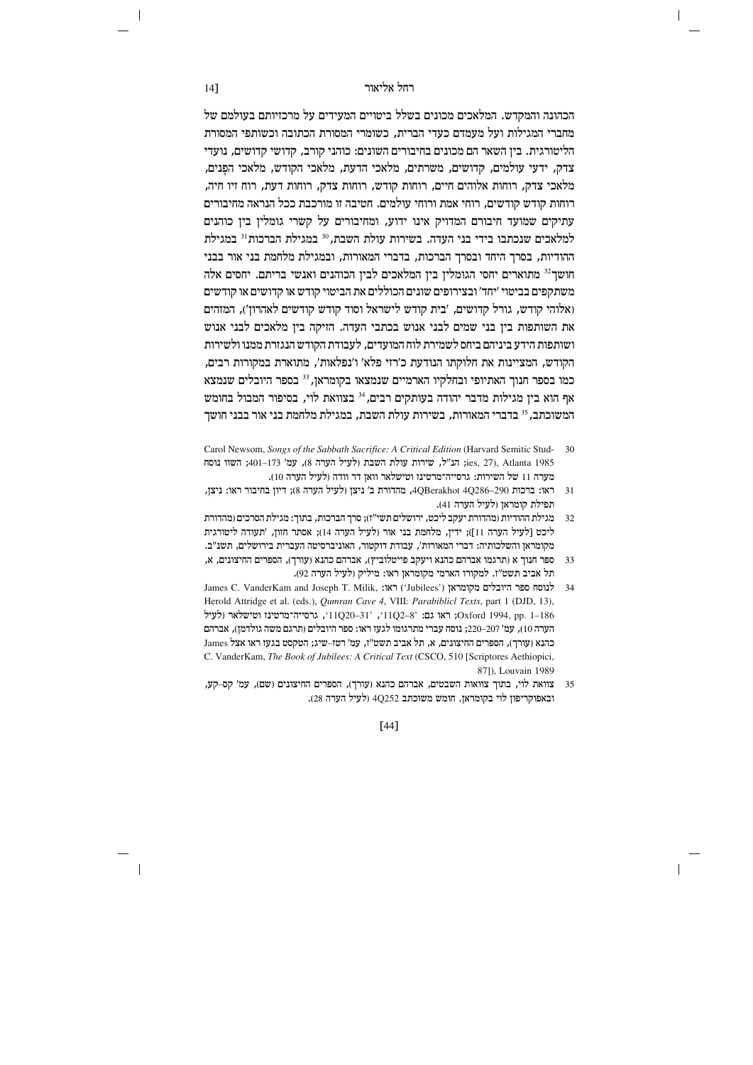הכהונה והמקדש. המלאכים מכונים בשלל ביטויים המעידים על מרכזיותם בעולמם של מחברי המגילות ועל מעמדם כעדי הברית, כשומרי המסורת הכתובה וכשותפי המסורת הליטורגית. בין השאר הם מכונים בחיבורים השונים: כוהני קורב, קדושי קדושים, נועדי צדק, ידעי עולמים, קדושים, משרתים, מלאכי הדעת, מלאכי הקודש, מלאכי הפָּנים, מלאכי צדק, רוחות אלוהים חיים, רוחות קודש, רוחות צדק, רוחות דעת, רוח זיו חיה, רוחות קודש קודשים, רוחי אמת ורוחי עולמים. חטיבה זו מורכבת ככל הנראה מחיבורים עתיקים שמועד חיבורם המדויק אינו ידוע, ומחיבורים על קשרי גומלין בין כוהנים למלאכים שנכתבו בידי בני העדה. בשירות עולת השבת,[30] במגילת הברכות[31] במגילת ההודיות, בסרך היחד ובסרך הברכות, בדברי המאורות, ובמגילת מלחמת בני אור בבני חושך[32] מתוארים יחסי הגומלין בין המלאכים לבין הכוהנים ואנשי בריתם. יחסים אלה משתקפים בביטוי 'יחד' ובצירופים שונים הכוללים את הביטוי קודש או קודשים או קודשים (אלוהי קודש, גורל קדושים, 'בית קודש לישראל וסוד קודש קודשים לאהרון'), המזהים את השותפות בין בני שמים לבני אנוש בכתבי העדה. הזיקה בין מלאכים לבני אנוש ושותפות הידע ביניהם ביחס לשמירת לוח המועדים, לעבודת הקודש הנגזרת ממנו ולשירות הקודש, המציינות את חלוקתו הנודעת כ'רזי פלא' ו'נפלאות', מתוארת במקורות רבים, כמו בספר חנוך האתיופי ובחלקיו הארמיים שנמצאו בקומראן,[33] בספר היובלים שנמצא אף הוא בין מגילות מדבר יהודה בעותקים רבים,[34] בצוואת לוי, בסיפור המבול בחומש המשוכתב,[35] בדברי המאורות, בשירות עולת השבת, במגילת מלחמת בני אור בבני חושך

30 Carol Newsom, *Songs of the Sabbath Sacrifice: A Critical Edition* (Harvard Semitic Studies, 27), Atlanta 1985; הנ"ל, שירות עולת השבת (לעיל הערה 8), עמ' 173–401; השווה נוסח מערה 11 של השירות: גרסייה־מרטינז וטישלאר וואן דר וודה (לעיל הערה 10).

31 ראו: ברכות 4QBerakhot 4Q286–290, מהדורת ב' ניצן (לעיל הערה 8); דיון בחיבור ראו: ניצן, תפילת קומראן (לעיל הערה 41).

32 מגילת ההודיות (מהדורת יעקב ליכט, ירושלים תשי"ז); סרך הברכות, בתוך: מגילת הסרכים (מהדורת ליכט [לעיל הערה 11]); ידין, מלחמת בני אור (לעיל הערה 14); אסתר חזון, 'תעודה ליטורגית מקומראן והשלכותיה: דברי המאורות', עבודת דוקטור, האוניברסיטה העברית בירושלים, תשנ"ב.

33 ספר חנוך א (תרגמו אברהם כהנא ויעקב פייטלוביץ), אברהם כהנא (עורך), הספרים החיצונים, א, תל אביב תשט"ז. למקורו הארמי מקומראן ראו: מיליק (לעיל הערה 92).

34 לנוסח ספר היובלים מקומראן ('Jubilees') ראו: James C. VanderKam and Joseph T. Milik, Herold Attridge et al. (eds.), *Qumran Cave 4*, VIII: *Parabiblicl Texts*, part 1 (DJD, 13), Oxford 1994, pp. 1–186; ראו גם: '11Q2–8', '11Q20–31', גרסייה־מרטינז וטישלאר (לעיל הערה 10), עמ' 207–220; נוסח עברי מתרגומו לגעז ראו: ספר היובלים (תרגם משה גולדמן), אברהם כהנא (עורך), הספרים החיצונים, א, תל אביב תשט"ז, עמ' רטז–שיג; הטקסט בגעז ראו אצל James C. VanderKam, *The Book of Jubilees: A Critical Text* (CSCO, 510 [Scriptores Aethiopici, 87]), Louvain 1989

35 צוואת לוי, בתוך צוואות השבטים, אברהם כהנא (עורך), הספרים החיצונים (שם), עמ' קס–קע, ובאפוקריפון לוי בקומראן. חומש משוכתב 4Q252 (לעיל הערה 28).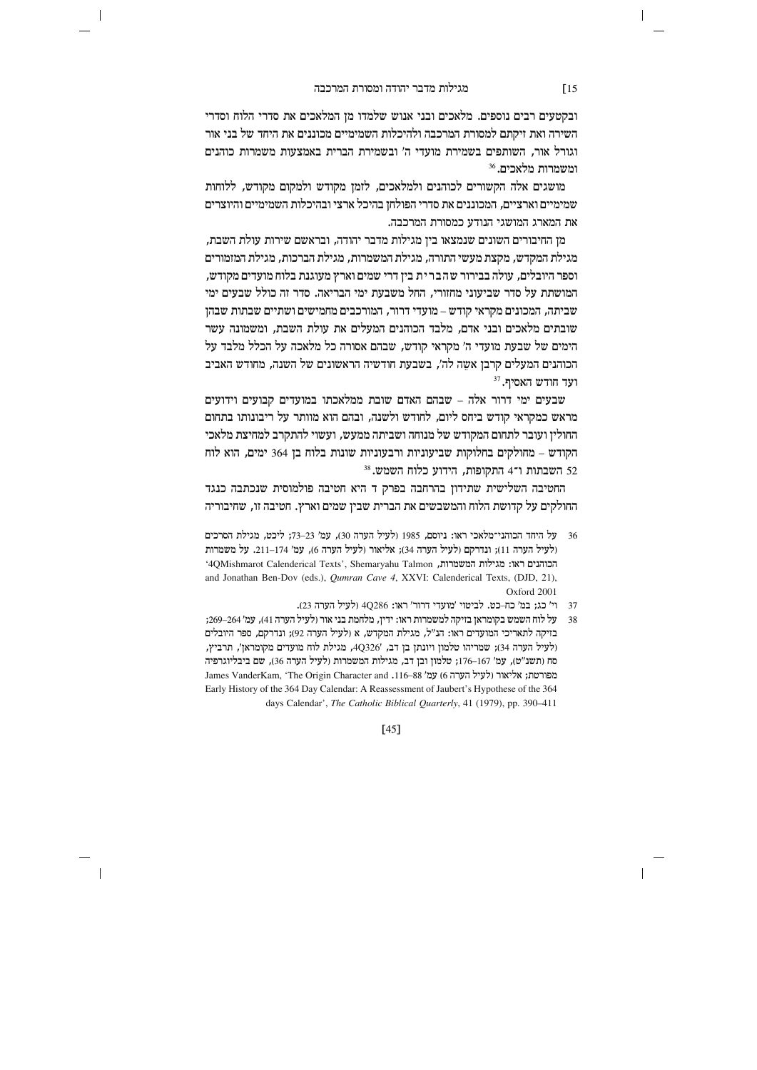ובקטעים רבים נוספים. מלאכים ובני אנוש שלמדו מן המלאכים את סדרי הלוח וסדרי השירה ואת זיקתם למסורת המרכבה ולהיכלות השמימיים מכוננים את היחד של בני אור וגורל אור, השותפים בשמירת מועדי ה' ובשמירת הברית באמצעות משמרות כוהנים ומשמרות מלאכים.[36]

מושגים אלה הקשורים לכוהנים ולמלאכים, לזמן מקודש ולמקום מקודש, ללוחות שמימיים וארציים, המכוננים את סדרי הפולחן בהיכל ארצי ובהיכלות השמימיים והיוצרים את המארג המושגי הנודע כמסורת המרכבה.

מן החיבורים השונים שנמצאו בין מגילות מדבר יהודה, ובראשם שירות עולת השבת, מגילת המקדש, מקצת מעשי התורה, מגילת המשמרות, מגילת הברכות, מגילת המזמורים וספר היובלים, עולה בבירור ש ה ב ר י ת בין דרי שמים וארץ מעוגנת בלוח מועדים מקודש, המושתת על סדר שביעוני מחזורי, החל משבעת ימי הבריאה. סדר זה כולל שבעים ימי שביתה, המכונים מקראי קודש – מועדי דרור, המורכבים מחמישים ושתיים שבתות שבהן שובתים מלאכים ובני אדם, מלבד הכוהנים המעלים את עולת השבת, ומשמונה עשר הימים של שבעת מועדי ה' מקראי קודש, שבהם אסורה כל מלאכה על הכלל מלבד על הכוהנים המעלים קרבן אשֶה לה', בשבעת חודשיה הראשונים של השנה, מחודש האביב ועד חודש האסיף.[37]

שבעים ימי דרור אלה – שבהם האדם שובת ממלאכתו במועדים קבועים וידועים מראש כמקראי קודש ביחס ליום, לחודש ולשנה, ובהם הוא מוותר על ריבונותו בתחום החולין ועובר לתחום המקודש של מנוחה ושביתה ממעש, ועשוי להתקרב למחיצת מלאכי הקודש – מחולקים בחלוקות שביעוניות ורבעוניות שונות בלוח בן 364 ימים, הוא לוח 52 השבתות ו־4 התקופות, הידוע כלוח השמש.[38]

החטיבה השלישית שתידון בהרחבה בפרק ד היא חטיבה פולמוסית שנכתבה כנגד החולקים על קדושת הלוח והמשבשים את הברית שבין שמים וארץ. חטיבה זו, שחיבוריה

---

36 על היחד הכוהני־מלאכי ראו: ניוסם, 1985 (לעיל הערה 30), עמ' 23–73; ליכט, מגילת הסרכים (לעיל הערה 11); ונדרקם (לעיל הערה 34); אליאור (לעיל הערה 6), עמ' 174–211. על משמרות הכוהנים ראו: מגילות המשמרות, Shemaryahu Talmon, '4QMishmarot Calenderical Texts', and Jonathan Ben-Dov (eds.), *Qumran Cave 4*, XXVI: Calenderical Texts, (DJD, 21), Oxford 2001

37 וי' כג; במ' כח–כט. לביטוי 'מועדי דרור' ראו: 4Q286 (לעיל הערה 23).

38 על לוח השמש בקומראן בזיקה למשמרות ראו: ידין, מלחמת בני אור (לעיל הערה 41), עמ' 264–269; בזיקה לתאריכי המועדים ראו: הנ"ל, מגילת המקדש, א (לעיל הערה 92); ונדרקם, ספר היובלים (לעיל הערה 34); שמריהו טלמון ויונתן בן דב, '4Q326, מגילת לוח מועדים מקומראן', תרביץ, סח (תשנ"ט), עמ' 167–176; טלמון ובן דב, מגילות המשמרות (לעיל הערה 36), שם ביבליוגרפיה מפורטת; אליאור (לעיל הערה 6) עמ' 88–116. James VanderKam, 'The Origin Character and Early History of the 364 Day Calendar: A Reassessment of Jaubert's Hypothese of the 364 days Calendar', *The Catholic Biblical Quarterly*, 41 (1979), pp. 390–411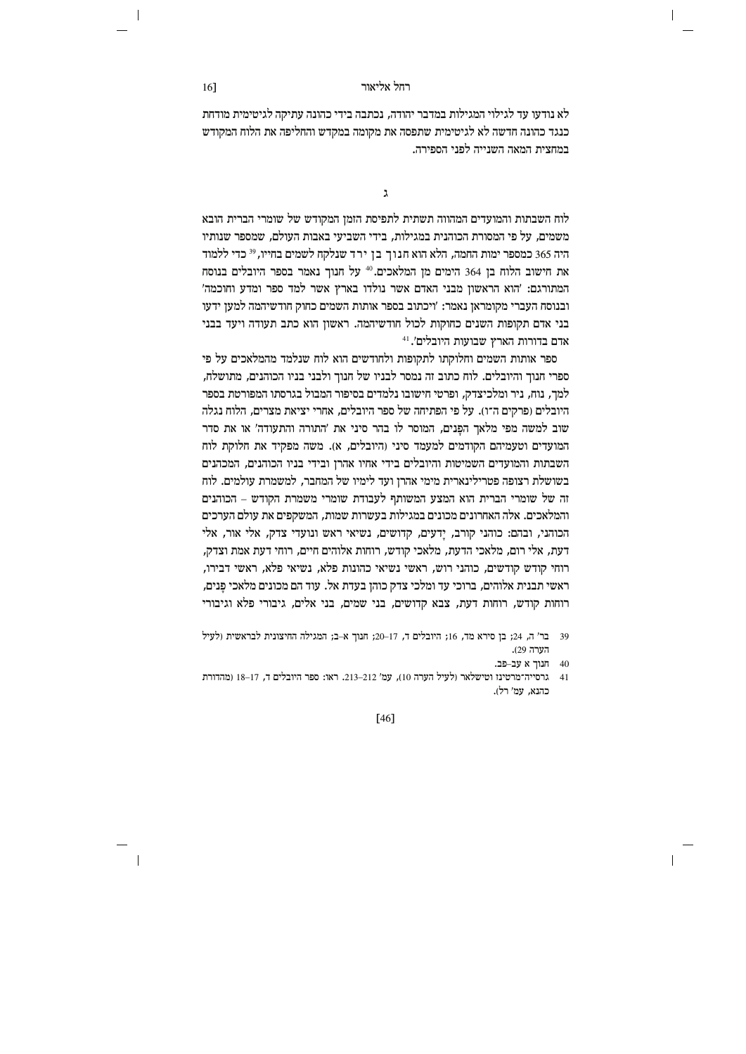לא נודעו עד לגילוי המגילות במדבר יהודה, נכתבה בידי כהונה עתיקה לגיטימית מודחת כנגד כהונה חדשה לא לגיטימית שתפסה את מקומה במקדש והחליפה את הלוח המקודש במחצית המאה השנייה לפני הספירה.

ג

לוח השבתות והמועדים המהווה תשתית לתפיסת הזמן המקודש של שומרי הברית הובא משמים, על פי המסורת הכוהנית במגילות, בידי השביעי באבות העולם, שמספר שנותיו היה 365 כמספר ימות החמה, הלא הוא חנוך בן ירד שנלקח לשמים בחייו,[39] כדי ללמוד את חישוב הלוח בן 364 הימים מן המלאכים.[40] על חנוך נאמר בספר היובלים בנוסח המתורגם: 'הוא הראשון מבני האדם אשר נולדו בארץ אשר למד ספר ומדע וחוכמה' ובנוסח העברי מקומראן נאמר: 'ויכתוב בספר אותות השמים כחוק חודשיהמה למען ידעו בני אדם תקופות השנים כחוקות לכול חודשיהמה. ראשון הוא כתב תעודה ויעד בבני אדם בדורות הארץ שבועות היובלים'.[41]

ספר אותות השמים וחלוקתו לתקופות ולחודשים הוא לוח שנלמד מהמלאכים על פי ספרי חנוך והיובלים. לוח כתוב זה נמסר לבניו של חנוך ולבני בניו הכוהנים, מתושלח, למך, נוח, ניר ומלכיצדק, ופרטי חישובו נלמדים בסיפור המבול בגרסתו המפורטת בספר היובלים (פרקים ה־ו). על פי הפתיחה של ספר היובלים, אחרי יציאת מצרים, הלוח נגלה שוב למשה מפי מלאך הפָּנים, המוסר לו בהר סיני את 'התורה והתעודה' או את סדר המועדים וטעמיהם הקודמים למעמד סיני (היובלים, א). משה מפקיד את חלוקת לוח השבתות והמועדים השמיטות והיובלים בידי אחיו אהרן ובידי בניו הכוהנים, המכהנים בשושלת רצופה פטרילינארית מימי אהרן ועד לימיו של המחבר, למשמרת עולמים. לוח זה של שומרי הברית הוא המצע המשותף לעבודת שומרי משמרת הקודש – הכוהנים והמלאכים. אלה האחרונים מכונים במגילות בעשרות שמות, המשקפים את עולם הערכים הכוהני, ובהם: כוהני קורב, יְדעים, קדושים, נשיאי ראש ונועדי צדק, אלי אור, אלי דעת, אלי רום, מלאכי הדעת, מלאכי קודש, רוחות אלוהים חיים, רוחי דעת אמת וצדק, רוחי קודש קודשים, כוהני רוש, ראשי נשיאי כהונות פלא, נשיאי פלא, ראשי דבירו, ראשי תבנית אלוהים, ברוכי עד ומלכי צדק כוהן בעדת אל. עוד הם מכונים מלאכי פָּנים, רוחות קודש, רוחות דעת, צבא קדושים, בני שמים, בני אלים, גיבורי פלא וגיבורי

---

39 בר' ה, 24; בן סירא מד, 16; היובלים ד, 17–20; חנוך א–ב; המגילה החיצונית לבראשית (לעיל הערה 29).

40 חנוך א עב–פב.

41 גרסייה־מרטינז וטישלאר (לעיל הערה 10), עמ' 212–213. ראו: ספר היובלים ד, 17–18 (מהדורת כהנא, עמ' רל).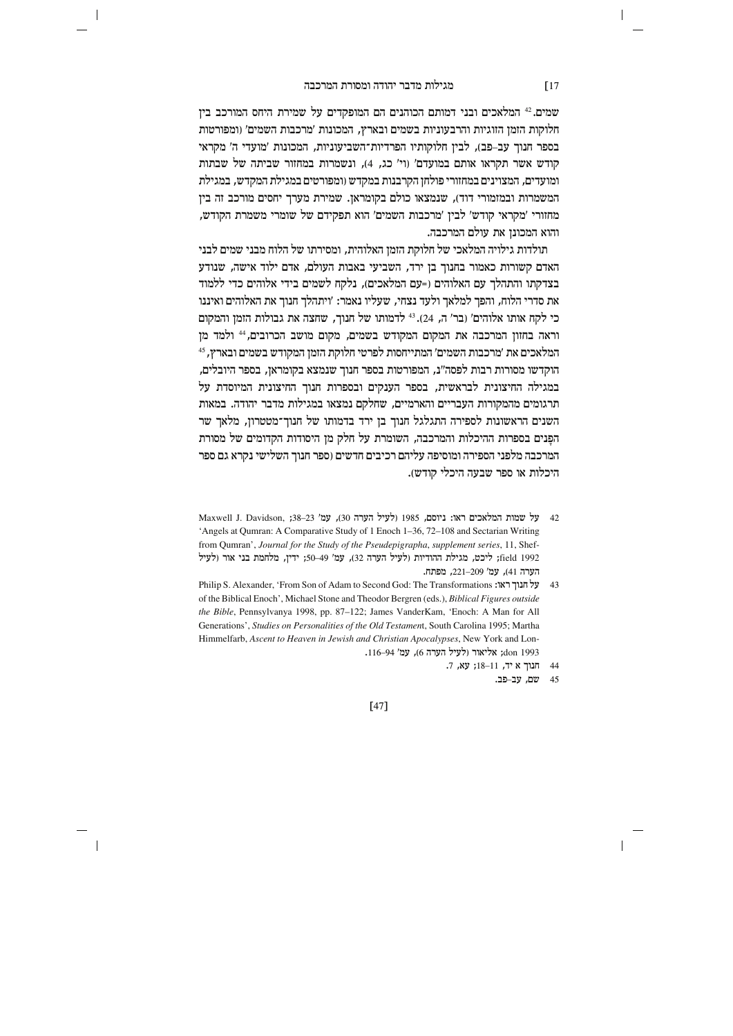שמים.[42] המלאכים ובני דמותם הכוהנים הם המופקדים על שמירת היחס המורכב בין חלוקות הזמן הזוגיות והרבעוניות בשמים ובארץ, המכונות 'מרכבות השמים' (ומפורטות בספר חנוך עב–פב), לבין חלוקותיו הפרדיות־השביעוניות, המכונות 'מועדי ה' מקראי קודש אשר תקראו אותם במועדם' (וי' כג, 4), ונשמרות במחזור שביתה של שבתות ומועדים, המצוינים במחזורי פולחן הקרבנות במקדש (ומפורטים במגילת המקדש, במגילת המשמרות ובמזמורי דוד), שנמצאו כולם בקומראן. שמירת מערך יחסים מורכב זה בין מחזורי 'מקראי קודש' לבין 'מרכבות השמים' הוא תפקידם של שומרי משמרת הקודש, והוא המכונן את עולם המרכבה.

תולדות גילויה המלאכי של חלוקת הזמן האלוהית, ומסירתו של הלוח מבני שמים לבני האדם קשורות כאמור בחנוך בן ירד, השביעי באבות העולם, אדם ילוד אישה, שנודע בצדקתו והתהלך עם האלוהים (=עם המלאכים), נלקח לשמים בידי אלוהים כדי ללמוד את סדרי הלוח, והפך למלאך ולעד נצחי, שעליו נאמר: 'ויתהלך חנוך את האלוהים ואיננו כי לקח אותו אלוהים' (בר' ה, 24).[43] לדמותו של חנוך, שחצה את גבולות הזמן והמקום וראה בחזון המרכבה את המקום המקודש בשמים, מקום מושב הכרובים,[44] ולמד מן המלאכים את 'מרכבות השמים' המתייחסות לפרטי חלוקת הזמן המקודש בשמים ובארץ,[45] הוקדשו מסורות רבות לפסה"נ, המפורטות בספר חנוך שנמצא בקומראן, בספר היובלים, במגילה החיצונית לבראשית, בספר הענקים ובספרות חנוך החיצונית המיוסדת על תרגומים מהמקורות העבריים והארמיים, שחלקם נמצאו במגילות מדבר יהודה. במאות השנים הראשונות לספירה התגלגל חנוך בן ירד בדמותו של חנוך־מטטרון, מלאך שר הפנים בספרות ההיכלות והמרכבה, השומרת על חלק מן היסודות הקדומים של מסורת המרכבה מלפני הספירה ומוסיפה עליהם רכיבים חדשים (ספר חנוך השלישי נקרא גם ספר היכלות או ספר שבעה היכלי קודש).

---

42 על שמות המלאכים ראו: ניוסם, 1985 (לעיל הערה 30), עמ' 23–38; Maxwell J. Davidson, 'Angels at Qumran: A Comparative Study of 1 Enoch 1–36, 72–108 and Sectarian Writing from Qumran', *Journal for the Study of the Pseudepigrapha, supplement series*, 11, Sheffield 1992; ליכט, מגילת ההודיות (לעיל הערה 32), עמ' 49–50; ידין, מלחמת בני אור (לעיל הערה 41), עמ' 209–221, מפתח.

43 על חנוך ראו: Philip S. Alexander, 'From Son of Adam to Second God: The Transformations of the Biblical Enoch', Michael Stone and Theodor Bergren (eds.), *Biblical Figures outside the Bible*, Pennsylvanya 1998, pp. 87–122; James VanderKam, 'Enoch: A Man for All Generations', *Studies on Personalities of the Old Testament*, South Carolina 1995; Martha Himmelfarb, *Ascent to Heaven in Jewish and Christian Apocalypses*, New York and London 1993; אליאור (לעיל הערה 6), עמ' 94–116.

44 חנוך א יד, 11–18; עא, 7.

45 שם, עב–פב.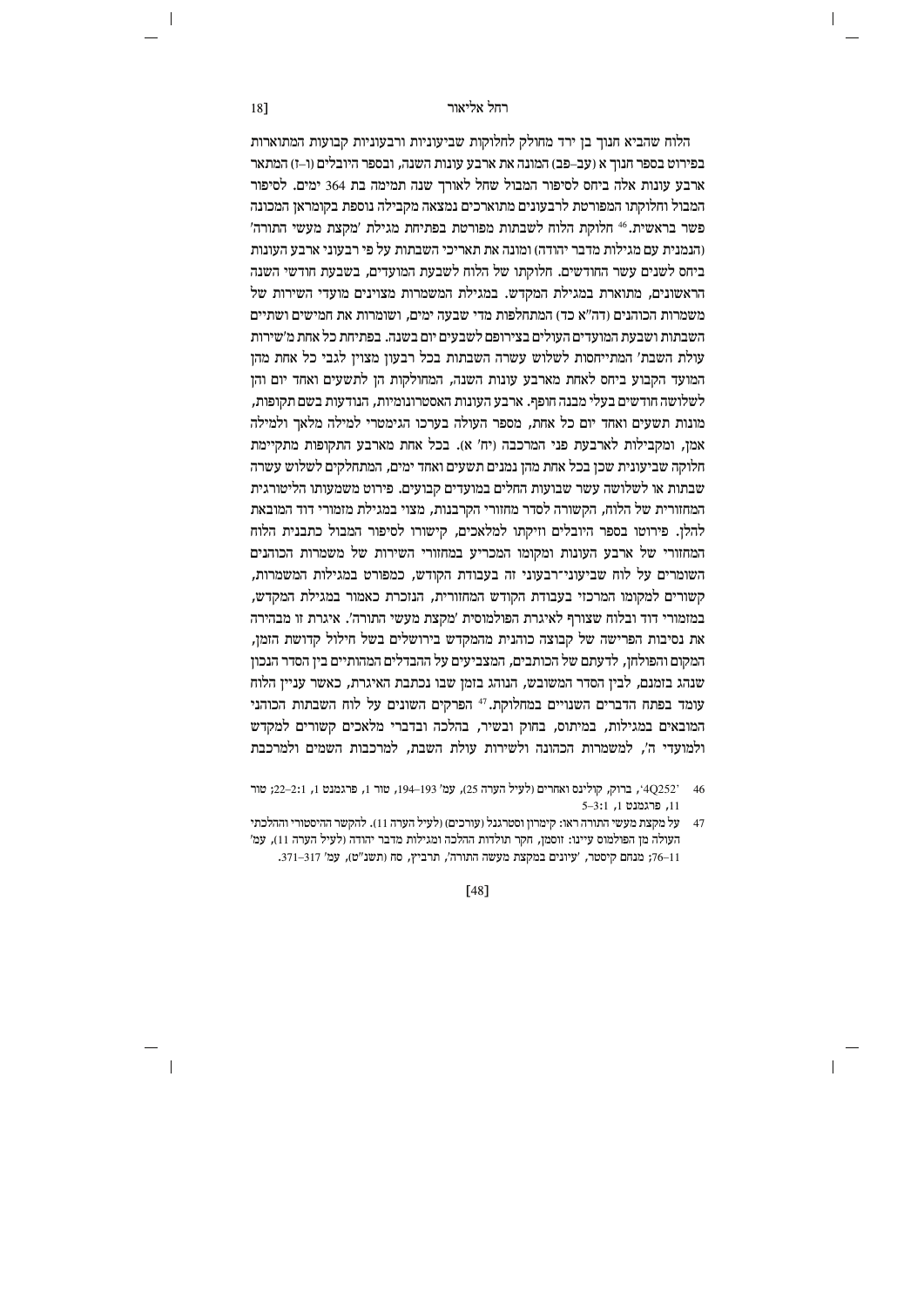הלוח שהביא חנוך בן ירד מחולק לחלוקות שביעוניות ורבעוניות קבועות המתוארות בפירוט בספר חנוך א (עב–פב) המונה את ארבע עונות השנה, ובספר היובלים (ו–ז) המתאר ארבע עונות אלה ביחס לסיפור המבול שחל לאורך שנה תמימה בת 364 ימים. לסיפור המבול וחלוקתו המפורטת לרבעונים מתוארכים נמצאה מקבילה נוספת בקומראן המכונה פשר בראשית.[46] חלוקת הלוח לשבתות מפורטת בפתיחת מגילת 'מקצת מעשי התורה' (הנמנית עם מגילות מדבר יהודה) ומונה את תאריכי השבתות על פי רבעוני ארבע העונות ביחס לשנים עשר החודשים. חלוקתו של הלוח לשבעת המועדים, בשבעת חודשי השנה הראשונים, מתוארת במגילת המקדש. במגילת המשמרות מצוינים מועדי השירות של משמרות הכוהנים (דה"א כד) המתחלפות מדי שבעה ימים, ושומרות את חמישים ושתיים השבתות ושבעת המועדים העולים בצירופם לשבעים יום בשנה. בפתיחת כל אחת מ'שירות עולת השבת' המתייחסות לשלוש עשרה השבתות בכל רבעון מצוין לגבי כל אחת מהן המועד הקבוע ביחס לאחת מארבע עונות השנה, המחולקות הן לתשעים ואחד יום והן לשלושה חודשים בעלי מבנה חופף. ארבע העונות האסטרונומיות, הנודעות בשם תקופות, מונות תשעים ואחד יום כל אחת, מספר העולה בערכו הגימטרי למילה מלאך ולמילה אמן, ומקבילות לארבעת פני המרכבה (יח' א). בכל אחת מארבע התקופות מתקיימת חלוקה שביעונית שכן בכל אחת מהן נמנים תשעים ואחד ימים, המתחלקים לשלוש עשרה שבתות או לשלושה עשר שבועות החלים במועדים קבועים. פירוט משמעותו הליטורגית המחזורית של הלוח, הקשורה לסדר מחזורי הקרבנות, מצוי במגילת מזמורי דוד המובאת להלן. פירוטו בספר היובלים וזיקתו למלאכים, קישורו לסיפור המבול כתבנית הלוח המחזורי של ארבע העונות ומקומו המכריע במחזורי השירות של משמרות הכוהנים השומרים על לוח שביעוני־רבעוני זה בעבודת הקודש, כמפורט במגילות המשמרות, קשורים למקומו המרכזי בעבודת הקודש המחזורית, הנזכרת כאמור במגילת המקדש, במזמורי דוד ובלוח שצורף לאיגרת הפולמוסית 'מקצת מעשי התורה'. איגרת זו מבהירה את נסיבות הפרישה של קבוצה כוהנית מהמקדש בירושלים בשל חילול קדושת הזמן, המקום והפולחן, לדעתם של הכותבים, המצביעים על ההבדלים המהותיים בין הסדר הנכון שנהג בזמנם, לבין הסדר המשובש, הנוהג בזמן שבו נכתבת האיגרת, כאשר עניין הלוח עומד בפתח הדברים השנויים במחלוקת.[47] הפרקים השונים על לוח השבתות הכוהני המובאים במגילות, במיתוס, בחוק ובשיר, בהלכה ובדברי מלאכים קשורים למקדש ולמועדי ה', למשמרות הכהונה ולשירות עולת השבת, למרכבות השמים ולמרכבת

46 '4Q252', ברוק, קולינס ואחרים (לעיל הערה 25), עמ' 193–194, טור 1, פרגמנט 1, 2:1–22; טור 11, פרגמנט 1, 3:1–5

47 על מקצת מעשי התורה ראו: קימרון וסטרגנל (עורכים) (לעיל הערה 11). להקשר ההיסטורי וההלכתי העולה מן הפולמוס עיינו: זוסמן, חקר תולדות ההלכה ומגילות מדבר יהודה (לעיל הערה 11), עמ' 11–76; מנחם קיסטר, 'עיונים במקצת מעשה התורה', תרביץ, סח (תשנ"ט), עמ' 317–371.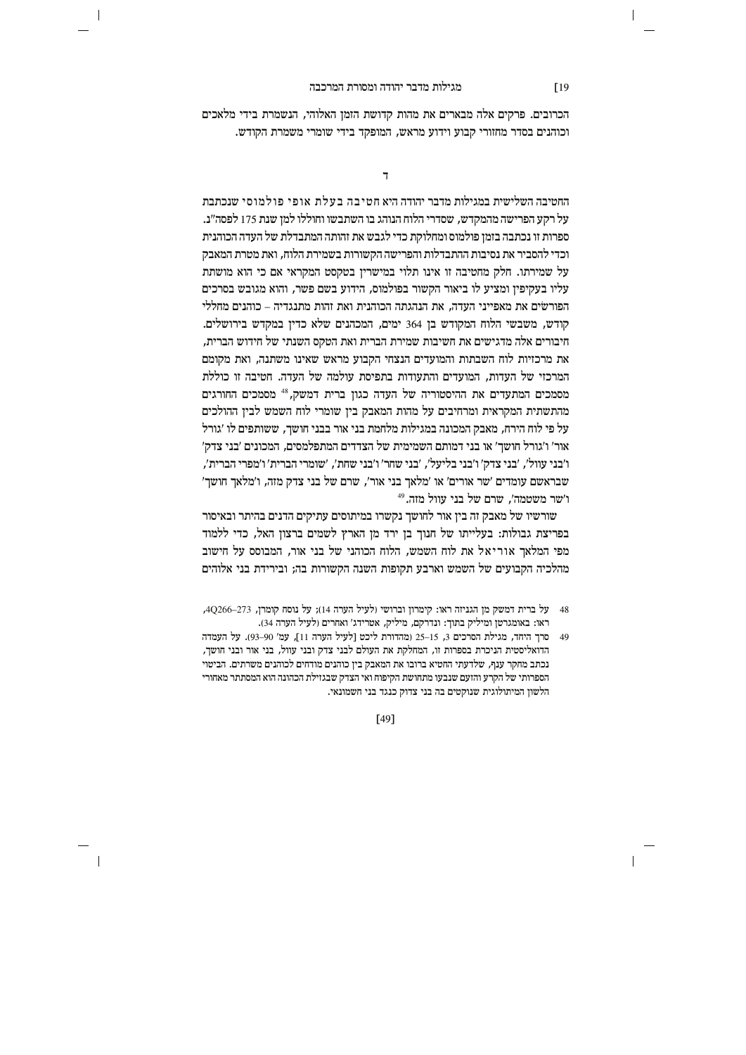הכרובים. פרקים אלה מבארים את מהות קדושת הזמן האלוהי, הנשמרת בידי מלאכים וכוהנים בסדר מחזורי קבוע וידוע מראש, המופקד בידי שומרי משמרת הקודש.

ד

החטיבה השלישית במגילות מדבר יהודה היא חטיבה בעלת אופי פולמוסי שנכתבת על רקע הפרישה מהמקדש, שסדרי הלוח הנוהג בו השתבשו וחוללו למן שנת 175 לפסה"נ. ספרות זו נכתבה בזמן פולמוס ומחלוקת כדי לגבש את זהותה המתבדלת של העדה הכוהנית וכדי להסביר את נסיבות ההתבדלות והפרישה הקשורות בשמירת הלוח, ואת מטרת המאבק על שמירתו. חלק מחטיבה זו אינו תלוי במישרין בטקסט המקראי אם כי הוא מושתת עליו בעקיפין ומציע לו ביאור הקשור בפולמוס, הידוע בשם פשר, והוא מגובש בסרכים הפורשים את מאפייני העדה, את הנהגתה הכוהנית ואת זהות מתנגדיה – כוהנים מחללי קודש, משבשי הלוח המקודש בן 364 ימים, המכהנים שלא כדין במקדש בירושלים. חיבורים אלה מדגישים את חשיבות שמירת הברית ואת הטקס השנתי של חידוש הברית, את מרכזיות לוח השבתות והמועדים הנצחי הקבוע מראש שאינו משתנה, ואת מקומם המרכזי של העדות, המועדים והתעודות בתפיסת עולמה של העדה. חטיבה זו כוללת מסמכים המתעדים את ההיסטוריה של העדה כגון ברית דמשק,[48] מסמכים החורגים מהתשתית המקראית ומרחיבים על מהות המאבק בין שומרי לוח השמש לבין ההולכים על פי לוח הירח, מאבק המכונה במגילות מלחמת בני אור בבני חושך, ששותפים לו 'גורל אור' ו'גורל חושך' או בני דמותם השמימית של הצדדים המתפלמסים, המכונים 'בני צדק' ו'בני עוול', 'בני צדק' ו'בני בליעל', 'בני שחר' ו'בני שחת', 'שומרי הברית' ו'מפרי הברית', שבראשם עומדים 'שר אורים' או 'מלאך בני אור', שרם של בני צדק מזה, ו'מלאך חושך' ו'שר משטמה', שרם של בני עוול מזה.[49]

שורשיו של מאבק זה בין אור לחושך נקשרו במיתוסים עתיקים הדנים בהיתר ובאיסור בפריצת גבולות: בעלייתו של חנוך בן ירד מן הארץ לשמים ברצון האל, כדי ללמוד מפי המלאך אוריאל את לוח השמש, הלוח הכוהני של בני אור, המבוסס על חישוב מהלכיה הקבועים של השמש וארבע תקופות השנה הקשורות בה; ובירידת בני אלוהים

48 על ברית דמשק מן הגניזה ראו: קימרון וברושי (לעיל הערה 14); על נוסח קומרן, 4Q266–273, ראו: באומגרטן ומיליק בתוך: ונדרקם, מיליק, אטרידג' ואחרים (לעיל הערה 34).

49 סרך היחד, מגילת הסרכים 3, 15–25 (מהדורת ליכט [לעיל הערה 11], עמ' 90–93). על העמדה הדואליסטית הניכרת בספרות זו, המחלקת את העולם לבני צדק ובני עוול, בני אור ובני חושך, נכתב מחקר ענף, שלדעתי החטיא ברובו את המאבק בין כוהנים מודחים לכוהנים משרתים. הביטוי הספרותי של הקרע והזעם שנבעו מתחושת הקיפוח ואי הצדק שבגזילת הכהונה הוא המסתתר מאחורי הלשון המיתולוגית שנוקטים בה בני צדוק כנגד בני חשמונאי.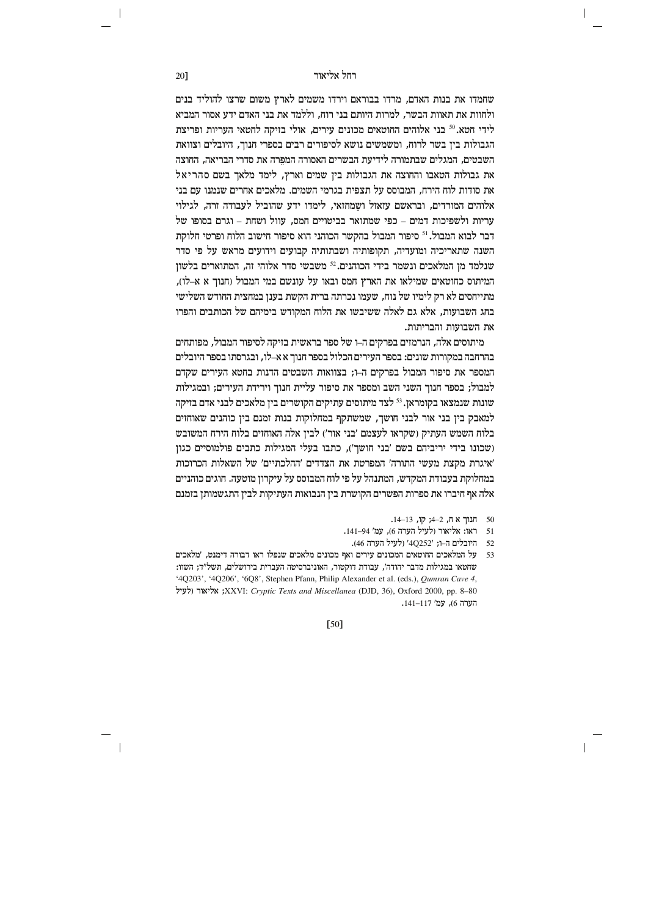שחמדו את בנות האדם, מרדו בבוראם וירדו משמים לארץ משום שרצו להוליד בנים ולחוות את תאוות הבשר, למרות היותם בני רוח, וללמד את בני האדם ידע אסור המביא לידי חטא.[50] בני אלוהים החוטאים מכונים עירים, אולי בזיקה לחטאי העריות ופריצת הגבולות בין בשר לרוח, ומשמשים נושא לסיפורים רבים בספרי חנוך, היובלים וצוואת השבטים, המגלים שבתמורה לידיעת הבשרים האסורה המֵפרה את סדרי הבריאה, החוצה את גבולות הטאבו והחוצה את הגבולות בין שמים וארץ, לימד מלאך בשם סהריאל את סודות לוח הירח, המבוסס על תצפית בגרמי השמים. מלאכים אחרים שנמנו עם בני אלוהים המורדים, ובראשם עזאזל ושַמחזאי, לימדו ידע שהוביל לעבודה זרה, לגילוי עריות ולשפיכות דמים – כפי שמתואר בביטויים חמס, עוול ושחת – וגרם בסופו של דבר לבוא המבול.[51] סיפור המבול בהקשר הכוהני הוא סיפור חישוב הלוח ופרטי חלוקת השנה שתאריכיה ומועדיה, תקופותיה ושבתותיה קבועים וידועים מראש על פי סדר שנלמד מן המלאכים ונשמר בידי הכוהנים.[52] משבשי סדר אלוהי זה, המתוארים בלשון המיתוס כחוטאים שמילאו את הארץ חמס ובאו על עונשם במי המבול (חנוך א א–לו), מתייחסים לא רק לימיו של נוח, שעמו נכרתה ברית הקשת בענן במחצית החודש השלישי בחג השבועות, אלא גם לאלה ששיבשו את הלוח המקודש בימיהם של הכותבים והפרו את השבועות והבריתות.

מיתוסים אלה, הנרמזים בפרקים ה–ו של ספר בראשית בזיקה לסיפור המבול, מפותחים בהרחבה במקורות שונים: בספר העירים הכלול בספר חנוך א א–לו, ובגרסתו בספר היובלים המספר את סיפור המבול בפרקים ה–ו; בצוואות השבטים הדנות בחטא העירים שקדם למבול; בספר חנוך השני השב ומספר את סיפור עליית חנוך וירידת העירים; ובמגילות שונות שנמצאו בקומראן.[53] לצד מיתוסים עתיקים הקושרים בין מלאכים לבני אדם בזיקה למאבק בין בני אור לבני חושך, שמשתקף במחלוקות בנות זמנם בין כוהנים שאוחזים בלוח השמש העתיק (שקראו לעצמם 'בני אור') לבין אלה האוחזים בלוח הירח המשובש (שכונו בידי יריביהם בשם 'בני חושך'), כתבו בעלי המגילות כתבים פולמוסיים כגון 'איגרת מקצת מעשי התורה' המפרטת את הצדדים 'ההלכתיים' של השאלות הכרוכות במחלוקת בעבודת המקדש, המתנהל על פי לוח המבוסס על עיקרון מוטעה. חוגים כוהניים אלה אף חיברו את ספרות הפשרים הקושרת בין הנבואות העתיקות לבין התגשמותן בזמנם

---

50 חנוך א ח, 2–4; קו, 13–14.

51 ראו: אליאור (לעיל הערה 6), עמ' 94–141.

52 היובלים ה–ו; '4Q252' (לעיל הערה 46).

53 על המלאכים החוטאים המכונים עירים ואף מכונים מלאכים שנפלו ראו דבורה דימנט, 'מלאכים שחטאו במגילות מדבר יהודה', עבודת דוקטור, האוניברסיטה העברית בירושלים, תשל"ד; השוו: '4Q203', '4Q206', '6Q8', Stephen Pfann, Philip Alexander et al. (eds.), *Qumran Cave 4, XXVI: Cryptic Texts and Miscellanea* (DJD, 36), Oxford 2000, pp. 8–80; אליאור (לעיל הערה 6), עמ' 117–141.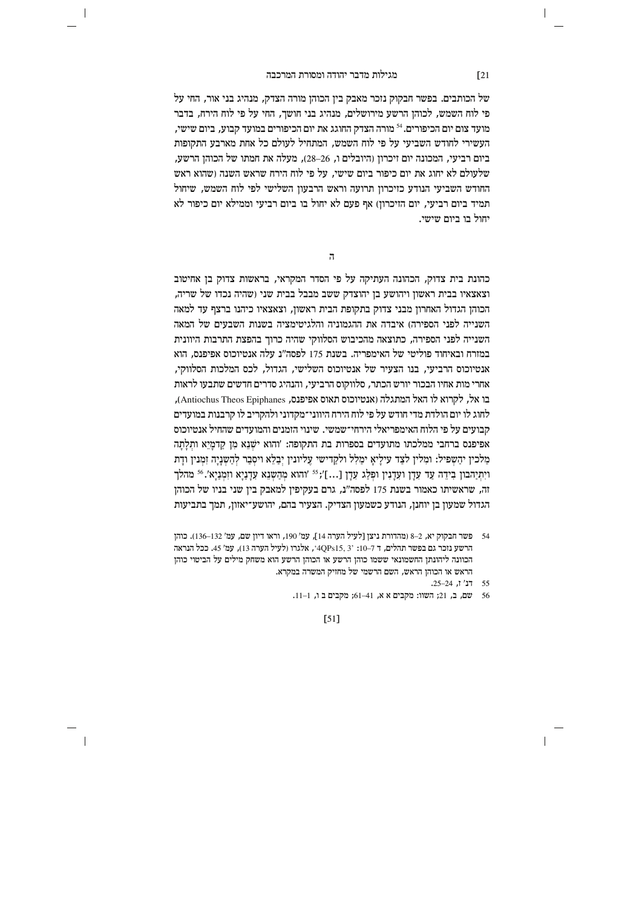של הכותבים. בפשר חבקוק נזכר מאבק בין הכוהן מורה הצדק, מנהיג בני אור, החי על פי לוח השמש, לכוהן הרשע מירושלים, מנהיג בני חושך, החי על פי לוח הירח, בדבר מועד צום יום הכיפורים.[54] מורה הצדק החוגג את יום הכיפורים במועד קבוע, ביום שישי, העשירי לחודש השביעי על פי לוח השמש, המתחיל לעולם כל אחת מארבע התקופות ביום רביעי, המכונה יום זיכרון (היובלים ו, 26–28), מעלה את חמתו של הכוהן הרשע, שלעולם לא יחוג את יום כיפור ביום שישי, על פי לוח הירח שראש השנה (שהוא ראש החודש השביעי הנודע כזיכרון תרועה וראש הרבעון השלישי לפי לוח השמש, שיחול תמיד ביום רביעי, יום הזיכרון) אף פעם לא יחול בו ביום רביעי וממילא יום כיפור לא יחול בו ביום שישי.

ה

כהונת בית צדוק, הכהונה העתיקה על פי הסדר המקראי, בראשות צדוק בן אחיטוב וצאצאיו בבית ראשון ויהושע בן יהוצדק ששב מבבל בבית שני (שהיה נכדו של שריה, הכוהן הגדול האחרון מבני צדוק בתקופת הבית ראשון, וצאצאיו כיהנו ברצף עד למאה השנייה לפני הספירה) איבדה את ההגמוניה והלגיטימציה בשנות השבעים של המאה השנייה לפני הספירה, כתוצאה מהכיבוש הסלווקי שהיה כרוך בהפצת התרבות היוונית במזרח ובאיחוד פוליטי של האימפריה. בשנת 175 לפסה"נ עלה אנטיוכוס אפיפנס, הוא אנטיוכוס הרביעי, בנו הצעיר של אנטיוכוס השלישי, הגדול, לכס המלכות הסלווקי, אחרי מות אחיו הבכור יורש הכתר, סלווקוס הרביעי, והנהיג סדרים חדשים שתבעו לראות בו אל, לקרוא לו האל המתגלה (אנטיוכוס תאוס אפיפנס, Antiochus Theos Epiphanes), לחוג לו יום הולדת מדי חודש על פי לוח הירח היווני־מקדוני ולהקריב לו קרבנות במועדים קבועים על פי הלוח האימפריאלי הירחי־שמשי. שינוי הזמנים והמועדים שהחיל אנטיוכוס אפיפנס ברחבי ממלכתו מתועדים בספרות בת התקופה: 'והוא יִשְׁנֵא מִן קַדְמָיֵא וּתְלָתָה מַלְכִין יְהַשְׁפִּל: וּמִלִּין לְצַד עִילָּיָא יְמַלִּל וּלְקַדִּישֵׁי עֶלְיוֹנִין יְבַלֵּא וְיִסְבַּר לְהַשְׁנָיָה זִמְנִין וְדָת וְיִתְיַהֲבוּן בִּידֵהּ עַד עִדָּן וְעִדָּנִין וּפְלַג עִדָּן [...]';[55] 'והוא מְהַשְׁנֵא עִדָּנַיָּא וְזִמְנַיָּא'.[56] מהלך זה, שראשיתו כאמור בשנת 175 לפסה"נ, גרם בעקיפין למאבק בין שני בניו של הכוהן הגדול שמעון בן יוחנן, הנודע כשמעון הצדיק. הצעיר בהם, יהושע־יאזון, תמך בתביעות

54 פשר חבקוק יא, 2–8 (מהדורת ניצן [לעיל הערה 14], עמ' 190, וראו דיון שם, עמ' 132–136). כוהן הרשע נזכר גם בפשר תהלים, ד 7–10: '4QPs15, 3', אלגרו (לעיל הערה 13), עמ' 45. ככל הנראה הכוונה ליהונתן החשמונאי ששמו כוהן הרשע או הכוהן הרשע הוא משחק מילים על הביטוי כוהן הראש או הכוהן הראש, השם הרשמי של מחזיק המשרה במקרא.

55 דנ' ז, 24–25.

56 שם, ב, 21; השוו: מקבים א א, 41–61; מקבים ב ו, 1–11.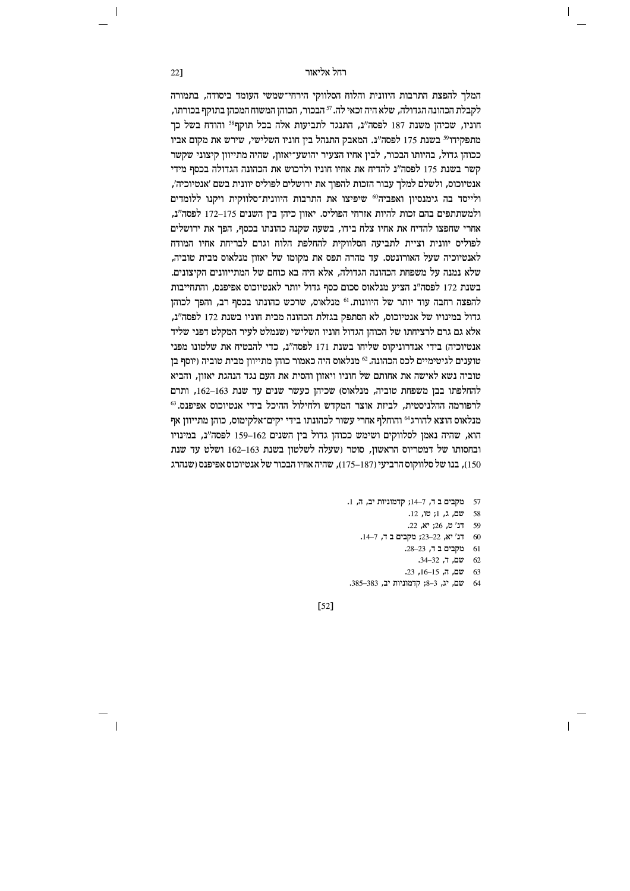המלך להפצת התרבות היוונית והלוח הסלווקי הירחי־שמשי העומד ביסודה, בתמורה לקבלת הכהונה הגדולה, שלא היה זכאי לה.[57] הבכור, הכוהן המשוח המכהן בתוקף בכורתו, חוניו, שכיהן משנת 187 לפסה"נ, התנגד לתביעות אלה בכל תוקף[58] והודח בשל כך מתפקידו[59] בשנת 175 לפסה"נ. המאבק התנהל בין חוניו השלישי, שירש את מקום אביו ככוהן גדול, בהיותו הבכור, לבין אחיו הצעיר יהושע־יאזון, שהיה מתייוון קיצוני שקשר קשר בשנת 175 לפסה"נ להדיח את אחיו חוניו ולרכוש את הכהונה הגדולה בכסף מידי אנטיוכוס, ולשלם למלך עבור הזכות להפוך את ירושלים לפוליס יוונית בשם 'אנטיוכיה', ולייסד בה גימנסיון ואפביה[60] שיפיצו את התרבות היוונית־סלווקית ויקנו ללומדים ולמשתתפים בהם זכות להיות אזרחי הפוליס. יאזון כיהן בין השנים 175–172 לפסה"נ, אחרי שתפצו להדיח את אחיו צלח בידו, בשעה שקנה כהונתו בכסף, הפך את ירושלים לפוליס יוונית וציית לתביעה הסלווקית להחלפת הלוח וגרם לבריחת אחיו המודח לאנטיוכיה שעל האורונטס. עד מהרה תפס את מקומו של יאזון מנלאוס מבית טוביה, שלא נמנה על משפחת הכהונה הגדולה, אלא היה בא כוחם של המתייוונים הקיצונים. בשנת 172 לפסה"נ הציע מנלאוס סכום כסף גדול יותר לאנטיוכוס אפיפנס, והתחייבות להפצה רחבה עוד יותר של היוונות.[61] מנלאוס, שרכש כהונתו בכסף רב, והפך לכוהן גדול במינויו של אנטיוכוס, לא הסתפק בגזלת הכהונה מבית חוניו בשנת 172 לפסה"נ, אלא גם גרם לרציחתו של הכוהן הגדול חוניו השלישי (שנמלט לעיר המקלט דפני שליד אנטיוכיה) בידי אנדרוניקוס שליחו בשנת 171 לפסה"נ, כדי להבטיח את שלטונו מפני טוענים לגיטימיים לכס הכהונה.[62] מנלאוס היה כאמור כוהן מתייוון מבית טוביה (יוסף בן טוביה נשא לאישה את אחותם של חוניו ויאזון והסית את העם נגד הנהגת יאזון, והביא להחלפתו בבן משפחת טוביה, מנלאוס) שכיהן כעשר שנים עד שנת 163–162, ותרם לרפורמה ההלניסטית, לביזת אוצר המקדש ולחילול ההיכל בידי אנטיוכוס אפיפנס.[63] מנלאוס הוצא להורג[64] והוחלף אחרי עשור לכהונתו בידי יקים־אלקימוס, כוהן מתייוון אף הוא, שהיה נאמן לסלווקים ושימש ככוהן גדול בין השנים 162–159 לפסה"נ, במינויו ובחסותו של דמטריוס הראשון, סוטר (שעלה לשלטון בשנת 163–162 ושלט עד שנת 150), בנו של סלווקוס הרביעי (187–175), שהיה אחיו הבכור של אנטיוכוס אפיפנס (שנהרג

57 מקבים ב ד, 7–14; קדמוניות יב, ה, 1.

58 שם, ג, 1; טו, 12.

59 דנ' ט, 26; יא, 22.

60 דנ' יא, 22–23; מקבים ב ד, 7–14.

61 מקבים ב ד, 23–28.

62 שם, ד, 32–34.

63 שם, ה, 15–16, 23.

64 שם, יג, 3–8; קדמוניות יב, 383–385.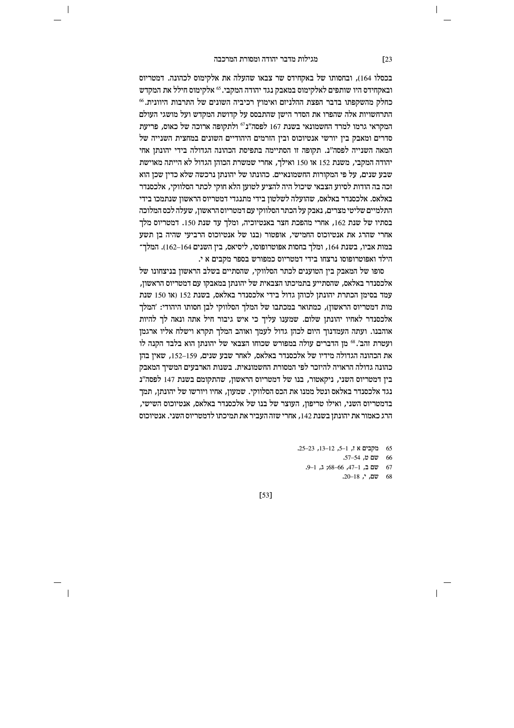בכסלו 164), ובחסותו של באקחידס שר צבאו שהעלה את אלקימוס לכהונה. דמטריוס ובאקחידס היו שותפים לאלקימוס במאבק נגד יהודה המקבי.[65] אלקימוס חילל את המקדש כחלק מהשקפתו בדבר הפצת ההלניזם ואימוץ רכיביה השונים של התרבות היוונית.[66] התרחשויות אלה שהפרו את הסדר הישן שהתבסס על קדושת המקדש ועל מושגי העולם המקראי גרמו למרד החשמונאי בשנת 167 לפסה"נ[67] ולתקופה ארוכה של כאוס, פריעת סדרים ומאבק בין יורשי אנטיוכוס ובין הזרמים היהודיים השונים במחצית השנייה של המאה השנייה לפסה"נ. תקופה זו הסתיימה בתפיסת הכהונה הגדולה בידי יהונתן אחי יהודה המקבי, משנת 152 או 150 ואילך, אחרי שמשרת הכוהן הגדול לא הייתה מאוישת שבע שנים, על פי המקורות החשמונאיים. כהונתו של יהונתן נרכשה שלא כדין שכן הוא זכה בה הודות לסיוע הצבאי שיכול היה להציע לטוען הלא חוקי לכתר הסלווקי, אלכסנדר באלאס. אלכסנדר באלאס, שהועלה לשלטון בידי מתנגדי דמטריוס הראשון שנתמכו בידי התלמיים שליטי מצרים, נאבק על הכתר הסלווקי עם דמטריוס הראשון, שעלה לכס המלוכה בסתיו של שנת 162, אחרי מהפכת חצר באנטיוכיה, ומלך עד שנת 150. דמטריוס מלך אחרי שהרג את אנטיוכוס החמישי, אופטור (בנו של אנטיוכוס הרביעי שהיה בן תשע במות אביו, בשנת 164, ומלך בחסות אפוטרופוסו, ליסיאס, בין השנים 164–162). המלך־הילד ואפוטרופוסו נרצחו בידי דמטריוס כמפורש בספר מקבים א י.

סופו של המאבק בין הטוענים לכתר הסלווקי, שהסתיים בשלב הראשון בניצחונו של אלכסנדר באלאס, שהסתייע בתמיכתו הצבאית של יהונתן במאבקו עם דמטריוס הראשון, עמד בסימן הכתרת יהונתן לכוהן גדול בידי אלכסנדר באלאס, בשנת 152 (או 150 שנת מות דמטריוס הראשון), כמתואר במכתבו של המלך הסלווקי לבן חסותו היהודי: 'המלך אלכסנדר לאחיו יהונתן שלום. שמענו עליך כי איש גיבור חיל אתה ונאה לך להיות אוהבנו. ועתה העמדנוך היום לכהן גדול לעמך ואוהב המלך תקרא וישלח אליו ארגמן ועטרת זהב'.[68] מן הדברים עולה במפורש שכוחו הצבאי של יהונתן הוא בלבד הקנה לו את הכהונה הגדולה מידיו של אלכסנדר באלאס, לאחר שבע שנים, 159–152, שאין בהן כהונה גדולה הראויה להיזכר לפי המסורת החשמונאית. בשנות הארבעים המשיך המאבק בין דמטריוס השני, ניקאטור, בנו של דמטריוס הראשון, שהתקומם בשנת 147 לפסה"נ נגד אלכסנדר באלאס ונטל ממנו את הכס הסלווקי. שמעון, אחיו ויורשו של יהונתן, תמך בדמטריוס השני, ואילו טריפון, העוצר של בנו של אלכסנדר באלאס, אנטיוכוס השישי, הרג כאמור את יהונתן בשנת 142, אחרי שזה העביר את תמיכתו לדמטריוס השני. אנטיוכוס

---

65 מקבים א ז, 1–5, 12–13, 23–25.

66 שם ט, 54–57.

67 שם ב, 1–47, 66–68; ג, 1–9.

68 שם, י, 18–20.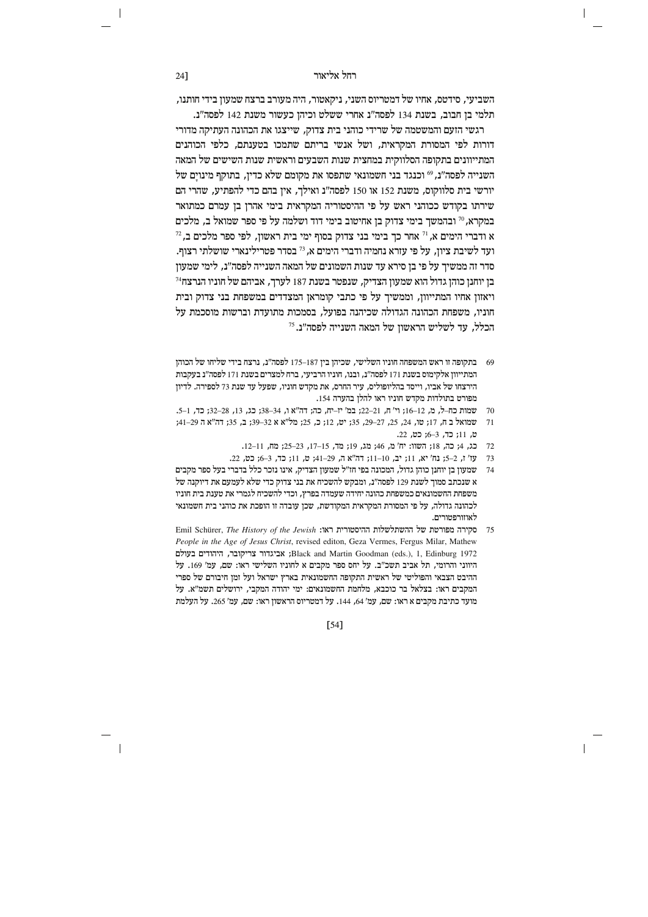השביעי, סידטס, אחיו של דמטריוס השני, ניקאטור, היה מעורב ברצח שמעון בידי חותנו, תלמי בן חבוב, בשנת 134 לפסה"נ אחרי ששלט וכיהן כעשור משנת 142 לפסה"נ.

רגשי הזעם והמשטמה של שרידי כוהני בית צדוק, שייצגו את הכהונה העתיקה מדורי דורות לפי המסורת המקראית, ושל אנשי בריתם שתמכו בטענתם, כלפי הכוהנים המתייוונים בתקופה הסלווקית במחצית שנות השבעים וראשית שנות השישים של המאה השנייה לפסה"נ,[69] וכנגד בני חשמונאי שתפסו את מקומם שלא כדין, בתוקף מינויָם של יורשי בית סלווקוס, משנת 152 או 150 לפסה"נ ואילך, אין בהם כדי להפתיע, שהרי הם שירתו בקודש ככוהני ראש על פי ההיסטוריה המקראית בימי אהרן בן עמרם כמתואר במקרא,[70] ובהמשך בימי צדוק בן אחיטוב בימי דוד ושלמה על פי ספר שמואל ב, מלכים א ודברי הימים א,[71] אחר כך בימי בני צדוק בסוף ימי בית ראשון, לפי ספר מלכים ב,[72] ועד לשיבת ציון, על פי עזרא נחמיה ודברי הימים א,[73] בסדר פטרילינארי שושלתי רצוף. סדר זה ממשיך על פי בן סירא עד שנות השמונים של המאה השנייה לפסה"נ, לימי שמעון בן יוחנן כוהן גדול הוא שמעון הצדיק, שנפטר בשנת 187 לערך, אביהם של חוניו הנרצח[74] ויאזון אחיו המתייוון, וממשיך על פי כתבי קומראן המצדדים במשפחת בני צדוק ובית חוניו, משפחת הכהונה הגדולה שכיהנה בפועל, בסמכות מתועדת וברשות מוסכמת על הכלל, עד לשליש הראשון של המאה השנייה לפסה"נ.[75]

69 בתקופה זו ראש המשפחה חוניו השלישי, שכיהן בין 187–175 לפסה"נ, נרצח בידי שליחו של הכוהן המתייוון אלקימוס בשנת 171 לפסה"נ, ובנו, חוניו הרביעי, ברח למצרים בשנת 171 לפסה"נ בעקבות הירצחו של אביו, וייסד בהליופוליס, עיר החרס, את מקדש חוניו, שפעל עד שנת 73 לספירה. לדיון מפורט בתולדות מקדש חוניו ראו להלן בהערה 154.

70 שמות כח–ל, מ, 12–16; וי' ח, 21–22; במ' יז–יח, כה; דה"א ו, 34–38; כג, 13, 28–32; כד, 1–5.

71 שמואל ב ח, 17; טו, 24, 25, 27–29, 35; יט, 12; כ, 25; מל"א א 32–39; ב, 35; דה"א ה 29–41; ט, 11; כד, 3–6; כט, 22.

72 כג, 4; כה, 18; השוו: יח' מ, 46; מג, 19; מד, 15–17, 23–25; מח, 11–12.

73 עז' ז, 2–5; נח' יא, 11; יב, 10–11; דה"א ה, 29–41; ט, 11; כד, 3–6; כט, 22.

74 שמעון בן יוחנן כוהן גדול, המכונה בפי חז"ל שמעון הצדיק, אינו נזכר כלל בדברי בעל ספר מקבים א שנכתב סמוך לשנת 129 לפסה"נ, ומבקש להשכיח את בני צדוק כדי שלא לעמעם את דיוקנה של משפחת החשמונאים כמשפחת כהונה יחידה שעמדה בפרץ, וכדי להשכיח לגמרי את טענת בית חוניו לכהונה גדולה, על פי המסורת המקראית המקודשת, שכן עובדה זו הופכת את כוהני בית חשמונאי לאוזורפטורים.

75 סקירה מפורטת של ההשתלשלות ההיסטורית ראו: Emil Schürer, *The History of the Jewish People in the Age of Jesus Christ*, revised editon, Geza Vermes, Fergus Milar, Mathew Black and Martin Goodman (eds.), 1, Edinburg 1972; אביגדור צריקובר, היהודים בעולם היווני והרומי, תל אביב תשכ"ב. על יחס ספר מקבים א לחוניו השלישי ראו: שם, עמ' 169. על ההיבט הצבאי והפוליטי של ראשית התקופה החשמונאית בארץ ישראל ועל זמן חיבורם של ספרי המקבים ראו: בצלאל בר כוכבא, מלחמת החשמונאים: ימי יהודה המקבי, ירושלים תשמ"א. על מועד כתיבת מקבים א ראו: שם, עמ' 64, 144. על דמטריוס הראשון ראו: שם, עמ' 265. על העלמת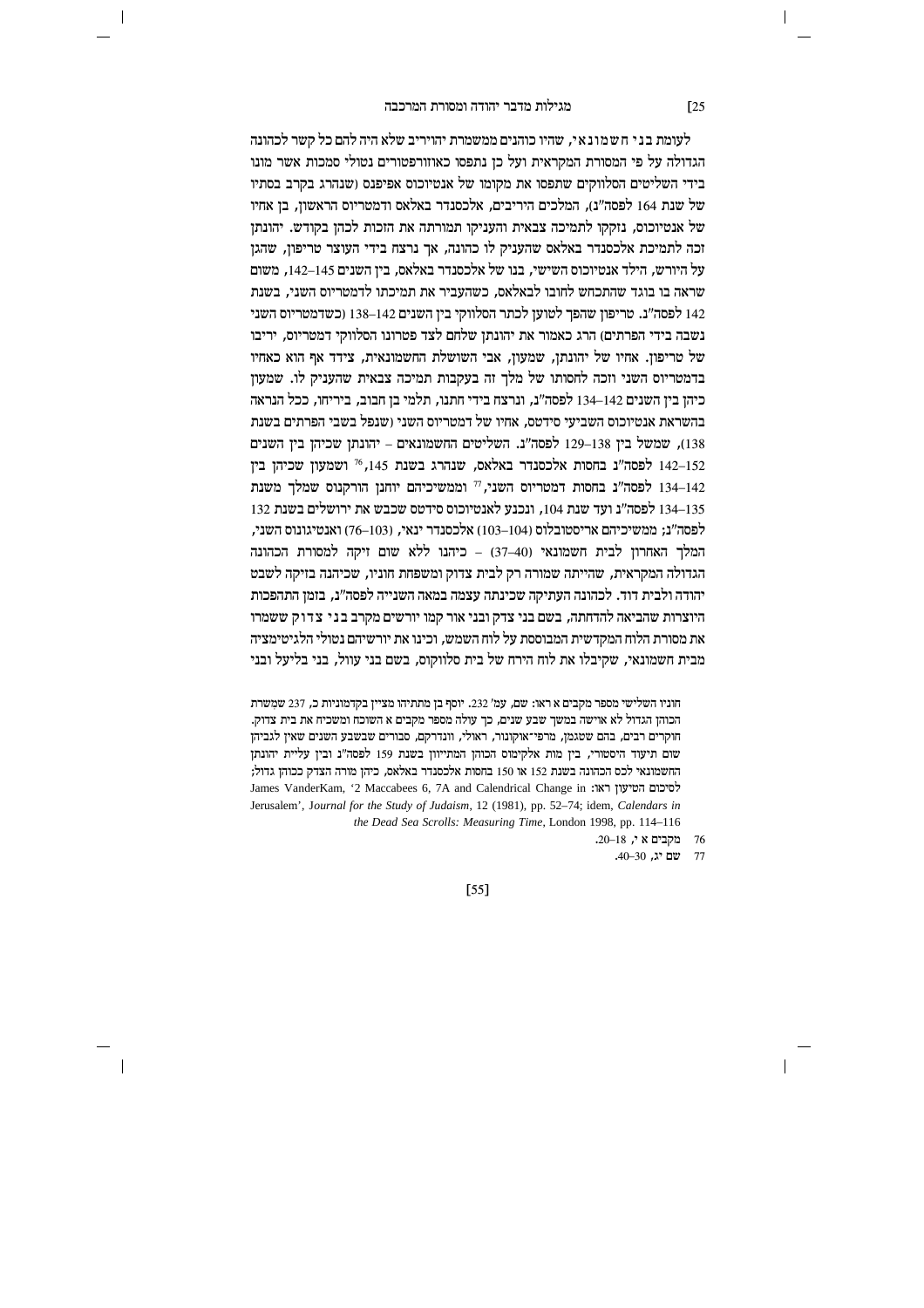לעומת בני חשמונאי, שהיו כוהנים ממשמרת יהויריב שלא היה להם כל קשר לכהונה הגדולה על פי המסורת המקראית ועל כן נתפסו כאוזורפטורים נטולי סמכות אשר מונו בידי השליטים הסלווקים שתפסו את מקומו של אנטיוכוס אפיפנס (שנהרג בקרב בסתיו של שנת 164 לפסה"נ), המלכים היריבים, אלכסנדר באלאס ודמטריוס הראשון, בן אחיו של אנטיוכוס, נזקקו לתמיכה צבאית והעניקו תמורתה את הזכות לכהן בקודש. יהונתן זכה לתמיכת אלכסנדר באלאס שהעניק לו כהונה, אך נרצח בידי העוצר טריפון, שהגן על היורש, הילד אנטיוכוס השישי, בנו של אלכסנדר באלאס, בין השנים 145–142, משום שראה בו בוגד שהתכחש לחובו לבאלאס, כשהעביר את תמיכתו לדמטריוס השני, בשנת 142 לפסה"נ. טריפון שהפך לטוען לכתר הסלווקי בין השנים 142–138 (כשדמטריוס השני נשבה בידי הפרתים) הרג כאמור את יהונתן שלחם לצד פטרונו הסלווקי דמטריוס, יריבו של טריפון. אחיו של יהונתן, שמעון, אבי השושלת החשמונאית, צידד אף הוא כאחיו בדמטריוס השני וזכה לחסותו של מלך זה בעקבות תמיכה צבאית שהעניק לו. שמעון כיהן בין השנים 142–134 לפסה"נ, ונרצח בידי חתנו, תלמי בן חבוב, ביריחו, ככל הנראה בהשראת אנטיוכוס השביעי סידטס, אחיו של דמטריוס השני (שנפל בשבי הפרתים בשנת 138), שמשל בין 138–129 לפסה"נ. השליטים החשמונאים – יהונתן שכיהן בין השנים 152–142 לפסה"נ בחסות אלכסנדר באלאס, שנהרג בשנת 145,[76] ושמעון שכיהן בין 142–134 לפסה"נ בחסות דמטריוס השני,[77] וממשיכיהם יוחנן הורקנוס שמלך משנת 135–134 לפסה"נ ועד שנת 104, ונכנע לאנטיוכוס סידטס שכבש את ירושלים בשנת 132 לפסה"נ; ממשיכיהם אריסטובלוס (104–103) אלכסנדר ינאי, (103–76) ואנטיגונוס השני, המלך האחרון לבית חשמונאי (40–37) – כיהנו ללא שום זיקה למסורת הכהונה הגדולה המקראית, שהייתה שמורה רק לבית צדוק ומשפחת חוניו, שכיהנה בזיקה לשבט יהודה ולבית דוד. לכהונה העתיקה שכינתה עצמה במאה השנייה לפסה"נ, בזמן התהפכות היוצרות שהביאה להדחתה, בשם בני צדק ובני אור קמו יורשים מקרב בני צדוק ששמרו את מסורת הלוח המקדשית המבוססת על לוח השמש, וכינו את יורשיהם נטולי הלגיטימציה מבית חשמונאי, שקיבלו את לוח הירח של בית סלווקוס, בשם בני עוול, בני בליעל ובני

---

חוניו השלישי מספר מקבים א ראו: שם, עמ' 232. יוסף בן מתתיהו מציין בקדמוניות כ, 237 שמשרת הכוהן הגדול לא אוישה במשך שבע שנים, כך עולה מספר מקבים א השוכח ומשכיח את בית צדוק. חוקרים רבים, בהם שטגמן, מרפי־אוקונור, ראולי, וונדרקם, סבורים שבשבע השנים שאין לגביהן שום תיעוד היסטורי, בין מות אלקימוס הכוהן המתייוון בשנת 159 לפסה"נ ובין עליית יהונתן החשמונאי לכס הכהונה בשנת 152 או 150 בחסות אלכסנדר באלאס, כיהן מורה הצדק ככוהן גדול; לסיכום הטיעון ראו: James VanderKam, '2 Maccabees 6, 7A and Calendrical Change in Jerusalem', *Journal for the Study of Judaism*, 12 (1981), pp. 52–74; idem, *Calendars in the Dead Sea Scrolls: Measuring Time*, London 1998, pp. 114–116

76 מקבים א י, 18–20.

77 שם יג, 30–40.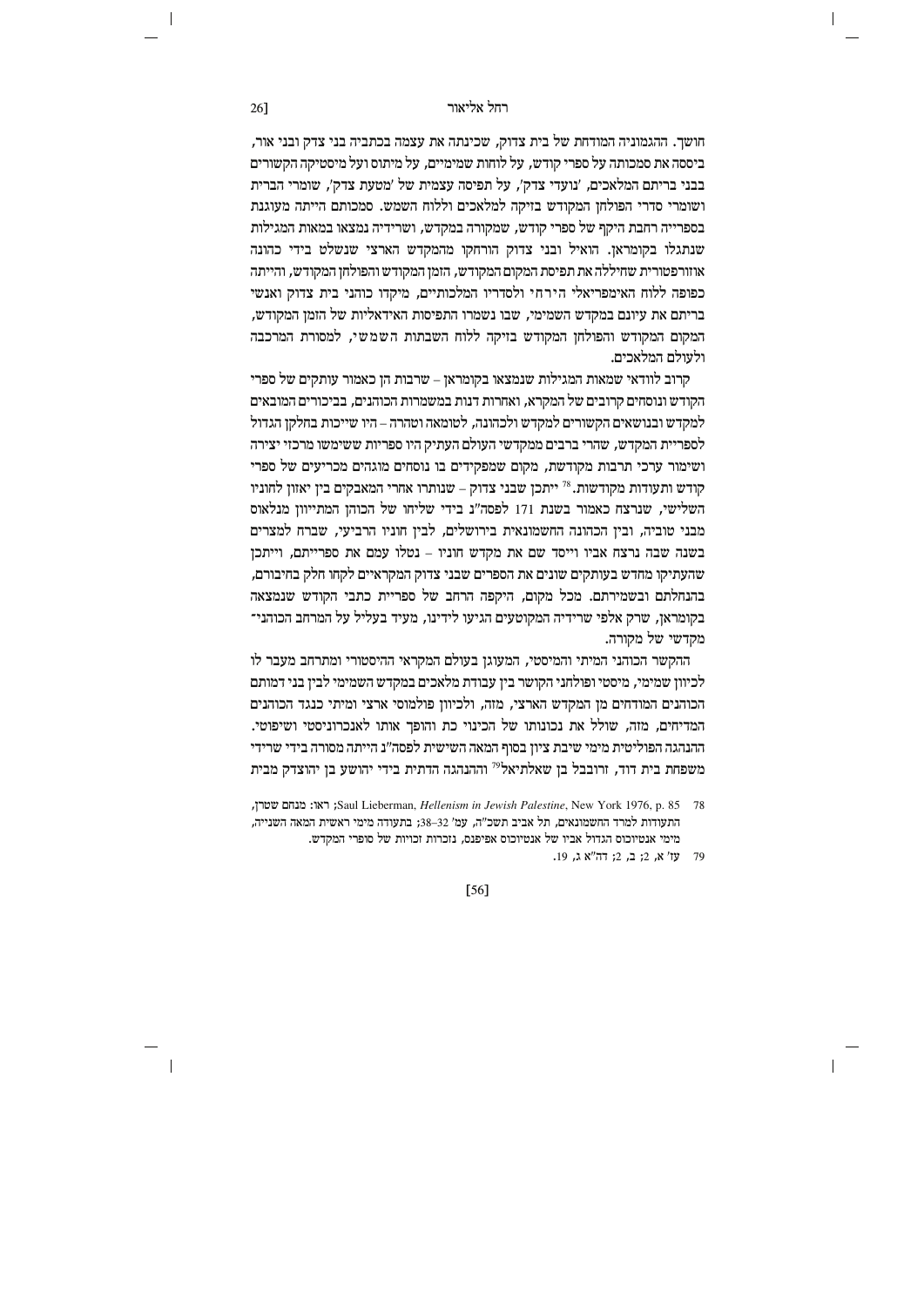חושך. ההגמוניה המודחת של בית צדוק, שכינתה את עצמה בכתביה בני צדק ובני אור, ביססה את סמכותה על ספרי קודש, על לוחות שמימיים, על מיתוס ועל מיסטיקה הקשורים בבני בריתם המלאכים, 'נועדי צדק', על תפיסה עצמית של 'מטעת צדק', שומרי הברית ושומרי סדרי הפולחן המקודש בזיקה למלאכים וללוח השמש. סמכותם הייתה מעוגנת בספרייה רחבת היקף של ספרי קודש, שמקורה במקדש, ושרידיה נמצאו במאות המגילות שנתגלו בקומראן. הואיל ובני צדוק הורחקו מהמקדש הארצי שנשלט בידי כהונה אוזורפטורית שחיללה את תפיסת המקום המקודש, הזמן המקודש והפולחן המקודש, והייתה כפופה ללוח האימפריאלי הירחי ולסדריו המלכותיים, מיקדו כוהני בית צדוק ואנשי בריתם את עיונם במקדש השמימי, שבו נשמרו התפיסות האידאליות של הזמן המקודש, המקום המקודש והפולחן המקודש בזיקה ללוח השבתות השמשי, למסורת המרכבה ולעולם המלאכים.

קרוב לוודאי שמאות המגילות שנמצאו בקומראן – שרבות הן כאמור עותקים של ספרי הקודש ונוסחים קרובים של המקרא, ואחרות דנות במשמרות הכוהנים, בביכורים המובאים למקדש ובנושאים הקשורים למקדש ולכהונה, לטומאה וטהרה – היו שייכות בחלקן הגדול לספריית המקדש, שהרי ברבים ממקדשי העולם העתיק היו ספריות ששימשו מרכזי יצירה ושימור ערכי תרבות מקודשת, מקום שמפקידים בו נוסחים מוגהים מכריעים של ספרי קודש ותעודות מקודשות.[78] ייתכן שבני צדוק – שנותרו אחרי המאבקים בין יאזון לחוניו השלישי, שנרצח כאמור בשנת 171 לפסה"נ בידי שליחו של הכוהן המתייוון מנלאוס מבני טוביה, ובין הכהונה החשמונאית בירושלים, לבין חוניו הרביעי, שברח למצרים בשנה שבה נרצח אביו וייסד שם את מקדש חוניו – נטלו עמם את ספרייתם, וייתכן שהעתיקו מחדש בעותקים שונים את הספרים המקראיים שבני צדוק המקראיים לקחו חלק בחיבורם, בהנחלתם ובשמירתם. מכל מקום, היקפה הרחב של ספריית כתבי הקודש שנמצאה בקומראן, שרק אלפי שרידיה המקוטעים הגיעו לידינו, מעיד בעליל על המרחב הכוהני־מקדשי של מקורה.

ההקשר הכוהני המיתי והמיסטי, המעוגן בעולם המקראי ההיסטורי ומתרחב מעבר לו לכיוון שמימי, מיסטי ופולחני הקושר בין עבודת מלאכים במקדש השמימי לבין בני דמותם הכוהנים המודחים מן המקדש הארצי, מזה, ולכיוון פולמוסי ארצי ומיתי כנגד הכוהנים המדיחים, מזה, שולל את נכונותו של הכינוי כת והופך אותו לאנכרוניסטי ושיפוטי. ההנהגה הפוליטית מימי שיבת ציון בסוף המאה השישית לפסה"נ הייתה מסורה בידי שרידי משפחת בית דוד, זרובבל בן שאלתיאל[79] וההנהגה הדתית בידי יהושע בן יהוצדק מבית

78 ראו: Saul Lieberman, *Hellenism in Jewish Palestine*, New York 1976, p. 85; מנחם שטרן, התעודות למרד החשמונאים, תל אביב תשכ"ה, עמ' 32–38; בתעודה מימי ראשית המאה השנייה, מימי אנטיוכוס הגדול אביו של אנטיוכוס אפיפנס, נזכרות זכויות של סופרי המקדש.

79 עז' א, 2; ב, 2; דה"א ג, 19.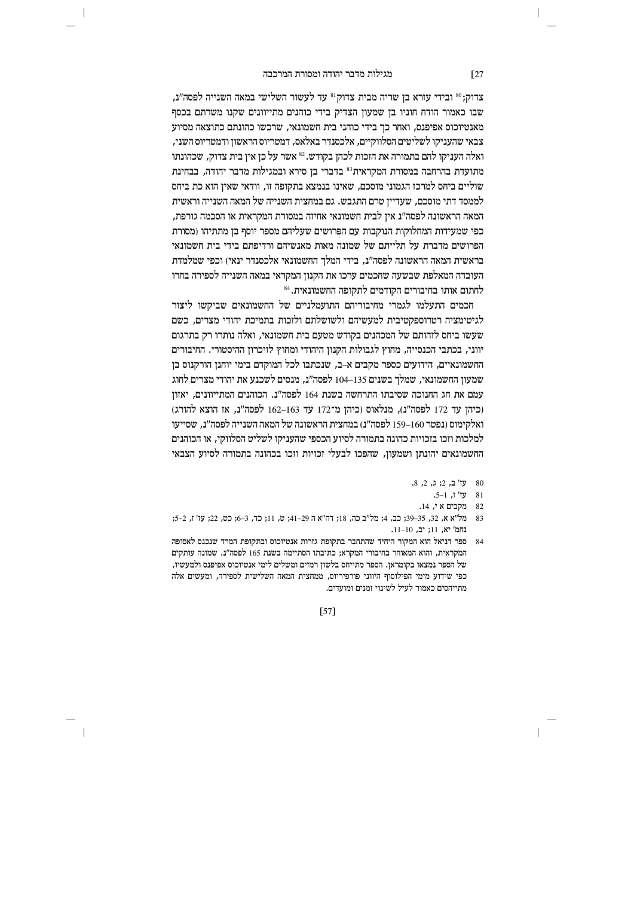צדוק;[80] ובידי עזרא בן שריה מבית צדוק[81] עד לעשור השלישי במאה השנייה לפסה"נ, שבו כאמור הודח חוניו בן שמעון הצדיק בידי כוהנים מתייוונים שקנו משרתם בכסף מאנטיוכוס אפיפנס, ואחר כך בידי כוהני בית חשמונאי, שרכשו כהונתם כתוצאה מסיוע צבאי שהעניקו לשליטים הסלווקיים, אלכסנדר באלאס, דמטריוס הראשון ודמטריוס השני, ואלה העניקו להם בתמורה את הזכות לכהן בקודש.[82] אשר על כן אין בית צדוק, שכהונתו מתועדת בהרחבה במסורת המקראית[83] בדברי בן סירא ובמגילות מדבר יהודה, בבחינת שוליים ביחס למרכז הגמוני מוסכם, שאינו בנמצא בתקופה זו, וודאי שאין הוא כת ביחס לממסד דתי מוסכם, שעדיין טרם התגבש. גם במחצית השנייה של המאה השנייה וראשית המאה הראשונה לפסה"נ אין לבית חשמונאי אחיזה במסורת המקראית או הסכמה גורפת, כפי שמעידות המחלוקות הנוקבות עם הפְּרושים שעליהם מספר יוסף בן מתתיהו (מסורת הפרושים מדברת על תלייתם של שמונה מאות מאנשיהם ורדיפתם בידי בית חשמונאי בראשית המאה הראשונה לפסה"נ, בידי המלך החשמונאי אלכסנדר ינאי) וכפי שמלמדת העובדה המאלפת שבשעה שחכמים ערכו את הקנון המקראי במאה השנייה לספירה בחרו לחתום אותו בחיבורים הקודמים לתקופה החשמונאית.[84]

חכמים התעלמו לגמרי מחיבוריהם התועמלניים של החשמונאים שביקשו ליצור לגיטימציה רטרוספקטיבית למעשיהם ולשושלתם ולזכות בתמיכת יהודי מצרים, כשם שעשו ביחס לזהותם של המכהנים בקודש מטעם בית חשמונאי, ואלה נותרו רק בתרגום יווני, בכתבי הכנסייה, מחוץ לגבולות הקנון היהודי ומחוץ לזיכרון ההיסטורי. החיבורים החשמונאיים, הידועים כספר מקבים א–ב, שנכתבו לכל המוקדם בימי יוחנן הורקנוס בן שמעון החשמונאי, שמלך בשנים 135–104 לפסה"נ, מנסים לשכנע את יהודי מצרים לחוג עמם את חג החנוכה שסיבתו התרחשה בשנת 164 לפסה"נ. הכוהנים המתייוונים, יאזון (כיהן עד 172 לפסה"נ), מנלאוס (כיהן מ־172 עד 163–162 לפסה"נ, אז הוצא להורג) ואלקימוס (נפטר 160–159 לפסה"נ) במחצית הראשונה של המאה השנייה לפסה"נ, שסייעו למלכות וזכו בזכויות כהונה בתמורה לסיוע הכספי שהעניקו לשליט הסלווקי, או הכוהנים החשמונאים יהונתן ושמעון, שהפכו לבעלי זכויות וזכו בכהונה בתמורה לסיוע הצבאי

80 עז' ב, 2; ג, 2, 8.

81 עז' ז, 1–5.

82 מקבים א י, 14.

83 מל"א א, 32, 35–39; כב, 4; מל"ב כה, 18; דה"א ה 29–41; ט, 11; כד, 3–6; כט, 22; עז' ז, 2–5; נחמ' יא, 11; יב, 10–11.

84 ספר דניאל הוא המקור היחיד שהתחבר בתקופת גזרות אנטיוכוס ובתקופת המרד שנכנס לאסופה המקראית, והוא המאוחר בחיבורי המקרא; כתיבתו הסתיימה בשנת 165 לפסה"נ. שמונה עותקים של הספר נמצאו בקומראן. הספר מתייחס בלשון רמזים ומשלים לימי אנטיוכוס אפיפנס ולמעשיו, כפי שידוע מימי הפילוסוף היווני פורפיריוס, ממחצית המאה השלישית לספירה, ומעשים אלה מתייחסים כאמור לעיל לשינוי זמנים ומועדים.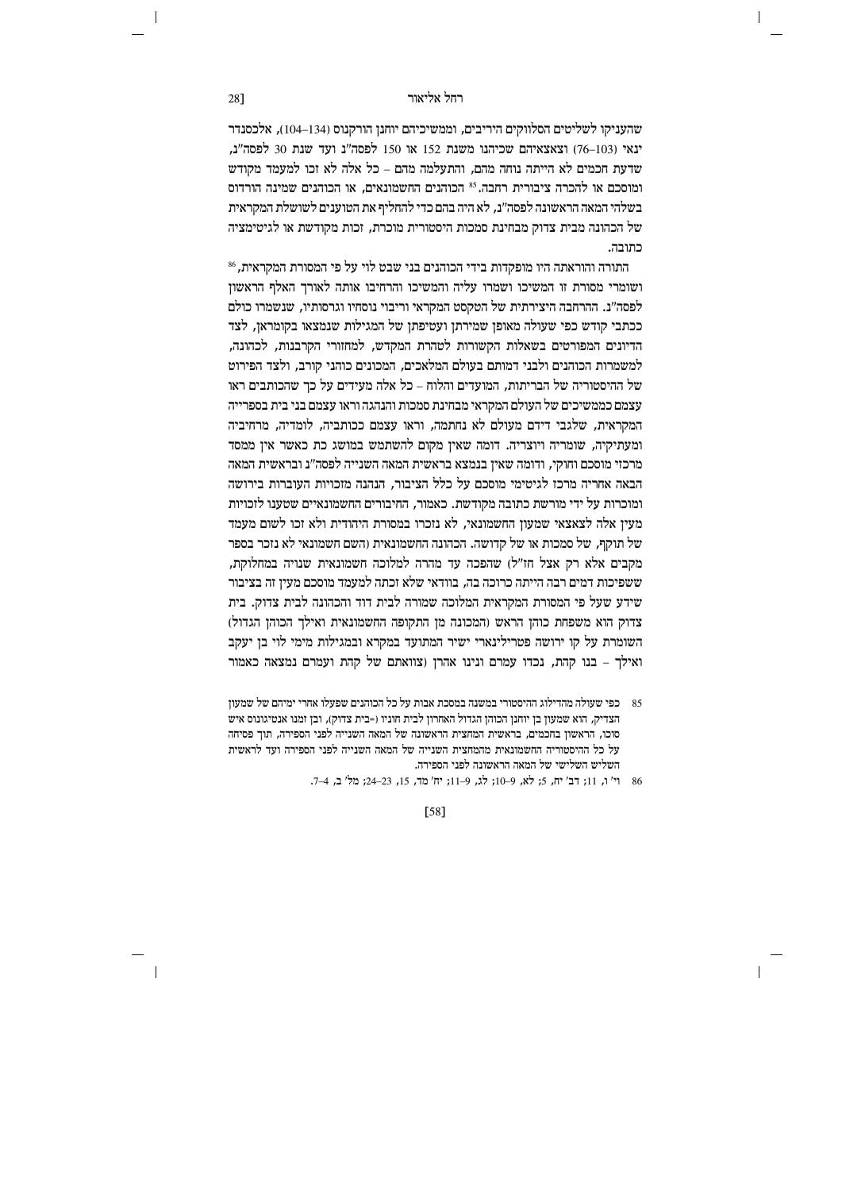שהעניקו לשליטים הסלווקים היריבים, וממשיכיהם יוחנן הורקנוס (134–104), אלכסנדר ינאי (103–76) וצאצאיהם שכיהנו משנת 152 או 150 לפסה"נ ועד שנת 30 לפסה"נ, שדעת חכמים לא הייתה נוחה מהם, והתעלמה מהם – כל אלה לא זכו למעמד מקודש ומוסכם או להכרה ציבורית רחבה.[85] הכוהנים החשמונאים, או הכוהנים שמינה הורדוס בשלהי המאה הראשונה לפסה"נ, לא היה בהם כדי להחליף את הטוענים לשושלת המקראית של הכהונה מבית צדוק מבחינת סמכות היסטורית מוכרת, זכות מקודשת או לגיטימציה כתובה.

התורה והוראתה היו מופקדות בידי הכוהנים בני שבט לוי על פי המסורת המקראית,[86] ושומרי מסורת זו המשיכו ושמרו עליה והמשיכו והרחיבו אותה לאורך האלף הראשון לפסה"נ. ההרחבה היצירתית של הטקסט המקראי וריבוי נוסחיו וגרסותיו, שנשמרו כולם ככתבי קודש כפי שעולה מאופן שמירתן ועטיפתן של המגילות שנמצאו בקומראן, לצד הדיונים המפורטים בשאלות הקשורות לטהרת המקדש, למחזורי הקרבנות, לכהונה, למשמרות הכוהנים ולבני דמותם בעולם המלאכים, המכונים כוהני קורב, ולצד הפירוט של ההיסטוריה של הבריתות, המועדים והלוח – כל אלה מעידים על כך שהכותבים ראו עצמם כממשיכים של העולם המקראי מבחינת סמכות והנהגה וראו עצמם בני בית בספרייה המקראית, שלגבי דידם מעולם לא נחתמה, וראו עצמם ככותביה, לומדיה, מרחיביה ומעתיקיה, שומריה ויוצריה. דומה שאין מקום להשתמש במושג כת כאשר אין ממסד מרכזי מוסכם וחוקי, ודומה שאין בנמצא בראשית המאה השנייה לפסה"נ ובראשית המאה הבאה אחריה מרכז לגיטימי מוסכם על כלל הציבור, הנהגה מזכויות העוברות בירושה ומוכרות על ידי מורשת כתובה מקודשת. כאמור, החיבורים החשמונאיים שטענו לזכויות מעין אלה לצאצאי שמעון החשמונאי, לא נזכרו במסורת היהודית ולא זכו לשום מעמד של תוקף, של סמכות או של קדושה. הכהונה החשמונאית (השם חשמונאי לא נזכר בספר מקבים אלא רק אצל חז"ל) שהפכה עד מהרה למלוכה חשמונאית שנויה במחלוקת, ששפיכות דמים רבה הייתה כרוכה בה, בוודאי שלא זכתה למעמד מוסכם מעין זה בציבור שידע שעל פי המסורת המקראית המלוכה שמורה לבית דוד והכהונה לבית צדוק. בית צדוק הוא משפחת כוהן הראש (המכונה מן התקופה החשמונאית ואילך הכוהן הגדול) השומרת על קו ירושה פטרילינארי ישיר המתועד במקרא ובמגילות מימי לוי בן יעקב ואילך – בנו קהת, נכדו עמרם ונינו אהרן (צוואתם של קהת ועמרם נמצאה כאמור

---

85 כפי שעולה מהדילוג ההיסטורי במשנה במסכת אבות על כל הכוהנים שפעלו אחרי ימיהם של שמעון הצדיק, הוא שמעון בן יוחנן הכוהן הגדול האחרון לבית חוניו (=בית צדוק), ובן זמנו אנטיגונוס איש סוכו, הראשון בחכמים, בראשית המחצית הראשונה של המאה השנייה לפני הספירה, תוך פסיחה על כל ההיסטוריה החשמונאית מהמחצית השנייה של המאה השנייה לפני הספירה ועד לראשית השליש השלישי של המאה הראשונה לפני הספירה.

86 וי' ו, 11; דב' יח, 5; לא, 9–10; לג, 9–11; יח' מד, 15, 23–24; מל' ב, 4–7.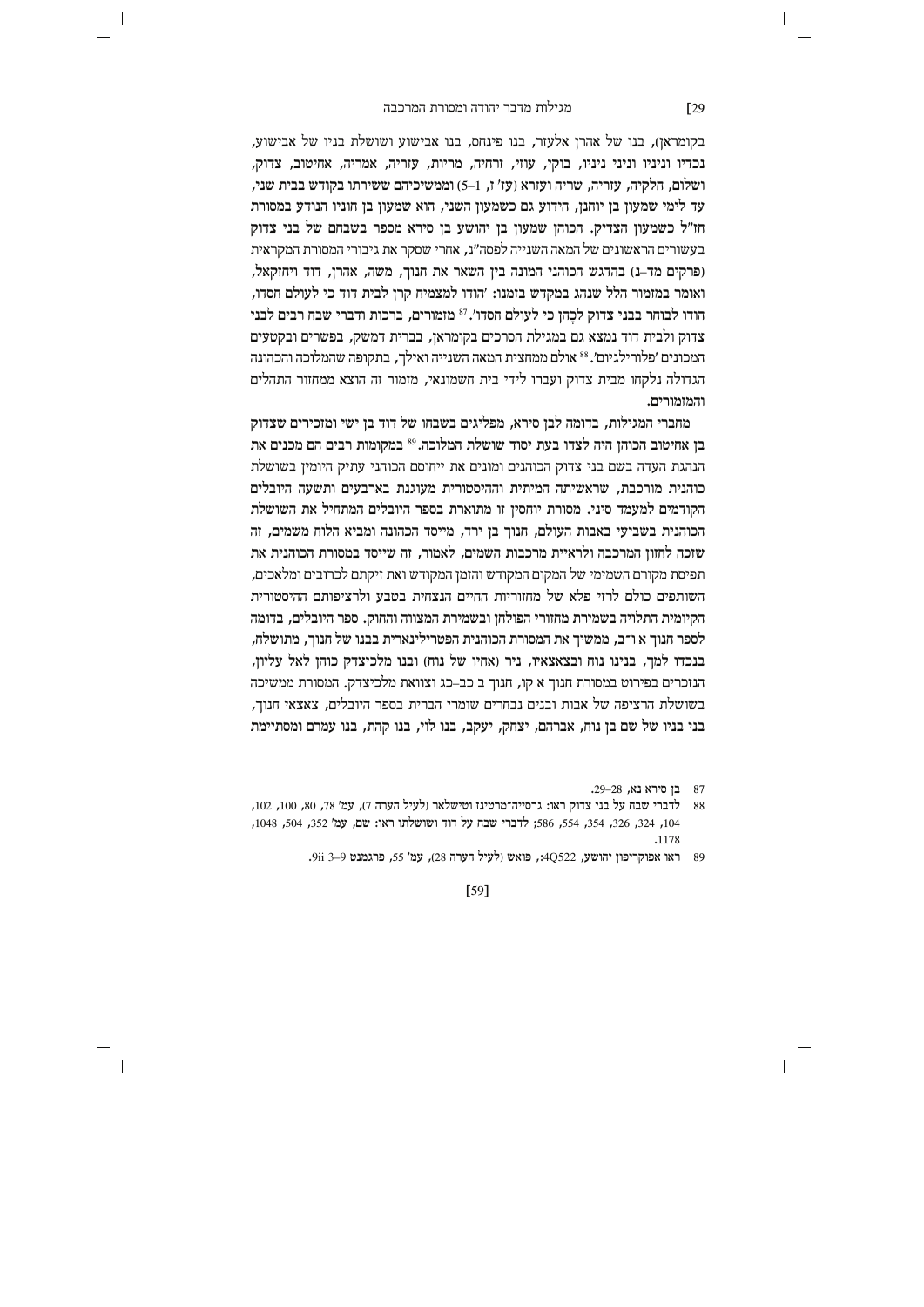בקומראן), בנו של אהרן אלעזר, בנו פינחס, בנו אבישוע ושושלת בניו של אבישוע, נכדיו ונינין ניניו, בוקי, עוזי, זרחיה, מריות, עזריה, אמריה, אחיטוב, צדוק, ושלום, חלקיה, עזריה, שריה ועזרא (עז' ז, 1–5) וממשיכיהם ששירתו בקודש בבית שני, עד לימי שמעון בן יוחנן, הידוע גם כשמעון השני, הוא שמעון בן חוניו הנודע במסורת חז"ל כשמעון הצדיק. הכוהן שמעון בן יהושע בן סירא מספר בשבחם של בני צדוק בעשורים הראשונים של המאה השנייה לפסה"נ, אחרי שסקר את גיבורי המסורת המקראית (פרקים מד–נ) בהדגש הכוהני המונה בין השאר את חנוך, משה, אהרן, דוד ויחזקאל, ואומר במזמור הלל שנהג במקדש בזמנו: 'הודו למצמיח קרן לבית דוד כי לעולם חסדו, הודו לבוחר בבני צדוק לכֹהֵן כי לעולם חסדו'.[87] מזמורים, ברכות ודברי שבח רבים לבני צדוק ולבית דוד נמצא גם במגילת הסרכים בקומראן, בברית דמשק, בפשרים ובקטעים המכונים 'פלורילגיום'.[88] אולם ממחצית המאה השנייה ואילך, בתקופה שהמלוכה והכהונה הגדולה נלקחו מבית צדוק ועברו לידי בית חשמונאי, מזמור זה הוצא ממחזור התהלים והמזמורים.

מחברי המגילות, בדומה לבן סירא, מפליגים בשבחו של דוד בן ישי ומזכירים שצדוק בן אחיטוב הכוהן היה לצדו בעת יסוד שושלת המלוכה.[89] במקומות רבים הם מכנים את הנהגת העדה בשם בני צדוק הכוהנים ומונים את ייחוסם הכוהני עתיק היומין בשושלת כוהנית מורכבת, שראשיתה המיתית וההיסטורית מעוגנת בארבעים ותשעה היובלים הקודמים למעמד סיני. מסורת יוחסין זו מתוארת בספר היובלים המתחיל את השושלת הכוהנית בשביעי באבות העולם, חנוך בן ירד, מייסד הכהונה ומביא הלוח משמים, זה שזכה לחזון המרכבה ולראיית מרכבות השמים, לאמור, זה שייסד במסורת הכוהנית את תפיסת מקורם השמימי של המקום המקודש והזמן המקודש ואת זיקתם לכרובים ומלאכים, השותפים כולם לרזי פלא של מחזוריות החיים הנצחית בטבע ולרציפותם ההיסטורית הקיומית התלויה בשמירת מחזורי הפולחן ובשמירת המצווה והחוק. ספר היובלים, בדומה לספר חנוך א ו־ב, ממשיך את המסורת הכוהנית הפטרילינארית בבנו של חנוך, מתושלח, בנכדו למך, בנינו נוח ובצאצאיו, ניר (אחיו של נוח) ובנו מלכיצדק כוהן לאל עליון, הנזכרים בפירוט במסורת חנוך א קו, חנוך ב כב–כג וצוואת מלכיצדק. המסורת ממשיכה בשושלת הרציפה של אבות ובנים נבחרים שומרי הברית בספר היובלים, צאצאי חנוך, בני בניו של שם בן נוח, אברהם, יצחק, יעקב, בנו לוי, בנו קהת, בנו עמרם ומסתיימת

---

87 בן סירא נא, 28–29.

88 לדברי שבח על בני צדוק ראו: גרסייה־מרטינז וטישלאר (לעיל הערה 7), עמ' 78, 80, 100, 102, 104, 324, 326, 354, 554, 586; לדברי שבח על דוד ושושלתו ראו: שם, עמ' 352, 504, 1048, 1178.

89 ראו אפוקריפון יהושע, 4Q522:, פואש (לעיל הערה 28), עמ' 55, פרגמנט 9ii 3–9.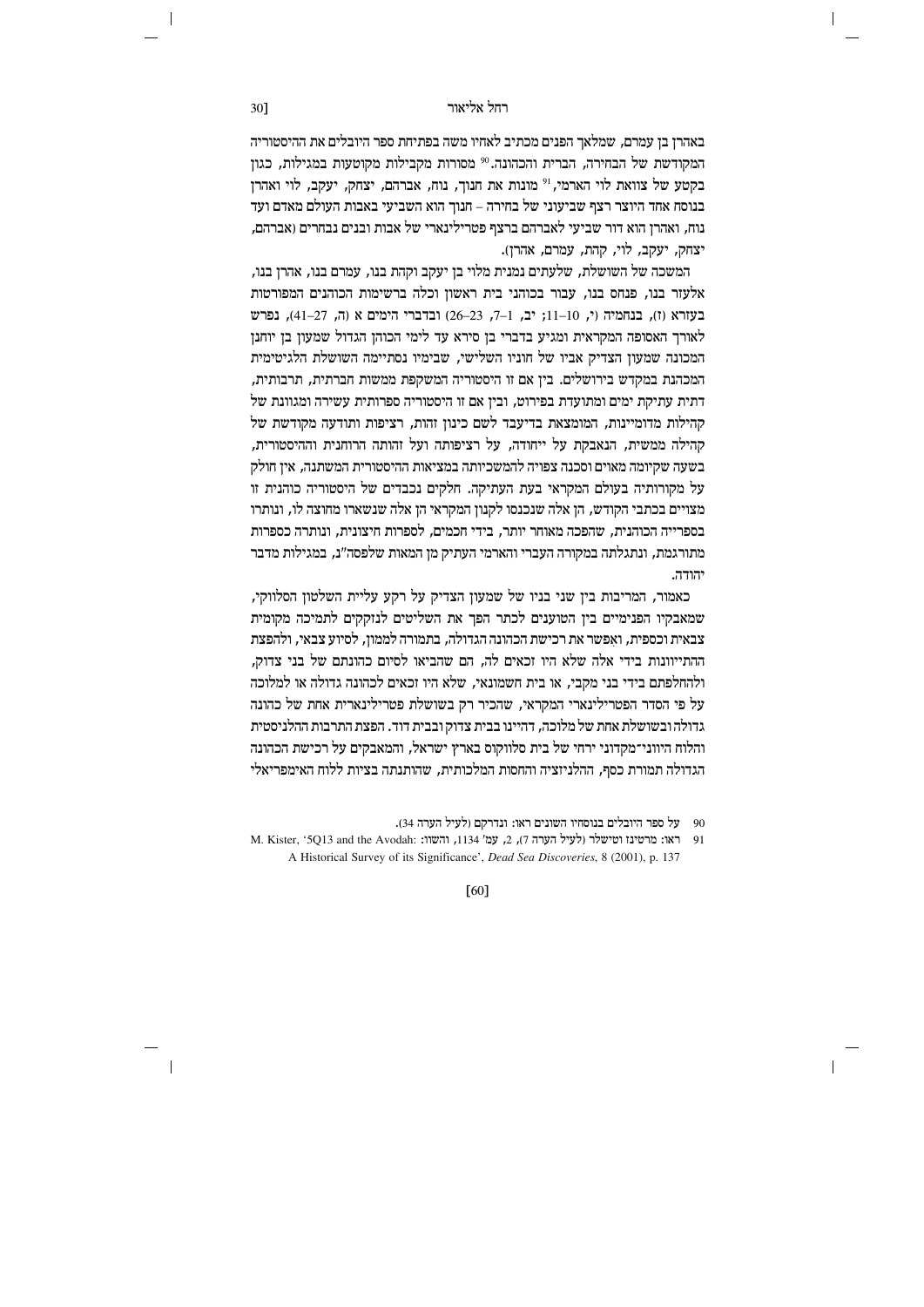באהרן בן עמרם, שמלאך הפנים מכתיב לאחיו משה בפתיחת ספר היובלים את ההיסטוריה המקודשת של הבחירה, הברית והכהונה.[90] מסורות מקבילות מקוטעות במגילות, כגון בקטע של צוואת לוי הארמי,[91] מונות את חנוך, נוח, אברהם, יצחק, יעקב, לוי ואהרן בנוסח אחד היוצר רצף שביעוני של בחירה – חנוך הוא השביעי באבות העולם מאדם ועד נוח, ואהרן הוא דור שביעי לאברהם ברצף פטריליניארי של אבות ובנים נבחרים (אברהם, יצחק, יעקב, לוי, קהת, עמרם, אהרן).

המשכה של השושלת, שלעתים נמנית מלוי בן יעקב וקהת בנו, עמרם בנו, אהרן בנו, אלעזר בנו, פנחס בנו, עבור בכוהני בית ראשון וכלה ברשימות הכוהנים המפורטות בעזרא (ז), בנחמיה (י, 10–11; יב, 1–7, 23–26) ובדברי הימים א (ה, 27–41), נפרש לאורך האסופה המקראית ומגיע בדברי בן סירא עד לימי הכוהן הגדול שמעון בן יוחנן המכונה שמעון הצדיק אביו של חוניו השלישי, שבימיו נסתיימה השושלת הלגיטימית המכהנת במקדש בירושלים. בין אם זו היסטוריה המשקפת ממשות חברתית, תרבותית, דתית עתיקת ימים ומתועדת בפירוט, ובין אם זו היסטוריה ספרותית עשירה ומגוונת של קהילות מדומיינות, המומצאת בדיעבד לשם כינון זהות, רציפות ותודעה מקודשת של קהילה ממשית, הנאבקת על ייחודה, על רציפותה ועל זהותה הרוחנית וההיסטורית, בשעה שקיומה מאוים וסכנה צפויה להמשכיותה במציאות ההיסטורית המשתנה, אין חולק על מקורותיה בעולם המקראי בעת העתיקה. חלקים נכבדים של היסטוריה כוהנית זו מצויים בכתבי הקודש, הן אלה שנכנסו לקנון המקראי הן אלה שנשארו מחוצה לו, ונותרו בספרייה הכוהנית, שהפכה מאוחר יותר, בידי חכמים, לספרות חיצונית, ונותרה כספרות מתורגמת, ונתגלתה במקורה העברי והארמי העתיק מן המאות שלפסה"נ, במגילות מדבר יהודה.

כאמור, המריבות בין שני בניו של שמעון הצדיק על רקע עליית השלטון הסלווקי, שמאבקיו הפנימיים בין הטוענים לכתר הפך את השליטים לנזקקים לתמיכה מקומית צבאית וכספית, ואפשר את רכישת הכהונה הגדולה, בתמורה לממון, לסיוע צבאי, ולהפצת ההתייוונות בידי אלה שלא היו זכאים לה, הם שהביאו לסיום כהונתם של בני צדוק, ולהחלפתם בידי בני מקבי, או בית חשמונאי, שלא היו זכאים לכהונה גדולה או למלוכה על פי הסדר הפטריליניארי המקראי, שהכיר רק בשושלת פטריליניארית אחת של כהונה גדולה ובשושלת אחת של מלוכה, דהיינו בבית צדוק ובבית דוד. הפצת התרבות ההלניסטית והלוח היווני־מקדוני ירחי של בית סלווקוס בארץ ישראל, והמאבקים על רכישת הכהונה הגדולה תמורת כסף, ההלניזציה והחסות המלכותית, שהותנתה בציות ללוח האימפריאלי

---

90 על ספר היובלים בנוסחיו השונים ראו: ונדרקם (לעיל הערה 34).

91 ראו: מרטינז וטישלר (לעיל הערה 7), 2, עמ' 1134, והשוו: M. Kister, '5Q13 and the Avodah: A Historical Survey of its Significance', *Dead Sea Discoveries*, 8 (2001), p. 137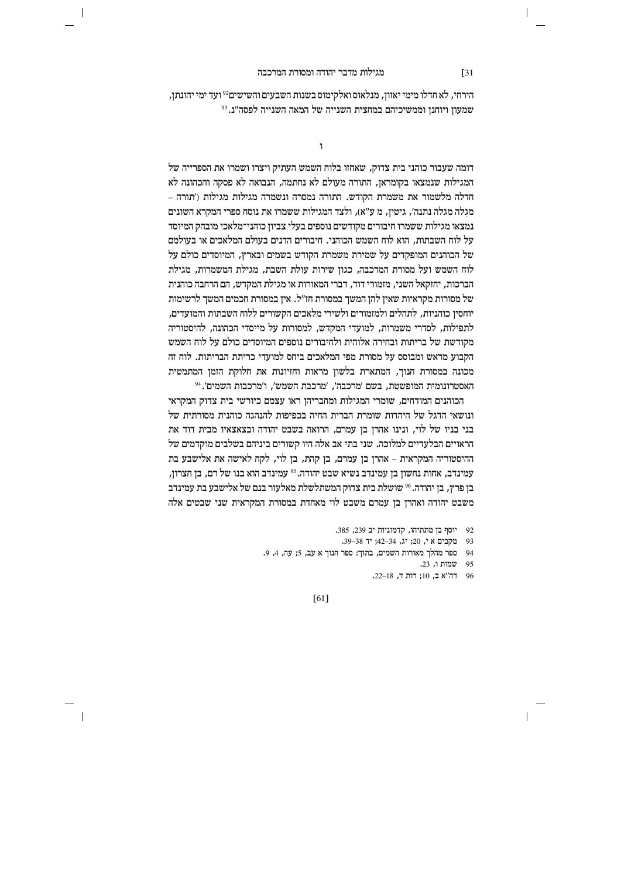הירחי, לא חדלו מימי יאזון, מנלאוס ואלקימוס בשנות השבעים והשישים[92] ועד ימי יהונתן, שמעון ויוחנן וממשיכיהם במחצית השנייה של המאה השנייה לפסה"נ.[93]

## ו

דומה שעבור כוהני בית צדוק, שאחזו בלוח השמש העתיק ויצרו ושמרו את הספרייה של המגילות שנמצאו בקומראן, התורה מעולם לא נחתמה, הנבואה לא פסקה והכהונה לא חדלה מלשמור את משמרת הקודש. התורה נמסרה ונשמרה מגילות מגילות ('תורה – מגלה מגלה נתנה', גיטין, מ ע"א), ולצד המגילות ששמרו את נוסח ספרי המקרא השונים נמצאו מגילות ששמרו חיבורים מקודשים נוספים בעלי צביון כוהני־מלאכי מובהק המיוסד על לוח השבתות, הוא לוח השמש הכוהני. חיבורים הדנים בעולם המלאכים או בעולמם של הכוהנים המופקדים על שמירת משמרת הקודש בשמים ובארץ, המיוסדים כולם על לוח השמש ועל מסורת המרכבה, כגון שירות עולת השבת, מגילת המשמרות, מגילת הברכות, יחזקאל השני, מזמורי דוד, דברי המאורות או מגילת המקדש, הם הרחבה כוהנית של מסורות מקראיות שאין להן המשך במסורת חז"ל. אין במסורת חכמים המשך לרשימות יוחסין כוהניות, לתהלים ולמזמורים ולשירי מלאכים הקשורים ללוח השבתות והמועדים, לתפילות, לסדרי משמרות, למועדי המקדש, למסורות על מייסדי הכהונה, להיסטוריה מקודשת של בריתות ובחירה אלוהית ולחיבורים נוספים המיוסדים כולם על לוח השמש הקבוע מראש ומבוסס על מסורת מפי המלאכים ביחס למועדי כריתת הבריתות. לוח זה מכונה במסורת חנוך, המתארת בלשון מראות וחזיונות את חלוקת הזמן המתמטית האסטרונומית המופשטת, בשם 'מרכבה', 'מרכבת השמש', ו'מרכבות השמים'.[94]

הכוהנים המודחים, שומרי המגילות ומחבריהן ראו עצמם כיורשי בית צדוק המקראי ונושאי הדגל של היהדות שומרת הברית החיה בכפיפות להנהגה כוהנית מסורתית של בני בניו של לוי, ונינו אהרן בן עמרם, הרואה בשבט יהודה ובצאצאיו מבית דוד את הראויים הבלעדיים למלוכה. שני בתי אב אלה היו קשורים ביניהם בשלבים מוקדמים של ההיסטוריה המקראית – אהרן בן עמרם, בן קהת, בן לוי, לקח לאישה את אלישבע בת עמינדב, אחות נחשון בן עמינדב נשיא שבט יהודה.[95] עמינדב הוא בנו של רם, בן חצרון, בן פרץ, בן יהודה.[96] שושלת בית צדוק המשתלשלת מאלעזר בנם של אלישבע בת עמינדב משבט יהודה ואהרן בן עמרם משבט לוי מאחדת במסורת המקראית שני שבטים אלה

92 יוסף בן מתתיהו, קדמוניות יב 239, 385.
93 מקבים א י, 20; יג, 34–42; יד 38–39.
94 ספר מהלך מאורות השמים, בתוך: ספר חנוך א עב, 5; עה, 4, 9.
95 שמות ו, 23.
96 דה"א ב, 10; רות ד, 18–22.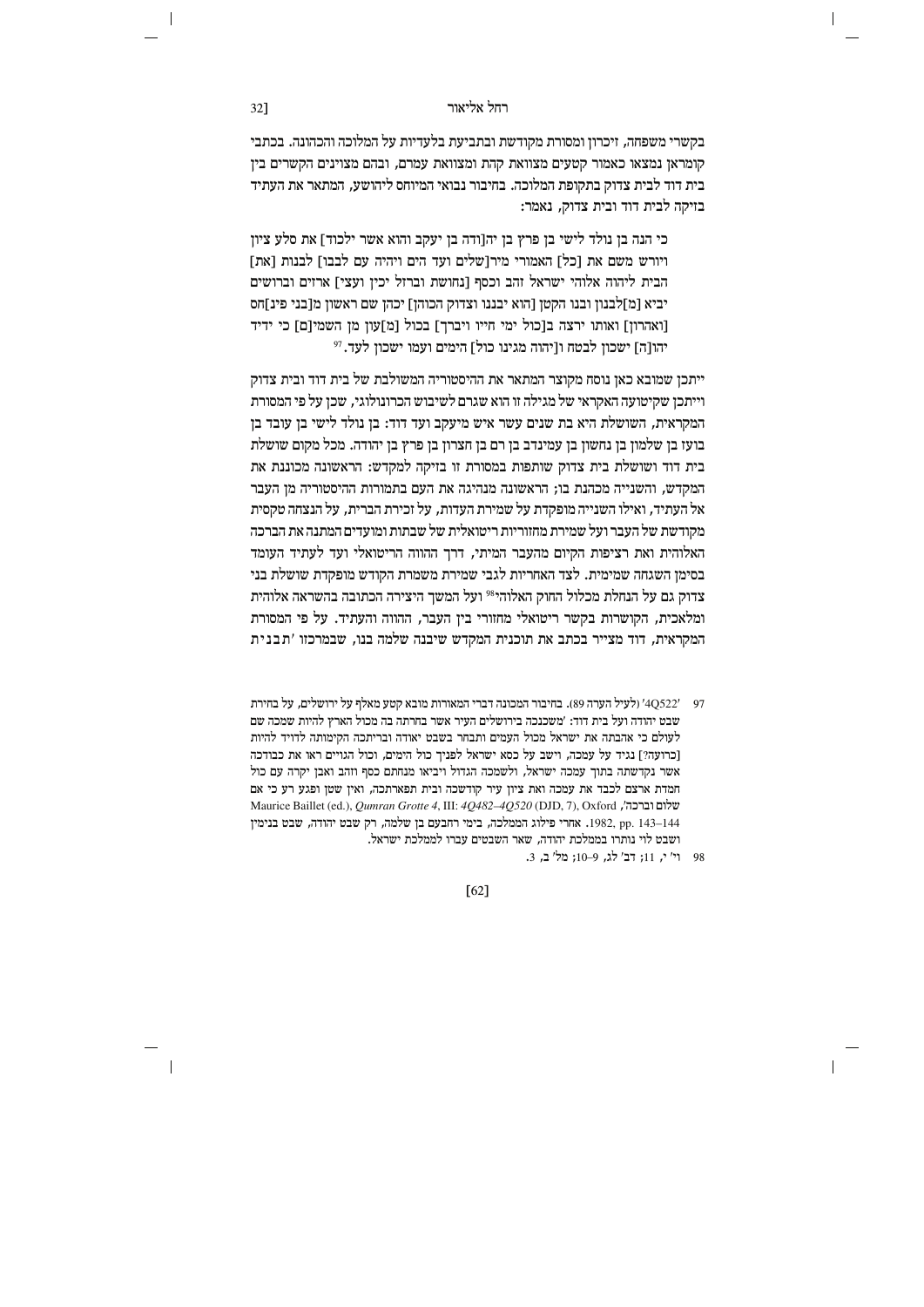בקשרי משפחה, זיכרון ומסורת מקודשת ובתביעת בלעדיות על המלוכה והכהונה. בכתבי קומראן נמצאו כאמור קטעים מצוואת קהת ומצוואת עמרם, ובהם מצוינים הקשרים בין בית דוד לבית צדוק בתקופת המלוכה. בחיבור נבואי המיוחס ליהושע, המתאר את העתיד בזיקה לבית דוד ובית צדוק, נאמר:

כי הנה בן נולד לישי בן פרץ בן יה[ודה בן יעקב והוא אשר ילכוד] את סלע ציון ויורש משם את [כל] האמורי מיר[שלים ועד הים ויהיה עם לבבו] לבנות [את] הבית ליהוה אלוהי ישראל זהב וכסף [נחושת וברזל יכין ועצי] ארזים וברושים יביא [מ]לבנון ובנו הקטן [הוא יבננו וצדוק הכוהן] יכהן שם ראשון מ[בני פינ]חס [ואהרון] ואותו ירצה ב[כול ימי חייו ויברך] בכול [מ]עון מן השמי[ם] כי ידיד יהו[ה] ישכון לבטח ו[יהוה מגינו כול] הימים ועמו ישכון לעד.[97]

ייתכן שמובא כאן נוסח מקוצר המתאר את ההיסטוריה המשולבת של בית דוד ובית צדוק וייתכן שקיטועה האקראי של מגילה זו הוא שגרם לשיבוש הכרונולוגי, שכן על פי המסורת המקראית, השושלת היא בת שנים עשר איש מיעקב ועד דוד: בן נולד לישי בן עובד בן בועז בן שלמון בן נחשון בן עמינדב בן רם בן חצרון בן פרץ בן יהודה. מכל מקום שושלת בית דוד ושושלת בית צדוק שותפות במסורת זו בזיקה למקדש: הראשונה מכוננת את המקדש, והשנייה מכהנת בו; הראשונה מנהיגה את העם בתמורות ההיסטוריה מן העבר אל העתיד, ואילו השנייה מופקדת על שמירת העדות, על זכירת הברית, על הנצחה טקסית מקודשת של העבר ועל שמירת מחזוריות ריטואלית של שבתות ומועדים המתנה את הברכה האלוהית ואת רציפות הקיום מהעבר המיתי, דרך ההווה הריטואלי ועד לעתיד העומד בסימן השגחה שמימית. לצד האחריות לגבי שמירת משמרת הקודש מופקדת שושלת בני צדוק גם על הנחלת מכלול החוק האלוהי[98] ועל המשך היצירה הכתובה בהשראה אלוהית ומלאכית, הקושרות בקשר ריטואלי מחזורי בין העבר, ההווה והעתיד. על פי המסורת המקראית, דוד מצייר בכתב את תוכנית המקדש שיבנה שלמה בנו, שבמרכזו 'תבנית

97 '4Q522' (לעיל הערה 89). בחיבור המכונה דברי המאורות מובא קטע מאלף על ירושלים, על בחירת שבט יהודה ועל בית דוד: 'משכנכה בירושלים העיר אשר בחרתה בה מכול הארץ להיות שמכה שם לעולם כי אהבתה את ישראל מכול העמים ותבחר בשבט יאודה ובריתכה הקימותה לדויד להיות [כרועה?] נגיד על עמכה, וישב על כסא ישראל לפניך כול הימים, וכול הגויים ראו את כבודכה אשר נקדשתה בתוך עמכה ישראל, ולשמכה הגדול ויביאו מנחתם כסף וזהב ואבן יקרה עם כול חמדת ארצם לכבד את עמכה ואת ציון עיר קודשכה ובית תפארתכה, ואין שטן ופגע רע כי אם שלום וברכה', Maurice Baillet (ed.), *Qumran Grotte 4*, III: *4Q482–4Q520* (DJD, 7), Oxford 1982, pp. 143–144. אחרי פילוג הממלכה, בימי רחבעם בן שלמה, רק שבט יהודה, שבט בנימין ושבט לוי נותרו בממלכת יהודה, שאר השבטים עברו לממלכת ישראל.

98 וי' י, 11; דב' לג, 9–10; מל' ב, 3.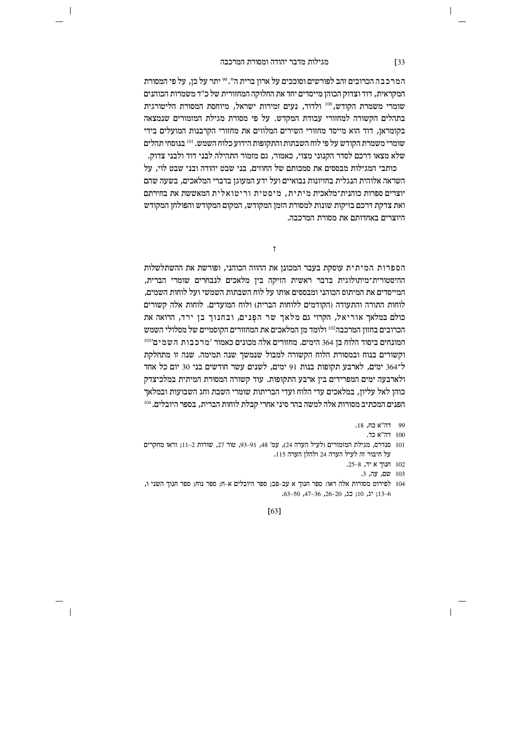המרכבה הכרובים זהב לפורשים וסוככים על ארון ברית ה'".[99] יתר על כן, על פי המסורת המקראית, דוד וצדוק הכוהן מייסדים יחד את החלוקה המחזורית של כ"ד משמרות הכוהנים שומרי משמרת הקודש,[100] ולדוד, נעים זמירות ישראל, מיוחסת המסורת הליטורגית בתהלים הקשורה למחזורי עבודת המקדש. על פי מסורת מגילת המזמורים שנמצאה בקומראן, דוד הוא מייסד מחזורי השירים המלווים את מחזורי הקרבנות המועלים בידי שומרי משמרת הקודש על פי לוח השבתות והתקופות הידוע כלוח השמש.[101] בנוסחי תהלים שלא מצאו דרכם לסדר הקנוני מצוי, כאמור, גם מזמור התהילה לבני דוד ולבני צדוק.

כותבי המגילות מבססים את סמכותם של החוזים, בני שבט יהודה ובני שבט לוי, על השראה אלוהית הנגלית בחזיונות נבואיים ועל ידע המעוגן בדברי המלאכים, בשעה שהם יוצרים ספרות כוהנית־מלאכית מיתית, מיסטית וריטואלית המאששת את בחירתם ואת צדקת דרכם בזיקות שונות למסורת הזמן המקודש, המקום המקודש והפולחן המקודש היוצרים באחדותם את מסורת המרכבה.

ז

הספרות המיתית עוסקת בעבר המכונן את ההווה הכוהני, ופורשת את ההשתלשלות ההיסטורית־מיתולוגית בדבר ראשית הזיקה בין מלאכים לנבחרים שומרי הברית, המייסדים את המיתוס הכוהני ומבססים אותו על לוח השבתות השמשי ועל לוחות השמים, לוחות התורה והתעודה (הקודמים ללוחות הברית) ולוח המועדים. לוחות אלה קשורים כולם במלאך אוריאל, הקרוי גם מלאך שר הפָּנים, ובחנוך בן ירד, הרואה את הכרובים בחזון המרכבה[102] ולומד מן המלאכים את המחזורים הקוסמיים של מסלולי השמש המונחים ביסוד הלוח בן 364 הימים. מחזורים אלה מכונים כאמור 'מרכבות השמים'[103] וקשורים בנוח ובמסורת הלוח הקשורה למבול שנמשך שנה תמימה. שנה זו מתחלקת ל־364 ימים, לארבע תקופות בנות 91 ימים, לשנים עשר חודשים בני 30 יום כל אחד ולארבעה ימים המפרידים בין ארבע התקופות. עוד קשורה המסורת המיתית במלכיצדק כוהן לאל עליון, במלאכים עדי הלוח ועדי הבריתות שומרי השבת וחג השבועות ובמלאך הפנים המכתיב מסורות אלה למשה בהר סיני אחרי קבלת לוחות הברית, בספר היובלים.[104]

99 דה"א כח, 18.

100 דה"א כד.

101 סנדרס, מגילת המזמורים (לעיל הערה 24), עמ' 48, 91–93, טור 27, שורות 2–11; וראו מחקרים על חיבור זה לעיל הערה 24 ולהלן הערה 115.

102 חנוך א יד, 8–25.

103 שם, עה, 3.

104 לפירוט מסורות אלה ראו: ספר חנוך א עב–פב; ספר היובלים א–ח; ספר נוח; ספר חנוך השני ו, 6–13; יג, 10; כג, 20–26, 36–47, 50–63.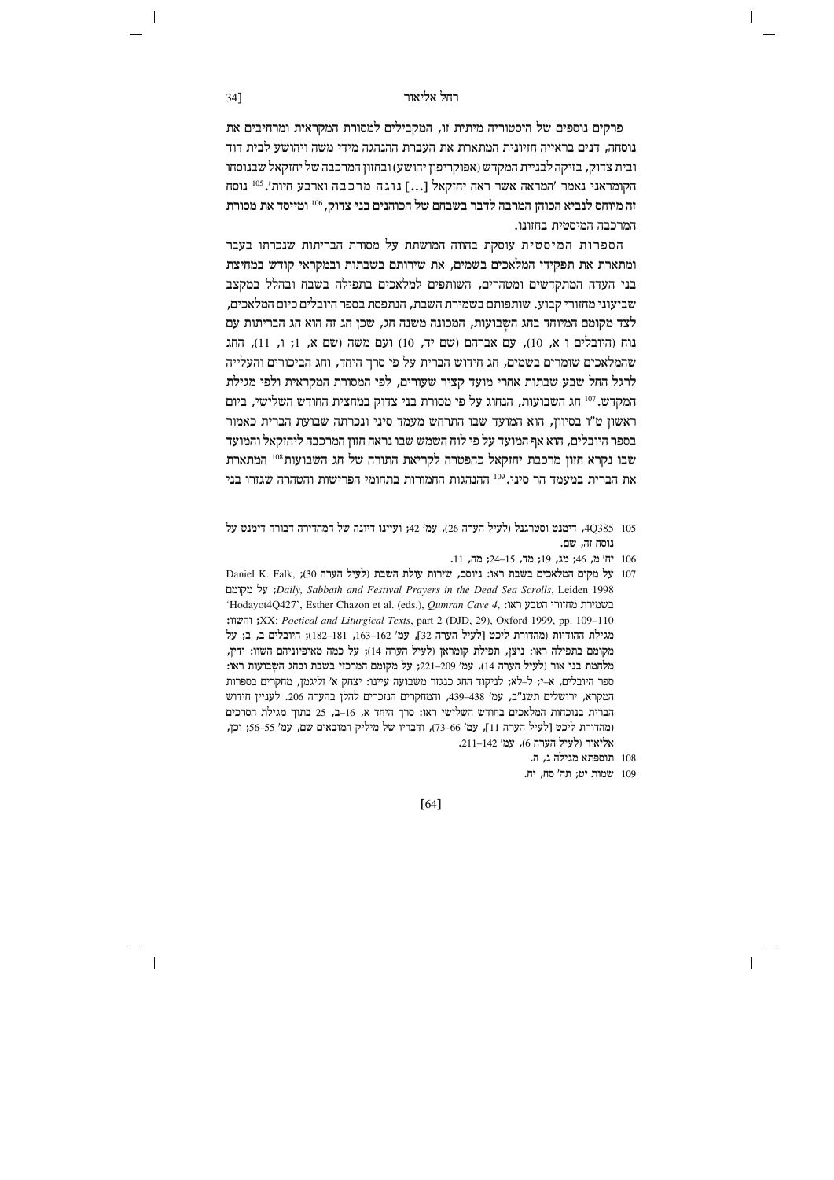פרקים נוספים של היסטוריה מיתית זו, המקבילים למסורת המקראית ומרחיבים את נוסחה, דנים בראייה חזיונית המתארת את העברת ההנהגה מידי משה ויהושע לבית דוד ובית צדוק, בזיקה לבניית המקדש (אפוקריפון יהושע) ובחזון המרכבה של יחזקאל שבנוסחו הקומראני נאמר 'המראה אשר ראה יחזקאל [...] נוגה מרכבה וארבע חיות'.[105] נוסח זה מיוחס לנביא הכוהן המרבה לדבר בשבחם של הכוהנים בני צדוק,[106] ומייסד את מסורת המרכבה המיסטית בחזונו.

הספרות המיסטית עוסקת בהווה המושתת על מסורת הבריתות שנכרתו בעבר ומתארת את תפקידי המלאכים בשמים, את שירותם בשבתות ובמקראי קודש במחיצת בני העדה המתקדשים ומטהרים, השותפים למלאכים בתפילה בשבח ובהלל במקצב שביעוני מחזורי קבוע. שותפותם בשמירת השבת, הנתפסת בספר היובלים כיום המלאכים, לצד מקומם המיוחד בחג השבועות, המכונה משנה חג, שכן חג זה הוא חג הבריתות עם נוח (היובלים ו א, 10), עם אברהם (שם יד, 10) ועם משה (שם א, 1; ו, 11), החג שהמלאכים שומרים בשמים, חג חידוש הברית על פי סרך היחד, וחג הביכורים והעלייה לרגל החל שבע שבתות אחרי מועד קציר שעורים, לפי המסורת המקראית ולפי מגילת המקדש.[107] חג השבועות, הנחוג על פי מסורת בני צדוק במחצית החודש השלישי, ביום ראשון ט"ו בסיוון, הוא המועד שבו התרחש מעמד סיני ונכרתה שבועת הברית כאמור בספר היובלים, הוא אף המועד על פי לוח השמש שבו נראה חזון המרכבה ליחזקאל והמועד שבו נקרא חזון מרכבת יחזקאל כהפטרה לקריאת התורה של חג השבועות[108] המתארת את הברית במעמד הר סיני.[109] ההנהגות החמורות בתחומי הפרישות והטהרה שגזרו בני

105 4Q385, דימנט וסטרגנל (לעיל הערה 26), עמ' 42; ועיינו דיונה של המהדירה דבורה דימנט על נוסח זה, שם.

106 יח' מ, 46; מג, 19; מד, 15–24; מח, 11.

107 על מקום המלאכים בשבת ראו: ניוסם, שירות עולת השבת (לעיל הערה 30); Daniel K. Falk, *Daily, Sabbath and Festival Prayers in the Dead Sea Scrolls*, Leiden 1998; על מקומם בשמירת מחזורי הטבע ראו: 'Hodayot4Q427', Esther Chazon et al. (eds.), *Qumran Cave 4*, XX: *Poetical and Liturgical Texts*, part 2 (DJD, 29), Oxford 1999, pp. 109–110; והשוו: מגילת ההודיות (מהדורת ליכט [לעיל הערה 32], עמ' 162–163, 181–182); היובלים ב, ב; על מקומם בתפילה ראו: ניצן, תפילת קומראן (לעיל הערה 14); על כמה מאפיוניהם השוו: ידין, מלחמת בני אור (לעיל הערה 14), עמ' 209–221; על מקומם המרכזי בשבת ובחג השבועות ראו: ספר היובלים, א–י; ל–לא; לניקוד החג כנגזר משבועה עיינו: יצחק א' זליגמן, מחקרים בספרות המקרא, ירושלים תשנ"ב, עמ' 438–439, והמחקרים הנזכרים להלן בהערה 206. לעניין חידוש הברית בנוכחות המלאכים בחודש השלישי ראו: סרך היחד א, 16–ב, 25 בתוך מגילת הסרכים (מהדורת ליכט [לעיל הערה 11], עמ' 66–73), ודבריו של מיליק המובאים שם, עמ' 55–56; וכן, אליאור (לעיל הערה 6), עמ' 142–211.

108 תוספתא מגילה ג, ה.

109 שמות יט; תה' סח, יח.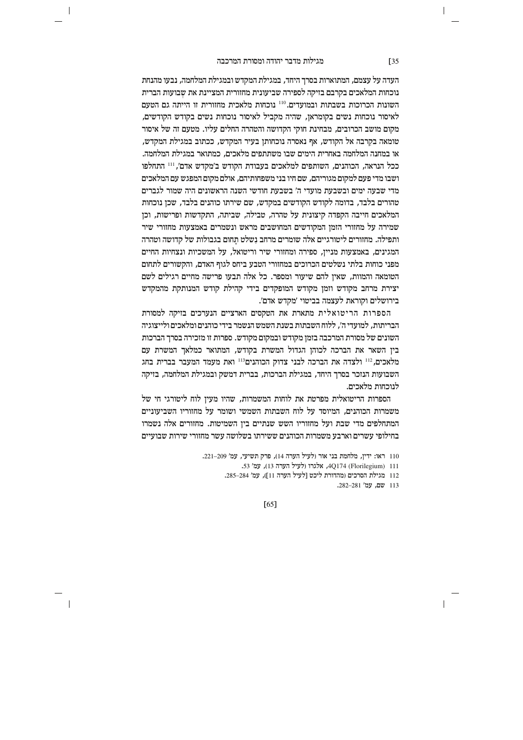העדה על עצמם, המתוארות בסרך היחד, במגילת המקדש ובמגילת המלחמה, נבעו מהנחת נוכחות המלאכים בקרבם בזיקה לספירה שביעונית מחזורית המציינת את שְבועות הברית השונות הכרוכות בשבתות ובמועדים.[110] נוכחות מלאכית מחזורית זו הייתה גם הטעם לאיסור נוכחות נשים בקומראן, שהיה מקביל לאיסור נוכחות נשים בקודש הקודשים, מקום מושב הכרובים, מבחינת חוקי הקדושה והטהרה החלים עליו. מטעם זה של איסור טומאה בקרבה אל הקודש, אף נאסרה נוכחותן בעיר המקדש, ככתוב במגילת המקדש, או במחנה המלחמה באחרית הימים שבו משתתפים מלאכים, כמתואר במגילת המלחמה. ככל הנראה, הכוהנים, השותפים למלאכים בעבודת הקודש ב'מקדש אדם',[111] התחלפו ושבו מדי פעם למקום מגוריהם, שם חיו בני משפחותיהם, אולם מקום המפגש עם המלאכים מדי שבעה ימים ובשבעת מועדי ה' בשבעת חודשי השנה הראשונים היה שמור לגברים טהורים בלבד, בדומה לקודש הקודשים במקדש, שם שירתו כוהנים בלבד, שכן נוכחות המלאכים חייבה הקפדה קיצונית על טהרה, טבילה, שביתה, התקדשות ופרישות, וכן שמירה על מחזורי הזמן המקודשים המחושבים מראש ונשמרים באמצעות מחזורי שיר ותפילה. מחזורים ליטורגיים אלה שומרים מרחב נשלט תְחום בגבולות של קדושה וטהרה המגינים, באמצעות מניין, ספירה ומחזורי שיר וריטואל, על המשכיות ונצחיות החיים מפני כוחות בלתי נשלטים הכרוכים במחזורי הטבע ביחס לגוף האדם, והקשורים לתחום הטומאה והמוות, שאין להם שיעור ומספר. כל אלה תבעו פרישה מחיים רגילים לשם יצירת מרחב מקודש וזמן מקודש המופקדים בידי קהילת קודש המנותקת מהמקדש בירושלים וקוראת לעצמה בביטוי 'מקדש אדם'.

הספרות הריטואלית מתארת את הטקסים הארציים הנערכים בזיקה למסורת הבריתות, למועדי ה', ללוח השבתות בשנת השמש הנשמר בידי כוהנים ומלאכים ולייצוגיה השונים של מסורת המרכבה בזמן מקודש ובמקום מקודש. ספרות זו מזכירה בסרך הברכות בין השאר את הברכה לכוהן הגדול המשרת בקודש, המתואר כמלאך המשרת עם מלאכים,[112] ולצדה את הברכה לבני צדוק הכוהנים[113] ואת מעמד המעבר בברית בחג השבועות הנזכר בסרך היחד, במגילת הברכות, בברית דמשק ובמגילת המלחמה, בזיקה לנוכחות מלאכים.

הספרות הריטואלית מפרטת את לוחות המשמרות, שהיו מעין לוח ליטורגי חי של משמרות הכוהנים, המיוסד על לוח השבתות השמשי ושומר על מחזוריו השביעוניים המתחלפים מדי שבת ועל מחזוריו השש שנתיים בין השמיטות. מחזורים אלה נשמרו בחילופי עשרים וארבע משמרות הכוהנים ששירתו בשלושה עשר מחזורי שירות שבועיים

110 ראו: ידין, מלחמת בני אור (לעיל הערה 14), פרק תשיעי, עמ' 209–221.

111 4Q174 (Florilegium), אלגרו (לעיל הערה 13), עמ' 53.

112 מגילת הסרכים (מהדורת ליכט [לעיל הערה 11]), עמ' 284–285.

113 שם, עמ' 281–282.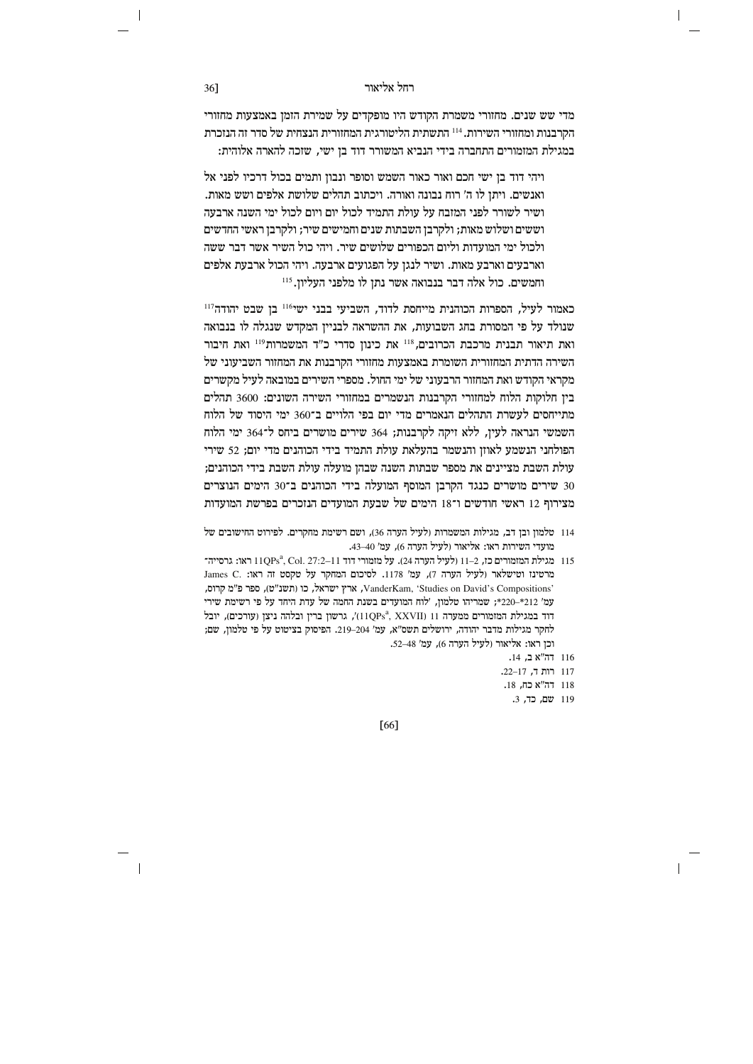מדי שש שנים. מחזורי משמרת הקודש היו מופקדים על שמירת הזמן באמצעות מחזורי הקרבנות ומחזורי השירות.[114] התשתית הליטורגית המחזורית הנצחית של סדר זה הנזכרת במגילת המזמורים התחברה בידי הנביא המשורר דוד בן ישי, שזכה להארה אלוהית:

> ויהי דוד בן ישי חכם ואור כאור השמש וסופר ונבון ותמים בכול דרכיו לפני אל ואנשים. ויתן לו ה' רוח נבונה ואורה. ויכתוב תהלים שלושת אלפים ושש מאות. ושיר לשורר לפני המזבח על עולת התמיד לכול יום ויום לכול ימי השנה ארבעה וששים ושלוש מאות; ולקרבן השבתות שנים וחמישים שיר; ולקרבן ראשי החדשים ולכול ימי המועדות וליום הכפורים שלושים שיר. ויהי כול השיר אשר דבר ששה וארבעים וארבע מאות. ושיר לנגן על הפגועים ארבעה. ויהי הכול ארבעת אלפים וחמשים. כול אלה דבר בנבואה אשר נתן לו מלפני העליון.[115]

כאמור לעיל, הספרות הכוהנית מייחסת לדוד, השביעי בבני ישי[116] בן שבט יהודה[117] שנולד על פי המסורת בחג השבועות, את ההשראה לבניין המקדש שנגלה לו בנבואה ואת תיאור תבנית מרכבת הכרובים,[118] את כינון סדרי כ"ד המשמרות[119] ואת חיבור השירה הדתית המחזורית השומרת באמצעות מחזורי הקרבנות את המחזור השביעוני של מקראי הקודש ואת המחזור הרבעוני של ימי החול. מספרי השירים במובאה לעיל מקשרים בין חלוקות הלוח למחזורי הקרבנות הנשמרים במחזורי השירה השונים: 3600 תהלים מתייחסים לעשרת התהלים הנאמרים מדי יום בפי הלויים ב־360 ימי היסוד של הלוח השמשי הנראה לעין, ללא זיקה לקרבנות; 364 שירים מושרים ביחס ל־364 ימי הלוח הפולחני הנשמע לאוזן והנשמר בהעלאת עולת התמיד בידי הכוהנים מדי יום; 52 שירי עולת השבת מציינים את מספר שבתות השנה שבהן מועלה עולת השבת בידי הכוהנים; 30 שירים מושרים כנגד הקרבן המוסף המועלה בידי הכוהנים ב־30 הימים הנוצרים מצירוף 12 ראשי חודשים ו־18 הימים של שבעת המועדים הנזכרים בפרשת המועדות

114 טלמון ובן דב, מגילות המשמרות (לעיל הערה 36), ושם רשימת מחקרים. לפירוט החישובים של מועדי השירות ראו: אליאור (לעיל הערה 6), עמ' 40–43.

115 מגילת המזמורים כז, 2–11 (לעיל הערה 24). על מזמורי דוד 11QPs^a, Col. 27:2–11 ראו: גרסיה־מרטינז וטישלאר (לעיל הערה 7), עמ' 1178. לסיכום המחקר על טקסט זה ראו: James C. VanderKam, 'Studies on David's Compositions', ארץ ישראל, כו (תשנ"ט), ספר פ"מ קרוס, עמ' 212*–220*; שמריהו טלמון, 'לוח המועדים בשנת החמה של עדת היחד על פי רשימת שירי דוד במגילת המזמורים ממערה 11 (11QPs^a, XXVII)', גרשון ברין ובלהה ניצן (עורכים), יובל לחקר מגילות מדבר יהודה, ירושלים תשס"א, עמ' 204–219. הפיסוק בציטוט על פי טלמון, שם; וכן ראו: אליאור (לעיל הערה 6), עמ' 48–52.

116 דה"א ב, 14.

117 רות ד, 17–22.

118 דה"א כח, 18.

119 שם, כד, 3.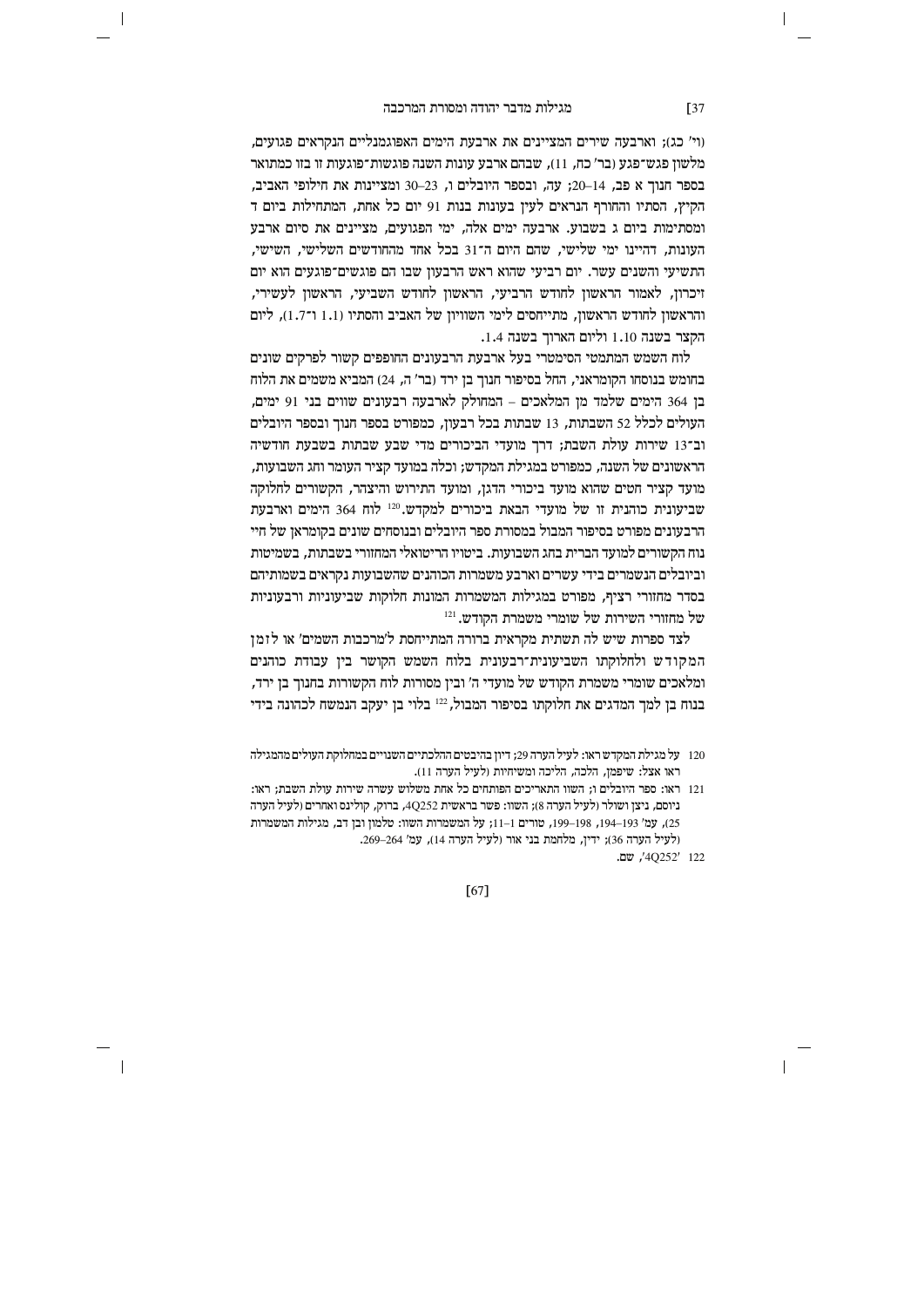(וי׳ כג); וארבעה שירים המציינים את ארבעת הימים האפוגמנליים הנקראים פגועים, מלשון פגש־פגע (בר׳ כח, 11), שבהם ארבע עונות השנה פוגשות־פוגעות זו בזו כמתואר בספר חנוך א פב, 14–20; עה, ובספר היובלים ו, 23–30 ומציינות את חילופי האביב, הקיץ, הסתיו והחורף הנראים לעין בעונות בנות 91 יום כל אחת, המתחילות ביום ד ומסתיימות ביום ג בשבוע. ארבעה ימים אלה, ימי הפגועים, מציינים את סיום ארבע העונות, דהיינו ימי שלישי, שהם היום ה־31 בכל אחד מהחודשים השלישי, השישי, התשיעי והשנים עשר. יום רביעי שהוא ראש הרבעון שבו הם פוגשים־פוגעים הוא יום זיכרון, לאמור הראשון לחודש הרביעי, הראשון לחודש השביעי, הראשון לעשירי, והראשון לחודש הראשון, מתייחסים לימי השוויון של האביב והסתיו (1.1 ו־1.7), ליום הקצר בשנה 1.10 וליום הארוך בשנה 1.4.

לוח השמש המתמטי הסימטרי בעל ארבעת הרבעונים החופפים קשור לפרקים שונים בחומש בנוסחו הקומראני, החל בסיפור חנוך בן ירד (בר׳ ה, 24) המביא משמים את הלוח בן 364 הימים שלמד מן המלאכים – המחולק לארבעה רבעונים שווים בני 91 ימים, העולים לכלל 52 השבתות, 13 שבתות בכל רבעון, כמפורט בספר חנוך ובספר היובלים וב־13 שירות עולת השבת; דרך מועדי הביכורים מדי שבע שבתות בשבעת חודשיה הראשונים של השנה, כמפורט במגילת המקדש; וכלה במועד קציר העומר וחג השבועות, מועד קציר חטים שהוא מועד ביכורי הדגן, ומועד התירוש והיצהר, הקשורים לחלוקה שביעונית כוהנית זו של מועדי הבאת ביכורים למקדש.[120] לוח 364 הימים וארבעת הרבעונים מפורט בסיפור המבול במסורת ספר היובלים ובנוסחים שונים בקומראן של חיי נוח הקשורים למועד הברית בחג השבועות. ביטויו הריטואלי המחזורי בשבתות, בשמיטות וביובלים הנשמרים בידי עשרים וארבע משמרות הכוהנים שהשבועות נקראים בשמותיהם בסדר מחזורי רציף, מפורט במגילות המשמרות המונות חלוקות שביעוניות ורבעוניות של מחזורי השירות של שומרי משמרת הקודש.[121]

לצד ספרות שיש לה תשתית מקראית ברורה המתייחסת ל׳מרכבות השמים׳ או לזמן המקודש ולחלוקתו השביעונית־רבעונית בלוח השמש הקושר בין עבודת כוהנים ומלאכים שומרי משמרת הקודש של מועדי ה׳ ובין מסורות לוח הקשורות בחנוך בן ירד, בנוח בן למך המדגים את חלוקתו בסיפור המבול,[122] בלוי בן יעקב הנמשח לכהונה בידי

---

120 על מגילת המקדש ראו: לעיל הערה 29; דיון בהיבטים ההלכתיים השנויים במחלוקת העולים מהמגילה ראו אצל: שיפמן, הלכה, הליכה ומשיחיות (לעיל הערה 11).

121 ראו: ספר היובלים ו; השוו התאריכים הפותחים כל אחת משלוש עשרה שירות עולת השבת; ראו: ניוסם, ניצן ושולר (לעיל הערה 8); השוו: פשר בראשית 4Q252, ברוק, קולינס ואחרים (לעיל הערה 25), עמ׳ 193–194, 198–199, טורים 1–11; על המשמרות השוו: טלמון ובן דב, מגילות המשמרות (לעיל הערה 36); ידין, מלחמת בני אור (לעיל הערה 14), עמ׳ 264–269.

122 ׳4Q252׳, שם.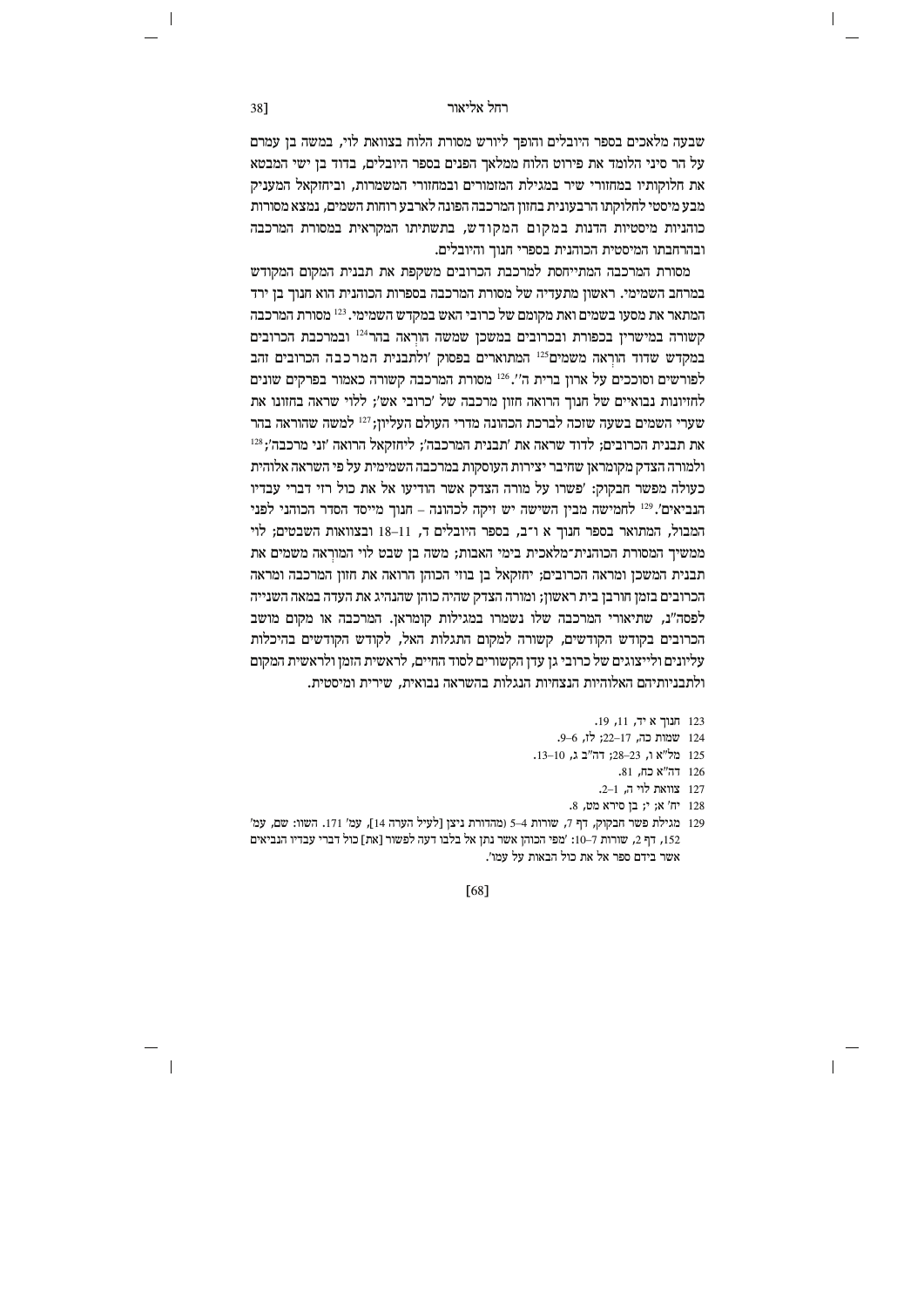שבעה מלאכים בספר היובלים והופך ליורש מסורת הלוח בצוואת לוי, במשה בן עמרם על הר סיני הלומד את פירוט הלוח ממלאך הפנים בספר היובלים, בדוד בן ישי המבטא את חלוקותיו במחזורי שיר במגילת המזמורים ובמחזורי המשמרות, וביחזקאל המעניק מבע מיסטי לחלוקתו הרבעונית בחזון המרכבה הפונה לארבע רוחות השמים, נמצא מסורות כוהניות מיסטיות הדנות במקום המקודש, בתשתיתו המקראית במסורת המרכבה ובהרחבתו המיסטית הכוהנית בספרי חנוך והיובלים.

מסורת המרכבה המתייחסת למרכבת הכרובים משקפת את תבנית המקום המקודש במרחב השמימי. ראשון מתעדיה של מסורת המרכבה בספרות הכוהנית הוא חנוך בן ירד המתאר את מסעו בשמים ואת מקומם של כרובי האש במקדש השמימי.[123] מסורת המרכבה קשורה במישרין בכפורת ובכרובים במשכן שמשה הורְאה בהר[124] ובמרכבת הכרובים במקדש שדוד הורְאה משמים[125] המתוארים בפסוק 'ולתבנית המרכבה הכרובים זהב לפורשים וסוככים על ארון ברית ה''.[126] מסורת המרכבה קשורה כאמור בפרקים שונים לחזיונות נבואיים של חנוך הרואה חזון מרכבה של 'כרובי אש'; ללוי שראה בחזונו את שערי השמים בשעה שזכה לברכת הכהונה מדרי העולם העליון;[127] למשה שהוראה בהר את תבנית הכרובים; לדוד שראה את 'תבנית המרכבה'; ליחזקאל הרואה 'זני מרכבה';[128] ולמורה הצדק מקומראן שחיבר יצירות העוסקות במרכבה השמימית על פי השראה אלוהית כעולה מפשר חבקוק: 'פשרו על מורה הצדק אשר הודיעו אל את כול רזי דברי עבדיו הנביאים'.[129] לחמישה מבין השישה יש זיקה לכהונה – חנוך מייסד הסדר הכוהני לפני המבול, המתואר בספר חנוך א ו־ב, בספר היובלים ד, 11–18 ובצוואות השבטים; לוי ממשיך המסורת הכוהנית־מלאכית בימי האבות; משה בן שבט לוי המורְאה משמים את תבנית המשכן ומראה הכרובים; יחזקאל בן בוזי הכוהן הרואה את חזון המרכבה ומראה הכרובים בזמן חורבן בית ראשון; ומורה הצדק שהיה כוהן שהנהיג את העדה במאה השנייה לפסה"נ, שתיאורי המרכבה שלו נשמרו במגילות קומראן. המרכבה או מקום מושב הכרובים בקודש הקודשים, קשורה למקום התגלות האל, לקודש הקודשים בהיכלות עליונים ולייצוגים של כרובי גן עדן הקשורים לסוד החיים, לראשית הזמן ולראשית המקום ולתבניותיהם האלוהיות הנצחיות הנגלות בהשראה נבואית, שירית ומיסטית.

123 חנוך א יד, 11, 19.

124 שמות כה, 17–22; לז, 6–9.

125 מל"א ו, 23–28; דה"ב ג, 10–13.

126 דה"א כח, 81.

127 צוואת לוי ה, 1–2.

128 יח' א; י; בן סירא מט, 8.

129 מגילת פשר חבקוק, דף 7, שורות 4–5 (מהדורת ניצן [לעיל הערה 14], עמ' 171. השוו: שם, עמ' 152, דף 2, שורות 7–10: 'מפי הכוהן אשר נתן אל בלבו דעה לפשור [את] כול דברי עבדיו הנביאים אשר בידם ספר אל את כול הבאות על עמו'.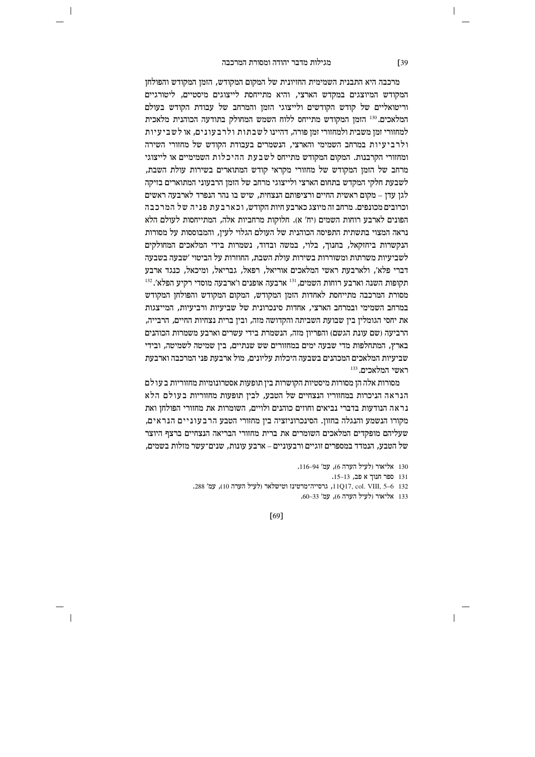מרכבה היא התבנית השמימית החזיונית של המקום המקודש, הזמן המקודש והפולחן המקודש המיוצגים במקדש הארצי, והיא מתייחסת לייצוגים מיסטיים, ליטורגיים וריטואליים של קודש הקודשים ולייצוגי הזמן והמרחב של עבודת הקודש בעולם המלאכים.[130] הזמן המקודש מתייחס ללוח השמש המחולק בתודעה הכוהנית מלאכית למחזורי זמן משבית ולמחזורי זמן פורה, דהיינו לשבתות ולרבעונים, או לשביעיות ולרביעיות במרחב השמימי והארצי, הנשמרים בעבודת הקודש של מחזורי השירה ומחזורי הקרבנות. המקום המקודש מתייחס לשבעת ההיכלות השמימיים או לייצוגי מרחב של הזמן המקודש של מחזורי מקראי קודש המתוארים בשירות עולת השבת, לשבעת חלקי המקדש בתחום הארצי ולייצוגי מרחב של הזמן הרבעוני המתוארים בזיקה לגן עדן – מקום ראשית החיים ורציפותם הנצחית, שיש בו נהר הנפרד לארבעה ראשים וכרובים מכונפים. מרחב זה מיוצג כארבע חיות הקודש, וכארבעת פניה של המרכבה הפונים לארבע רוחות השמים (יח' א). חלוקות מרחביות אלה, המתייחסות לעולם הלא נראה המצוי בתשתית התפיסה הכוהנית של העולם הגלוי לעין, והמבוססות על מסורות הנקשרות ביחזקאל, בחנוך, בלוי, במשה ובדוד, נשמרות בידי המלאכים המחולקים לשביעיות משרתות ומשוררות בשירות עולת השבת, החוזרות על הביטוי 'שבעה בשבעה דברי פלא', ולארבעת ראשי המלאכים אוריאל, רפאל, גבריאל, ומיכאל, כנגד ארבע תקופות השנה וארבע רוחות השמים,[131] ארבעה אופנים ו'ארבעה מוסדי רקיע הפלא'.[132] מסורת המרכבה מתייחסת לאחדות הזמן המקודש, המקום המקודש והפולחן המקודש במרחב השמימי ובמרחב הארצי, אחדות סינכרונית של שביעיות ורביעיות, המייצגות את יחסי הגומלין בין שבועת השביתה והקדושה מזה, ובין ברית נצחיות החיים, הרבייה, הרביעה (שם עונת הגשם) והפריון מזה, הנשמרת בידי עשרים וארבע משמרות הכוהנים בארץ, המתחלפות מדי שבעה ימים במחזורים שש שנתיים, בין שמיטה לשמיטה, ובידי שביעיות המלאכים המכהנים בשבעה היכלות עליונים, מול ארבעת פני המרכבה וארבעת ראשי המלאכים.[133]

מסורות אלה הן מסורות מיסטיות הקושרות בין תופעות אסטרונומיות מחזוריות בעולם הנראה הניכרות במחזוריו הנצחיים של הטבע, לבין תופעות מחזוריות בעולם הלא נראה הנודעות בדברי נביאים וחוזים כוהנים ולויים, השומרות את מחזורי הפולחן ואת מקורו הנשמע והנגלה בחזון. הסינכרוניזציה בין מחזורי הטבע הרבעוניים הנראים, שעליהם מופקדים המלאכים השומרים את ברית מחזורי הבריאה הנצחיים ברצף היוצר של הטבע, הנמדד במספרים זוגיים ורבעוניים – ארבע עונות, שנים־עשר מזלות בשמים,

130 אליאור (לעיל הערה 6), עמ' 94–116.

131 ספר חנוך א פב, 13–15.

132 11Q17, col. VIII, 5–6, גרסייה־מרטינז וטישלאר (לעיל הערה 10), עמ' 288.

133 אליאור (לעיל הערה 6), עמ' 33–60.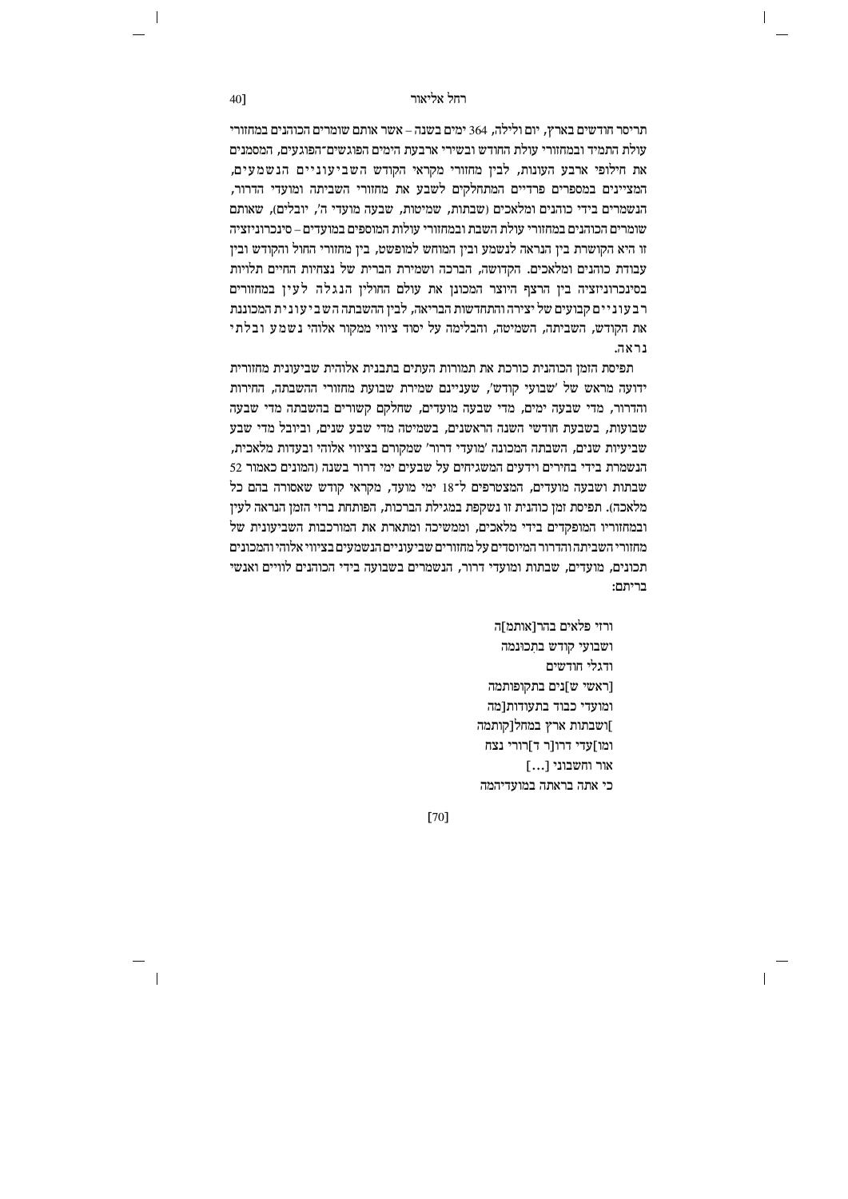תריסר חודשים בארץ, יום ולילה, 364 ימים בשנה – אשר אותם שומרים הכוהנים במחזורי עולת התמיד ובמחזורי עולת החודש ובשירי ארבעת הימים הפוגשים־הפוגעים, המסמנים את חילופי ארבע העונות, לבין מחזורי מקראי הקודש השביעוניים הנשמעים, המציינים במספרים פרדיים המתחלקים לשבע את מחזורי השביתה ומועדי הדרור, הנשמרים בידי כוהנים ומלאכים (שבתות, שמיטות, שבעה מועדי ה', יובלים), שאותם שומרים הכוהנים במחזורי עולת השבת ובמחזורי עולות המוספים במועדים – סינכרוניזציה זו היא הקושרת בין הנראה לנשמע ובין המוחש למופשט, בין מחזורי החול והקודש ובין עבודת כוהנים ומלאכים. הקדושה, הברכה ושמירת הברית של נצחיות החיים תלויות בסינכרוניזציה בין הרצף היוצר המכונן את עולם החולין הנגלה לעין במחזורים רבעוניים קבועים של יצירה והתחדשות הבריאה, לבין ההשבתה השביעונית המכוננת את הקודש, השביתה, השמיטה, והבלימה על יסוד ציווי ממקור אלוהי נשמע ובלתי נראה.

תפיסת הזמן הכוהנית כורכת את תמורות העתים בתבנית אלוהית שביעונית מחזורית ידועה מראש של 'שבועי קודש', שעניינם שמירת שבועת מחזורי ההשבתה, החירות והדרור, מדי שבעה ימים, מדי שבעה מועדים, שחלקם קשורים בהשבתה מדי שבעה שבועות, בשבעת חודשי השנה הראשונים, בשמיטה מדי שבע שנים, וביובל מדי שבע שביעיות שנים, השבתה המכונה 'מועדי דרור' שמקורם בציווי אלוהי ובעדות מלאכית, הנשמרת בידי בחירים וידעים המשגיחים על שבעים ימי דרור בשנה (המונים כאמור 52 שבתות ושבעה מועדים, המצטרפים ל־18 ימי מועד, מקראי קודש שאסורה בהם כל מלאכה). תפיסת זמן כוהנית זו נשקפת במגילת הברכות, הפותחת ברזי הזמן הנראה לעין ובמחזוריו המופקדים בידי מלאכים, וממשיכה ומתארת את המורכבות השביעונית של מחזורי השביתה והדרור המיוסדים על מחזורים שביעוניים הנשמעים בציווי אלוהי והמכונים תכונים, מועדים, שבתות ומועדי דרור, הנשמרים בשבועה בידי הכוהנים לוויים ואנשי בריתם:

ורזי פלאים בהר[אותמ]ה  
ושבועי קודש בתְכּונמה  
ודגלי חודשים  
[ראשי ש]נים בתקופותמה  
ומועדי כבוד בתעודות[מה  
]ושבתות ארץ במחל[קותמה  
ומו]עדי דרו[ר ד]רורי נצח  
אור וחשבוני [...]  
כי אתה בראתה במועדיהמה  

[70]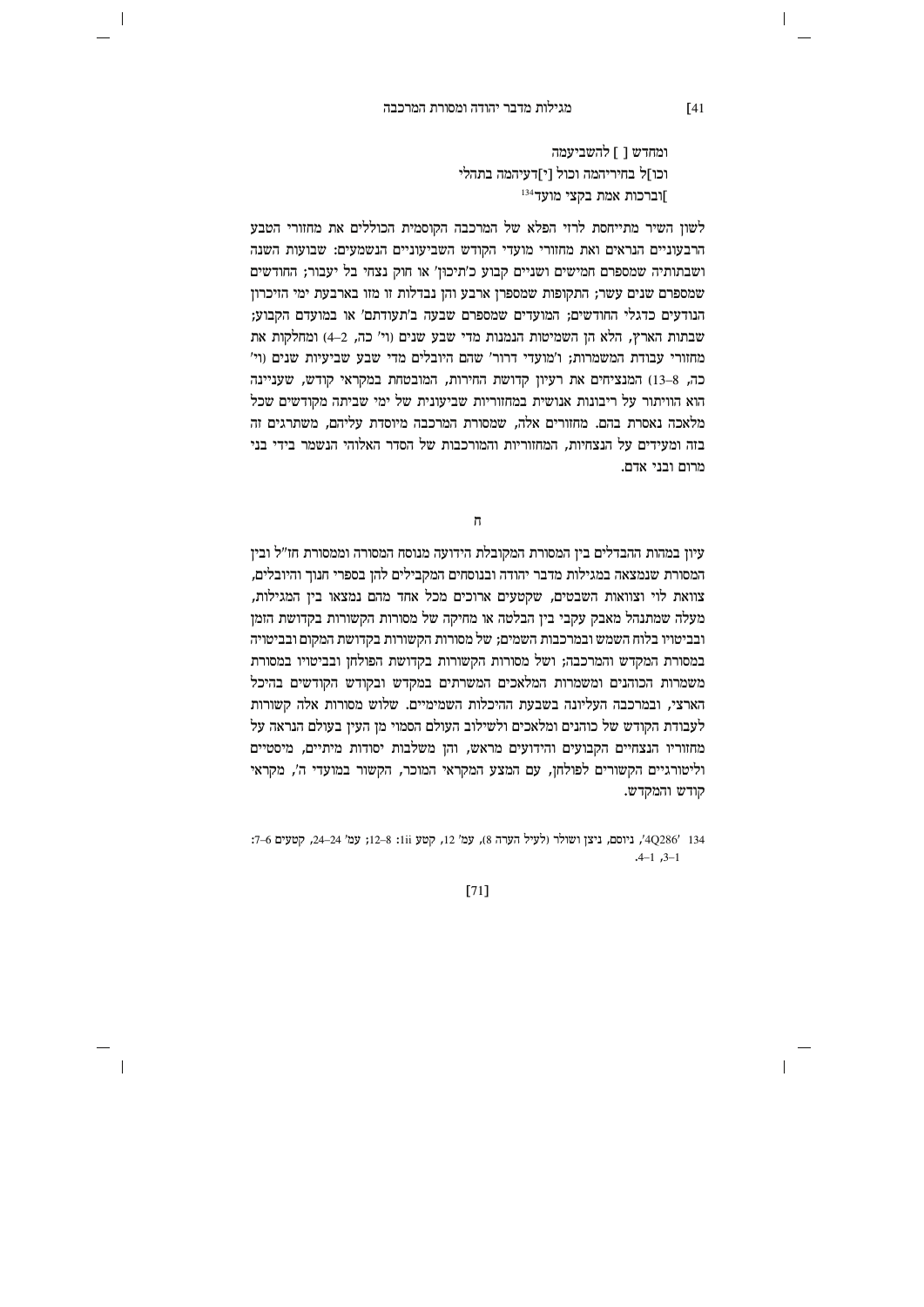ומחדש [ ] להשביעמה
וכו]ל בחיריהמה וכול [י]דעיהמה בתהלי
]וברכות אמת בקצי מועד[134]

לשון השיר מתייחסת לרזי הפלא של המרכבה הקוסמית הכוללים את מחזורי הטבע הרבעוניים הנראים ואת מחזורי מועדי הקודש השביעוניים הנשמעים: שבועות השנה ושבתותיה שמספרם חמישים ושניים קבוע כ'תיכון' או חוק נצחי בל יעבור; החודשים שמספרם שנים עשר; התקופות שמספרן ארבע והן נבדלות זו מזו בארבעת ימי הזיכרון הנודעים כדגלי החודשים; המועדים שמספרם שבעה ב'תעודתם' או במועדם הקבוע; שבתות הארץ, הלא הן השמיטות הנמנות מדי שבע שנים (וי' כה, 2–4) ומחלקות את מחזורי עבודת המשמרות; ו'מועדי דרור' שהם היובלים מדי שבע שביעיות שנים (וי' כה, 8–13) המנציחים את רעיון קדושת החירות, המובטחת במקראי קודש, שעניינה הוא הוויתור על ריבונות אנושית במחזוריות שביעונית של ימי שביתה מקודשים שכל מלאכה נאסרת בהם. מחזורים אלה, שמסורת המרכבה מיוסדת עליהם, משתרגים זה בזה ומעידים על הנצחיות, המחזוריות והמורכבות של הסדר האלוהי הנשמר בידי בני מרום ובני אדם.

ח

עיון במהות ההבדלים בין המסורת המקובלת הידועה מנוסח המסורה וממסורת חז"ל ובין המסורת שנמצאה במגילות מדבר יהודה ובנוסחים המקבילים להן בספרי חנוך והיובלים, צוואת לוי וצוואות השבטים, שקטעים ארוכים מכל אחד מהם נמצאו בין המגילות, מעלה שמתנהל מאבק עקבי בין הבלטה או מחיקה של מסורות הקשורות בקדושת הזמן ובביטויו בלוח השמש ובמרכבות השמים; של מסורות הקשורות בקדושת המקום ובביטויה במסורת המקדש והמרכבה; ושל מסורות הקשורות בקדושת הפולחן ובביטויו במסורת משמרות הכוהנים ומשמרות המלאכים המשרתים במקדש ובקודש הקודשים בהיכל הארצי, ובמרכבה העליונה בשבעת ההיכלות השמימיים. שלוש מסורות אלה קשורות לעבודת הקודש של כוהנים ומלאכים ולשילוב העולם הסמוי מן העין בעולם הנראה על מחזוריו הנצחיים הקבועים והידועים מראש, והן משלבות יסודות מיתיים, מיסטיים וליטורגיים הקשורים לפולחן, עם המצע המקראי המוכר, הקשור במועדי ה', מקראי קודש והמקדש.

134 '4Q286', ניוסם, ניצן ושולר (לעיל הערה 8), עמ' 12, קטע 1ii: 8–12; עמ' 24–24, קטעים 6–7: 1–3, 1–4.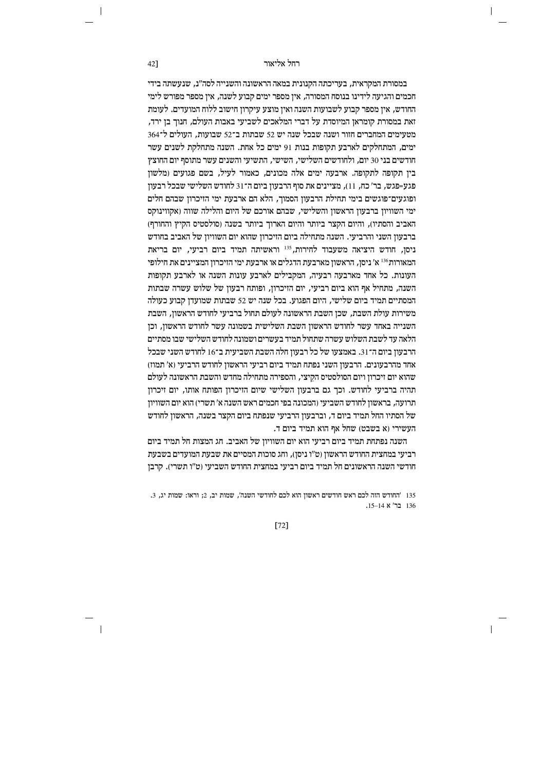במסורת המקראית, בעריכתה הקנונית במאה הראשונה והשנייה לסה"נ, שנעשתה בידי חכמים והגיעה לידינו בנוסח המסורה, אין מספר ימים קבוע לשנה, אין מספר מפורש לימי החודש, אין מספר קבוע לשבועות השנה ואין מוצע עיקרון חישוב ללוח המועדים. לעומת זאת במסורת קומראן המיוסדת על דברי המלאכים לשביעי באבות העולם, חנוך בן ירד, מטעימים המחברים חזור ושנה שבכל שנה יש 52 שבתות ב־52 שבועות, העולים ל־364 ימים, המתחלקים לארבע תקופות בנות 91 ימים כל אחת. השנה מתחלקת לשנים עשר חודשים בני 30 יום, ולחודשים השלישי, השישי, התשיעי והשנים עשר מתוסף יום החוצץ בין תקופה לתקופה. ארבעה ימים אלה מכונים, כאמור לעיל, בשם פגועים (מלשון פגע=פגש, בר' כח, 11), מציינים את סוף הרבעון ביום ה־31 לחודש השלישי שבכל רבעון ופוגעים־פוגשים בימי תחילת הרבעון הסמוך, הלא הם ארבעת ימי הזיכרון שבהם חלים ימי השוויון ברבעון הראשון והשלישי, שבהם אורכם של היום והלילה שווה (אקווינוקס האביב והסתיו), והיום הקצר ביותר והיום הארוך ביותר בשנה (סולסטיס הקיץ והחורף) ברבעון השני והרביעי. השנה מתחילה ביום הזיכרון שהוא יום השוויון של האביב בחודש ניסן, חודש היציאה משעבוד לחירות,[135] וראשיתה תמיד ביום רביעי, יום בריאת המאורות[136] א' ניסן, הראשון מארבעת הדגלים או ארבעת ימי הזיכרון המציינים את חילופי העונות. כל אחד מארבעה רבעיה, המקבילים לארבע עונות השנה או לארבע תקופות השנה, מתחיל אף הוא ביום רביעי, יום הזיכרון, ופותח רבעון של שלוש עשרה שבתות המסתיים תמיד ביום שלישי, היום הפגוע. בכל שנה יש 52 שבתות שמועדן קבוע כעולה משירות עולת השבת, שכן השבת הראשונה לעולם תחול ברביעי לחודש הראשון, השבת השנייה באחד עשר לחודש הראשון השבת השלישית בשמונה עשר לחודש הראשון, וכן הלאה עד לשבת השלוש עשרה שתחול תמיד בעשרים ושמונה לחודש השלישי שבו מסתיים הרבעון ביום ה־31. באמצעו של כל רבעון חלה השבת השביעית ב־16 לחודש השני שבכל אחד מהרבעונים. הרבעון השני נפתח תמיד ביום רביעי הראשון לחודש הרביעי (א' תמוז) שהוא יום זיכרון ויום הסולסטיס הקיצי, והספירה מתחילה מחדש והשבת הראשונה לעולם תהיה ברביעי לחודש. וכך גם ברבעון השלישי שיום הזיכרון הפותח אותו, יום זיכרון תרועה, בראשון לחודש השביעי (המכונה בפי חכמים ראש השנה א' תשרי) הוא יום השוויון של הסתיו החל תמיד ביום ד, וברבעון הרביעי שנפתח ביום הקצר בשנה, הראשון לחודש העשירי (א בשבט) שחל אף הוא תמיד ביום ד.

השנה נפתחת תמיד ביום רביעי הוא יום השוויון של האביב. חג המצות חל תמיד ביום רביעי במחצית החודש הראשון (ט"ו ניסן), וחג סוכות המסיים את שבעת המועדים בשבעת חודשי השנה הראשונים חל תמיד ביום רביעי במחצית החודש השביעי (ט"ו תשרי). קרבן

135 'החודש הזה לכם ראש חודשים ראשון הוא לכם לחודשי השנה', שמות יב, 2; וראו: שמות יג, 3.
136 בר' א 14–15.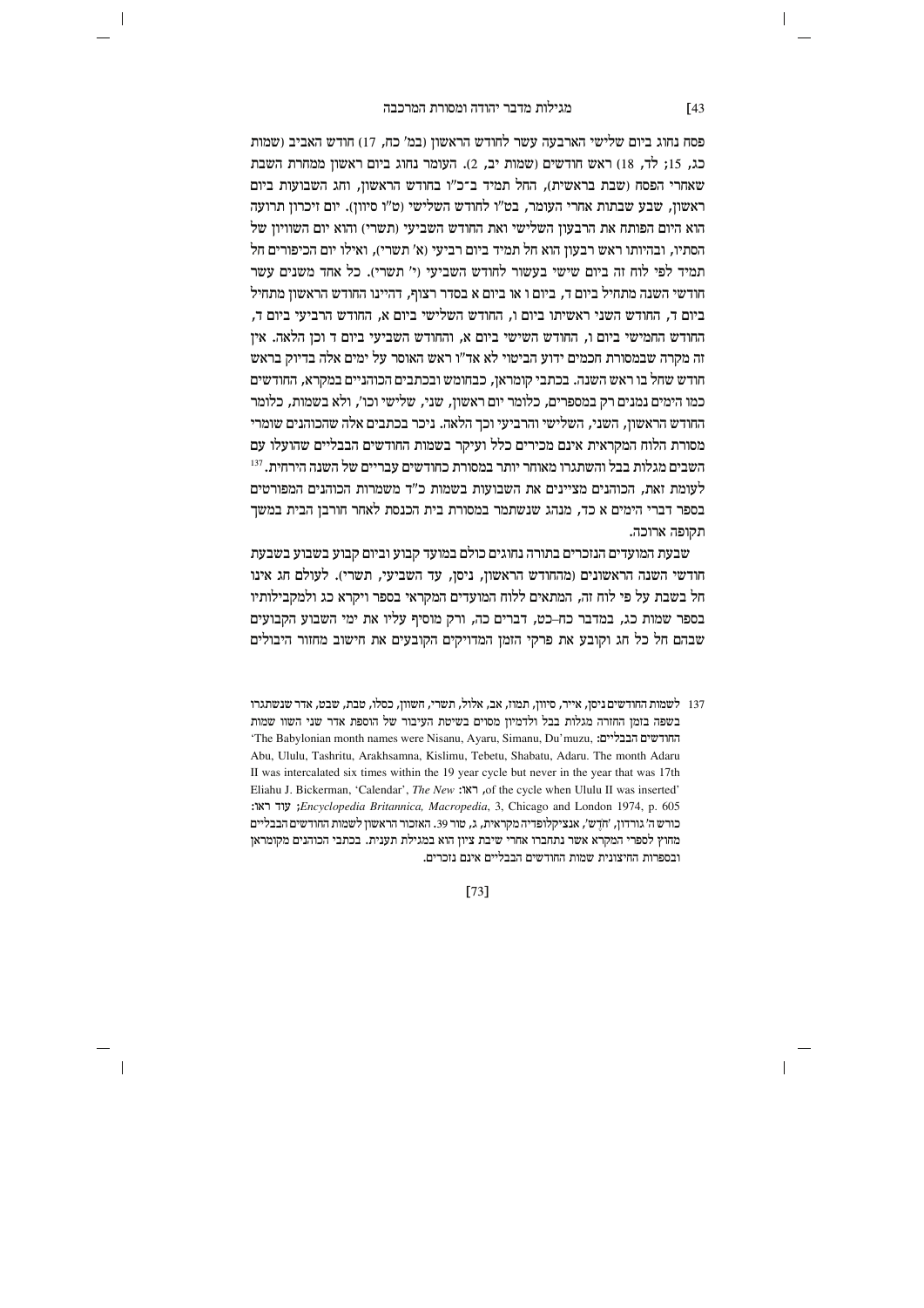פסח נחוג ביום שלישי הארבעה עשר לחודש הראשון (במ' כח, 17) חודש האביב (שמות כג, 15; לד, 18) ראש חודשים (שמות יב, 2). העומר נחוג ביום ראשון ממחרת השבת שאחרי הפסח (שבת בראשית), החל תמיד ב־כ"ו בחודש הראשון, וחג השבועות ביום ראשון, שבע שבתות אחרי העומר, בט"ו לחודש השלישי (ט"ו סיוון). יום זיכרון תרועה הוא היום הפותח את הרבעון השלישי ואת החודש השביעי (תשרי) והוא יום השוויון של הסתיו, ובהיותו ראש רבעון הוא חל תמיד ביום רביעי (א' תשרי), ואילו יום הכיפורים חל תמיד לפי לוח זה ביום שישי בעשור לחודש השביעי (י' תשרי). כל אחד משנים עשר חודשי השנה מתחיל ביום ד, ביום ו או ביום א בסדר רצוף, דהיינו החודש הראשון מתחיל ביום ד, החודש השני ראשיתו ביום ו, החודש השלישי ביום א, החודש הרביעי ביום ד, החודש החמישי ביום ו, החודש השישי ביום א, והחודש השביעי ביום ד וכן הלאה. אין זה מקרה שבמסורת חכמים ידוע הביטוי לא אד"ו ראש האוסר על ימים אלה בדיוק בראש חודש שחל בו ראש השנה. בכתבי קומראן, כבחומש ובכתבים הכוהניים במקרא, החודשים כמו הימים נמנים רק במספרים, כלומר יום ראשון, שני, שלישי וכו', ולא בשמות, כלומר החודש הראשון, השני, השלישי והרביעי וכך הלאה. ניכר בכתבים אלה שהכוהנים שומרי מסורת הלוח המקראית אינם מכירים כלל ועיקר בשמות החודשים הבבליים שהועלו עם השבים מגלות בבל והשתגרו מאוחר יותר במסורת כחודשים עבריים של השנה הירחית.[137] לעומת זאת, הכוהנים מציינים את השבועות בשמות כ"ד משמרות הכוהנים המפורטים בספר דברי הימים א כד, מנהג שנשתמר במסורת בית הכנסת לאחר חורבן הבית במשך תקופה ארוכה.

שבעת המועדים הנזכרים בתורה נחוגים כולם במועד קבוע וביום קבוע בשבוע בשבעת חודשי השנה הראשונים (מהחודש הראשון, ניסן, עד השביעי, תשרי). לעולם חג אינו חל בשבת על פי לוח זה, המתאים ללוח המועדים המקראי בספר ויקרא כג ולמקבילותיו בספר שמות כג, במדבר כח–כט, דברים כה, ורק מוסיף עליו את ימי השבוע הקבועים שבהם חל כל חג וקובע את פרקי הזמן המדויקים הקובעים את חישוב מחזור היבולים

---

137 לשמות החודשים ניסן, אייר, סיוון, תמוז, אב, אלול, תשרי, חשוון, כסלו, טבת, שבט, אדר שנשתגרו בשפה בזמן החזרה מגלות בבל ולדמיון מסוים בשיטת העיבור של הוספת אדר שני השווה שמות החודשים הבבליים: 'The Babylonian month names were Nisanu, Ayaru, Simanu, Du'muzu, Abu, Ululu, Tashritu, Arakhsamna, Kislimu, Tebetu, Shabatu, Adaru. The month Adaru II was intercalated six times within the 19 year cycle but never in the year that was 17th of the cycle when Ululu II was inserted', ראו: Eliahu J. Bickerman, 'Calendar', *The New Encyclopedia Britannica, Macropedia*, 3, Chicago and London 1974, p. 605; עוד ראו: כורש ה' גורדון, 'חֹדֶשׁ', אנציקלופדיה מקראית, ג, טור 39. האזכור הראשון לשמות החודשים הבבליים מחוץ לספרי המקרא אשר נתחברו אחרי שיבת ציון הוא במגילת תענית. בכתבי הכוהנים מקומראן ובספרות החיצונית שמות החודשים הבבליים אינם נזכרים.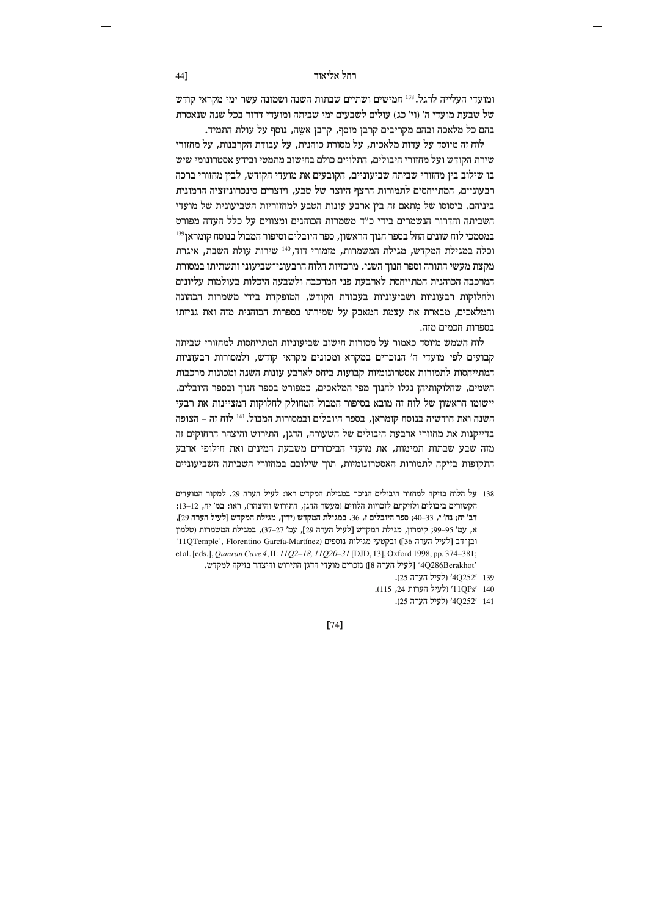ומועדי העלייה לרגל.[138] חמישים ושתיים שבתות השנה ושמונה עשר ימי מקראי קודש של שבעת מועדי ה' (וי' כג) עולים לשבעים ימי שביתה ומועדי דרור בכל שנה שנאסרת בהם כל מלאכה ובהם מקריבים קרבן מוסף, קרבן אשה, נוסף על עולת התמיד.

לוח זה מיוסד על עדות מלאכית, על מסורת כוהנית, על עבודת הקרבנות, על מחזורי שירת הקודש ועל מחזורי היובלים, התלויים כולם בחישוב מתמטי ובידע אסטרונומי שיש בו שילוב בין מחזורי שביתה שביעוניים, הקובעים את מועדי הקודש, לבין מחזורי ברכה רבעוניים, המתייחסים לתמורות הרצף היוצר של טבע, ויוצרים סינכרוניזציה הרמונית ביניהם. ביסוסו של מתאם זה בין ארבע עונות הטבע למחזוריות השביעונית של מועדי השביתה והדרור הנשמרים בידי כ"ד משמרות הכוהנים ומצווים על כלל העדה מפורט במסמכי לוח שונים החל בספר חנוך הראשון, ספר היובלים וסיפור המבול בנוסח קומראן[139] וכלה במגילת המקדש, מגילת המשמרות, מזמורי דוד,[140] שירות עולת השבת, איגרת מקצת מעשי התורה וספר חנוך השני. מרכזיות הלוח הרבעוני־שביעוני ותשתיתו במסורת המרכבה הכוהנית המתייחסת לארבעת פני המרכבה ולשבעה היכלות בעולמות עליונים ולחלוקות רבעוניות ושביעוניות בעבודת הקודש, המופקדת בידי משמרות הכהונה והמלאכים, מבארת את עצמת המאבק על שמירתו בספרות הכוהנית מזה ואת גניזתו בספרות חכמים מזה.

לוח השמש מיוסד כאמור על מסורות חישוב שביעוניות המתייחסות למחזורי שביתה קבועים לפי מועדי ה' הנזכרים במקרא ומכונים מקראי קודש, ולמסורות רבעוניות המתייחסות לתמורות אסטרונומיות קבועות ביחס לארבע עונות השנה ומכונות מרכבות השמים, שחלוקותיהן נגלו לחנוך מפי המלאכים, כמפורט בספר חנוך ובספר היובלים. יישומו הראשון של לוח זה מובא בסיפור המבול המחולק לחלוקות המציינות את רבעי השנה ואת חודשיה בנוסח קומראן, בספר היובלים ובמסורות המבול.[141] לוח זה – הצופה בדייקנות את מחזורי ארבעת היובלים של השעורה, הדגן, התירוש והיצהר הרחוקים זה מזה שבע שבתות תמימות, את מועדי הביכורים משבעת המינים ואת חילופי ארבע התקופות בזיקה לתמורות האסטרונומיות, תוך שילובם במחזורי השביתה השביעוניים

---

138 על הלוח בזיקה למחזור היובלים הנזכר במגילת המקדש ראו: לעיל הערה 29. למקור המועדים הקשורים ביבולים ולזיקתם לזכויות הלווים (מעשר הדגן, התירוש והיצהר), ראו: במ' יח, 12–13; דב' יח; נח' י, 33–40; ספר היובלים ז, 36. במגילת המקדש (ידין, מגילת המקדש [לעיל הערה 29], א, עמ' 95–99; קימרון, מגילת המקדש [לעיל הערה 29], עמ' 27–37), במגילת המשמרות (טלמון ובן־דב [לעיל הערה 36]) ובקטעי מגילות נוספים (Florentino García-Martínez ,'11QTemple' et al. [eds.], *Qumran Cave 4*, II: *11Q2–18, 11Q20–31* [DJD, 13], Oxford 1998, pp. 374–381; '4Q286Berakhot' [לעיל הערה 8]) נזכרים מועדי הדגן התירוש והיצהר בזיקה למקדש.

139 '4Q252' (לעיל הערה 25).

140 '11QPs' (לעיל הערות 24, 115).

141 '4Q252' (לעיל הערה 25).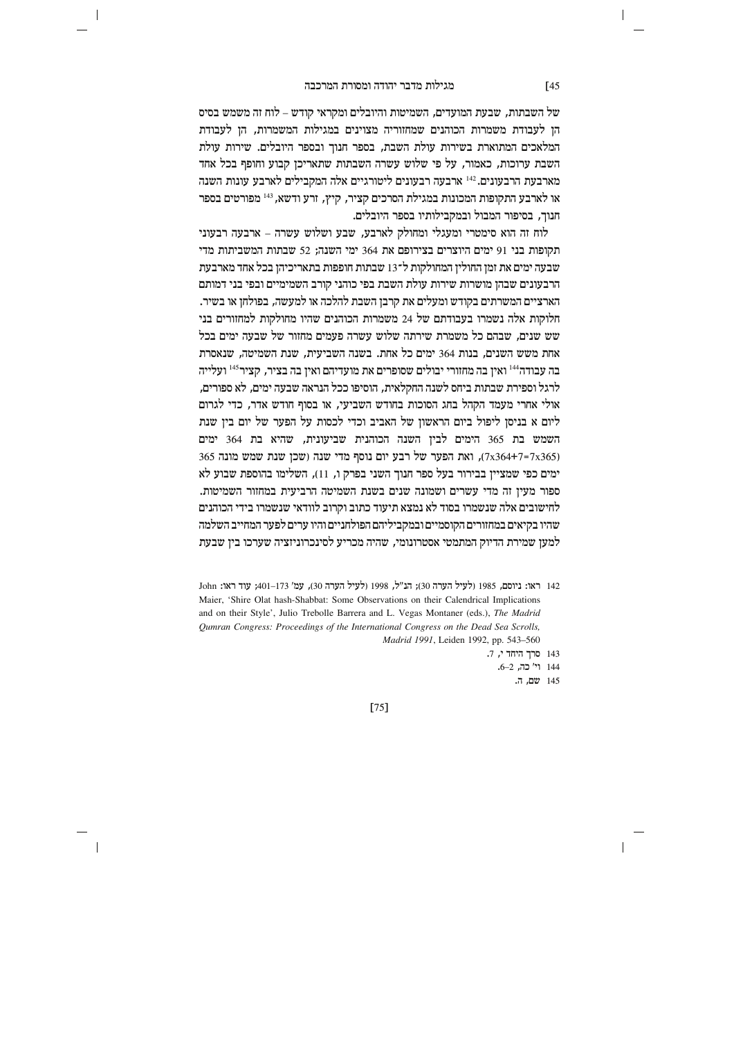של השבתות, שבעת המועדים, השמיטות והיובלים ומקראי קודש – לוח זה משמש בסיס הן לעבודת משמרות הכוהנים שמחזוריה מצוינים במגילות המשמרות, הן לעבודת המלאכים המתוארת בשירות עולת השבת, בספר חנוך ובספר היובלים. שירות עולת השבת ערוכות, כאמור, על פי שלוש עשרה השבתות שתאריכן קבוע וחופף בכל אחד מארבעת הרבעונים.[142] ארבעה רבעונים ליטורגיים אלה המקבילים לארבע עונות השנה או לארבע התקופות המכונות במגילת הסרכים קציר, קיץ, זרע ודשא,[143] מפורטים בספר חנוך, בסיפור המבול ובמקבילותיו בספר היובלים.

לוח זה הוא סימטרי ומעגלי ומחולק לארבע, שבע ושלוש עשרה – ארבעה רבעוני תקופות בני 91 ימים היוצרים בצירופם את 364 ימי השנה; 52 שבתות המשביתות מדי שבעה ימים את זמן החולין המחולקות ל־13 שבתות חופפות בתאריכיהן בכל אחד מארבעת הרבעונים שבהן מושרות שירות עולת השבת בפי כוהני קורב השמימיים ובפי בני דמותם הארציים המשרתים בקודש ומעלים את קרבן השבת להלכה או למעשה, בפולחן או בשיר. חלוקות אלה נשמרו בעבודתם של 24 משמרות הכוהנים שהיו מחולקות למחזורים בני שש שנים, שבהם כל משמרת שירתה שלוש עשרה פעמים מחזור של שבעה ימים בכל אחת משש השנים, בנות 364 ימים כל אחת. בשנה השביעית, שנת השמיטה, שנאסרת בה עבודה[144] ואין בה מחזורי יבולים שסופרים את מועדיהם ואין בה בציר, קציר[145] ועלייה לרגל וספירת שבתות ביחס לשנה החקלאית, הוסיפו ככל הנראה שבעה ימים, לא ספורים, אולי אחרי מעמד הקהל בחג הסוכות בחודש השביעי, או בסוף חודש אדר, כדי לגרום ליום א בניסן ליפול ביום הראשון של האביב וכדי לכסות על הפער של יום בין שנת השמש בת 365 הימים לבין השנה הכוהנית שביעונית, שהיא בת 364 ימים (7x364+7=7x365), ואת הפער של רבע יום נוסף מדי שנה (שכן שנת שמש מונה 365 ימים כפי שמציין בבירור בעל ספר חנוך השני בפרק ו, 11), השלימו בהוספת שבוע לא ספור מעין זה מדי עשרים ושמונה שנים בשנת השמיטה הרביעית במחזור השמיטות. לחישובים אלה שנשמרו בסוד לא נמצא תיעוד כתוב וקרוב לוודאי שנשמרו בידי הכוהנים שהיו בקיאים במחזורים הקוסמיים ובמקביליהם הפולחניים והיו ערים לפער המחייב השלמה למען שמירת הדיוק המתמטי אסטרונומי, שהיה מכריע לסינכרוניזציה שערכו בין שבעת

---

142 ראו: ניוסם, 1985 (לעיל הערה 30); הנ"ל, 1998 (לעיל הערה 30), עמ' 173–401; עוד ראו: John Maier, 'Shire Olat hash-Shabbat: Some Observations on their Calendrical Implications and on their Style', Julio Trebolle Barrera and L. Vegas Montaner (eds.), *The Madrid Qumran Congress: Proceedings of the International Congress on the Dead Sea Scrolls, Madrid 1991*, Leiden 1992, pp. 543–560

143 סרך היחד י, 7.

144 ו' כה, 2–6.

145 שם, ה.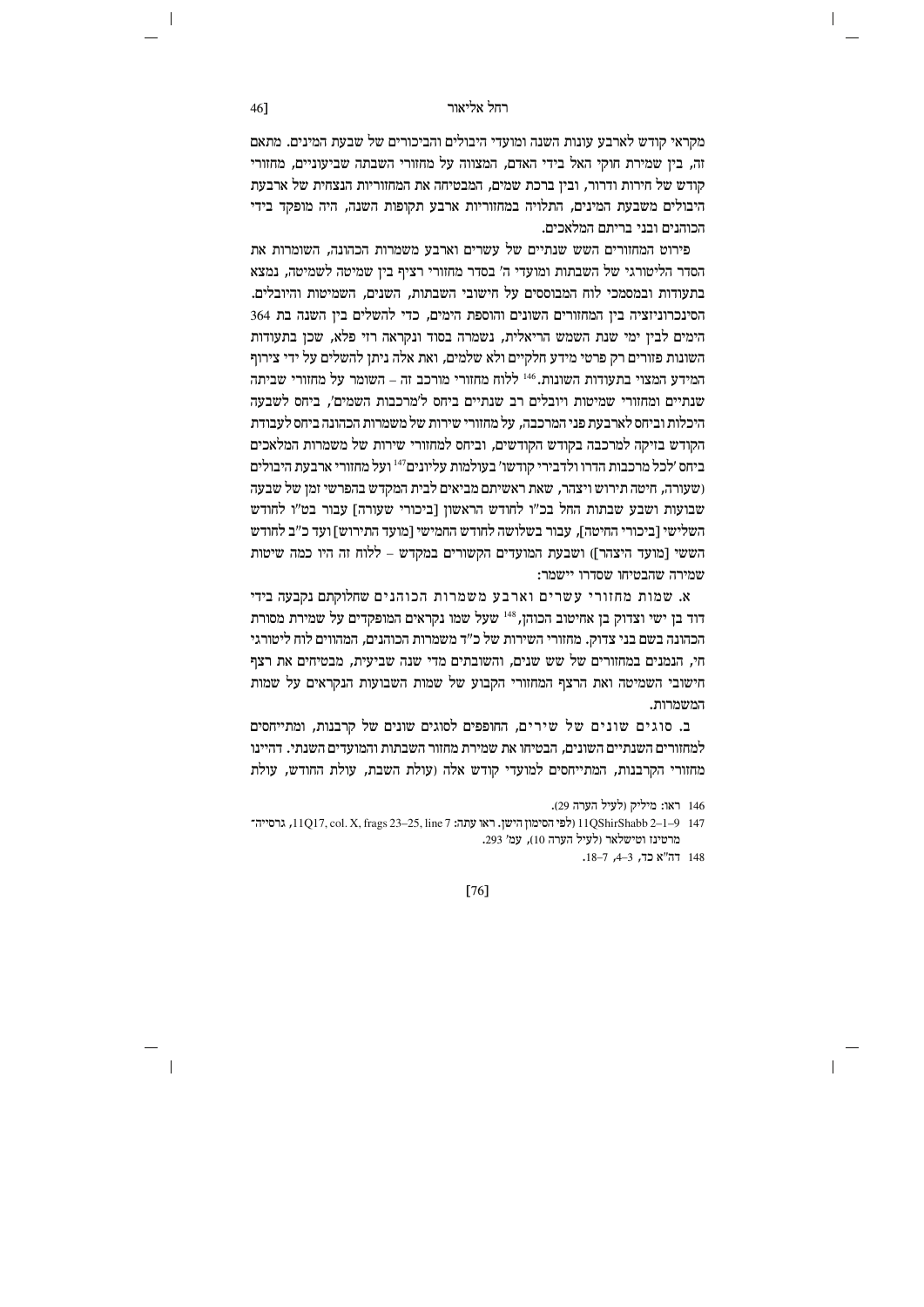מקראי קודש לארבע עונות השנה ומועדי היבולים והביכורים של שבעת המינים. מתאם זה, בין שמירת חוקי האל בידי האדם, המצווה על מחזורי השבתה שביעוניים, מחזורי קודש של חירות ודרור, ובין ברכת שמים, המבטיחה את המחזוריות הנצחית של ארבעת היבולים משבעת המינים, התלויה במחזוריות ארבע תקופות השנה, היה מופקד בידי הכוהנים ובני בריתם המלאכים.

פירוט המחזורים השש שנתיים של עשרים וארבע משמרות הכהונה, השומרות את הסדר הליטורגי של השבתות ומועדי ה' בסדר מחזורי רציף בין שמיטה לשמיטה, נמצא בתעודות ובמסמכי לוח המבוססים על חישובי השבתות, השנים, השמיטות והיובלים. הסינכרוניזציה בין המחזורים השונים והוספת הימים, כדי להשלים בין השנה בת 364 הימים לבין ימי שנת השמש הריאלית, נשמרה בסוד ונקראה רזי פלא, שכן בתעודות השונות פזורים רק פרטי מידע חלקיים ולא שלמים, ואת אלה ניתן להשלים על ידי צירוף המידע המצוי בתעודות השונות.[146] ללוח מחזורי מורכב זה – השומר על מחזורי שביתה שנתיים ומחזורי שמיטות ויובלים רב שנתיים ביחס ל'מרכבות השמים', ביחס לשבעה היכלות וביחס לארבעת פני המרכבה, על מחזורי שירות של משמרות הכהונה ביחס לעבודת הקודש בזיקה למרכבה בקודש הקודשים, וביחס למחזורי שירות של משמרות המלאכים ביחס 'לכל מרכבות הדרו ולדבירי קודשו' בעולמות עליונים[147] ועל מחזורי ארבעת היבולים (שעורה, חיטה תירוש ויצהר, שאת ראשיתם מביאים לבית המקדש בהפרשי זמן של שבעה שבועות ושבע שבתות החל בכ"ו לחודש הראשון [ביכורי שעורה] עבור בט"ו לחודש השלישי [ביכורי החיטה], עבור בשלושה לחודש החמישי [מועד התירוש] ועד כ"ב לחודש השישי [מועד היצהר]) ושבעת המועדים הקשורים במקדש – ללוח זה היו כמה שיטות שמירה שהבטיחו שסדרו יישמר:

א. שמות מחזורי עשרים וארבע משמרות הכוהנים שחלוקתם נקבעה בידי דוד בן ישי וצדוק בן אחיטוב הכוהן,[148] שעל שמו נקראים המופקדים על שמירת מסורת הכהונה בשם בני צדוק. מחזורי השירות של כ"ד משמרות הכוהנים, המהווים לוח ליטורגי חי, הנמנים במחזורים של שש שנים, והשובתים מדי שנה שביעית, מבטיחים את רצף חישובי השמיטה ואת הרצף המחזורי הקבוע של שמות השבועות הנקראים על שמות המשמרות.

ב. סוגים שונים של שירים, החופפים לסוגים שונים של קרבנות, ומתייחסים למחזורים השנתיים השונים, הבטיחו את שמירת מחזור השבתות והמועדים השנתי. דהיינו מחזורי הקרבנות, המתייחסים למועדי קודש אלה (עולת השבת, עולת החודש, עולת

146 ראו: מיליק (לעיל הערה 29).

147 11QShirShabb 2–1–9 (לפי הסימון הישן. ראו עתה: 11Q17, col. X, frags 23–25, line 7), גרסיה־מרטינז וטישלאר (לעיל הערה 10), עמ' 293.

148 דה"א כד, 3–4, 7–18.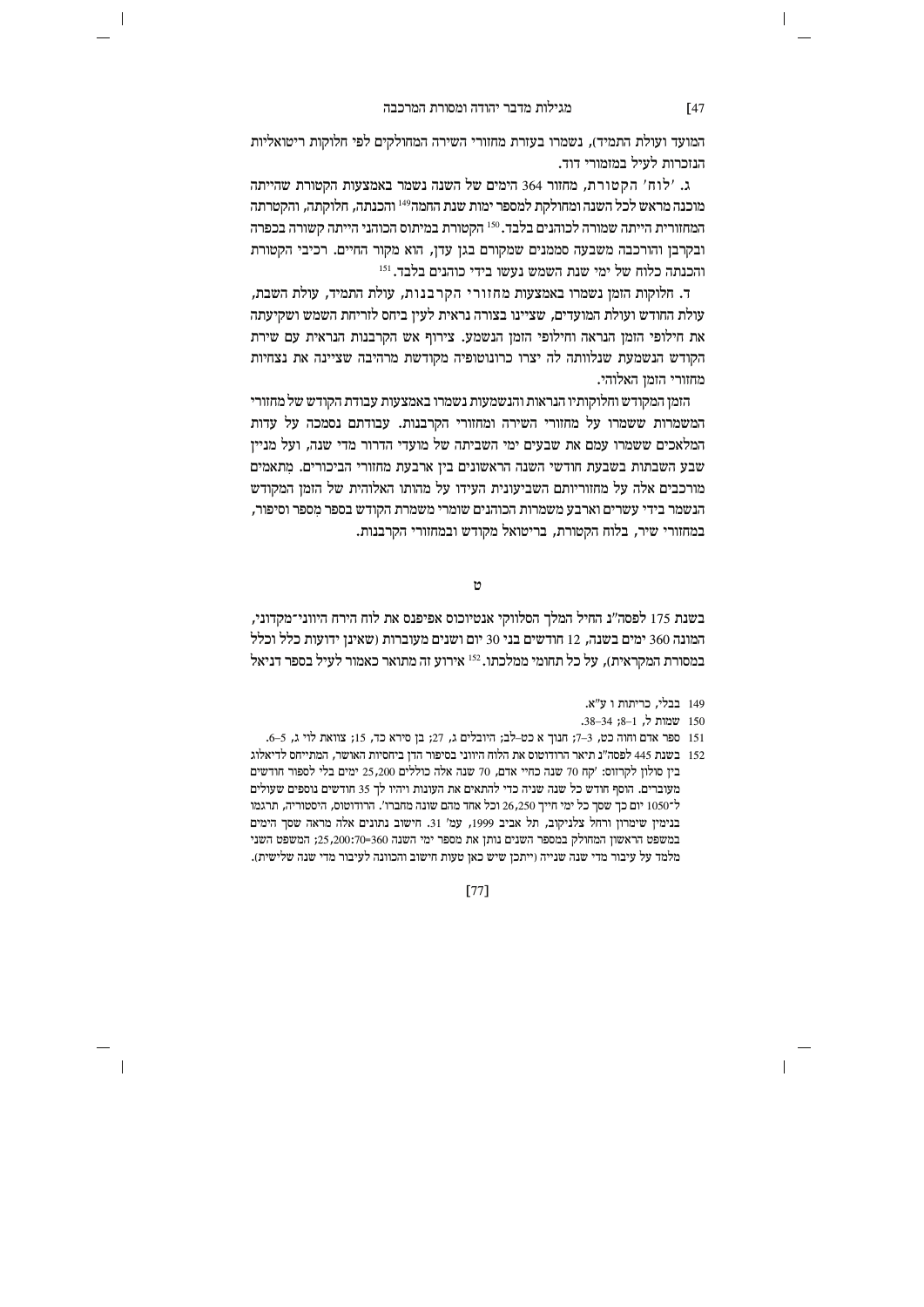המועד ועולת התמיד), נשמרו בעזרת מחזורי השירה המחולקים לפי חלוקות ריטואליות הנזכרות לעיל במזמורי דוד.

ג. 'לוח' הקטורת, מחזור 364 הימים של השנה נשמר באמצעות הקטורת שהייתה מוכנה מראש לכל השנה ומחולקת למספר ימות שנת החמה[149] והכנתה, חלוקתה, והקטרתה המחזורית הייתה שמורה לכוהנים בלבד.[150] הקטורת במיתוס הכוהני הייתה קשורה בכפרה ובקרבן והורכבה משבעה סממנים שמקורם בגן עדן, הוא מקור החיים. רכיבי הקטורת והכנתה כלוח של ימי שנת השמש נעשו בידי כוהנים בלבד.[151]

ד. חלוקות הזמן נשמרו באמצעות מחזורי הקרבנות, עולת התמיד, עולת השבת, עולת החודש ועולת המועדים, שציינו בצורה נראית לעין ביחס לזריחת השמש ושקיעתה את חילופי הזמן הנראה וחילופי הזמן הנשמע. צירוף אש הקרבנות הנראית עם שירת הקודש הנשמעת שנלוותה לה יצרו כרונוטופיה מקודשת מרהיבה שציינה את נצחיות מחזורי הזמן האלוהי.

הזמן המקודש וחלוקותיו הנראות והנשמעות נשמרו באמצעות עבודת הקודש של מחזורי המשמרות ששמרו על מחזורי השירה ומחזורי הקרבנות. עבודתם נסמכה על עדות המלאכים ששמרו עמם את שבעים ימי השביתה של מועדי הדרור מדי שנה, ועל מניין שבע השבתות בשבעת חודשי השנה הראשונים בין ארבעת מחזורי הביכורים. מתאמים מורכבים אלה על מחזוריותם השביעונית העידו על מהותו האלוהית של הזמן המקודש הנשמר בידי עשרים וארבע משמרות הכוהנים שומרי משמרת הקודש בספר מספר וסיפור, במחזורי שיר, בלוח הקטורת, בריטואל מקודש ובמחזורי הקרבנות.

## ט

בשנת 175 לפסה"נ החיל המלך הסלווקי אנטיוכוס אפיפנס את לוח הירח היווני־מקדוני, המונה 360 ימים בשנה, 12 חודשים בני 30 יום ושנים מעוברות (שאינן ידועות כלל וכלל במסורת המקראית), על כל תחומי ממלכתו.[152] אירוע זה מתואר כאמור לעיל בספר דניאל

---

149 בבלי, כריתות ו ע"א.

150 שמות ל, 1–8; 34–38.

151 ספר אדם וחוה כט, 3–7; חנוך א כט–לב; היובלים ג, 27; בן סירא כד, 15; צוואת לוי ג, 5–6.

152 בשנת 445 לפסה"נ תיאר הרודוטוס את הלוח היווני בסיפור הדן ביחסיות האושר, המתייחס לדיאלוג בין סולון לקרזוס: 'קח 70 שנה כחיי אדם, 70 שנה אלה כוללים 25,200 ימים בלי לספור חודשים מעוברים. הוסף חודש כל שנה שניה כדי להתאים את העונות ויהיו לך 35 חודשים נוספים שעולים ל־1050 יום כך שסך כל ימי חייך 26,250 וכל אחד מהם שונה מחברו'. הרודוטוס, היסטוריה, תרגמו בנימין שימרון ורחל צלניקוב, תל אביב 1999, עמ' 31. חישוב נתונים אלה מראה שסך הימים במשפט הראשון המחולק במספר השנים נותן את מספר ימי השנה 25,200:70=360; המשפט השני מלמד על עיבור מדי שנה שנייה (ייתכן שיש כאן טעות חישוב והכוונה לעיבור מדי שנה שלישית).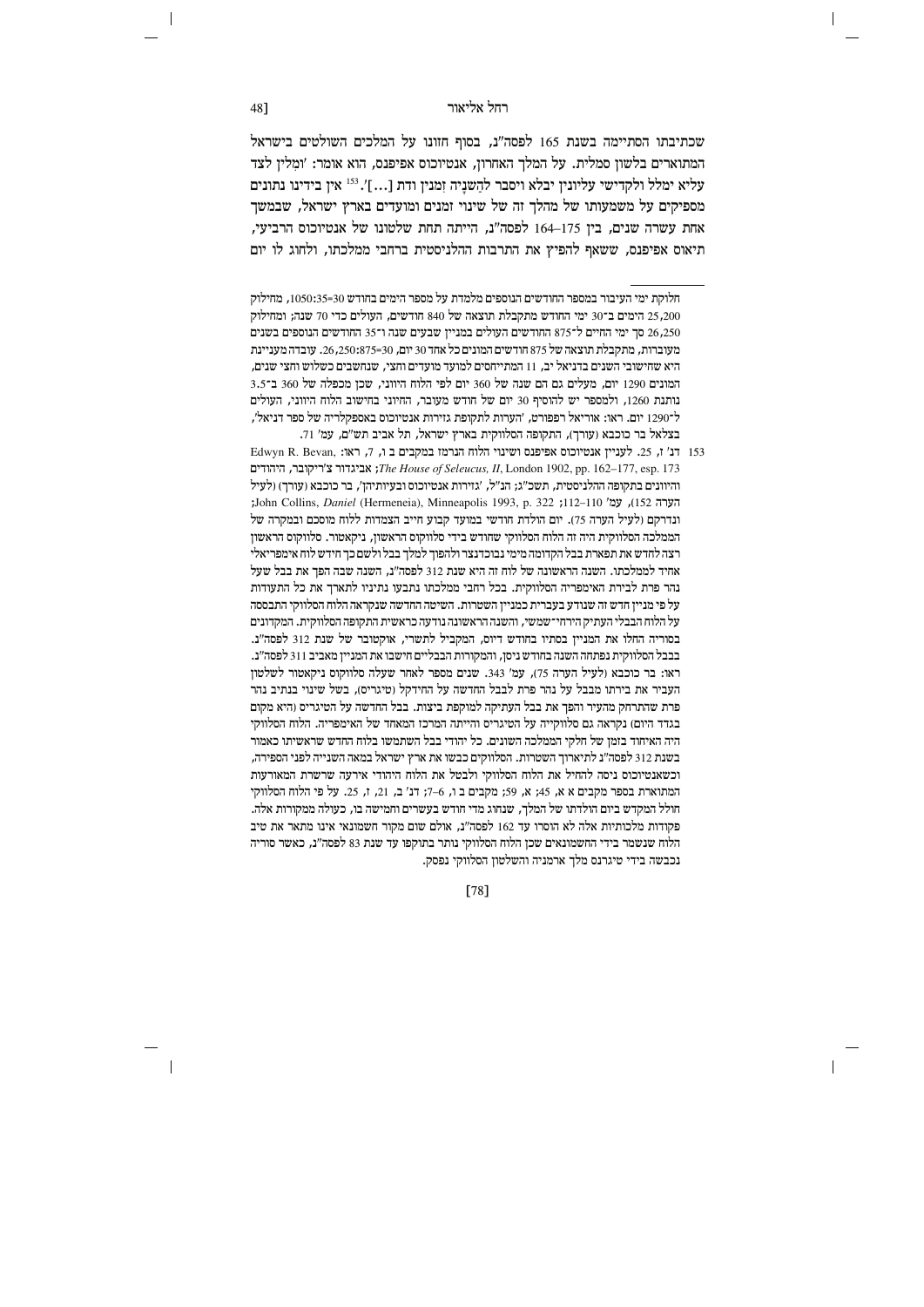שכתיבתו הסתיימה בשנת 165 לפסה"נ, בסוף חזונו על המלכים השולטים בישראל המתוארים בלשון סמלית. על המלך האחרון, אנטיוכוס אפיפנס, הוא אומר: 'ומלין לצד עליא ימלל ולקדישי עליונין יבלא ויסבר לְהַשְׁנָיָה זִמנין ודת [...]'.[153] אין בידינו נתונים מספיקים על משמעותו של מהלך זה של שינוי זמנים ומועדים בארץ ישראל, שבמשך אחת עשרה שנים, בין 175–164 לפסה"נ, הייתה תחת שלטונו של אנטיוכוס הרביעי, תיאוס אפיפנס, ששאף להפיץ את התרבות ההלניסטית ברחבי ממלכתו, ולחוג לו יום

---

חלוקת ימי העיבור במספר החודשים הנוספים מלמדת על מספר הימים בחודש 30=1050:35, מחילוק 25,200 הימים ב־30 ימי החודש מתקבלת תוצאה של 840 חודשים, העולים כדי 70 שנה; ומחילוק 26,250 סך ימי החיים ל־875 החודשים העולים במניין שבעים שנה ו־35 החודשים הנוספים בשנים מעוברות, מתקבלת תוצאה של 875 חודשים המונים כל אחד 30 יום, 30=26,250:875. עובדה מעניינת היא שחישובי השנים בדניאל יב, 11 המתייחסים למועד מועדים וחצי, שנחשבים כשלוש וחצי שנים, המונים 1290 יום, מעלים גם הם שנה של 360 יום לפי הלוח היווני, שכן מכפלה של 360 ב־3.5 נותנת 1260, ולמספר יש להוסיף 30 יום של חודש מעובר, החיוני בחישוב הלוח היווני, העולים ל־1290 יום. ראו: אוריאל רפפורט, 'הערות לתקופת גזירות אנטיוכוס באספקלריה של ספר דניאל', בצלאל בר כוכבא (עורך), התקופה הסלווקית בארץ ישראל, תל אביב תש"ם, עמ' 71.

153 דנ' ז, 25. לעניין אנטיוכוס אפיפנס ושינוי הלוח הנרמז במקבים ב ו, 7, ראו: Edwyn R. Bevan, *The House of Seleucus, II*, London 1902, pp. 162–177, esp. 173; אביגדור צ'ריקובר, היהודים והיוונים בתקופה ההלניסטית, תשכ"ג; הנ"ל, 'גזירות אנטיוכוס ובעיותיהן', בר כוכבא (עורך) (לעיל הערה 152), עמ' 110–112; John Collins, *Daniel* (Hermeneia), Minneapolis 1993, p. 322; ונדרקם (לעיל הערה 75). יום הולדת חודשי במועד קבוע חייב הצמדות ללוח מוסכם ובמקרה של הממלכה הסלווקית היה זה הלוח הסלווקי שחודש בידי סלווקוס הראשון, ניקאטור. סלווקוס הראשון רצה לחדש את תפארת בבל הקדומה מימי נבוכדנצר ולהפוך למלך בבל ולשם כך חידש לוח אימפריאלי אחיד לממלכתו. השנה הראשונה של לוח זה היא שנת 312 לפסה"נ, השנה שבה הפך את בבל שעל נהר פרת לבירת האימפריה הסלווקית. בכל רחבי ממלכתו נתבעו נתיניו לתארך את כל התעודות על פי מניין חדש זה שנודע בעברית כמניין השטרות. השיטה החדשה שנקראה הלוח הסלווקי התבססה על הלוח הבבלי העתיק הירחי־שמשי, והשנה הראשונה נודעה כראשית התקופה הסלווקית. המקדונים בסוריה החלו את המניין בסתיו בחודש דיוס, המקביל לתשרי, אוקטובר של שנת 312 לפסה"נ. בבבל הסלווקית נפתחה השנה בחודש ניסן, והמקורות הבבליים חישבו את המניין מאביב 311 לפסה"נ. ראו: בר כוכבא (לעיל הערה 75), עמ' 343. שנים מספר לאחר שעלה סלווקוס ניקאטור לשלטון העביר את בירתו מבבל על נהר פרת לבבל החדשה על החידקל (טיגריס), בשל שינוי בנתיב נהר פרת שהתרחק מהעיר והפך את בבל העתיקה למוקפת ביצות. בבל החדשה על הטיגריס (היא מקום בגדד היום) נקראה גם סלווקיה על הטיגריס והייתה המרכז המאחד של האימפריה. הלוח הסלווקי היה האיחוד בזמן של חלקי הממלכה השונים. כל יהודי בבל השתמשו בלוח החדש שראשיתו כאמור בשנת 312 לפסה"נ לתיארוך השטרות. הסלווקים כבשו את ארץ ישראל במאה השנייה לפני הספירה, וכשאנטיוכוס ניסה להחיל את הלוח הסלווקי ולבטל את הלוח היהודי אירעה שרשרת המאורעות המתוארת בספר מקבים א א, 45; א, 59; מקבים ב ו, 6–7; דנ' ב, 21; ז, 25. על פי הלוח הסלווקי חולל המקדש ביום הולדתו של המלך, שנחוג מדי חודש בעשרים וחמישה בו, כעולה ממקורות אלה. פקודות מלכותיות אלה לא הוסרו עד 162 לפסה"נ, אולם שום מקור חשמונאי אינו מתאר את טיב הלוח שנשמר בידי החשמונאים שכן הלוח הסלווקי נותר בתוקפו עד שנת 83 לפסה"נ, כאשר סוריה נכבשה בידי טיגרנס מלך ארמניה והשלטון הסלווקי נפסק.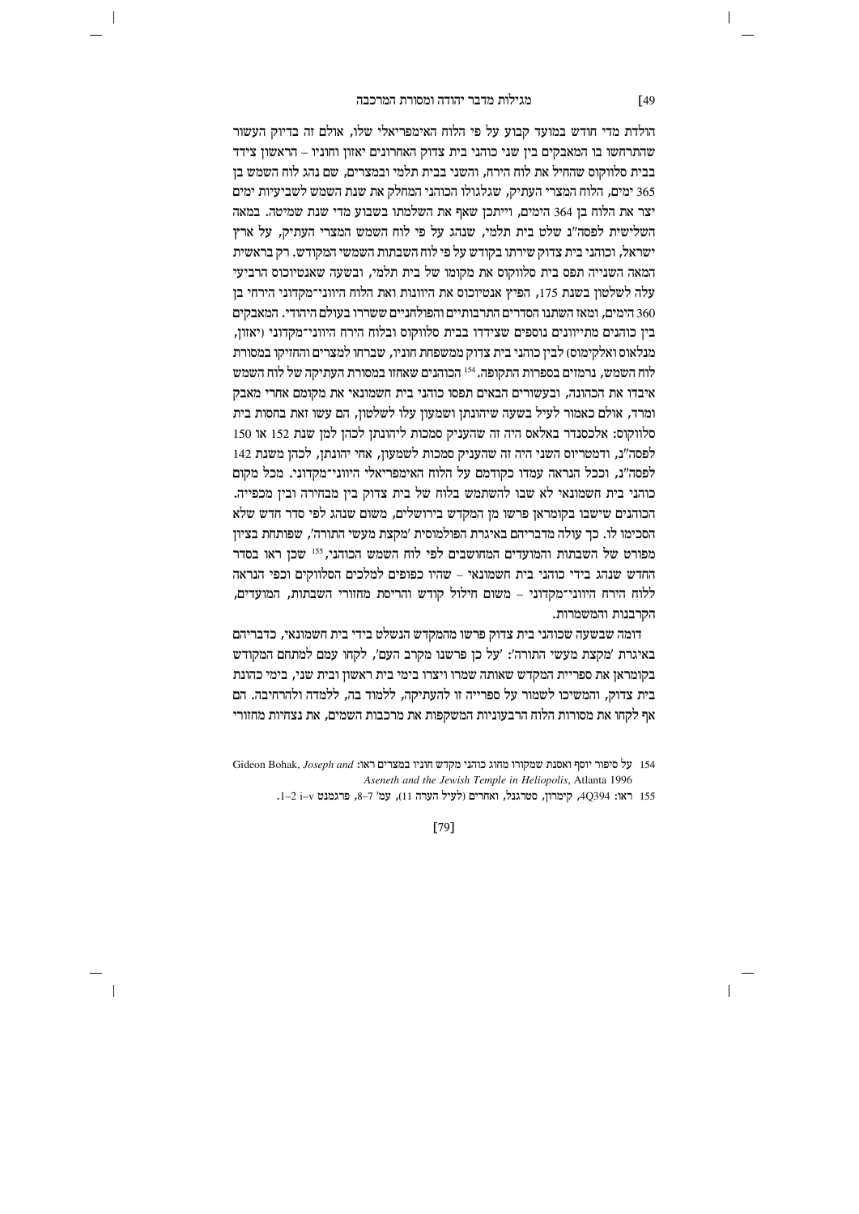הולדת מדי חודש במועד קבוע על פי הלוח האימפריאלי שלו, אולם זה בדיוק העשור שהתרחשו בו המאבקים בין שני כוהני בית צדוק האחרונים יאזון וחוניו – הראשון צידד בבית סלווקוס שהחיל את לוח הירח, והשני בבית תלמי ובמצרים, שם נהג לוח השמש בן 365 ימים, הלוח המצרי העתיק, שגלגולו הכוהני המחלק את שנת השמש לשביעיות ימים יצר את הלוח בן 364 הימים, וייתכן שאף את השלמתו בשבוע מדי שנת שמיטה. במאה השלישית לפסה"נ שלט בית תלמי, שנהג על פי לוח השמש המצרי העתיק, על ארץ ישראל, וכוהני בית צדוק שירתו בקודש על פי לוח השבתות השמשי המקודש. רק בראשית המאה השנייה תפס בית סלווקוס את מקומו של בית תלמי, ובשעה שאנטיוכוס הרביעי עלה לשלטון בשנת 175, הפיץ אנטיוכוס את היוונות ואת הלוח היווני־מקדוני הירחי בן 360 הימים, ומאז השתנו הסדרים התרבותיים והפולחניים ששררו בעולם היהודי. המאבקים בין כוהנים מתייוונים נוספים שצידדו בבית סלווקוס ובלוח הירח היווני־מקדוני (יאזון, מנלאוס ואלקימוס) לבין כוהני בית צדוק ממשפחת חוניו, שברחו למצרים והחזיקו במסורת לוח השמש, נרמזים בספרות התקופה.[154] הכוהנים שאחזו במסורת העתיקה של לוח השמש איבדו את הכהונה, ובעשורים הבאים תפסו כוהני בית חשמונאי את מקומם אחרי מאבק ומרד, אולם כאמור לעיל בשעה שיהונתן ושמעון עלו לשלטון, הם עשו זאת בחסות בית סלווקוס: אלכסנדר באלאס היה זה שהעניק סמכות ליהונתן לכהן למן שנת 152 או 150 לפסה"נ, ודמטריוס השני היה זה שהעניק סמכות לשמעון, אחי יהונתן, לכהן משנת 142 לפסה"נ, וככל הנראה עמדו כקודמם על הלוח האימפריאלי היווני־מקדוני. מכל מקום כוהני בית חשמונאי לא שבו להשתמש בלוח של בית צדוק בין מבחירה ובין מכפייה. הכוהנים שישבו בקומראן פרשו מן המקדש בירושלים, משום שנהג לפי סדר חדש שלא הסכימו לו. כך עולה מדבריהם באיגרת הפולמוסית 'מקצת מעשי התורה', שפותחת בציון מפורט של השבתות והמועדים המחושבים לפי לוח השמש הכוהני,[155] שכן ראו בסדר החדש שנהג בידי כוהני בית חשמונאי – שהיו כפופים למלכים הסלווקים וכפי הנראה ללוח הירח היווני־מקדוני – משום חילול קודש והריסת מחזורי השבתות, המועדים, הקרבנות והמשמרות.

דומה שבשעה שכוהני בית צדוק פרשו מהמקדש הנשלט בידי בית חשמונאי, כדבריהם באיגרת 'מקצת מעשי התורה': 'על כן פרשנו מקרב העם', לקחו עמם למתחם המקודש בקומראן את ספריית המקדש שאותה שמרו ויצרו בימי בית ראשון ובית שני, בימי כהונת בית צדוק, והמשיכו לשמור על ספרייה זו להעתיקה, ללמוד בה, ללמדה ולהרחיבה. הם אף לקחו את מסורות הלוח הרבעוניות המשקפות את מרכבות השמים, את נצחיות מחזורי

---

154 על סיפור יוסף ואסנת שמקורו מחוג כוהני מקדש חוניו במצרים ראו: Gideon Bohak, *Joseph and Aseneth and the Jewish Temple in Heliopolis*, Atlanta 1996

155 ראו: 4Q394, קימרון, סטרגנל, ואחרים (לעיל הערה 11), עמ' 7–8, פרגמנט i–v 1–2.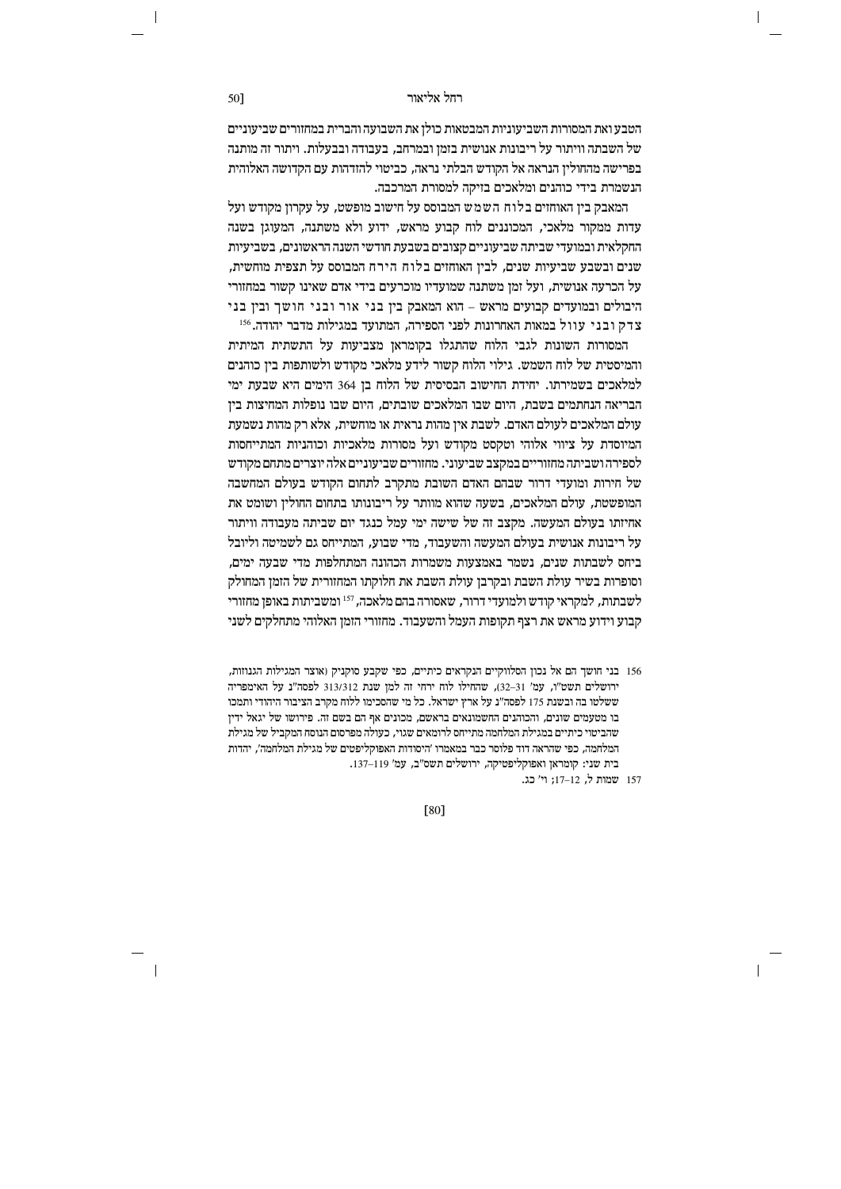הטבע ואת המסורות השביעוניות המבטאות כולן את השבועה והברית במחזורים שביעוניים של השבתה וויתור על ריבונות אנושית בזמן ובמרחב, בעבודה ובבעלות. ויתור זה מותנה בפרישה מהחולין הנראה אל הקודש הבלתי נראה, כביטוי להזדהות עם הקדושה האלוהית הנשמרת בידי כוהנים ומלאכים בזיקה למסורת המרכבה.

המאבק בין האוחזים בלוח השמש המבוסס על חישוב מופשט, על עקרון מקודש ועל עדות ממקור מלאכי, המכוננים לוח קבוע מראש, ידוע ולא משתנה, המעוגן בשנה החקלאית ובמועדי שביתה שביעוניים קצובים בשבעת חודשי השנה הראשונים, בשביעיות שנים ובשבע שביעיות שנים, לבין האוחזים בלוח הירח המבוסס על תצפית מוחשית, על הכרעה אנושית, ועל זמן משתנה שמועדיו מוכרעים בידי אדם שאינו קשור במחזורי היבולים ובמועדים קבועים מראש – הוא המאבק בין בני אור ובני חושך ובין בני צדק ובני עוול במאות האחרונות לפני הספירה, המתועד במגילות מדבר יהודה.[156]

המסורות השונות לגבי הלוח שהתגלו בקומראן מצביעות על התשתית המיתית והמיסטית של לוח השמש. גילוי הלוח קשור לידע מלאכי מקודש ולשותפות בין כוהנים למלאכים בשמירתו. יחידת החישוב הבסיסית של הלוח בן 364 הימים היא שבעת ימי הבריאה הנחתמים בשבת, היום שבו המלאכים שובתים, היום שבו נופלות המחיצות בין עולם המלאכים לעולם האדם. לשבת אין מהות נראית או מוחשית, אלא רק מהות נשמעת המיוסדת על ציווי אלוהי וטקסט מקודש ועל מסורות מלאכיות וכוהניות המתייחסות לספירה ושביתה מחזוריים במקצב שביעוני. מחזורים שביעוניים אלה יוצרים מתחם מקודש של חירות ומועדי דרור שבהם האדם השובת מתקרב לתחום הקודש בעולם המחשבה המופשטת, עולם המלאכים, בשעה שהוא מוותר על ריבונותו בתחום החולין ושומט את אחיזתו בעולם המעשה. מקצב זה של שישה ימי עמל כנגד יום שביתה מעבודה וויתור על ריבונות אנושית בעולם המעשה והשעבוד, מדי שבוע, המתייחס גם לשמיטה וליובל ביחס לשבתות שנים, נשמר באמצעות משמרות הכהונה המתחלפות מדי שבעה ימים, וסופרות בשיר עולת השבת ובקרבן עולת השבת את חלוקתו המחזורית של הזמן המחולק לשבתות, למקראי קודש ולמועדי דרור, שאסורה בהם מלאכה,[157] ומשביתות באופן מחזורי קבוע וידוע מראש את רצף תקופות העמל והשעבוד. מחזורי הזמן האלוהי מתחלקים לשני

156 בני חושך הם אל נכון הסלווקיים הנקראים כיתיים, כפי שקבע סוקניק (אוצר המגילות הגנוזות, ירושלים תשט"ו, עמ' 31–32), שהחילו לוח ירחי זה למן שנת 313/312 לפסה"נ על האימפריה ששלטו בה ובשנת 175 לפסה"נ על ארץ ישראל. כל מי שהסכימו ללוח מקרב הציבור היהודי ותמכו בו מטעמים שונים, והכוהנים החשמונאים בראשם, מכונים אף הם בשם זה. פירושו של יגאל ידין שהביטוי כיתיים במגילת המלחמה מתייחס לרומאים שגוי, כעולה מפרסום הנוסח המקביל של מגילת המלחמה, כפי שהראה דוד פלוסר כבר במאמרו 'היסודות האפוקליפטיים של מגילת המלחמה', יהדות בית שני: קומראן ואפוקליפטיקה, ירושלים תשס"ב, עמ' 119–137.

157 שמות ל, 12–17; וי' כג.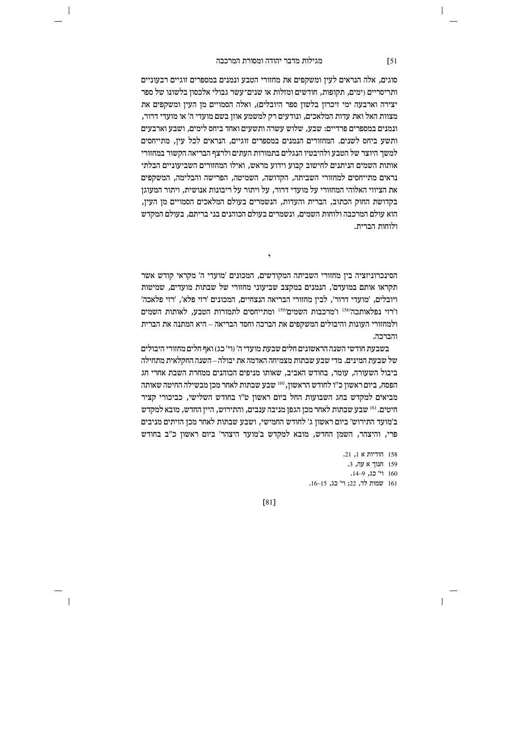סוגים, אלה הנראים לעין ומשקפים את מחזורי הטבע ונמנים במספרים זוגיים רבעוניים ותריסריים (ימים, תקופות, חודשים ומזלות או שנים־עשר גבולי אלכסון בלשונו של ספר יצירה וארבעה ימי זיכרון בלשון ספר היובלים), ואלה הסמויים מן העין ומשקפים את מצוות האל ואת עדות המלאכים, ונודעים רק למשמע אוזן בשם מועדי ה' או מועדי דרור, ונמנים במספרים פרדיים: שבע, שלוש עשרה ותשעים ואחד ביחס לימים, ושבע וארבעים ותשע ביחס לשנים. המחזורים הנמנים במספרים זוגיים, הנראים לכל עין, מתייחסים למשך היוצר של הטבע ולהיבטיו הנגלים בתמורות העתים ולרצף הבריאה הקשור במחזורי אותות השמים הניתנים לחישוב קבוע וידוע מראש, ואילו המחזורים השביעוניים הבלתי נראים מתייחסים למחזורי השביתה, הקדושה, השמיטה, הפרישה והבלימה, המשקפים את הציווי האלוהי המחזורי על מועדי דרור, על ויתור על ריבונות אנושית, ויתור המעוגן בקדושת החוק הכתוב, הברית והעדות, הנשמרים בעולם המלאכים הסמויים מן העין, הוא עולם המרכבה ולוחות השמים, ונשמרים בעולם הכוהנים בני בריתם, בעולם המקדש ולוחות הברית.

,

הסינכרוניזציה בין מחזורי השביתה המקודשים, המכונים 'מועדי ה' מקראי קודש אשר תקראו אותם במועדם', הנמנים במקצב שביעוני מחזורי של שבתות מועדים, שמיטות ויובלים, 'מועדי דרור', לבין מחזורי הבריאה הנצחיים, המכונים 'רזי פלא', 'רזי פלאכה' ו'רזי נפלאותכה'[158] ו'מרכבות השמים'[159] ומתייחסים לתמורות הטבע, לאותות השמים ולמחזורי העונות והיבולים המשקפים את הברכה וחסד הבריאה – היא המתנה את הברית והברכה.

בשבעת חודשי השנה הראשונים חלים שבעת מועדי ה' (וי' כג) ואף חלים מחזורי היבולים של שבעת המינים. מדי שבע שבתות מצמיחה האדמה את יבולה – השנה החקלאית מתחילה ביבול השעורה, עומר, בחודש האביב, שאותו מניפים הכוהנים ממחרת השבת אחרי חג הפסח, ביום ראשון כ"ו לחודש הראשון,[160] שבע שבתות לאחר מכן מבשילה החיטה שאותה מביאים למקדש בחג השבועות החל ביום ראשון ט"ו בחודש השלישי, כביכורי קציר חיטים.[161] שבע שבתות לאחר מכן הגפן מניבה ענבים, והתירוש, היין החדש, מובא למקדש ב'מועד התירוש' ביום ראשון ג' לחודש החמישי, ושבע שבתות לאחר מכן הזיתים מניבים פרי, והיצהר, השמן החדש, מובא למקדש ב'מועד היצהר' ביום ראשון כ"ב בחודש

158 הודיות א 1, 21.
159 חנוך א עה, 3.
160 וי' כג, 9–14.
161 שמות לד, 22; וי' כג, 15–16.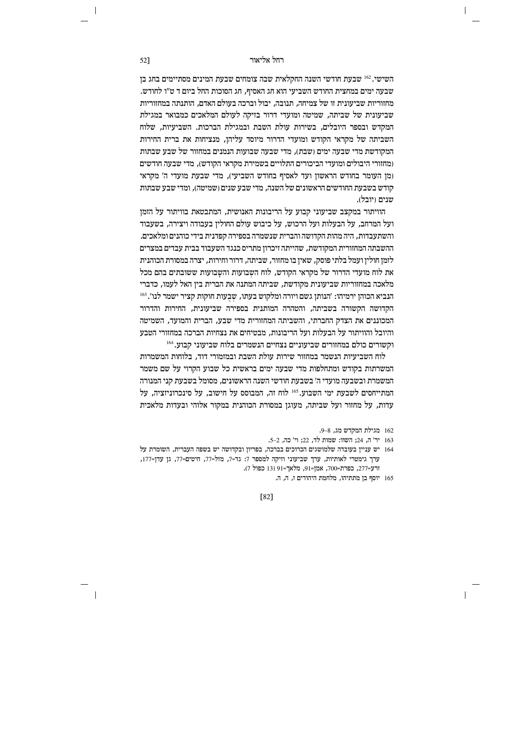השישי.[162] שבעת חודשי השנה החקלאית שבה צומחים שבעת המינים מסתיימים בחג בן שבעה ימים במחצית החודש השביעי הוא חג האסיף, חג הסוכות החל ביום ד ט"ו לחודש. מחזוריות שביעונית זו של צמיחה, תנובה, יבול וברכה בעולם האדם, הותנתה במחזוריות שביעונית של שביתה, שמיטה ומועדי דרור בזיקה לעולם המלאכים כמבואר במגילת המקדש ובספר היובלים, בשירות עולת השבת ובמגילת הברכות. השביעיות, שלוח השביתה של מקראי הקודש ומועדי הדרור מיוסד עליהן, מנציחות את ברית החירות המקודשת מדי שבעה ימים (שבת), מדי שבעה שבועות הנמנים במחזור של שבע שבתות (מחזורי היבולים ומועדי הביכורים התלויים בשמירת מקראי הקודש), מדי שבעה חודשים (מן העומר בחודש הראשון ועד לאסיף בחודש השביעי), מדי שבעת מועדי ה' מקראי קודש בשבעת החודשים הראשונים של השנה, מדי שבע שנים (שמיטה), ומדי שבע שבתות שנים (יובל).

הוויתור במקצב שביעוני קבוע על הריבונות האנושית, המתבטאת בוויתור על הזמן ועל המרחב, על הבעלות ועל הרכוש, על כיבוש עולם החולין בעבודה ויצירה, בשעבוד והשתעבדות, היה מהות הקדושה והברית שנשמרה בספירה קפדנית בידי כוהנים ומלאכים. השבתה המחזורית המקודשת, שהייתה זיכרון מתריס כנגד השעבוד בבית עבדים במצרים לזמן חולין ועמל בלתי פוסק, שאין בו מחזור, שביתה, דרור וחירות, יצרה במסורת הכוהנית את לוח מועדי הדרור של מקראי הקודש, לוח השָבועות והשָבועות ששובתים בהם מכל מלאכה במחזוריות שביעונית מקודשת, שביתה המתנה את הברית בין האל לעמו, כדברי הנביא הכוהן ירמיהו: 'הנותן גשם ויורה ומלקוש בעתו, שְבֻעות חוקות קציר ישמר לנו'.[163] הקדושה הקשורה בשביתה, והטהרה המותנית בספירה שביעונית, החירות והדרור המכוננים את הצדק החברתי, והשביתה המחזורית מדי שבע, הברית והמועד, השמיטה והיובל והוויתור על הבעלות ועל הריבונות, מבטיחים את נצחיות הברכה במחזורי הטבע וקשורים כולם במחזורים שביעוניים נצחיים הנשמרים בלוח שביעוני קבוע.[164]

לוח השביעיות הנשמר במחזור שירות עולת השבת ובמזמורי דוד, בלוחות המשמרות המשרתות בקודש ומתחלפות מדי שבעה ימים בראשית כל שבוע הקרוי על שם משמר המשמרת ובשבעה מועדי ה' בשבעת חודשי השנה הראשונים, מסומל בשבעת קני המנורה המתייחסים לשבעת ימי השבוע.[165] לוח זה, המבוסס על חישוב, על סינכרוניזציה, על עדות, על מחזור ועל שביתה, מעוגן במסורת הכוהנית במקור אלוהי ובעדות מלאכית

---

162 מגילת המקדש מג, 8–9.

163 יר' ה, 24; השוו: שמות לד, 22; וי' כה, 2–5.

164 יש עניין בעובדה שלמושגים הכרוכים בברכה, בפריון ובקדושה יש בשפה העברית, השומרת על ערך גימטרי לאותיות, ערך שביעוני וזיקה למספר 7: גד=7, מזל=77, חיטים=77, גן עדן=177, זרע=277, כפרת=700, אמן=91, מלאך=91 (13 כפול 7).

165 יוסף בן מתתיהו, מלחמת היהודים ז, ה, ה.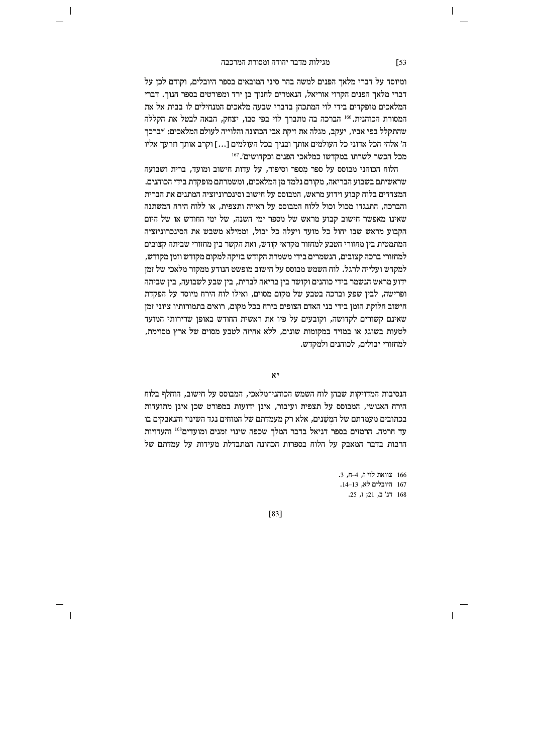ומיוסד על דברי מלאך הפנים למשה בהר סיני המובאים בספר היובלים, וקודם לכן על דברי מלאך הפנים הקרוי אוריאל, הנאמרים לחנוך בן ירד ומפורטים בספר חנוך. דברי המלאכים מופקדים בידי לוי המתכהן בדברי שבעה מלאכים המנחילים לו בבית אל את המסורת הכוהנית.[166] הברכה בה מתברך לוי בפי סבו, יצחק, הבאה לבטל את הקללה שהתקלל בפי אביו, יעקב, מגלה את זיקת אבי הכהונה והלוייה לעולם המלאכים: 'יברכך ה' אלהי הכל אדוני כל העולמים אותך ובניך בכל העולמים [...] וקרב אותך וזרעך אליו מכל הכשר לשרתו במקדשו כמלאכי הפנים וכקדושים'.[167]

הלוח הכוהני מבוסס על ספר מִספר וסיפור, על עדות חישוב ומועד, ברית ושבועה שראשיתם בשבוע הבריאה, מקורם נלמד מן המלאכים, ומשמרתם מופקדת בידי הכוהנים. המצדדים בלוח קבוע וידוע מראש, המבוסס על חישוב וסינכרוניזציה המתנים את הברית והברכה, התנגדו מכול וכול ללוח המבוסס על ראייה ותצפית, או ללוח הירח המשתנה שאינו מאפשר חישוב קבוע מראש של מספר ימי השנה, של ימי החודש או של היום הקבוע מראש שבו יחול כל מועד ויעלה כל יבול, וממילא משבש את הסינכרוניזציה המתמטית בין מחזורי הטבע למחזור מקראי קודש, ואת הקשר בין מחזורי שביתה קצובים למחזורי ברכה קצובים, הנשמרים בידי משמרת הקודש בזיקה למקום מקודש וזמן מקודש, למקדש ועלייה לרגל. לוח השמש מבוסס על חישוב מופשט הנודע ממקור מלאכי של זמן ידוע מראש הנשמר בידי כוהנים וקושר בין בריאה לברית, בין שבע לשבועה, בין שביתה ופרישה, לבין שפע וברכה בטבע של מקום מסוים, ואילו לוח הירח מיוסד על הפקדת חישוב חלוקת הזמן בידי בני האדם הצופים בירח בכל מקום, רואים בתמורותיו ציוני זמן שאינם קשורים לקדושה, וקובעים על פיו את ראשית החודש באופן ששרירותי המועד לטעות בשוגג או במזיד במקומות שונים, ללא אחיזה לטבע מסוים של ארץ מסוימת, למחזורי יבולים, לכוהנים ולמקדש.

## יא

הנסיבות המדויקות שבהן לוח השמש הכוהני־מלאכי, המבוסס על חישוב, הוחלף בלוח הירח האנושי, המבוסס על תצפית ועיבור, אינן ידועות במפורט שכן אינן מתועדות בכתובים מעמדתם של המְשַׁנים, אלא רק מעמדתם של המוחים נגד השינוי והנאבקים בו עד חרמה. הרמזים בספר דניאל בדבר המלך שכפה שינוי זמנים ומועדים[168] והעדויות הרבות בדבר המאבק על הלוח בספרות הכהונה המתבדלת מעידות על עמדתם של

166 צוואת לוי ז, 4–ח, 3.

167 היובלים לא, 13–14.

168 דנ' ב, 21; ז, 25.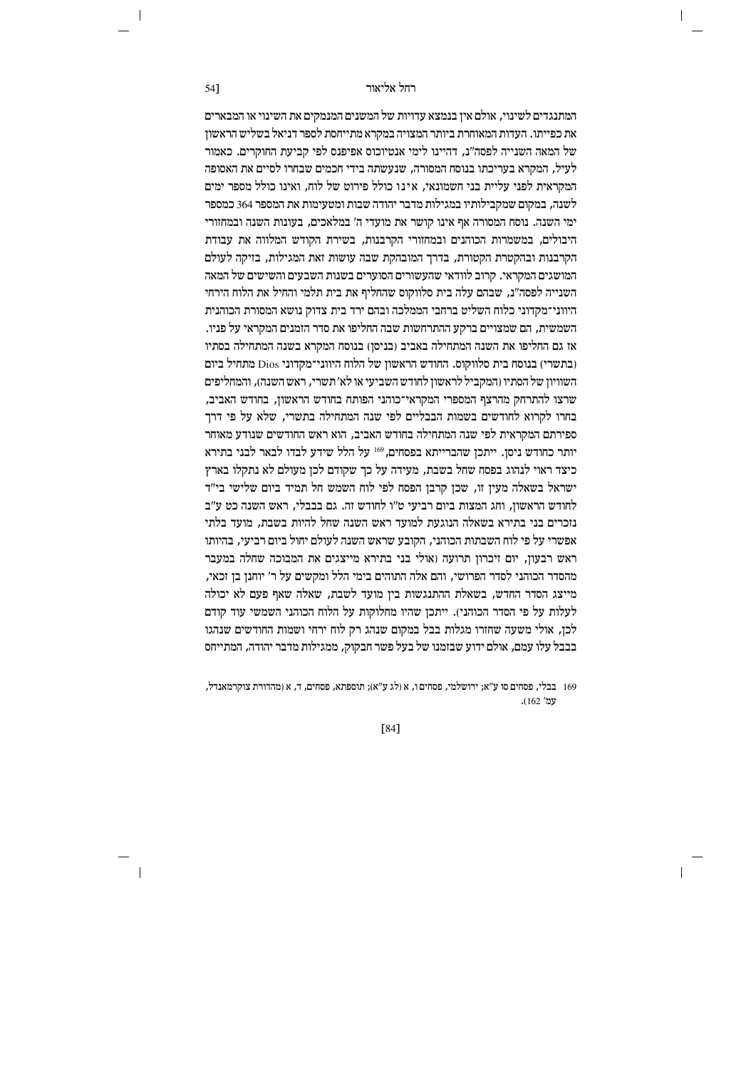המתנגדים לשינוי, אולם אין בנמצא עדויות של המשנים המנמקים את השינוי או המבארים את כפייתו. העדות המאוחרת ביותר המצויה במקרא מתייחסת לספר דניאל בשליש הראשון של המאה השנייה לפסה"נ, דהיינו לימי אנטיוכוס אפיפנס לפי קביעת החוקרים. כאמור לעיל, המקרא בעריכתו בנוסח המסורה, שנעשתה בידי חכמים שבחרו לסיים את האסופה המקראית לפני עליית בני חשמונאי, אינו כולל פירוט של לוח, ואינו כולל מספר ימים לשנה, במקום שמקבילותיו במגילות מדבר יהודה שבות ומטעימות את המספר 364 כמספר ימי השנה. נוסח המסורה אף אינו קושר את מועדי ה' במלאכים, בעונות השנה ובמחזורי היבולים, במשמרות הכוהנים ובמחזורי הקרבנות, בשירת הקודש המלווה את עבודת הקרבנות ובהקטרת הקטורת, בדרך המובהקת שבה עושות זאת המגילות, בזיקה לעולם המושגים המקראי. קרוב לוודאי שהעשורים הסוערים בשנות השבעים והשישים של המאה השנייה לפסה"נ, שבהם עלה בית סלווקוס שהחליף את בית תלמי והחיל את הלוח הירחי היווני־מקדוני כלוח השליט ברחבי הממלכה ובהם ירד בית צדוק נושא המסורת הכוהנית השמשית, הם שמצויים ברקע ההתרחשות שבה החליפו את סדר הזמנים המקראי על פניו. אז גם החליפו את השנה המתחילה באביב (בניסן) בנוסח המקרא בשנה המתחילה בסתיו (בתשרי) בנוסח בית סלווקוס. החודש הראשון של הלוח היווני־מקדוני Dios מתחיל ביום השוויון של הסתיו (המקביל לראשון לחודש השביעי או לא' תשרי, ראש השנה), והמחליפים שרצו להתרחק מהרצף המספרי המקראי־כוהני הפותח בחודש ראשון, בחודש האביב, בחרו לקרוא לחודשים בשמות הבבליים לפי שנה המתחילה בתשרי, שלא על פי דרך ספירתם המקראית לפי שנה המתחילה בחודש האביב, הוא ראש החודשים שנודע מאוחר יותר כחודש ניסן. ייתכן שהברייתא בפסחים,[169] על הלל שידע לבדו לבאר לבני בתירא כיצד ראוי לנהוג בפסח שחל בשבת, מעידה על כך שקודם לכן מעולם לא נתקלו בארץ ישראל בשאלה מעין זו, שכן קרבן הפסח לפי לוח השמש חל תמיד ביום שלישי בי"ד לחודש הראשון, וחג המצות ביום רביעי ט"ו לחודש זה. גם בבבלי, ראש השנה כט ע"ב נזכרים בני בתירא בשאלה הנוגעת למועד ראש השנה שחל להיות בשבת, מועד בלתי אפשרי על פי לוח השבתות הכוהני, הקובע שראש השנה לעולם יחול ביום רביעי, בהיותו ראש רבעון, יום זיכרון תרועה (אולי בני בתירא מייצגים את המבוכה שחלה במעבר מהסדר הכוהני לסדר הפרושי, והם אלה התוהים בימי הלל ומקשים על ר' יוחנן בן זכאי, מייצג הסדר החדש, בשאלת ההתנגשות בין מועד לשבת, שאלה שאף פעם לא יכולה לעלות על פי הסדר הכוהני). ייתכן שהיו מחלוקות על הלוח הכוהני השמשי עוד קודם לכן, אולי משעה שחזרו מגלות בבל במקום שנהג רק לוח ירחי ושמות החודשים שנהגו בבבל עלו עמם, אולם ידוע שבזמנו של בעל פשר חבקוק, ממגילות מדבר יהודה, המתייחס

169 בבלי, פסחים סו ע"א; ירושלמי, פסחים ו, א (לג ע"א); תוספתא, פסחים, ד, א (מהדורת צוקרמאנדל, עמ' 162).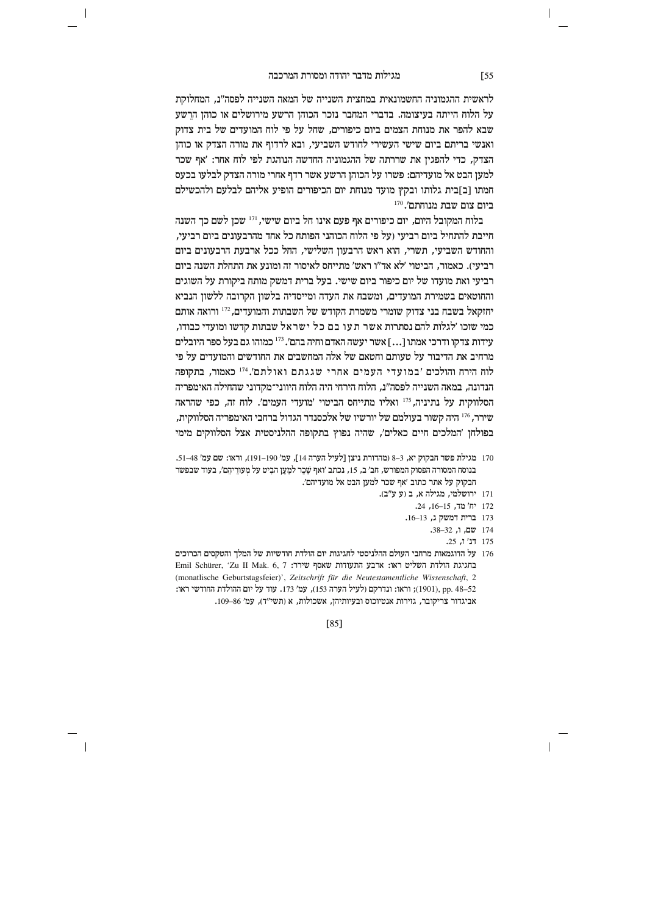לראשית ההגמוניה החשמונאית במחצית השנייה של המאה השנייה לפסה"נ, המחלוקת על הלוח הייתה בעיצומה. בדברי המחבר נזכר הכוהן הרשע מירושלים או כוהן הרֶשע שבא להפר את מנוחת הצמים ביום כיפורים, שחל על פי לוח המועדים של בית צדוק ואנשי בריתם ביום שישי העשירי לחודש השביעי, ובא לרדוף את מורה הצדק או כוהן הצדק, כדי להפגין את שררתה של ההגמוניה החדשה הנוהגת לפי לוח אחר: 'אף שכר למען הבט אל מועדיהם: פשרו על הכוהן הרשע אשר רדף אחרי מורה הצדק לבלעו בכעס חמתו [ב]בית גלותו ובקץ מועד מנוחת יום הכיפורים הופיע אליהם לבלעם ולהכשילם ביום צום שבת מנוחתם'.[170]

בלוח המקובל היום, יום כיפורים אף פעם אינו חל ביום שישי,[171] שכן לשם כך השנה חייבת להתחיל ביום רביעי (על פי הלוח הכוהני הפותח כל אחד מהרבעונים ביום רביעי, והחודש השביעי, תשרי, הוא ראש הרבעון השלישי, החל ככל ארבעת הרבעונים ביום רביעי). כאמור, הביטוי 'לא אד"ו ראש' מתייחס לאיסור זה ומונע את התחלת השנה ביום רביעי ואת מועדו של יום כיפור ביום שישי. בעל ברית דמשק מותח ביקורת על השוגים והחוטאים בשמירת המועדים, ומשבח את העדה ומייסדיה בלשון הקרובה ללשון הנביא יחזקאל בשבח בני צדוק שומרי משמרת הקודש של השבתות והמועדים,[172] ורואה אותם כמי שזכו 'לגלות להם נסתרות אשר תעו בם כל ישראל שבתות קדשו ומועדי כבודו, עידות צדקו ודרכי אמתו [...] אשר יעשה האדם וחיה בהם'.[173] כמוהו גם בעל ספר היובלים מרחיב את הדיבור על טעותם וחטאם של אלה המחשבים את החודשים והמועדים על פי לוח הירח והולכים 'במועדי העמים אחרי שגגתם ואולתם'.[174] כאמור, בתקופה הנדונה, במאה השנייה לפסה"נ, הלוח הירחי היה הלוח היווני־מקדוני שהחילה האימפריה הסלווקית על נתיניה,[175] ואליו מתייחס הביטוי 'מועדי העמים'. לוח זה, כפי שהראה שירר,[176] היה קשור בעולמם של יורשיו של אלכסנדר הגדול ברחבי האימפריה הסלווקית, בפולחן 'המלכים חיים כאלים', שהיה נפוץ בתקופה ההלניסטית אצל הסלווקים מימי

---

170 מגילת פשר חבקוק יא, 3–8 (מהדורת ניצן [לעיל הערה 14], עמ' 190–191), וראו: שם עמ' 48–51. בנוסח המסורה הפסוק המפורש, חב' ב, 15, נכתב 'ואף שַׁכֵּר למַעַן הַבִּיט על מְעוֹרֵיהֶם', בעוד שבפשר חבקוק על אתר כתוב 'אף שכר למען הבט אל מועדיהם'.

171 ירושלמי, מגילה א, ב (ע ע"ב).

172 יח' מד, 15–16, 24.

173 ברית דמשק ג, 13–16.

174 שם, ו, 32–38.

175 דנ' ז, 25.

176 על הדוגמאות מרחבי העולם ההלניסטי לחגיגות יום הולדת חודשיות של המלך והטקסים הכרוכים בחגיגת הולדת השליט ראו: ארבע התעודות שאסף שירר: Emil Schürer, 'Zu II Mak. 6, 7 (monatlische Geburtstagsfeier)', *Zeitschrift für die Neutestamentliche Wissenschaft*, 2 (1901), pp. 48–52; וראו: ונדרקם (לעיל הערה 153), עמ' 173. עוד על יום ההולדת החודשי ראו: אביגדור צריקובר, גזירות אנטיוכוס ובעיותיהן, אשכולות, א (תשי"ד), עמ' 86–109.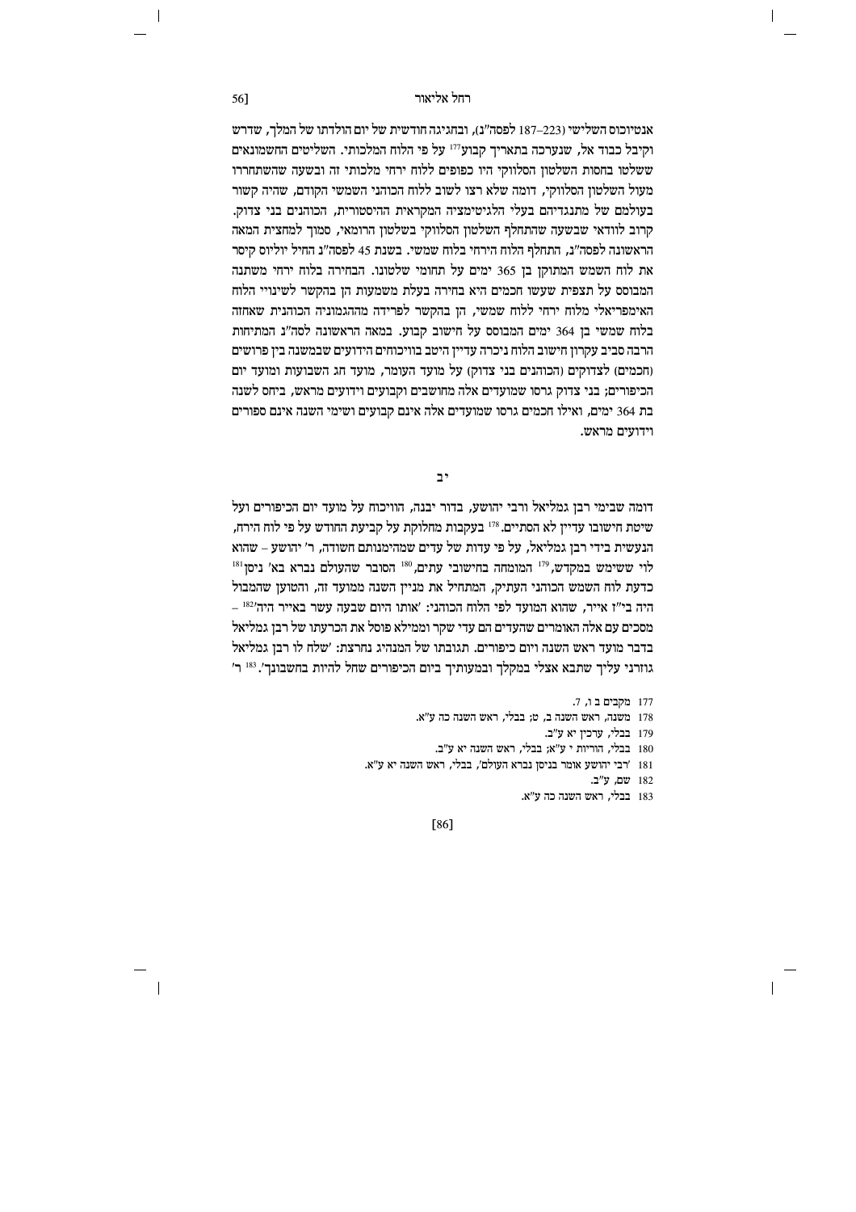אנטיוכוס השלישי (223–187 לפסה"נ), ובחגיגה חודשית של יום הולדתו של המלך, שדרש וקיבל כבוד אל, שנערכה בתאריך קבוע[177] על פי הלוח המלכותי. השליטים החשמונאים ששלטו בחסות השלטון הסלווקי היו כפופים ללוח ירחי מלכותי זה ובשעה שהשתחררו מעול השלטון הסלווקי, דומה שלא רצו לשוב ללוח הכוהני השמשי הקודם, שהיה קשור בעולמם של מתנגדיהם בעלי הלגיטימציה המקראית ההיסטורית, הכוהנים בני צדוק. קרוב לוודאי שבשעה שהתחלף השלטון הסלווקי בשלטון הרומאי, סמוך למחצית המאה הראשונה לפסה"נ, התחלף הלוח הירחי בלוח שמשי. בשנת 45 לפסה"נ החיל יוליוס קיסר את לוח השמש המתוקן בן 365 ימים על תחומי שלטונו. הבחירה בלוח ירחי משתנה המבוסס על תצפית שעשו חכמים היא בחירה בעלת משמעות הן בהקשר לשינויי הלוח האימפריאלי מלוח ירחי ללוח שמשי, הן בהקשר לפרידה מההגמוניה הכוהנית שאחזה בלוח שמשי בן 364 ימים המבוסס על חישוב קבוע. במאה הראשונה לסה"נ המתיחות הרבה סביב עקרון חישוב הלוח ניכרה עדיין היטב בוויכוחים הידועים שבמשנה בין פרושים (חכמים) לצדוקים (הכוהנים בני צדוק) על מועד העומר, מועד חג השבועות ומועד יום הכיפורים; בני צדוק גרסו שמועדים אלה מחושבים וקבועים וידועים מראש, ביחס לשנה בת 364 ימים, ואילו חכמים גרסו שמועדים אלה אינם קבועים ושימי השנה אינם ספורים וידועים מראש.

## יב

דומה שבימי רבן גמליאל ורבי יהושע, בדור יבנה, הוויכוח על מועד יום הכיפורים ועל שיטת חישובו עדיין לא הסתיים.[178] בעקבות מחלוקת על קביעת החודש על פי לוח הירח, הנעשית בידי רבן גמליאל, על פי עדות של עדים שמהימנותם חשודה, ר' יהושע – שהוא לוי ששימש במקדש,[179] המומחה בחישובי עתים,[180] הסובר שהעולם נברא בא' ניסן[181] כדעת לוח השמש הכוהני העתיק, המתחיל את מניין השנה ממועד זה, והטוען שהמבול היה בי"ז אייר, שהוא המועד לפי הלוח הכוהני: 'אותו היום שבעה עשר באייר היה'[182] – מסכים עם אלה האומרים שהעדים הם עדי שקר וממילא פוסל את הכרעתו של רבן גמליאל בדבר מועד ראש השנה ויום כיפורים. תגובתו של המנהיג נחרצת: 'שלח לו רבן גמליאל גוזרני עליך שתבא אצלי במקלך ובמעותיך ביום הכיפורים שחל להיות בחשבונך'.[183] ר'

177 מקבים ב ו, 7.

178 משנה, ראש השנה ב, ט; בבלי, ראש השנה כה ע"א.

179 בבלי, ערכין יא ע"ב.

180 בבלי, הוריות י ע"א; בבלי, ראש השנה יא ע"ב.

181 'רבי יהושע אומר בניסן נברא העולם', בבלי, ראש השנה יא ע"א.

182 שם, ע"ב.

183 בבלי, ראש השנה כה ע"א.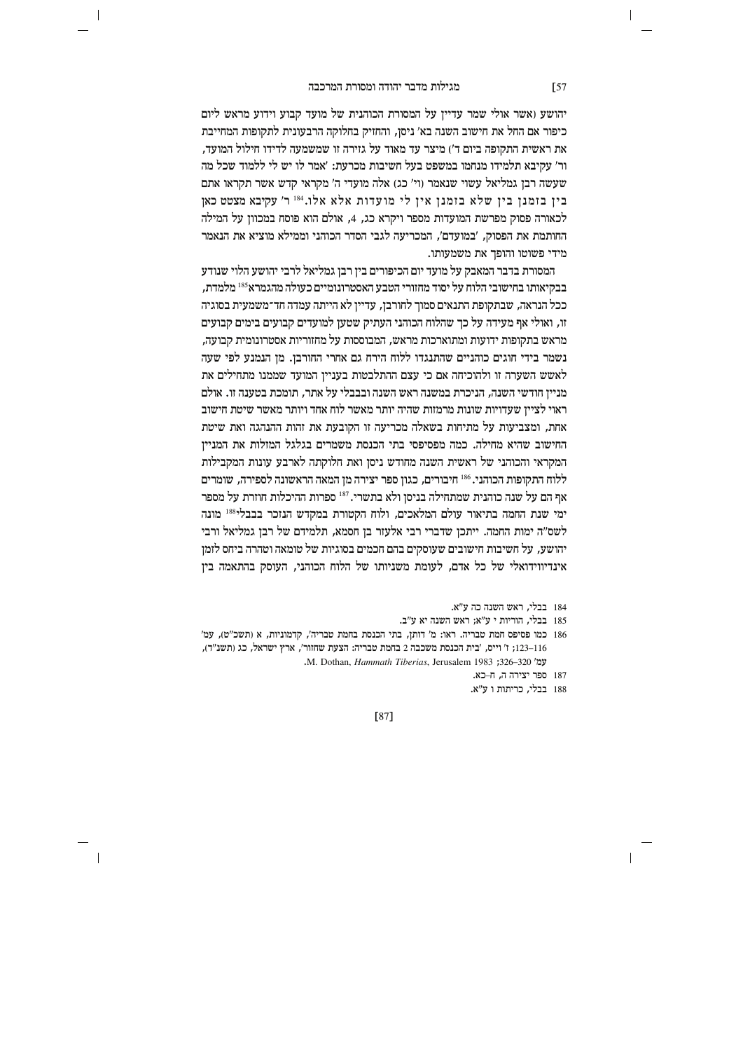יהושע (אשר אולי שמר עדיין על המסורת הכוהנית של מועד קבוע וידוע מראש ליום כיפור אם החל את חישוב השנה בא' ניסן, והחזיק בחלוקה הרבעונית לתקופות המחייבת את ראשית התקופה ביום ד') מיצר עד מאוד על גזירה זו שמשמעה לדידו חילול המועד, ור' עקיבא תלמידו מנחמו במשפט בעל חשיבות מכרעת: 'אמר לו יש לי ללמוד שכל מה שעשה רבן גמליאל עשוי שנאמר (וי' כג) אלה מועדי ה' מקראי קדש אשר תקראו אתם בין בזמנן בין שלא בזמנן אין לי מועדות אלא אלו.[184] ר' עקיבא מצטט כאן לכאורה פסוק מפרשת המועדות מספר ויקרא כג, 4, אולם הוא פוסח במכוון על המילה החותמת את הפסוק, 'במועדם', המכריעה לגבי הסדר הכוהני וממילא מוציא את הנאמר מידי פשוטו והופך את משמעותו.

המסורת בדבר המאבק על מועד יום הכיפורים בין רבן גמליאל לרבי יהושע הלוי שנודע בבקיאותו בחישובי הלוח על יסוד מחזורי הטבע האסטרונומיים כעולה מהגמרא[185] מלמדת, ככל הנראה, שבתקופת התנאים סמוך לחורבן, עדיין לא הייתה עמדה חד־משמעית בסוגיה זו, ואולי אף מעידה על כך שהלוח הכוהני העתיק שטען למועדים קבועים בימים קבועים מראש בתקופות ידועות ומתוארכות מראש, המבוססות על מחזוריות אסטרונומית קבועה, נשמר בידי חוגים כוהניים שהתנגדו ללוח הירח גם אחרי החורבן. מן הנמנע לפי שעה לאשש השערה זו ולהוכיחה אם כי עצם ההתלבטות בעניין המועד שממנו מתחילים את מניין חודשי השנה, הניכרת במשנה ראש השנה ובבבלי על אתר, תומכת בטענה זו. אולם ראוי לציין שעדויות שונות מרמזות שהיה יותר מאשר לוח אחד ויותר מאשר שיטת חישוב אחת, ומצביעות על מתיחות בשאלה מכריעה זו הקובעת את זהות ההנהגה ואת שיטת החישוב שהיא מחילה. כמה מפסיפסי בתי הכנסת משמרים בגלגל המזלות את המניין המקראי והכוהני של ראשית השנה מחודש ניסן ואת חלוקתה לארבע עונות המקבילות ללוח התקופות הכוהני.[186] חיבורים, כגון ספר יצירה מן המאה הראשונה לספירה, שומרים אף הם על שנה כוהנית שמתחילה בניסן ולא בתשרי.[187] ספרות ההיכלות חוזרת על מספר ימי שנת החמה בתיאור עולם המלאכים, ולוח הקטורת במקדש הנזכר בבבלי[188] מונה לשס"ה ימות החמה. ייתכן שדברי רבי אלעזר בן חסמא, תלמידם של רבן גמליאל ורבי יהושע, על חשיבות חישובים שעוסקים בהם חכמים בסוגיות של טומאה וטהרה ביחס לזמן אינדיווידואלי של כל אדם, לעומת משניותו של הלוח הכוהני, העוסק בהתאמה בין

184 בבלי, ראש השנה כה ע"א.

185 בבלי, הוריות י ע"א; ראש השנה יא ע"ב.

186 כמו פסיפס חמת טבריה. ראו: מ' דותן, בתי הכנסת בחמת טבריה', קדמוניות, א (תשכ"ט), עמ' 116–123; ז' וייס, 'בית הכנסת משכבה 2 בחמת טבריה: הצעת שחזור', ארץ ישראל, כג (תשנ"ד), עמ' 320–326; M. Dothan, *Hammath Tiberias*, Jerusalem 1983.

187 ספר יצירה ה, ח–כא.

188 בבלי, כריתות ו ע"א.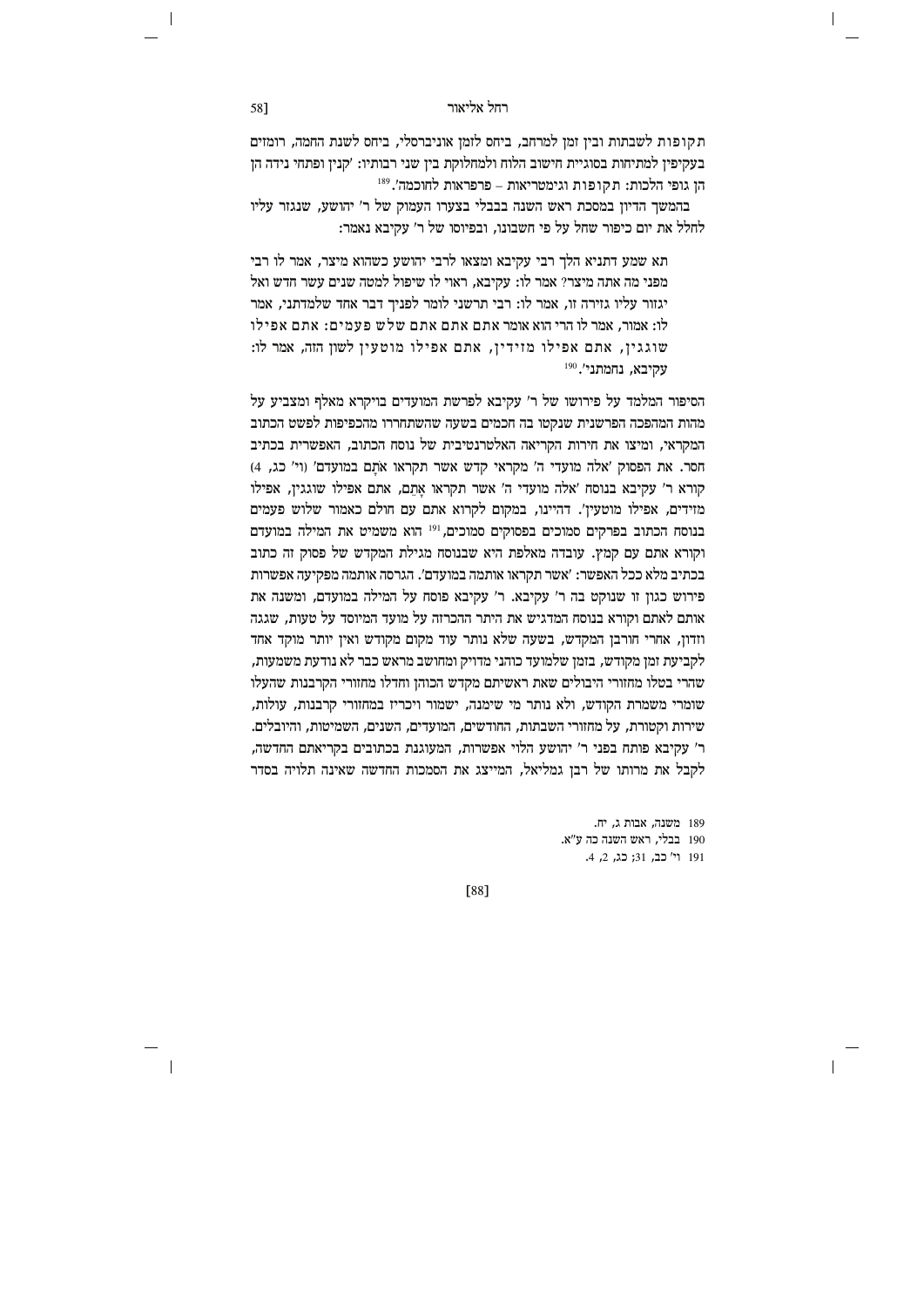תקופות לשבתות ובין זמן למרחב, ביחס לזמן אוניברסלי, ביחס לשנת החמה, רומזים בעקיפין למתיחות בסוגיית חישוב הלוח ולמחלוקת בין שני רבותיו: 'קנין ופתחי נידה הן הן גופי הלכות: תקופות וגימטריאות – פרפראות לחוכמה'.[189]

בהמשך הדיון במסכת ראש השנה בבבלי בצערו העמוק של ר' יהושע, שנגזר עליו לחלל את יום כיפור שחל על פי חשבונו, ובפיוסו של ר' עקיבא נאמר:

> תא שמע דתניא הלך רבי עקיבא ומצאו לרבי יהושע כשהוא מיצר, אמר לו רבי מפני מה אתה מיצר? אמר לו: עקיבא, ראוי לו שיפול למטה שנים עשר חדש ואל יגזור עליו גזירה זו, אמר לו: רבי תרשני לומר לפניך דבר אחד שלמדתני, אמר לו: אמור, אמר לו הרי הוא אומר אתם אתם אתם שלש פעמים: אתם אפילו שוגגין, אתם אפילו מזידין, אתם אפילו מוטעין לשון הזה, אמר לו: עקיבא, נחמתני'.[190]

הסיפור המלמד על פירושו של ר' עקיבא לפרשת המועדים בויקרא מאלף ומצביע על מהות המהפכה הפרשנית שנקטו בה חכמים בשעה שהשתחררו מהכפיפות לפשט הכתוב המקראי, ומיצו את חירות הקריאה האלטרנטיבית של נוסח הכתוב, האפשרית בכתיב חסר. את הפסוק 'אלה מועדי ה' מקראי קדש אשר תקראו אֹתָם במועדם' (וי' כג, 4) קורא ר' עקיבא בנוסח 'אלה מועדי ה' אשר תקראו אַתֶּם, אתם אפילו שוגגין, אפילו מזידים, אפילו מוטעין'. דהיינו, במקום לקרוא אתם עם חולם כאמור שלוש פעמים בנוסח הכתוב בפרקים סמוכים בפסוקים סמוכים,[191] הוא משמיט את המילה במועדם וקורא אתם עם קמץ. עובדה מאלפת היא שבנוסח מגילת המקדש של פסוק זה כתוב בכתיב מלא ככל האפשר: 'אשר תקראו אותמה במועדם'. הגרסה אותמה מפקיעה אפשרות פירוש כגון זו שנוקט בה ר' עקיבא. ר' עקיבא פוסח על המילה במועדם, ומשנה את אותם לאתם וקורא בנוסח המדגיש את היתר ההכרזה על מועד המיוסד על טעות, שגגה וזדון, אחרי חורבן המקדש, בשעה שלא נותר עוד מקום מקודש ואין יותר מוקד אחד לקביעת זמן מקודש, בזמן שלמועד כוהני מדויק ומחושב מראש כבר לא נודעת משמעות, שהרי בטלו מחזורי היבולים שאת ראשיתם מקדש הכוהן וחדלו מחזורי הקרבנות שהעלו שומרי משמרת הקודש, ולא נותר מי שימנה, ישמור ויכריז במחזורי קרבנות, עולות, שירות וקטורת, על מחזורי השבתות, החודשים, המועדים, השנים, השמיטות, והיובלים. ר' עקיבא פותח בפני ר' יהושע הלוי אפשרות, המעוגנת בכתובים בקריאתם החדשה, לקבל את מרותו של רבן גמליאל, המייצג את הסמכות החדשה שאינה תלויה בסדר

189 משנה, אבות ג, יח.

190 בבלי, ראש השנה כה ע"א.

191 וי' כב, 31; כג, 2, 4.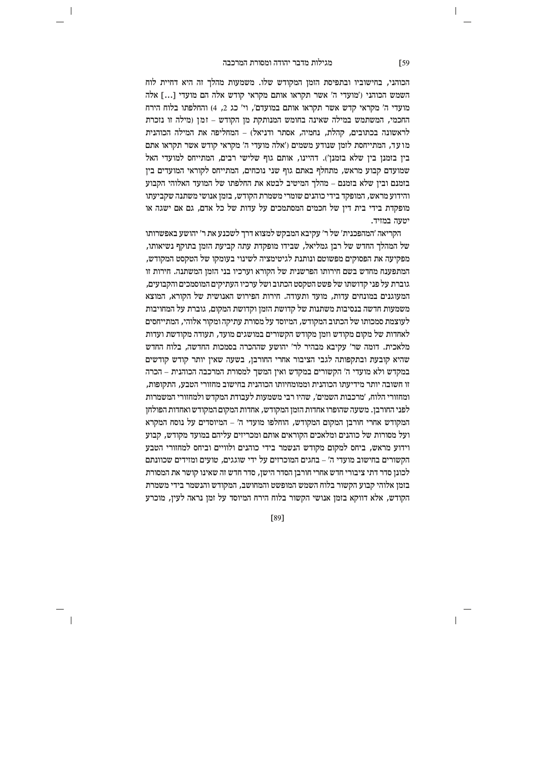הכוהני, בחישוביו ובתפיסת הזמן המקודש שלו. משמעות מהלך זה היא דחיית לוח השמש הכוהני ('מועדי ה' אשר תקראו אותם מקראי קודש אלה הם מועדי [...] אלה מועדי ה' מקראי קדש אשר תקראו אותם במועדם', וי' כג 2, 4) והחלפתו בלוח הירח החכמי, המשתמש במילה שאינה בחומש המנותקת מן הקודש – זמן (מילה זו נזכרת לראשונה בכתובים, קהלת, נחמיה, אסתר ודניאל) – המחליפה את המילה הכוהנית מו עד, המתייחסת לזמן שנודע משמים ('אלה מועדי ה' מקראי קודש אשר תקראו אתם בין בזמנן בין שלא בזמנן'). דהיינו, אותם גוף שלישי רבים, המתייחס למועדי האל שמועדם קבוע מראש, מתחלף באתם גוף שני נוכחים, המתייחס לקוראי המועדים בין בזמנם ובין שלא בזמנם – מהלך המיטיב לבטא את החלפתו של המועד האלוהי הקבוע והידוע מראש, המופקד בידי כוהנים שומרי משמרת הקודש, בזמן אנושי משתנה שקביעתו מופקדת בידי בית דין של חכמים המסתמכים על עדות של כל אדם, גם אם ישגה או יטעה במזיד.

הקריאה 'המהפכנית' של ר' עקיבא המבקש למצוא דרך לשכנע את ר' יהושע באפשרותו של המהלך החדש של רבן גמליאל, שבידו מופקדת עתה קביעת הזמן בתוקף נשיאותו, מפקיעה את הפסוקים מפשוטם ונותנת לגיטימציה לשינוי בעומקו של הטקסט המקודש, המתפענח מחדש בשם חירותו הפרשנית של הקורא וערכיו בני הזמן המשתנה. חירות זו גוברת על פני קדושתו של פשט הטקסט הכתוב ושל ערכיו העתיקים המוסמכים והקבועים, המעוגנים במונחים עדות, מועד ותעודה. חירות הפירוש האנושית של הקורא, המוצא משמעות חדשה בנסיבות משתנות של קדושת הזמן וקדושת המקום, גוברת על המחויבות לעוצמת סמכותו של הכתוב המקודש, המיוסד על מסורת עתיקה ומקור אלוהי, המתייחסים לאחדות של מקום מקודש וזמן מקודש הקשורים במושגים מועד, תעודה מקודשת ועדות מלאכית. דומה שר' עקיבא מבהיר לר' יהושע שההכרה בסמכות החדשה, בלוח החדש שהיא קובעת ובתקפותה לגבי הציבור אחרי החורבן, בשעה שאין יותר קודש קודשים במקדש ולא מועדי ה' הקשורים במקדש ואין המשך למסורת המרכבה הכוהנית – הכרה זו חשובה יותר מידיעתו הכוהנית וממומחיותו הכוהנית בחישוב מחזורי הטבע, התקופות, ומחזורי הלוח, 'מרכבות השמים', שהיו רבי משמעות לעבודת המקדש ולמחזורי המשמרות לפני החורבן. משעה שהופרו אחדות הזמן המקודש, אחדות המקום המקודש ואחדות הפולחן המקודש אחרי חורבן המקום המקודש, הוחלפו מועדי ה' – המיוסדים על נוסח המקרא ועל מסורות של כוהנים ומלאכים הקוראים אותם ומכריזים עליהם במועד מקודש, קבוע וידוע מראש, ביחס למקום מקודש הנשמר בידי כוהנים ולוויים וביחס למחזורי הטבע הקשורים בחישוב מועדי ה' – בחגים המוכרזים על ידי שוגגים, טועים ומזידים שכוונתם לכונן סדר דתי ציבורי חדש אחרי חורבן הסדר הישן, סדר חדש זה שאינו קושר את המסורת בזמן אלוהי קבוע הקשור בלוח השמש המופשט והמחושב, המקודש והנשמר בידי משמרת הקודש, אלא דווקא בזמן אנושי הקשור בלוח הירח המיוסד על זמן נראה לעין, מוכרע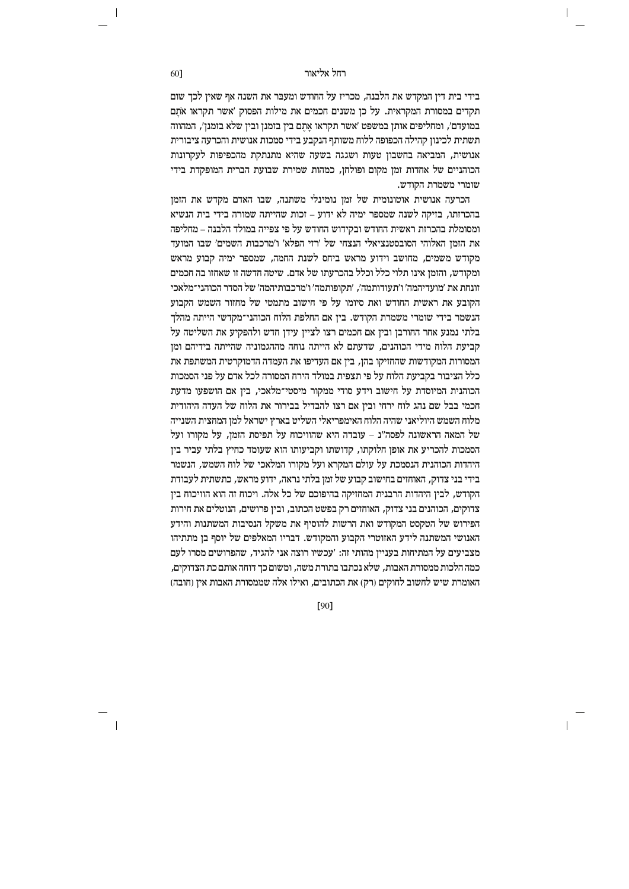בידי בית דין המקדש את הלבנה, מכריז על החודש ומעבר את השנה אף שאין לכך שום תקדים במסורת המקראית. על כן משנים חכמים את מילות הפסוק 'אשר תקראו אֹתָם במועדם', ומחליפים אותן במשפט 'אשר תקראו אַתֶּם בין בזמנן ובין שלא בזמנן', המהווה תשתית לכינון קהילה הכפופה ללוח משותף הנקבע בידי סמכות אנושית והכרעה ציבורית אנושית, המביאה בחשבון טעות ושגגה בשעה שהיא מתנתקת מהכפיפות לעקרונות הכוהניים של אחדות זמן מקום ופולחן, כמהות שמירת שבועת הברית המופקדת בידי שומרי משמרת הקודש.

הכרעה אנושית אוטונומית של זמן נומינלי משתנה, שבו האדם מקדש את הזמן בהכרזתו, בזיקה לשנה שמספר ימיה לא ידוע – זכות שהייתה שמורה בידי בית הנשיא ומסומלת בהכרזת ראשית החודש ובקידוש החודש על פי צפייה במולד הלבנה – מחליפה את הזמן האלוהי הסובסטנציאלי הנצחי של 'רזי הפלא' ו'מרכבות השמים' שבו המועד מקודש משמים, מחושב וידוע מראש ביחס לשנת החמה, שמספר ימיה קבוע מראש ומקודש, והזמן אינו תלוי כלל וכלל בהכרעתו של אדם. שיטה חדשה זו שאחזו בה חכמים זונחת את 'מועדיהמה' ו'תעודותמה', 'תקופותמה' ו'מרכבותיהמה' של הסדר הכוהני־מלאכי הקובע את ראשית החודש ואת סיומו על פי חישוב מתמטי של מחזור השמש הקבוע הנשמר בידי שומרי משמרת הקודש. בין אם החלפת הלוח הכוהני־מקדשי הייתה מהלך בלתי נמנע אחר החורבן ובין אם חכמים רצו לציין עידן חדש ולהפקיע את השליטה על קביעת הלוח מידי הכוהנים, שדעתם לא הייתה נוחה מההגמוניה שהייתה בידיהם ומן המסורות המקודשות שהחזיקו בהן, בין אם העדיפו את העמדה הדמוקרטית המשתפת את כלל הציבור בקביעת הלוח על פי תצפית במולד הירח המסורה לכל אדם על פני הסמכות הכוהנית המיוסדת על חישוב וידע סודי ממקור מיסטי־מלאכי, בין אם הושפעו מדעת חכמי בבל שם נהג לוח ירחי ובין אם רצו להבדיל בבירור את הלוח של העדה היהודית מלוח השמש היוליאני שהיה הלוח האימפריאלי השליט בארץ ישראל למן המחצית השנייה של המאה הראשונה לפסה"נ – עובדה היא שהוויכוח על תפיסת הזמן, על מקורו ועל הסמכות להכריע את אופן חלוקתו, קדושתו וקביעותו הוא שעומד כחיץ בלתי עביר בין היהדות הכוהנית הנסמכת על עולם המקרא ועל מקורו המלאכי של לוח השמש, הנשמר בידי בני צדוק, האוחזים בחישוב קבוע של זמן בלתי נראה, ידוע מראש, כתשתית לעבודת הקודש, לבין היהדות הרבנית המחזיקה בהיפוכם של כל אלה. ויכוח זה הוא הוויכוח בין צדוקים, הכוהנים בני צדוק, האוחזים רק בפשט הכתוב, ובין פרושים, הנוטלים את חירות הפירוש של הטקסט המקודש ואת הרשות להוסיף את משקל הנסיבות המשתנות והידע האנושי המשתנה לידע האזוטרי הקבוע והמקודש. דבריו המאלפים של יוסף בן מתתיהו מצביעים על המתיחות בעניין מהותי זה: 'עכשיו רוצה אני להגיד, שהפרושים מסרו לעם כמה הלכות ממסורת האבות, שלא נכתבו בתורת משה, ומשום כך דוחה אותם כת הצדוקים, האומרת שיש לחשוב לחוקים (רק) את הכתובים, ואילו אלה שממסורת האבות אין (חובה)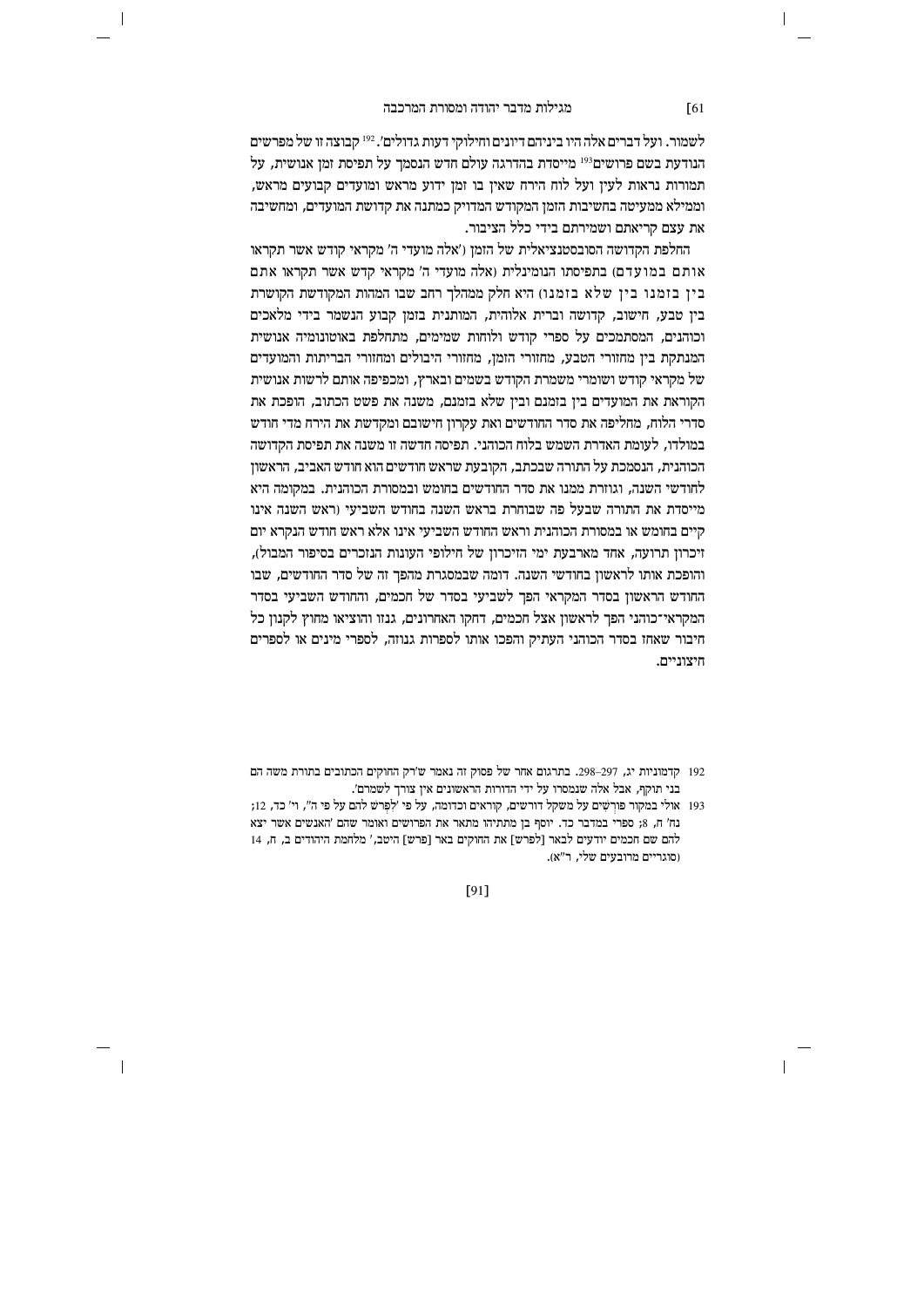לשמור. ועל דברים אלה היו ביניהם דיונים וחילוקי דעות גדולים'.[192] קבוצה זו של מפרשים הנודעת בשם פרושים[193] מייסדת בהדרגה עולם חדש הנסמך על תפיסת זמן אנושית, על תמורות נראות לעין ועל לוח הירח שאין בו זמן ידוע מראש ומועדים קבועים מראש, וממילא ממעיטה בחשיבות הזמן המקודש המדויק כמתנה את קדושת המועדים, ומחשיבה את עצם קריאתם ושמירתם בידי כלל הציבור.

החלפת הקדושה הסובסטנציאלית של הזמן ('אלה מועדי ה' מקראי קודש אשר תקראו אותם במועדם) בתפיסתו הנומינלית (אלה מועדי ה' מקראי קדש אשר תקראו אתם בין בזמנו בין שלא בזמנו) היא חלק ממהלך רחב שבו המהות המקודשת הקושרת בין טבע, חישוב, קדושה וברית אלוהית, המותנית בזמן קבוע הנשמר בידי מלאכים וכוהנים, המסתמכים על ספרי קודש ולוחות שמימים, מתחלפת באוטונומיה אנושית המנתקת בין מחזורי הטבע, מחזורי הזמן, מחזורי היבולים ומחזורי הבריתות והמועדים של מקראי קודש ושומרי משמרת הקודש בשמים ובארץ, ומכפיפה אותם לרשות אנושית הקוראת את המועדים בין בזמנם ובין שלא בזמנם, משנה את פשט הכתוב, הופכת את סדרי הלוח, מחליפה את סדר החודשים ואת עקרון חישובם ומקדשת את הירח מדי חודש במולדו, לעומת האדרת השמש בלוח הכוהני. תפיסה חדשה זו משנה את תפיסת הקדושה הכוהנית, הנסמכת על התורה שבכתב, הקובעת שראש חודשים הוא חודש האביב, הראשון לחודשי השנה, וגוזרת ממנו את סדר החודשים בחומש ובמסורת הכוהנית. במקומה היא מייסדת את התורה שבעל פה שבוחרת בראש השנה בחודש השביעי (ראש השנה אינו קיים בחומש או במסורת הכוהנית וראש החודש השביעי אינו אלא ראש חודש הנקרא יום זיכרון תרועה, אחד מארבעת ימי הזיכרון של חילופי העונות הנזכרים בסיפור המבול), והופכת אותו לראשון בחודשי השנה. דומה שבמסגרת מהפך זה של סדר החודשים, שבו החודש הראשון בסדר המקראי הפך לשביעי בסדר של חכמים, והחודש השביעי בסדר המקראי־כוהני הפך לראשון אצל חכמים, דחקו האחרונים, גנזו והוציאו מחוץ לקנון כל חיבור שאחז בסדר הכוהני העתיק והפכו אותו לספרות גנוזה, לספרי מינים או לספרים חיצוניים.

---

192 קדמוניות יג, 297–298. בתרגום אחר של פסוק זה נאמר ש'רק החוקים הכתובים בתורת משה הם בני תוקף, אבל אלה שנמסרו על ידי הדורות הראשונים אין צורך לשמרם'.

193 אולי במקור פּוֹרְשִׁים על משקל דורשים, קוראים וכדומה, על פי 'לִפְרֹשׁ להם על פי ה'', וי' כד, 12; נח' ח, 8; ספרי במדבר כד. יוסף בן מתתיהו מתאר את הפרושים ואומר שהם 'האנשים אשר יצא להם שם חכמים יודעים לבאר [לפרש] את החוקים באר [פרש] היטב,' מלחמת היהודים ב, ח, 14 (סוגריים מרובעים שלי, ר"א).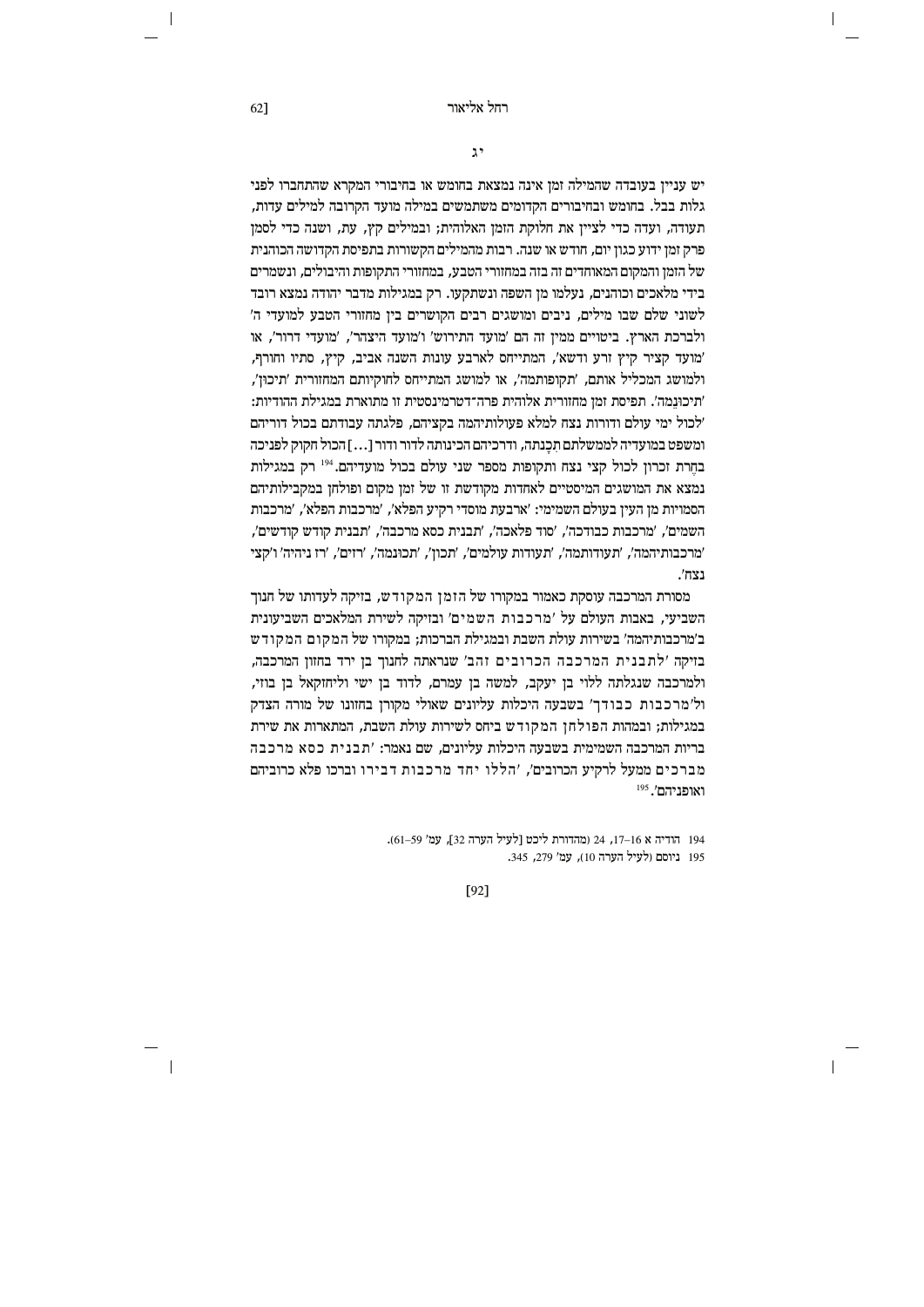## יג

יש עניין בעובדה שהמילה זמן אינה נמצאת בחומש או בחיבורי המקרא שהתחברו לפני גלות בבל. בחומש ובחיבורים הקדומים משתמשים במילה מועד הקרובה למילים עדות, תעודה, ועדה כדי לציין את חלוקת הזמן האלוהית; ובמילים קץ, עת, ושנה כדי לסמן פרק זמן ידוע כגון יום, חודש או שנה. רבות מהמילים הקשורות בתפיסת הקדושה הכוהנית של הזמן והמקום המאוחדים זה בזה במחזורי הטבע, במחזורי התקופות והיבולים, ונשמרים בידי מלאכים וכוהנים, נעלמו מן השפה ונשתקעו. רק במגילות מדבר יהודה נמצא רובד לשוני שלם שבו מילים, ניבים ומושגים רבים הקושרים בין מחזורי הטבע למועדי ה' ולברכת הארץ. ביטויים ממין זה הם 'מועד התירוש' ו'מועד היצהר', 'מועדי דרור', או 'מועד קציר קיץ זרע ודשא', המתייחס לארבע עונות השנה אביב, קיץ, סתיו וחורף, ולמושג המכליל אותם, 'תקופותמה', או למושג המתייחס לחוקיותם המחזורית 'תיכון' 'תיכונמה'. תפיסת זמן מחזורית אלוהית פרה־דטרמיניסטית זו מתוארת במגילת ההודיות: 'לכול ימי עולם ודורות נצח למלא פעולותיהמה בקציהם, פלגתה עבודתם בכול דוריהם ומשפט במועדיה לממשלתם תִכָּנתה, ודרכיהם הכינותה לדור ודור [...] הכול חקוק לפניכה בחֶרת זכרון לכול קצי נצח ותקופות מספר שני עולם בכול מועדיהם.[194] רק במגילות נמצא את המושגים המיסטיים לאחדות מקודשת זו של זמן מקום ופולחן במקבילותיהם הסמויות מן העין בעולם השמימי: 'ארבעת מוסדי רקיע הפלא', 'מרכבות הפלא', 'מרכבות השמים', 'מרכבות כבודכה', 'סוד פלאכה', 'תבנית כסא מרכבה', 'תבנית קודש קודשים', 'מרכבותיהמה', 'תעודותמה', 'תעודות עולמים', 'תכון', 'תכונמה', 'רזים', 'רז ניהיה' ו'קצי נצח'.

מסורת המרכבה עוסקת כאמור במקורו של הזמן המקודש, בזיקה לעדותו של חנוך השביעי, באבות העולם על 'מרכבות השמים' ובזיקה לשירת המלאכים השביעונית ב'מרכבותיהמה' בשירות עולת השבת ובמגילת הברכות; במקורו של המקום המקודש בזיקה 'לתבנית המרכבה הכרובים זהב' שנראתה לחנוך בן ירד בחזון המרכבה, ולמרכבה שנגלתה ללוי בן יעקב, למשה בן עמרם, לדוד בן ישי וליחזקאל בן בוזי, ול'מרכבות כבודך' בשבעה היכלות עליונים שאולי מקורן בחזונו של מורה הצדק במגילות; ובמהות הפולחן המקודש ביחס לשירות עולת השבת, המתארות את שירת בריות המרכבה השמימית בשבעה היכלות עליונים, שם נאמר: 'תבנית כסא מרכבה מברכים ממעל לרקיע הכרובים', 'הללו יחד מרכבות דבירו וברכו פלא כרוביהם ואופניהם'.[195]

194 הודיה א 16–17, 24 (מהדורת ליכט [לעיל הערה 32], עמ' 59–61).
195 ניוסם (לעיל הערה 10), עמ' 279, 345.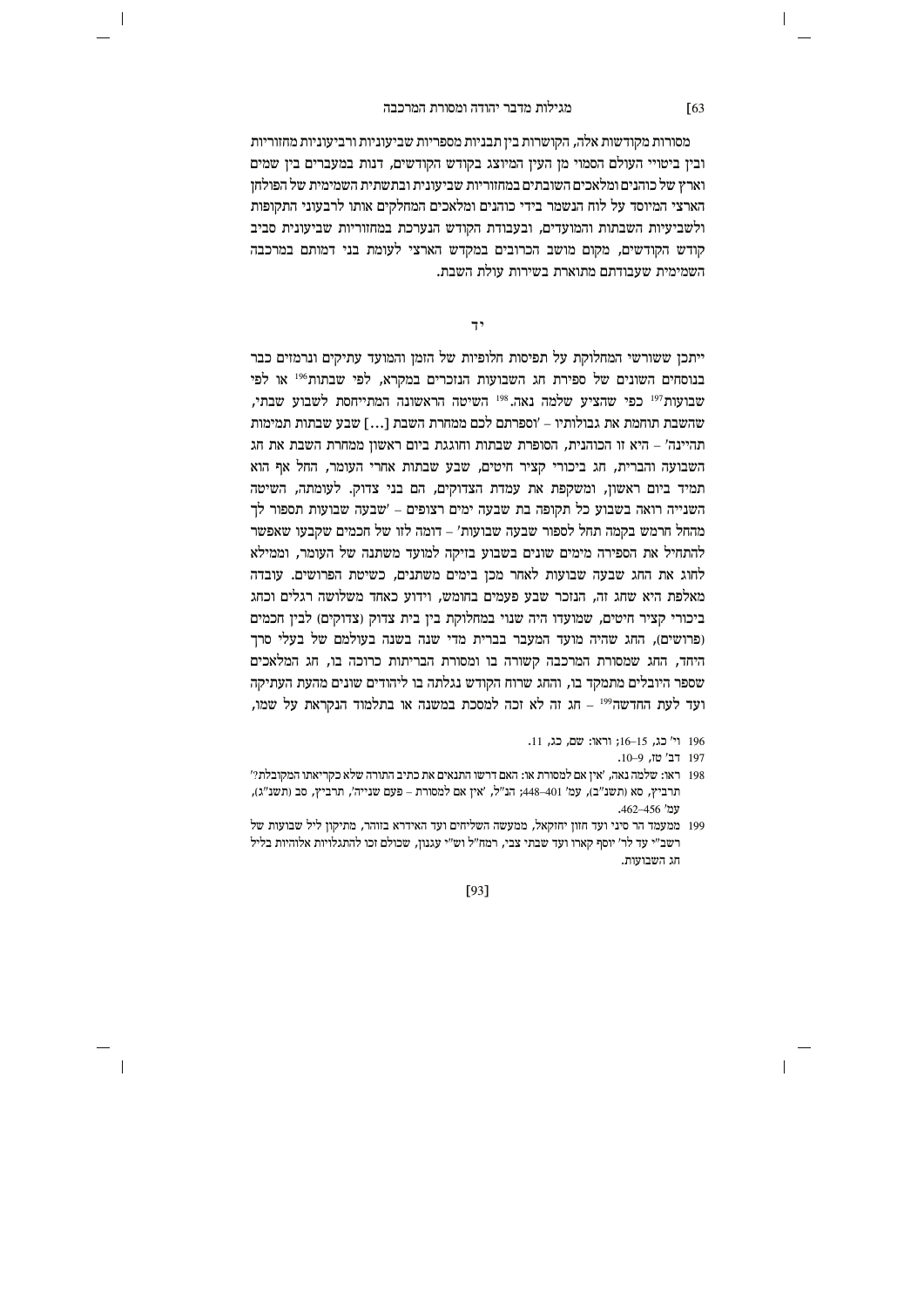מסורות מקודשות אלה, הקושרות בין תבניות מספריות שביעוניות ורביעוניות מחזוריות ובין ביטויי העולם הסמוי מן העין המיוצג בקודש הקודשים, דנות במעברים בין שמים וארץ של כוהנים ומלאכים השובתים במחזוריות שביעונית ובתשתית השמימית של הפולחן הארצי המיוסד על לוח הנשמר בידי כוהנים ומלאכים המחלקים אותו לרבעוני התקופות ולשביעיות השבתות והמועדים, ובעבודת הקודש הנערכת במחזוריות שביעונית סביב קודש הקודשים, מקום מושב הכרובים במקדש הארצי לעומת בני דמותם במרכבה השמימית שעבודתם מתוארת בשירות עולת השבת.

## יד

ייתכן ששורשי המחלוקת על תפיסות חלופיות של הזמן והמועד עתיקים ונרמזים כבר בנוסחים השונים של ספירת חג השבועות הנזכרים במקרא, לפי שבתות[196] או לפי שבועות[197] כפי שהציע שלמה נאה.[198] השיטה הראשונה המתייחסת לשבוע שבתי, שהשבת תוחמת את גבולותיו – 'וספרתם לכם ממחרת השבת [...] שבע שבתות תמימות תהיינה' – היא זו הכוהנית, הסופרת שבתות וחוגגת ביום ראשון ממחרת השבת את חג השבועה והברית, חג ביכורי קציר חיטים, שבע שבתות אחרי העומר, החל אף הוא תמיד ביום ראשון, ומשקפת את עמדת הצדוקים, הם בני צדוק. לעומתה, השיטה השנייה רואה בשבוע כל תקופה בת שבעה ימים רצופים – 'שבעה שבועות תספור לך מהחל חרמש בקמה תחל לספור שבעה שבועות' – דומה לזו של חכמים שקבעו שאפשר להתחיל את הספירה מימים שונים בשבוע בזיקה למועד משתנה של העומר, וממילא לחוג את החג שבעה שבועות לאחר מכן בימים משתנים, כשיטת הפרושים. עובדה מאלפת היא שחג זה, הנזכר שבע פעמים בחומש, וידוע כאחד משלושה רגלים וכחג ביכורי קציר חיטים, שמועדו היה שנוי במחלוקת בין בית צדוק (צדוקים) לבין חכמים (פרושים), החג שהיה מועד המעבר בברית מדי שנה בשנה בעולמם של בעלי סרך היחד, החג שמסורת המרכבה קשורה בו ומסורת הבריתות כרוכה בו, חג המלאכים שספר היובלים מתמקד בו, והחג שרוח הקודש נגלתה בו ליהודים שונים מהעת העתיקה ועד לעת החדשה[199] – חג זה לא זכה למסכת במשנה או בתלמוד הנקראת על שמו,

---

196 וי' כג, 15–16; וראו: שם, כג, 11.

197 דב' טז, 9–10.

198 ראו: שלמה נאה, 'אין אם למסורת או: האם דרשו התנאים את כתיב התורה שלא כקריאתו המקובלת?' תרביץ, סא (תשנ"ב), עמ' 401–448; הנ"ל, 'אין אם למסורת – פעם שנייה', תרביץ, סב (תשנ"ג), עמ' 456–462.

199 ממעמד הר סיני ועד חזון יחזקאל, ממעשה השליחים ועד האידרא בזוהר, מתיקון ליל שבועות של רשב"י עד לר' יוסף קארו ועד שבתי צבי, רמח"ל וש"י עגנון, שכולם זכו להתגלויות אלוהיות בליל חג השבועות.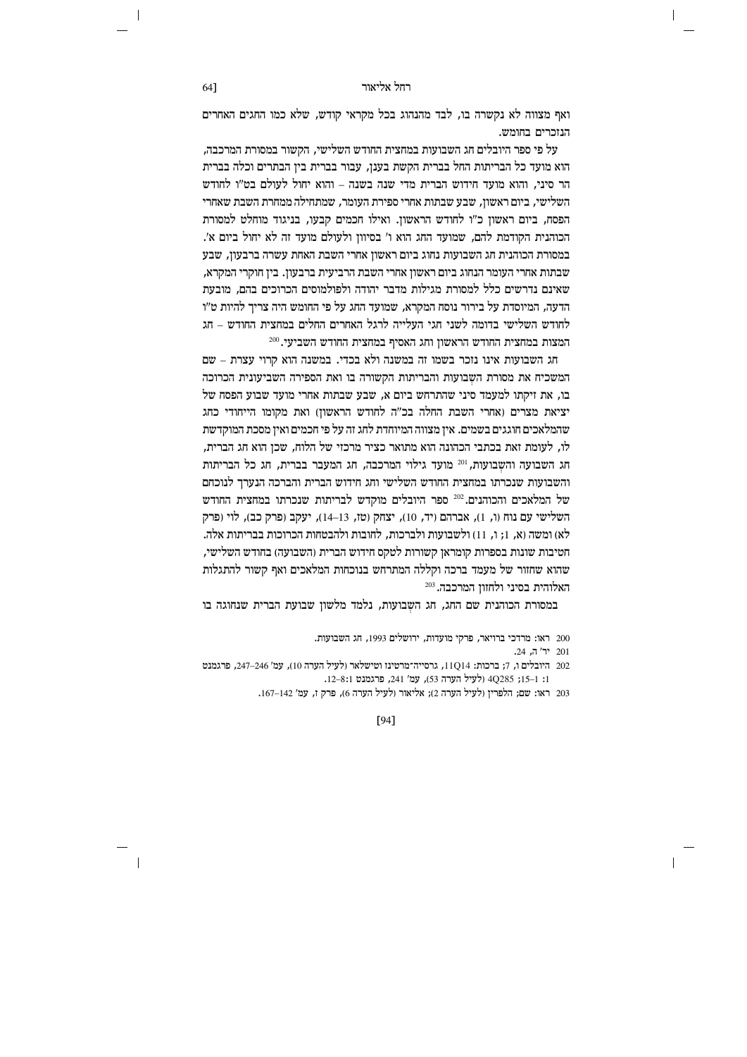ואף מצווה לא נקשרה בו, לבד מהנהוג בכל מקראי קודש, שלא כמו החגים האחרים הנזכרים בחומש.

על פי ספר היובלים חג השבועות במחצית החודש השלישי, הקשור במסורת המרכבה, הוא מועד כל הבריתות החל בברית הקשת בענן, עבור בברית בין הבתרים וכלה בברית הר סיני, והוא מועד חידוש הברית מדי שנה בשנה – והוא יחול לעולם בט"ו לחודש השלישי, ביום ראשון, שבע שבתות אחרי ספירת העומר, שמתחילה ממחרת השבת שאחרי הפסח, ביום ראשון כ"ו לחודש הראשון. ואילו חכמים קבעו, בניגוד מוחלט למסורת הכוהנית הקודמת להם, שמועד החג הוא ו' בסיוון ולעולם מועד זה לא יחול ביום א'. במסורת הכוהנית חג השבועות נחוג ביום ראשון אחרי השבת האחת עשרה ברבעון, שבע שבתות אחרי העומר הנחוג ביום ראשון אחרי השבת הרביעית ברבעון. בין חוקרי המקרא, שאינם נדרשים כלל למסורת מגילות מדבר יהודה ולפולמוסים הכרוכים בהם, מובעת הדעה, המיוסדת על בירור נוסח המקרא, שמועד החג על פי החומש היה צריך להיות ט"ו לחודש השלישי בדומה לשני חגי העלייה לרגל האחרים החלים במחצית החודש – חג המצות במחצית החודש הראשון וחג האסיף במחצית החודש השביעי.[200]

חג השבועות אינו נזכר בשמו זה במשנה ולא בכדי. במשנה הוא קרוי עצרת – שם המשכיח את מסורת השָבועות והבריתות הקשורה בו ואת הספירה השביעונית הכרוכה בו, את זיקתו למעמד סיני שהתרחש ביום א, שבע שבתות אחרי מועד שבוע הפסח של יציאת מצרים (אחרי השבת החלה בכ"ה לחודש הראשון) ואת מקומו הייחודי כחג שהמלאכים חוגגים בשמים. אין מצווה המיוחדת לחג זה על פי חכמים ואין מסכת המוקדשת לו, לעומת זאת בכתבי הכהונה הוא מתואר כציר מרכזי של הלוח, שכן הוא חג הברית, חג השבועה והשְבועות,[201] מועד גילוי המרכבה, חג המעבר בברית, חג כל הבריתות והשבועות שנכרתו במחצית החודש השלישי וחג חידוש הברית והברכה הנערך לנוכחם של המלאכים והכוהנים.[202] ספר היובלים מוקדש לבריתות שנכרתו במחצית החודש השלישי עם נוח (ו, 1), אברהם (יד, 10), יצחק (טז, 13–14), יעקב (פרק כב), לוי (פרק לא) ומשה (א, 1; ו, 11) ולשבועות ולברכות, לחובות ולהבטחות הכרוכות בבריתות אלה. חטיבות שונות בספרות קומראן קשורות לטקס חידוש הברית (השבועה) בחודש השלישי, שהוא שחזור של מעמד ברכה וקללה המתרחש בנוכחות המלאכים ואף קשור להתגלות האלוהית בסיני ולחזון המרכבה.[203]

במסורת הכוהנית שם החג, חג השָבועות, נלמד מלשון שבועת הברית שנחוגה בו

---

200 ראו: מרדכי ברויאר, פרקי מועדות, ירושלים 1993, חג השבועות.

201 יר' ה, 24.

202 היובלים ו, 7; ברכות: 11Q14, גרסייה־מרטינז וטישלאר (לעיל הערה 10), עמ' 246–247, פרגמנט 1: 1–15; 4Q285 (לעיל הערה 53), עמ' 241, פרגמנט 1:8–12.

203 ראו: שם; הלפרין (לעיל הערה 2); אליאור (לעיל הערה 6), פרק ז, עמ' 142–167.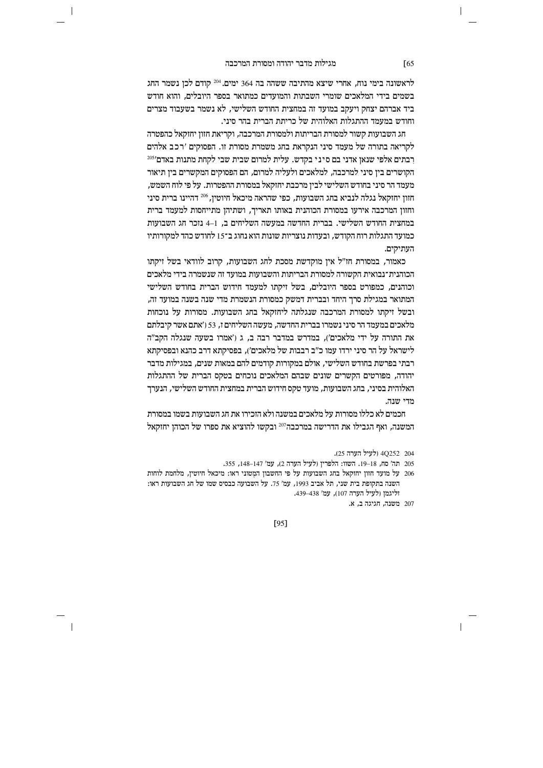לראשונה בימי נוח, אחרי שיצא מהתיבה ששהה בה 364 ימים.[204] קודם לכן נשמר החג בשמים בידי המלאכים שומרי השבתות והמועדים כמתואר בספר היובלים, והוא חודש ביד אברהם יצחק ויעקב במועד זה במחצית החודש השלישי, לא נשמר בשעבוד מצרים וחודש במעמד ההתגלות האלוהית של כריתת הברית בהר סיני.

חג השבועות קשור למסורת הבריתות ולמסורת המרכבה, וקריאת חזון יחזקאל כהפטרה לקריאה בתורה של מעמד סיני הנקראת בחג משמרת מסורת זו. הפסוקים 'רכב אלהים רִבֹתים אלפי שנאן אדני בם סיני בקדש. עלית למרום שבית שבי לקחת מתנות באדם'[205] הקושרים בין סיני למרכבה, למלאכים ולעליה למרום, הם הפסוקים המקשרים בין תיאור מעמד הר סיני בחודש השלישי לבין מרכבת יחזקאל במסורת ההפטרות. על פי לוח השמש, חזון יחזקאל נגלה לנביא בחג השבועות, כפי שהראה מיכאל חיוטין,[206] דהיינו ברית סיני וחזון המרכבה הכוהנית אירעו במסורת הכוהנית באותו תאריך, ושתיהן מתייחסות למעמד ברית במחצית החודש השלישי. בברית החדשה במעשה השליחים ב, 1–4 נזכר חג השבועות כמועד התגלות רוח הקודש, ובעדות נוצריות שונות הוא נחוג ב־15 לחודש כהד למקורותיו העתיקים.

כאמור, במסורת חז"ל אין מוקדשת מסכת לחג השבועות, קרוב לוודאי בשל זיקתו הכוהנית־נבואית הקשורה למסורת הבריתות והשבועות במועד זה שנשמרה בידי מלאכים וכוהנים, כמפורט בספר היובלים, בשל זיקתו למעמד חידוש הברית בחודש השלישי המתואר במגילת סרך היחד ובברית דמשק כמסורת הנשמרת מדי שנה בשנה במועד זה, ובשל זיקתו למסורת המרכבה שנגלתה ליחזקאל בחג השבועות. מסורות על נוכחות מלאכים במעמד הר סיני נשמרו בברית החדשה, מעשה השליחים ז, 53 ('אתם אשר קיבלתם את התורה על ידי מלאכים'), במדרש במדבר רבה ב, ג ('אמרו בשעה שנגלה הקב"ה לישראל על הר סיני ירדו עמו כ"ב רבבות של מלאכים'), בפסיקתא דרב כהנא ובפסיקתא רבתי בפרשת בחודש השלישי, אולם במקורות קודמים להם במאות שנים, במגילות מדבר יהודה, מפורטים הקשרים שונים שבהם המלאכים נוכחים בטקס הברית של ההתגלות האלוהית בסיני, בחג השבועות, מועד טקס חידוש הברית במחצית החודש השלישי, הנערך מדי שנה.

חכמים לא כללו מסורות על מלאכים במשנה ולא הזכירו את חג השבועות בשמו במסורת המשנה, ואף הגבילו את הדרישה במרכבה[207] ובקשו להוציא את ספרו של הכוהן יחזקאל

---

204 4Q252 (לעיל הערה 25).

205 תה' סח, 18–19. השוו: הלפרין (לעיל הערה 2), עמ' 147–148, 355.

206 על מועד חזון יחזקאל בחג השבועות על פי החשבון המַטוני ראו: מיכאל חיוטין, מלחמת לוחות השנה בתקופת בית שני, תל אביב 1993, עמ' 75. על השבועה כבסיס שמו של חג השבועות ראו: זליגמן (לעיל הערה 107), עמ' 438–439.

207 משנה, חגיגה ב, א.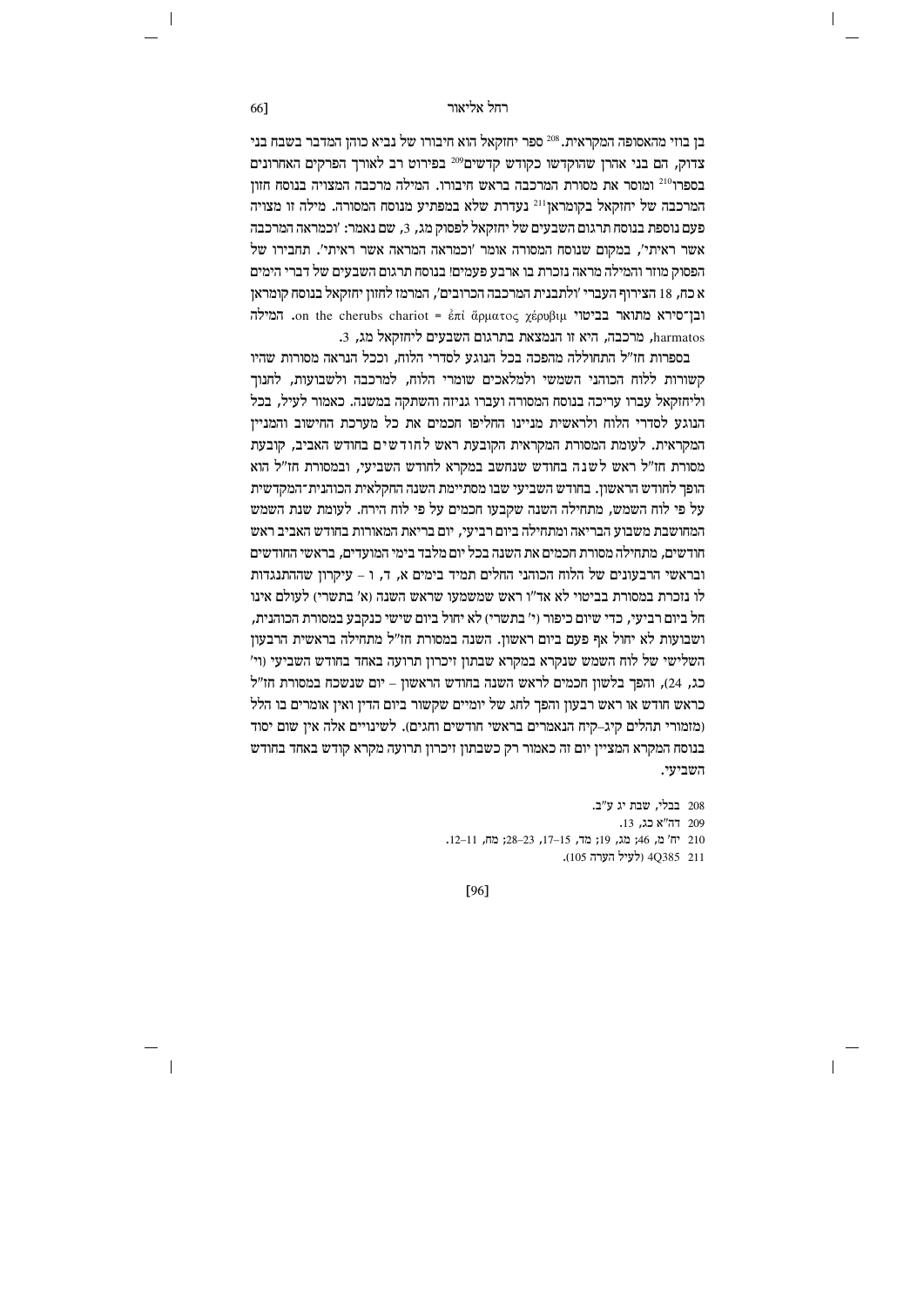בן בוזי מהאסופה המקראית.[208] ספר יחזקאל הוא חיבורו של נביא כוהן המדבר בשבח בני צדוק, הם בני אהרן שהוקדשו כקודש קדשים[209] בפירוט רב לאורך הפרקים האחרונים בספרו[210] ומוסר את מסורת המרכבה בראש חיבורו. המילה מרכבה המצויה בנוסח חזון המרכבה של יחזקאל בקומראן[211] נעדרת שלא במפתיע מנוסח המסורה. מילה זו מצויה פעם נוספת בנוסח תרגום השבעים של יחזקאל לפסוק מג, 3, שם נאמר: 'וכמראה המרכבה אשר ראיתי', במקום שנוסח המסורה אומר 'וכמראה המראה אשר ראיתי'. תחבירו של הפסוק מוזר והמילה מראה נזכרת בו ארבע פעמים! בנוסח תרגום השבעים של דברי הימים א כח, 18 הצירוף העברי 'ולתבנית המרכבה הכרובים', המרמז לחזון יחזקאל בנוסח קומראן ובן־סירא מתואר בביטוי ἐπὶ ἅρματος χέρυβιμ = on the cherubs chariot. המילה harmatos, מרכבה, היא זו הנמצאת בתרגום השבעים ליחזקאל מג, 3.

בספרות חז"ל התחוללה מהפכה בכל הנוגע לסדרי הלוח, וככל הנראה מסורות שהיו קשורות ללוח הכוהני השמשי ולמלאכים שומרי הלוח, למרכבה ולשבועות, לחנוך וליחזקאל עברו עריכה בנוסח המסורה ועברו גניזה והשתקה במשנה. כאמור לעיל, בכל הנוגע לסדרי הלוח ולראשית מניינו החליפו חכמים את כל מערכת החישוב והמניין המקראית. לעומת המסורת המקראית הקובעת ראש לחודשים בחודש האביב, קובעת מסורת חז"ל ראש לשנה בחודש שנחשב במקרא לחודש השביעי, ובמסורת חז"ל הוא הופך לחודש הראשון. בחודש השביעי שבו מסתיימת השנה החקלאית הכוהנית־המקדשית על פי לוח השמש, מתחילה השנה שקבעו חכמים על פי לוח הירח. לעומת שנת השמש המחושבת משבוע הבריאה ומתחילה ביום רביעי, יום בריאת המאורות בחודש האביב ראש חודשים, מתחילה מסורת חכמים את השנה בכל יום מלבד בימי המועדים, בראשי החודשים ובראשי הרבעונים של הלוח הכוהני החלים תמיד בימים א, ד, ו – עיקרון שההתנגדות לו נזכרת במסורת בביטוי לא אד"ו ראש שמשמעו שראש השנה (א' בתשרי) לעולם אינו חל ביום רביעי, כדי שיום כיפור (י' בתשרי) לא יחול ביום שישי כנקבע במסורת הכוהנית, ושבועות לא יחול אף פעם ביום ראשון. השנה במסורת חז"ל מתחילה בראשית הרבעון השלישי של לוח השמש שנקרא במקרא שבתון זיכרון תרועה באחד בחודש השביעי (וי' כג, 24), והפך בלשון חכמים לראש השנה בחודש הראשון – יום שנשכח במסורת חז"ל כראש חודש או ראש רבעון והפך לחג של יומיים שקשור ביום הדין ואין אומרים בו הלל (מזמורי תהלים קיג–קיח הנאמרים בראשי חודשים וחגים). לשינויים אלה אין שום יסוד בנוסח המקרא המציין יום זה כאמור רק כשבתון זיכרון תרועה מקרא קודש באחד בחודש השביעי.

208 בבלי, שבת יג ע"ב.

209 דה"א כג, 13.

210 יח' מ, 46; מג, 19; מד, 15–17, 23–28; מח, 11–12.

211 4Q385 (לעיל הערה 105).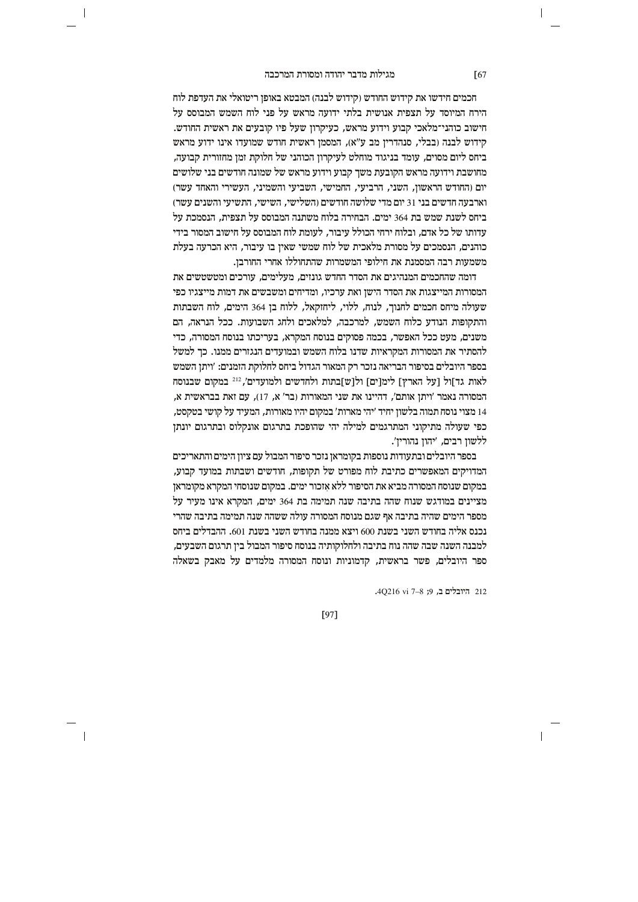חכמים חידשו את קידוש החודש (קידוש לבנה) המבטא באופן ריטואלי את העדפת לוח הירח המיוסד על תצפית אנושית בלתי ידועה מראש על פני לוח השמש המבוסס על חישוב כוהני־מלאכי קבוע וידוע מראש, כעיקרון שעל פיו קובעים את ראשית החודש. קידוש לבנה (בבלי, סנהדרין מב ע"א), המסמן ראשית חודש שמועדו אינו ידוע מראש ביחס ליום מסוים, עומד בניגוד מוחלט לעיקרון הכוהני של חלוקת זמן מחזורית קבועה, מחושבת וידועה מראש הקובעת משך קבוע וידוע מראש של שמונה חודשים בני שלושים יום (החודש הראשון, השני, הרביעי, החמישי, השביעי והשמיני, העשירי והאחד עשר) וארבעה חדשים בני 31 יום מדי שלושה חודשים (השלישי, השישי, התשיעי והשנים עשר) ביחס לשנת שמש בת 364 ימים. הבחירה בלוח משתנה המבוסס על תצפית, הנסמכת על עדותו של כל אדם, ובלוח ירחי הכולל עיבור, לעומת לוח המבוסס על חישוב המסור בידי כוהנים, הנסמכים על מסורת מלאכית של לוח שמשי שאין בו עיבור, היא הכרעה בעלת משמעות רבה המסמנת את חילופי המשמרות שהתחוללו אחרי החורבן.

דומה שהחכמים המנהיגים את הסדר החדש גונזים, מעלימים, עורכים ומטשטשים את המסורות המייצגות את הסדר הישן ואת ערכיו, ומדיחים ומשבשים את דמות מייצגיו כפי שעולה מיחס חכמים לחנוך, לנוח, ללוי, ליחזקאל, ללוח בן 364 הימים, לוח השבתות והתקופות הנודע כלוח השמש, למרכבה, למלאכים ולחג השבועות. ככל הנראה, הם משנים, מעט ככל האפשר, בכמה פסוקים בנוסח המקרא, בעריכתו בנוסח המסורה, כדי להסתיר את המסורות המקראיות שדנו בלוח השמש ובמועדים הנגזרים ממנו. כך למשל בספר היובלים בסיפור הבריאה נזכר רק המאור הגדול ביחס לחלוקת הזמנים: 'ויתן השמש לאות גד]ול [על הארץ] לימ[ים] ול[ש]בתות ולחדשים ולמועדים',[212] במקום שבנוסח המסורה נאמר 'ויתן אותם', דהיינו את שני המאורות (בר' א, 17), עם זאת בבראשית א, 14 מצוי נוסח תמוה בלשון יחיד 'יהי מארות' במקום יהיו מאורות, המעיד על קושי בטקסט, כפי שעולה מתיקוני המתרגמים למילה יהי שהופכת בתרגום אונקלוס ובתרגום יונתן ללשון רבים, 'יהון נהורין'.

בספר היובלים ובתעודות נוספות בקומראן נזכר סיפור המבול עם ציון הימים והתאריכים המדויקים המאפשרים כתיבת לוח מפורט של תקופות, חודשים ושבתות במועד קבוע, במקום שנוסח המסורה מביא את הסיפור ללא אִזכור ימים. במקום שנוסחי המקרא מקומראן מציינים במודגש שנוח שהה בתיבה שנה תמימה בת 364 ימים, המקרא אינו מעיר על מספר הימים שהיה בתיבה אף שגם מנוסח המסורה עולה ששהה שנה תמימה בתיבה שהרי נכנס אליה בחודש השני בשנת 600 ויצא ממנה בחודש השני בשנת 601. ההבדלים ביחס למבנה השנה שבה שהה נוח בתיבה ולחלוקותיה בנוסח סיפור המבול בין תרגום השבעים, ספר היובלים, פשר בראשית, קדמוניות ונוסח המסורה מלמדים על מאבק בשאלה

212 היובלים ב, 9; 4Q216 vi 7–8.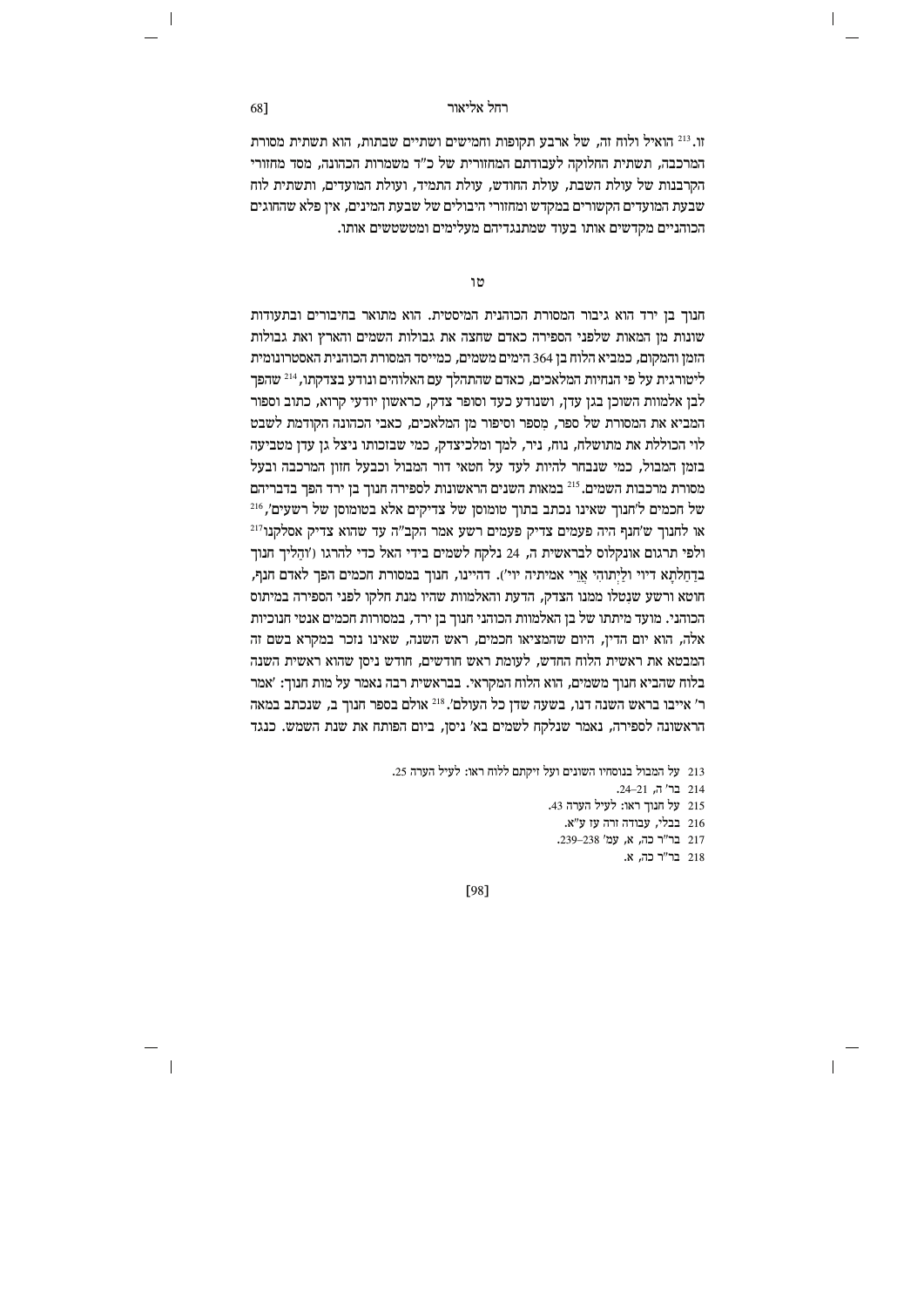זו.[213] הואיל ולוח זה, של ארבע תקופות וחמישים ושתיים שבתות, הוא תשתית מסורת המרכבה, תשתית החלוקה לעבודתם המחזורית של כ"ד משמרות הכהונה, מסד מחזורי הקרבנות של עולת השבת, עולת החודש, עולת התמיד, ועולת המועדים, ותשתית לוח שבעת המועדים הקשורים במקדש ומחזורי היבולים של שבעת המינים, אין פלא שהחוגים הכוהניים מקדשים אותו בעוד שמתנגדיהם מעלימים ומטשטשים אותו.

## טו

חנוך בן ירד הוא גיבור המסורת הכוהנית המיסטית. הוא מתואר בחיבורים ובתעודות שונות מן המאות שלפני הספירה כאדם שחצה את גבולות השמים והארץ ואת גבולות הזמן והמקום, כמביא הלוח בן 364 הימים משמים, כמייסד המסורת הכוהנית האסטרונומית ליטורגית על פי הנחיות המלאכים, כאדם שהתהלך עם האלוהים ונודע בצדקתו,[214] שהפך לבן אלמוות השוכן בגן עדן, ושנודע כעד וסופר צדק, כראשון יודעי קרוא, כתוב וספור המביא את המסורת של ספר, מִספר וסיפור מן המלאכים, כאבי הכהונה הקודמת לשבט לוי הכוללת את מתושלח, נוח, ניר, למך ומלכיצדק, כמי שבזכותו ניצל גן עדן מטביעה בזמן המבול, כמי שנבחר להיות לעד על חטאי דור המבול וכבעל חזון המרכבה ובעל מסורת מרכבות השמים.[215] במאות השנים הראשונות לספירה חנוך בן ירד הפך בדבריהם של חכמים ל'חנוך שאינו נכתב בתוך טומוסן של צדיקים אלא בטומוסן של רשעים',[216] או לחנוך ש'חנף היה פעמים צדיק פעמים רשע אמר הקב"ה עד שהוא צדיק אסלקנו'[217] ולפי תרגום אונקלוס לבראשית ה, 24 נלקח לשמים בידי האל כדי להרגו ('וְהַלִּיךְ חנוך בְּדַחֲלְתָא דיוי וְלֵיתוֹהִי אֲרֵי אמיתיה יוי'). דהיינו, חנוך במסורת חכמים הפך לאדם חנף, חוטא ורשע שנִטלו ממנו הצדק, הדעת והאלמוות שהיו מנת חלקו לפני הספירה במיתוס הכוהני. מועד מיתתו של בן האלמוות הכוהני חנוך בן ירד, במסורות חכמים אנטי חנוכיות אלה, הוא יום הדין, היום שהמציאו חכמים, ראש השנה, שאינו נזכר במקרא בשם זה המבטא את ראשית הלוח החדש, לעומת ראש חודשים, חודש ניסן שהוא ראשית השנה בלוח שהביא חנוך משמים, הוא הלוח המקראי. בבראשית רבה נאמר על מות חנוך: 'אמר ר' אייבו בראש השנה דנו, בשעה שדן כל העולם'.[218] אולם בספר חנוך ב, שנכתב במאה הראשונה לספירה, נאמר שנלקח לשמים בא' ניסן, ביום הפותח את שנת השמש. כנגד

213 על המבול בנוסחיו השונים ועל זיקתם ללוח ראו: לעיל הערה 25.

214 בר' ה, 21–24.

215 על חנוך ראו: לעיל הערה 43.

216 בבלי, עבודה זרה עז ע"א.

217 בר"ר כה, א, עמ' 238–239.

218 בר"ר כה, א.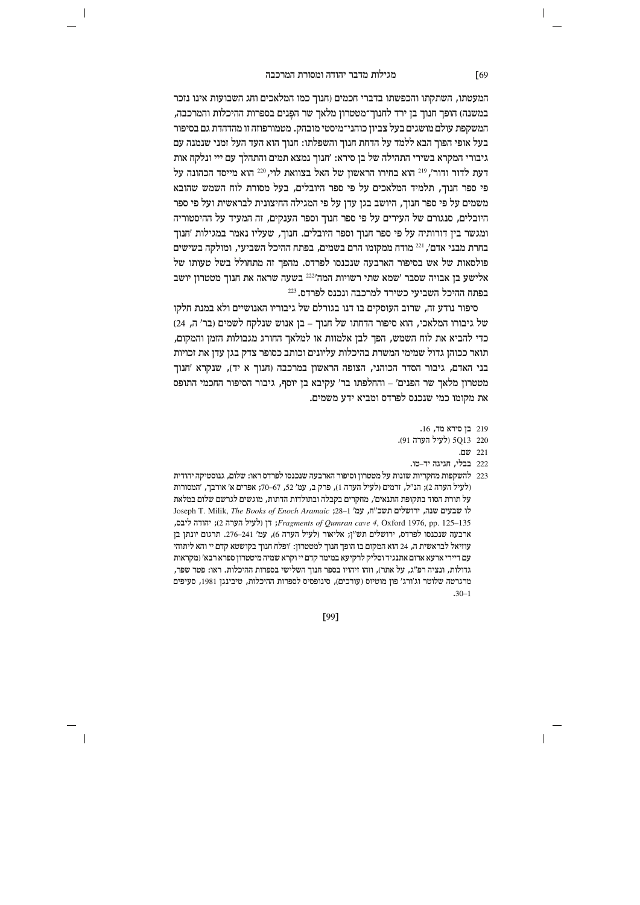המעטתו, השתקתו והכפשתו בדברי חכמים (חנוך כמו המלאכים וחג השבועות אינו נזכר במשנה) הופך חנוך בן ירד לחנוך־מטטרון מלאך שר הפָּנים בספרות ההיכלות והמרכבה, המשקפת עולם מושגים בעל צביון כוהני־מיסטי מובהק. מטמורפוזה זו מהדהדת גם בסיפור בעל אופי הפוך הבא ללמד על הדחת חנוך והשפלתו: חנוך הוא העד העל זמני שנמנה עם גיבורי המקרא בשירי התהילה של בן סירא: 'חנוך נמצא תמים והתהלך עם ייי ונלקח אות דעת לדור ודור',[219] הוא בחירו הראשון של האל בצוואת לוי,[220] הוא מייסד הכהונה על פי ספר חנוך, תלמיד המלאכים על פי ספר היובלים, בעל מסורת לוח השמש שהובא משמים על פי ספר חנוך, היושב בגן עדן על פי המגילה החיצונית לבראשית ועל פי ספר היובלים, סנגורם של העירים על פי ספר חנוך וספר הענקים, זה המעיד על ההיסטוריה ומגשר בין דורותיה על פי ספר חנוך וספר היובלים. חנוך, שעליו נאמר במגילות 'חנוך בחרת מבני אדם',[221] מודח ממקומו הרם בשמים, בפתח ההיכל השביעי, ומולקה בשישים פולסאות של אש בסיפור הארבעה שנכנסו לפרדס. מהפך זה מתחולל בשל טעותו של אלישע בן אבויה שסבר 'שמא שתי רשויות המה'[222] בשעה שראה את חנוך מטטרון יושב בפתח ההיכל השביעי כשירד למרכבה ונכנס לפרדס.[223]

סיפור נודע זה, שרוב העוסקים בו דנו בגורלם של גיבוריו האנושיים ולא במנת חלקו של גיבורו המלאכי, הוא סיפור הדחתו של חנוך – בן אנוש שנלקח לשמים (בר' ה, 24) כדי להביא את לוח השמש, הפך לבן אלמוות או למלאך החורג מגבולות הזמן והמקום, תואר ככוהן גדול שמימי המשרת בהיכלות עליונים וכותב כסופר צדק בגן עדן את זכויות בני האדם, גיבור הסדר הכוהני, הצופה הראשון במרכבה (חנוך א יד), שנקרא 'חנוך מטטרון מלאך שר הפנים' – והחלפתו בר' עקיבא בן יוסף, גיבור הסיפור החכמי התופס את מקומו כמי שנכנס לפרדס ומביא ידע משמים.

219 בן סירא מד, 16.

220 5Q13 (לעיל הערה 91).

221 שם.

222 בבלי, חגיגה יד–טו.

223 להשקפות מחקריות שונות על מטטרון וסיפור הארבעה שנכנסו לפרדס ראו: שלום, גנוסטיקה יהודית (לעיל הערה 2); הנ"ל, זרמים (לעיל הערה 1), פרק ב, עמ' 52, 67–70; אפרים א' אורבך, 'המסורות על תורת הסוד בתקופת התנאים', מחקרים בקבלה ובתולדות הדתות, מוגשים לגרשם שלום במלאת לו שבעים שנה, ירושלים תשכ"ח, עמ' 1–28; Joseph T. Milik, *The Books of Enoch Aramaic Fragments of Qumran cave 4*, Oxford 1976, pp. 125–135; דן (לעיל הערה 2); יהודה ליבס, ארבעה שנכנסו לפרדס, ירושלים תש"ן; אליאור (לעיל הערה 6), עמ' 241–276. תרגום יונתן בן עוזיאל לבראשית ה, 24 הוא המקום בו הופך חנוך למטטרון: 'ופלח חנוך בקושטא קדם יי והא ליתוהי עם דיירי ארעא ארום אתנגיד וסליק לרקיעא במימר קדם יי וקרא שמיה מיטטרון ספרא רבא' (מקראות גדולות, ונציה רפ"ג, על אתר), וזהו זיהויו בספר חנוך השלישי בספרות ההיכלות. ראו: פטר שפר, מרגרטה שלוטר וג'ורג' פון מוציוס (עורכים), סינופסיס לספרות ההיכלות, טיבינגן 1981, סעיפים 1–30.

[99]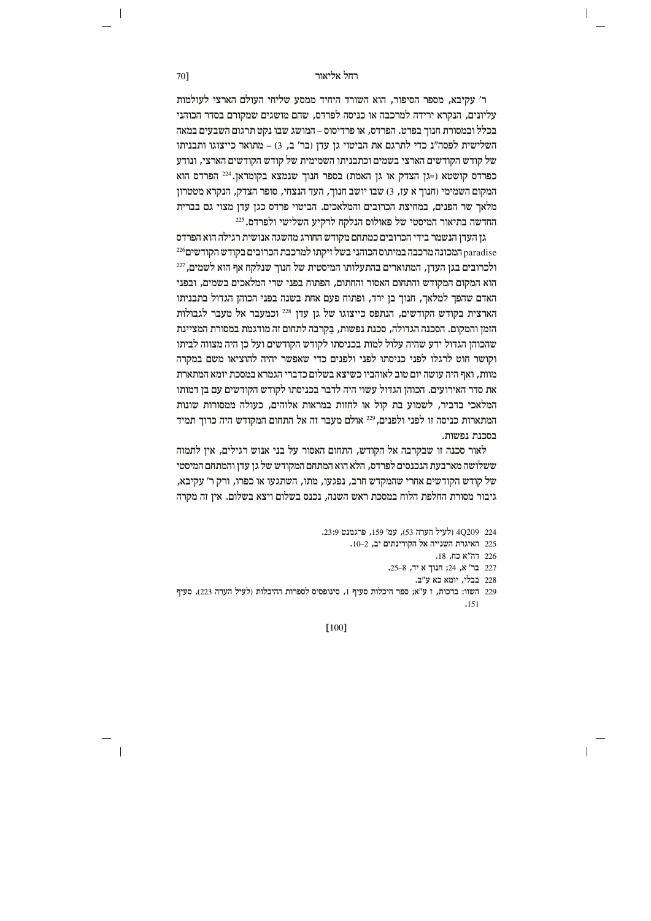ר' עקיבא, מספר הסיפור, הוא השורד היחיד ממסע שליחי העולם הארצי לעולמות עליונים, הנקרא ירידה למרכבה או כניסה לפרדס, שהם מושגים שמקורם בסדר הכוהני בכלל ובמסורת חנוך בפרט. הפרדס, או פרדיסוס – המושג שבו נקט תרגום השבעים במאה השלישית לפסה"נ כדי לתרגם את הביטוי גן עדן (בר' ב, 3) – מתואר כייצוגו ותבניתו של קודש הקודשים הארצי בשמים וכתבניתו השמימית של קודש הקודשים הארצי, ונודע כפרדס קושטא (=גן הצדק או גן האמת) בספר חנוך שנמצא בקומראן.[224] הפרדס הוא המקום השמימי (חנוך א עז, 3) שבו יושב חנוך, העד הנצחי, סופר הצדק, הנקרא מטטרון מלאך שר הפנים, במחיצת הכרובים והמלאכים. הביטוי פרדס כגן עדן מצוי גם בברית החדשה בתיאור המיסטי של פאולוס הנלקח לרקיע השלישי ולפרדס.[225]

גן העדן הנשמר בידי הכרובים כמתחם מקודש החורג מהשגה אנושית רגילה הוא הפרדס paradise המכונה מרכבה במיתוס הכוהני בשל זיקתו למרכבת הכרובים בקודש הקודשים[226] ולכרובים בגן העדן, המתוארים בהתעלותו המיסטית של חנוך שנלקח אף הוא לשמים,[227] הוא המקום המקודש והתחום האסור והחתום, הפתוח בפני שרי המלאכים בשמים, ובפני האדם שהפך למלאך, חנוך בן ירד, ופתוח פעם אחת בשנה בפני הכוהן הגדול בתבניתו הארצית בקודש הקודשים, הנתפס כייצוגו של גן עדן [228] וכמעבר אל מעבר לגבולות הזמן והמקום. הסכנה הגדולה, סכנת נפשות, בְּקרבה לתחום זה מודגמת במסורת המציינת שהכוהן הגדול ידע שהיה עלול למות בכניסתו לקודש הקודשים ועל כן היה מצווה לביתו וקושר חוט לרגלו לפני כניסתו לפני ולפנים כדי שאפשר יהיה להוציאו משם במקרה מוות, ואף היה עושה יום טוב לאוהביו כשיצא בשלום כדברי הגמרא במסכת יומא המתארת את סדר האירועים. הכוהן הגדול עשוי היה לדבר בכניסתו לקודש הקודשים עם בן דמותו המלאכי בדביר, לשמוע בת קול או לחזות במראות אלוהים, כעולה ממסורות שונות המתארות כניסה זו לפני ולפנים,[229] אולם מעבר זה אל התחום המקודש היה כרוך תמיד בסכנת נפשות.

לאור סכנה זו שבקרבה אל הקודש, התחום האסור על בני אנוש רגילים, אין לתמוה ששלושה מארבעת הנכנסים לפרדס, הלא הוא המתחם המקודש של גן עדן והמתחם המיסטי של קודש הקודשים אחרי שהמקדש חרב, נפגעו, מתו, השתגעו או כפרו, ורק ר' עקיבא, גיבור מסורת החלפת הלוח במסכת ראש השנה, נכנס בשלום ויצא בשלום. אין זה מקרה

224 4Q209 (לעיל הערה 53), עמ' 159, פרגמנט 23:9.

225 האיגרת השנייה אל הקורינתים יב, 2–10.

226 דה"א כח, 18.

227 בר' א, 24; חנוך א יד, 8–25.

228 בבלי, יומא כא ע"ב.

229 השווה: ברכות, ז ע"א; ספר היכלות סעיף 1, סינופסיס לספרות ההיכלות (לעיל הערה 223), סעיף 151.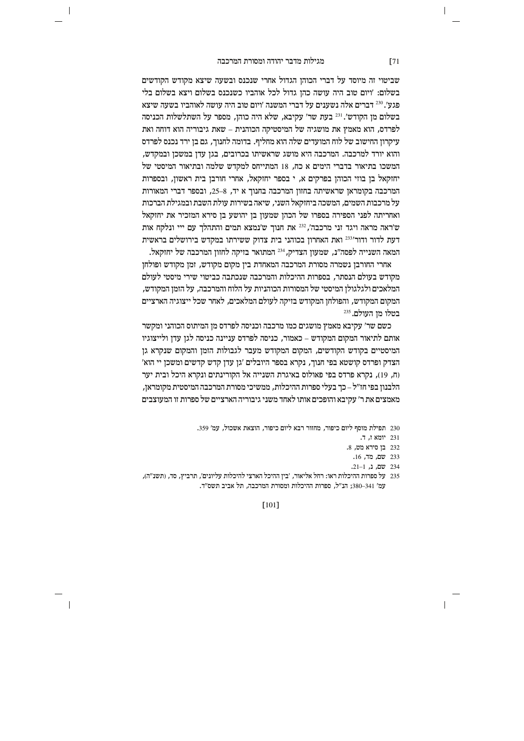שביטוי זה מיוסד על דברי הכוהן הגדול אחרי שנכנס ובשעה שיצא מקודש הקודשים בשלום: 'ויום טוב היה עושה כהן גדול לכל אוהביו כשנכנס בשלום ויצא בשלום בלי פגע'.[230] דברים אלה נשענים על דברי המשנה 'ויום טוב היה עושה לאוהביו בשעה שיצא בשלום מן הקודש'.[231] בעת שר' עקיבא, שלא היה כוהן, מספר על השתלשלות הכניסה לפרדס, הוא מאמץ את מושגיה של המיסטיקה הכוהנית – שאת גיבוריה הוא דוחה ואת עיקרון החישוב של לוח המועדים שלה הוא מחליף. בדומה לחנוך, גם בן ירד נכנס לפרדס והוא יורד למרכבה. המרכבה היא מושג שראשיתו בכרובים, בגן עדן במשכן ובמקדש, המשכו בתיאור בדברי הימים א כח, 18 המתייחס למקדש שלמה ובתיאור המיסטי של יחזקאל בן בוזי הכוהן בפרקים א, י בספר יחזקאל, אחרי חורבן בית ראשון, ובספרות המרכבה בקומראן שראשיתה בחזון המרכבה בחנוך א יד, 8–25, ובספר דברי המאורות על מרכבות השמים, המשכה ביחזקאל השני, שיאה בשירות עולת השבת ובמגילת הברכות ואחריתה לפני הספירה בספרו של הכוהן שמעון בן יהושע בן סירא המזכיר את יחזקאל ש'ראה מראה ויגד זני מרכבה',[232] את חנוך ש'נמצא תמים והתהלך עם ייי ונלקח אות דעת לדור ודור'[233] ואת האחרון בכוהני בית צדוק ששירתו במקדש בירושלים בראשית המאה השנייה לפסה"נ, שמעון הצדיק,[234] המתואר בזיקה לחזון המרכבה של יחזקאל.

אחרי החורבן נשמרה מסורת המרכבה המאחדת בין מקום מקודש, זמן מקודש ופולחן מקודש בעולם הנסתר, בספרות ההיכלות והמרכבה שנכתבה כביטוי שירי מיסטי לעולם המלאכים ולגלגולן המיסטי של המסורות הכוהניות על הלוח והמרכבה, על הזמן המקודש, המקום המקודש, והפולחן המקודש בזיקה לעולם המלאכים, לאחר שכל ייצוגיה הארציים בטלו מן העולם.[235]

כשם שר' עקיבא מאמץ מושגים כמו מרכבה וכניסה לפרדס מן המיתוס הכוהני ומקשר אותם לתיאור המקום המקודש – כאמור, כניסה לפרדס עניינה כניסה לגן עדן ולייצוגיו המיסטיים בקודש הקודשים, המקום המקודש מעבר לגבולות הזמן והמקום שנקרא גן הצדק ופרדס קושטא בפי חנוך, נקרא בספר היובלים 'גן עדן קדש קדשים ומשכן יי הוא' (ח, 19), נקרא פרדס בפי פאולוס באיגרת השנייה אל הקורינתים ונקרא היכל ובית יער הלבנון בפי חז"ל – כך בעלי ספרות ההיכלות, ממשיכי מסורת המרכבה המיסטית מקומראן, מאמצים את ר' עקיבא והופכים אותו לאחד משני גיבוריה הארציים של ספרות זו המעוצבים

230 תפילת מוסף ליום כיפור, מחזור רבא ליום כיפור, הוצאת אשכול, עמ' 359.

231 יומא ז, ד.

232 בן סירא מט, 8.

233 שם, מד, 16.

234 שם, נ, 1–21.

235 על ספרות ההיכלות ראו: רחל אליאור, 'בין ההיכל הארצי להיכלות עליונים', תרביץ, סד, (תשנ"ה), עמ' 341–380; הנ"ל, ספרות ההיכלות ומסורת המרכבה, תל אביב תשס"ד.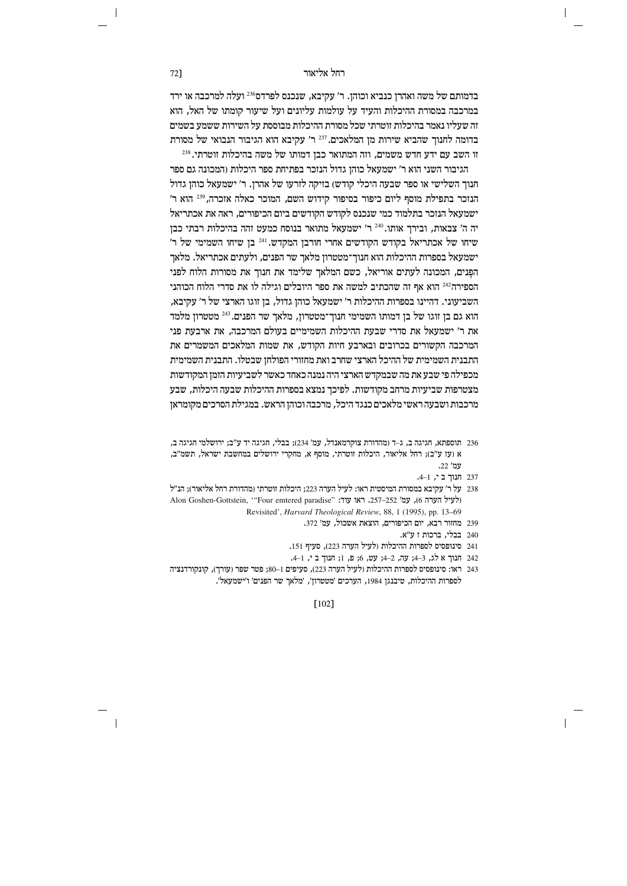בדמותם של משה ואהרן כנביא וכוהן. ר' עקיבא, שנכנס לפרדס[236] ועלה למרכבה או ירד במרכבה במסורת ההיכלות והעיד על עולמות עליונים ועל שיעור קומתו של האל, הוא זה שעליו נאמר בהיכלות זוטרתי שכל מסורת ההיכלות מבוססת על השירות ששמע בשמים בדומה לחנוך שהביא שירות מן המלאכים.[237] ר' עקיבא הוא הגיבור הנבואי של מסורת זו השב עם ידע חדש משמים, וזה המתואר כבן דמותו של משה בהיכלות זוטרתי.[238]

הגיבור השני הוא ר' ישמעאל כוהן גדול הנזכר בפתיחת ספר היכלות (המכונה גם ספר חנוך השלישי או ספר שבעה היכלי קודש) בזיקה לזרעו של אהרן. ר' ישמעאל כוהן גדול הנזכר בתפילת מוסף ליום כיפור בסיפור קידוש השם, המוכר כאלה אזכרה,[239] הוא ר' ישמעאל הנזכר בתלמוד כמי שנכנס לקודש הקודשים ביום הכיפורים, ראה את אכתריאל יה ה' צבאות, ובירך אותו.[240] ר' ישמעאל מתואר בנוסח כמעט זהה בהיכלות רבתי כבן שיחו של אכתריאל בקודש הקודשים אחרי חורבן המקדש.[241] בן שיחו השמימי של ר' ישמעאל בספרות ההיכלות הוא חנוך־מטטרון מלאך שר הפנים, ולעתים אכתריאל. מלאך הפנים, המכונה לעתים אוריאל, כשם המלאך שלימד את חנוך את מסורות הלוח לפני הספירה[242] הוא אף זה שהכתיב למשה את ספר היובלים וגילה לו את סדרי הלוח הכוהני השביעוני. דהיינו בספרות ההיכלות ר' ישמעאל כוהן גדול, בן זוגו הארצי של ר' עקיבא, הוא גם בן זוגו של בן דמותו השמימי חנוך־מטטרון, מלאך שר הפנים.[243] מטטרון מלמד את ר' ישמעאל את סדרי שבעת ההיכלות השמימיים בעולם המרכבה, את ארבעת פני המרכבה הקשורים בכרובים ובארבע חיות הקודש, את שמות המלאכים המשמרים את התבנית השמימית של ההיכל הארצי שחרב ואת מחזורי הפולחן שבטלו. התבנית השמימית מכפילה פי שבע את מה שבמקדש הארצי היה נמנה כאחד כאשר לשביעיות הזמן המקודשות מצטרפות שביעיות מרחב מקודשות. לפיכך נמצא בספרות ההיכלות שבעה היכלות, שבע מרכבות ושבעה ראשי מלאכים כנגד היכל, מרכבה וכוהן הראש. במגילת הסרכים מקומראן

---

236 תוספתא, חגיגה ב, ג–ד (מהדורת צוקרמאנדל, עמ' 234); בבלי, חגיגה יד ע"ב; ירושלמי חגיגה ב, א (עז ע"ב); רחל אליאור, היכלות זוטרתי, מוסף א, מחקרי ירושלים במחשבת ישראל, תשמ"ב, עמ' 22.

237 חנוך ב י, 1–4.

238 על ר' עקיבא במסורת המיסטית ראו: לעיל הערה 223; היכלות זוטרתי (מהדורת רחל אליאור); הנ"ל (לעיל הערה 6), עמ' 252–257. ראו עוד: Alon Goshen-Gottstein, '"Four emtered paradise" Revisited', *Harvard Theological Review*, 88, 1 (1995), pp. 13–69

239 מחזור רבא, יום הכיפורים, הוצאת אשכול, עמ' 372.

240 בבלי, ברכות ז ע"א.

241 סינופסיס לספרות ההיכלות (לעיל הערה 223), סעיף 151.

242 חנוך א לג, 3–4; עה, 2–4; עט, 6; פ, 1; חנוך ב י, 1–4.

243 ראו: סינופסיס לספרות ההיכלות (לעיל הערה 223), סעיפים 1–80; פטר שפר (עורך), קונקורדנציה לספרות ההיכלות, טיבנגן 1984, הערכים 'מטטרון', 'מלאך שר הפנים' ו'ישמעאל'.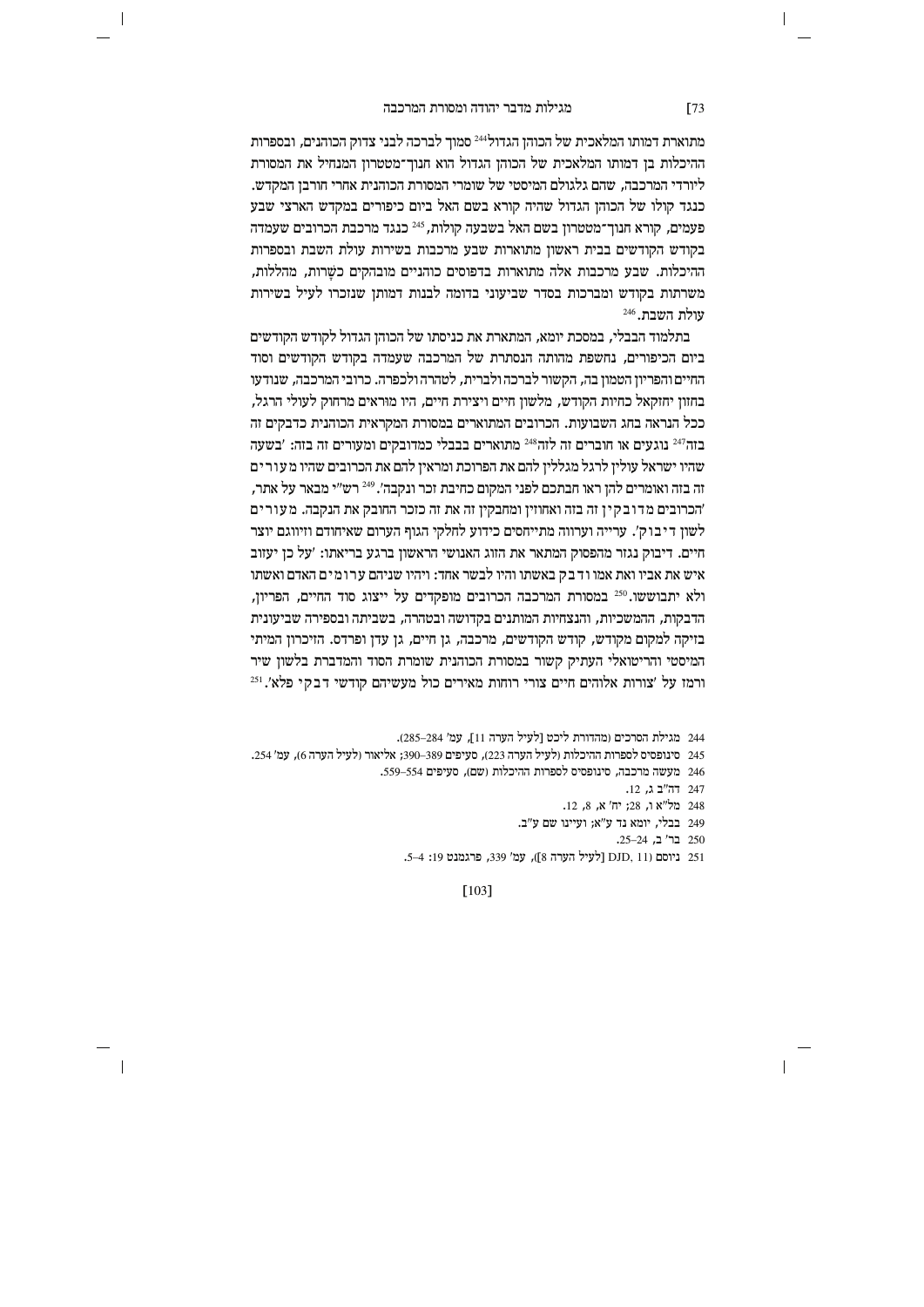מתוארת דמותו המלאכית של הכוהן הגדול[244] סמוך לברכה לבני צדוק הכוהנים, ובספרות ההיכלות בן דמותו המלאכית של הכוהן הגדול הוא חנוך־מטטרון המנחיל את המסורת ליורדי המרכבה, שהם גלגולם המיסטי של שומרי המסורת הכוהנית אחרי חורבן המקדש. כנגד קולו של הכוהן הגדול שהיה קורא בשם האל ביום כיפורים במקדש הארצי שבע פעמים, קורא חנוך־מטטרון בשם האל בשבעה קולות,[245] כנגד מרכבת הכרובים שעמדה בקודש הקודשים בבית ראשון מתוארות שבע מרכבות בשירות עולת השבת ובספרות ההיכלות. שבע מרכבות אלה מתוארות בדפוסים כוהניים מובהקים כמְשָרוֹת, מהללות, משרתות בקודש ומברכות בסדר שביעוני בדומה לבנות דמותן שנזכרו לעיל בשירות עולת השבת.[246]

בתלמוד הבבלי, במסכת יומא, המתארת את כניסתו של הכוהן הגדול לקודש הקודשים ביום הכיפורים, נחשפת מהותה הנסתרת של המרכבה שעמדה בקודש הקודשים וסוד החיים והפריון הטמון בה, הקשור לברכה ולברית, לטהרה ולכפרה. כרובי המרכבה, שנודעו בחזון יחזקאל כחיות הקודש, מלשון חיים ויצירת חיים, היו מוראים מרחוק לעולי הרגל, ככל הנראה בחג השבועות. הכרובים המתוארים במסורת המקראית הכוהנית כדבקים זה בזה[247] נוגעים או חוברים זה לזה[248] מתוארים בבבלי כמדובקים ומעורים זה בזה: 'בשעה שהיו ישראל עולין לרגל מגללין להם את הפרוכת ומראין להם את הכרובים שהיו מ ע ו ר י ם זה בזה ואומרים להן ראו חבתכם לפני המקום כחיבת זכר ונקבה'.[249] רש"י מבאר על אתר, 'הכרובים מ ד ו ב ק י ן זה בזה ואחוזין ומחבקין זה את זה כזכר החובק את הנקבה. מ ע ו ר י ם לשון ד י ב ו ק'. עירייה וערווה מתייחסים כידוע לחלקי הגוף הערום שאיחודם וזיווגם יוצר חיים. דיבוק נגזר מהפסוק המתאר את הזוג האנושי הראשון ברגע בריאתו: 'על כן יעזב איש את אביו ואת אמו ו ד ב ק באשתו והיו לבשר אחד: ויהיו שניהם ע ר ו מ י ם האדם ואשתו ולא יתבוששו.[250] במסורת המרכבה הכרובים מופקדים על ייצוג סוד החיים, הפריון, הדבקות, ההמשכיות, והנצחיות המותנים בקדושה ובטהרה, בשביתה ובספירה שביעונית בזיקה למקום מקודש, קודש הקודשים, מרכבה, גן חיים, גן עדן ופרדס. הזיכרון המיתי המיסטי והריטואלי העתיק קשור במסורת הכוהנית שומרת הסוד והמדברת בלשון שיר ורמז על 'צורות אלוהים חיים צורי רוחות מאירים כול מעשיהם קודשי ד ב ק י פלא'.[251]

244 מגילת הסרכים (מהדורת ליכט [לעיל הערה 11], עמ' 284–285).

245 סינופסיס לספרות ההיכלות (לעיל הערה 223), סעיפים 389–390; אליאור (לעיל הערה 6), עמ' 254.

246 מעשה מרכבה, סינופסיס לספרות ההיכלות (שם), סעיפים 554–559.

247 דה"ב ג, 12.

248 מל"א ו, 28; יח' א, 8, 12.

249 בבלי, יומא נד ע"א; ועיינו שם ע"ב.

250 בר' ב, 24–25.

251 ניוסם (DJD, 11 [לעיל הערה 8]), עמ' 339, פרגמנט 19: 4–5.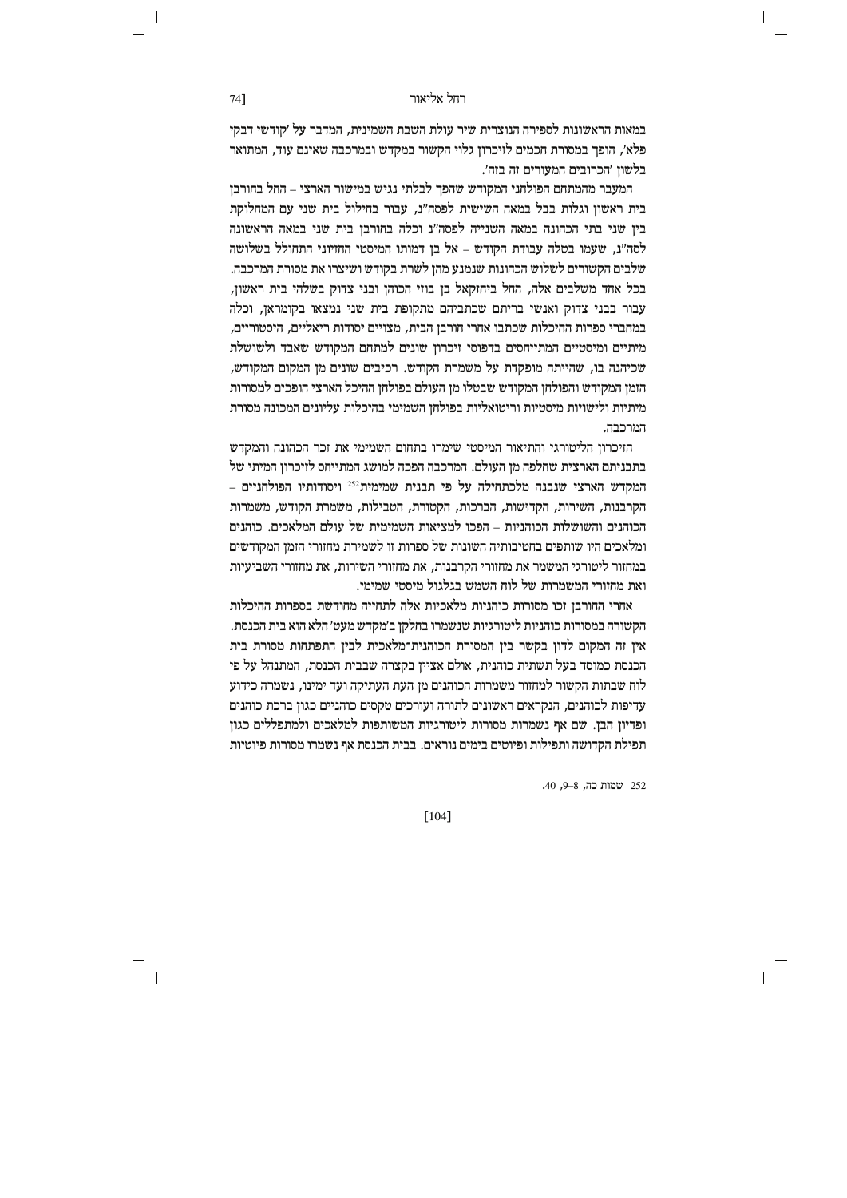במאות הראשונות לספירה הנוצרית שיר עולת השבת השמינית, המדבר על 'קודשי דבקי פלא', הופך במסורת חכמים לזיכרון גלוי הקשור במקדש ובמרכבה שאינם עוד, המתואר בלשון 'הכרובים המעורים זה בזה'.

המעבר מהמתחם הפולחני המקודש שהפך לבלתי נגיש במישור הארצי – החל בחורבן בית ראשון וגלות בבל במאה השישית לפסה"נ, עבור בחילול בית שני עם המחלוקת בין שני בתי הכהונה במאה השנייה לפסה"נ וכלה בחורבן בית שני במאה הראשונה לסה"נ, שעמו בטלה עבודת הקודש – אל בן דמותו המיסטי החזיוני התחולל בשלושה שלבים הקשורים לשלוש הכהונות שנמנע מהן לשרת בקודש ושיצרו את מסורת המרכבה. בכל אחד משלבים אלה, החל ביחזקאל בן בוזי הכוהן ובני צדוק בשלהי בית ראשון, עבור בבני צדוק ואנשי בריתם שכתביהם מתקופת בית שני נמצאו בקומראן, וכלה במחברי ספרות ההיכלות שכתבו אחרי חורבן הבית, מצויים יסודות ריאליים, היסטוריים, מיתיים ומיסטיים המתייחסים בדפוסי זיכרון שונים למתחם המקודש שאבד ולשושלת שכיהנה בו, שהייתה מופקדת על משמרת הקודש. רכיבים שונים מן המקום המקודש, הזמן המקודש והפולחן המקודש שבטלו מן העולם בפולחן ההיכל הארצי הופכים למסורות מיתיות ולישויות מיסטיות וריטואליות בפולחן השמימי בהיכלות עליונים המכונה מסורת המרכבה.

הזיכרון הליטורגי והתיאור המיסטי שימרו בתחום השמימי את זכר הכהונה והמקדש בתבניתם הארצית שחלפה מן העולם. המרכבה הפכה למושג המתייחס לזיכרון המיתי של המקדש הארצי שנבנה מלכתחילה על פי תבנית שמימית[252] ויסודותיו הפולחניים – הקרבנות, השירות, הקדושות, הברכות, הקטורת, הטבילות, משמרת הקודש, משמרות הכוהנים והשושלות הכוהניות – הפכו למציאות השמימית של עולם המלאכים. כוהנים ומלאכים היו שותפים בחטיבותיה השונות של ספרות זו לשמירת מחזורי הזמן המקודשים במחזור ליטורגי המשמר את מחזורי הקרבנות, את מחזורי השירות, את מחזורי השביעיות ואת מחזורי המשמרות של לוח השמש בגלגול מיסטי שמימי.

אחרי החורבן זכו מסורות כוהניות מלאכיות אלה לתחייה מחודשת בספרות ההיכלות הקשורה במסורות כוהניות ליטורגיות שנשמרו בחלקן ב'מקדש מעט' הלא הוא בית הכנסת. אין זה המקום לדון בקשר בין המסורת הכוהנית־מלאכית לבין התפתחות מסורת בית הכנסת כמוסד בעל תשתית כוהנית, אולם אציין בקצרה שבבית הכנסת, המתנהל על פי לוח שבתות הקשור למחזור משמרות הכוהנים מן העת העתיקה ועד ימינו, נשמרה כידוע עדיפות לכוהנים, הנקראים ראשונים לתורה ועורכים טקסים כוהניים כגון ברכת כוהנים ופדיון הבן. שם אף נשמרו מסורות ליטורגיות המשותפות למלאכים ולמתפללים כגון תפילת הקדושה ותפילות ופיוטים בימים נוראים. בבית הכנסת אף נשמרו מסורות פיוטיות

252 שמות כה, 8–9, 40.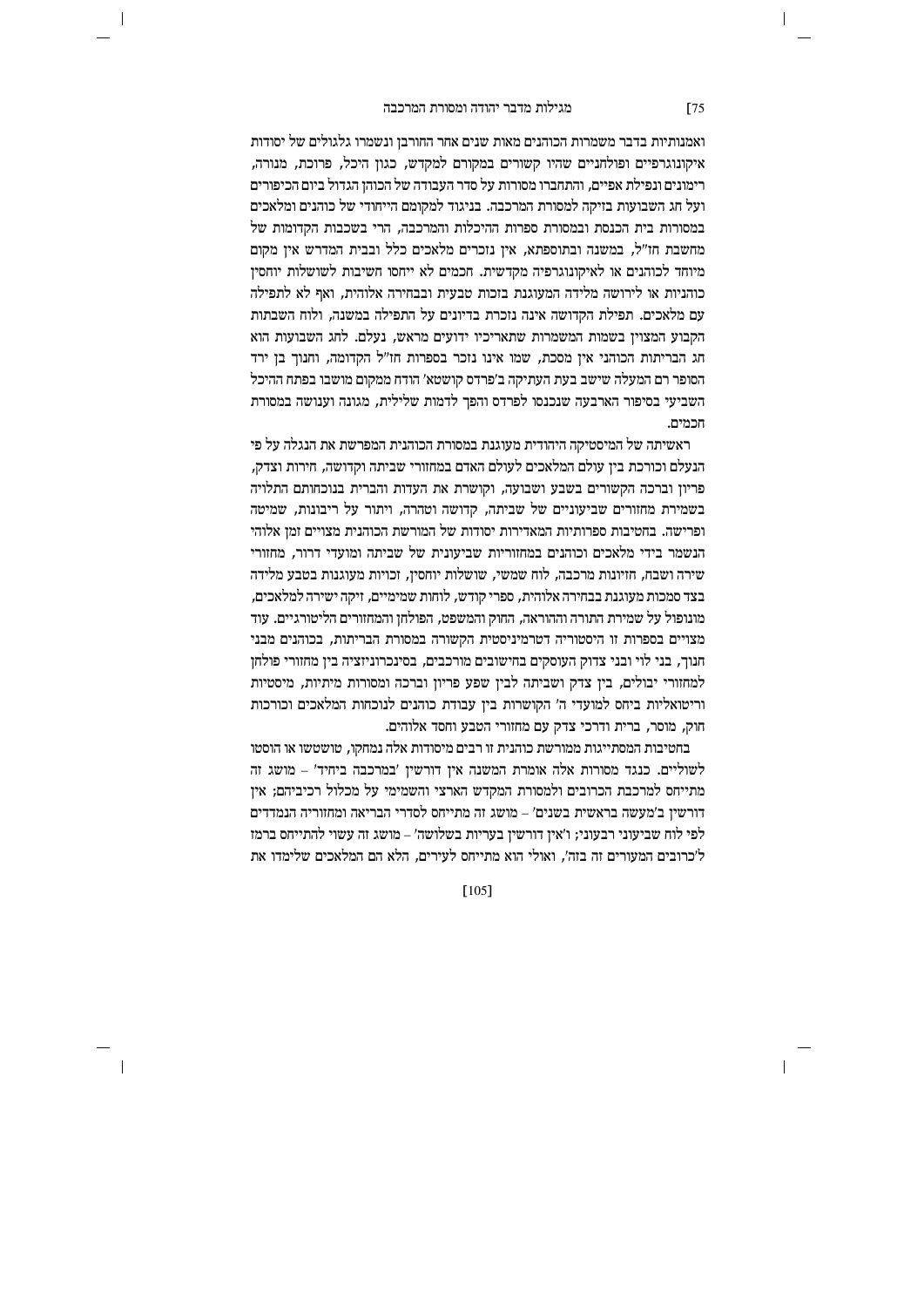ואמנותיות בדבר משמרות הכוהנים מאות שנים אחר החורבן ונשמרו גלגולים של יסודות איקונוגרפיים ופולחניים שהיו קשורים במקורם למקדש, כגון היכל, פרוכת, מנורה, רימונים ונפילת אפיים, והתחברו מסורות על סדר העבודה של הכוהן הגדול ביום הכיפורים ועל חג השבועות בזיקה למסורת המרכבה. בניגוד למקומם הייחודי של כוהנים ומלאכים במסורות בית הכנסת ובמסורת ספרות ההיכלות והמרכבה, הרי בשכבות הקדומות של מחשבת חז"ל, במשנה ובתוספתא, אין נזכרים מלאכים כלל ובבית המדרש אין מקום מיוחד לכוהנים או לאיקונוגרפיה מקדשית. חכמים לא ייחסו חשיבות לשושלות יוחסין כוהניות או לירושה מלידה המעוגנת בזכות טבעית ובבחירה אלוהית, ואף לא לתפילה עם מלאכים. תפילת הקדושה אינה נזכרת בדיונים על התפילה במשנה, ולוח השבתות הקבוע המצוין בשמות המשמרות שתאריכיו ידועים מראש, נעלם. לחג השבועות הוא חג הבריתות הכוהני אין מסכת, שמו אינו נזכר בספרות חז"ל הקדומה, וחנוך בן ירד הסופר רם המעלה שישב בעת העתיקה ב'פרדס קושטא' הודח ממקום מושבו בפתח ההיכל השביעי בסיפור הארבעה שנכנסו לפרדס והפך לדמות שלילית, מגונה וענושה במסורת חכמים.

ראשיתה של המיסטיקה היהודית מעוגנת במסורת הכוהנית המפרשת את הנגלה על פי הנעלם וכורכת בין עולם המלאכים לעולם האדם במחזורי שביתה וקדושה, חירות וצדק, פריון וברכה הקשורים בשבע ושבועה, וקושרת את העדות והברית בנוכחותם התלויה בשמירת מחזורים שביעוניים של שביתה, קדושה וטהרה, ויתור על ריבונות, שמיטה ופרישה. בחטיבות ספרותיות המאדירות יסודות של המורשת הכוהנית מצויים זמן אלוהי הנשמר בידי מלאכים וכוהנים במחזוריות שביעונית של שביתה ומועדי דרור, מחזורי שירה ושבח, חזיונות מרכבה, לוח שמשי, שושלות יוחסין, זכויות מעוגנות בטבע מלידה בצד סמכות מעוגנת בבחירה אלוהית, ספרי קודש, לוחות שמימיים, זיקה ישירה למלאכים, מונופול על שמירת התורה וההוראה, החוק והמשפט, הפולחן והמחזורים הליטורגיים. עוד מצויים בספרות זו היסטוריה דטרמיניסטית הקשורה במסורת הבריתות, בכוהנים מבני חנוך, בני לוי ובני צדוק העוסקים בחישובים מורכבים, בסינכרוניזציה בין מחזורי פולחן למחזורי יבולים, בין צדק ושביתה לבין שפע פריון וברכה ומסורות מיתיות, מיסטיות וריטואליות ביחס למועדי ה' הקושרות בין עבודת כוהנים לנוכחות המלאכים וכורכות חוק, מוסר, ברית ודרכי צדק עם מחזורי הטבע וחסד אלוהים.

בחטיבות המסתייגות ממורשת כוהנית זו רבים מיסודות אלה נמחקו, טושטשו או הוסטו לשוליים. כנגד מסורות אלה אומרת המשנה אין דורשין 'במרכבה ביחיד' – מושג זה מתייחס למרכבת הכרובים ולמסורת המקדש הארצי והשמימי על מכלול רכיביהם; אין דורשין ב'מעשה בראשית בשנים' – מושג זה מתייחס לסדרי הבריאה ומחזוריה הנמדדים לפי לוח שביעוני רבעוני; ו'אין דורשין בעריות בשלושה' – מושג זה עשוי להתייחס ברמז ל'כרובים המעורים זה בזה', ואולי הוא מתייחס לעירים, הלא הם המלאכים שלימדו את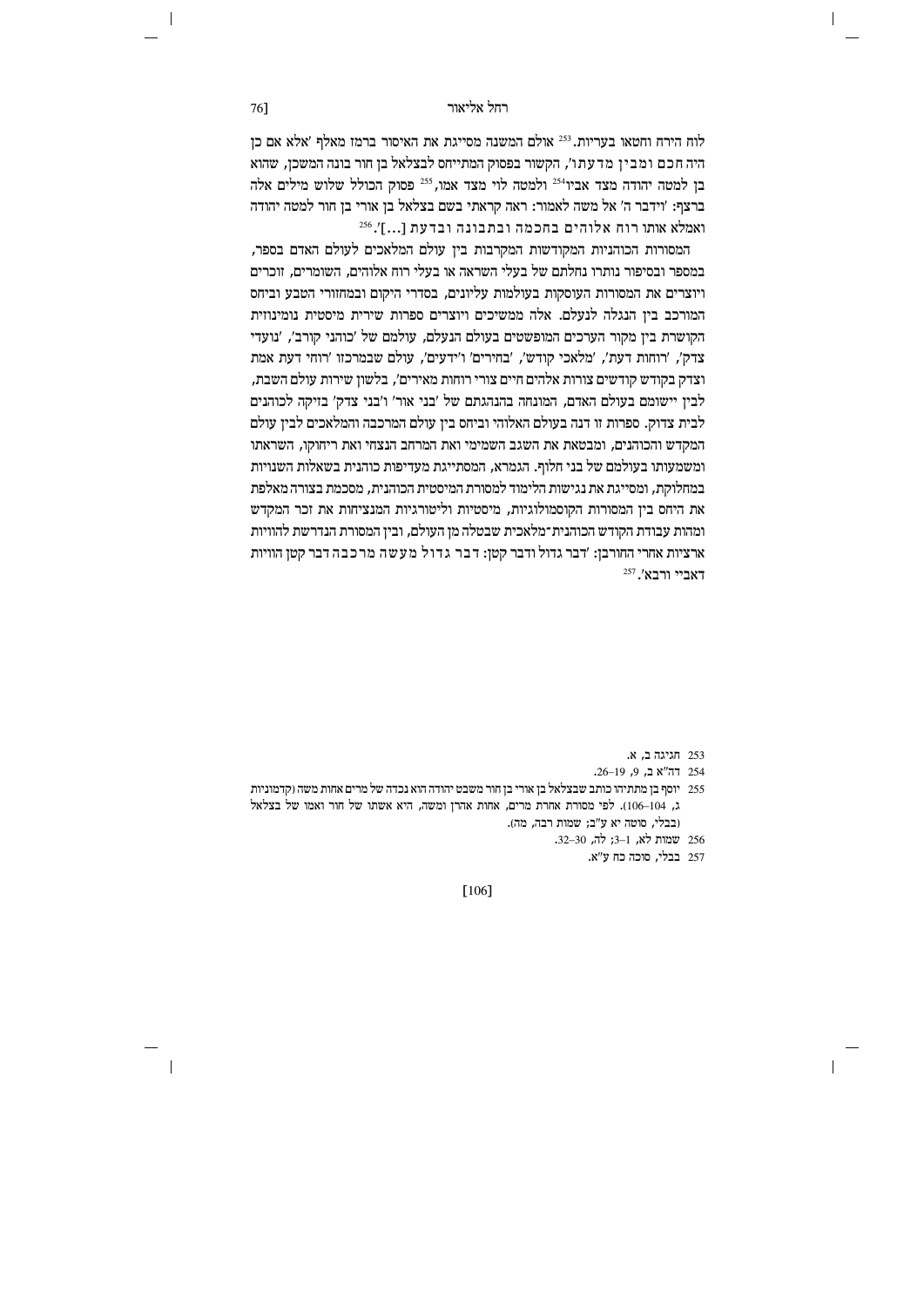לוח הירח וחטאו בעריות.[253] אולם המשנה מסייגת את האיסור ברמז מאלף 'אלא אם כן היה חכם ומבין מדעתו', הקשור בפסוק המתייחס לבצלאל בן חור בונה המשכן, שהוא בן למטה יהודה מצד אביו[254] ולמטה לוי מצד אמו,[255] פסוק הכולל שלוש מילים אלה ברצף: 'וידבר ה' אל משה לאמור: ראה קראתי בשם בצלאל בן אורי בן חור למטה יהודה ואמלא אותו רוח אלוהים בחכמה ובתבונה ובדעת [...]'.[256]

המסורות הכוהניות המקודשות המקרבות בין עולם המלאכים לעולם האדם בספר, במספר ובסיפור נותרו נחלתם של בעלי השראה או בעלי רוח אלוהים, השומרים, זוכרים ויוצרים את המסורות העוסקות בעולמות עליונים, בסדרי היקום ובמחזורי הטבע וביחס המורכב בין הנגלה לנעלם. אלה ממשיכים ויוצרים ספרות שירית מיסטית נומינוזית הקושרת בין מקור הערכים המופשטים בעולם הנעלם, עולמם של 'כוהני קורב', 'נועדי צדק', 'רוחות דעת', 'מלאכי קודש', 'בחירים' ו'ידעים', עולם שבמרכזו 'רוחי דעת אמת וצדק בקודש קודשים צורות אלהים חיים צורי רוחות מאירים', בלשון שירות עולם השבת, לבין יישומם בעולם האדם, המונחה בהנהגתם של 'בני אור' ו'בני צדק' בזיקה לכוהנים לבית צדוק. ספרות זו דנה בעולם האלוהי וביחס בין עולם המרכבה והמלאכים לבין עולם המקדש והכוהנים, ומבטאת את השגב השמימי ואת המרחב הנצחי ואת ריחוקו, השראתו ומשמעותו בעולמם של בני חלוף. הגמרא, המסתייגת מעדיפות כוהנית בשאלות השנויות במחלוקת, ומסייגת את נגישות הלימוד למסורת המיסטית הכוהנית, מסכמת בצורה מאלפת את היחס בין המסורות הקוסמולוגיות, מיסטיות וליטורגיות המנציחות את זכר המקדש ומהות עבודת הקודש הכוהנית־מלאכית שבטלה מן העולם, ובין המסורת הנדרשת להוויות ארציות אחרי החורבן: 'דבר גדול ודבר קטן: דבר גדול מעשה מרכבה דבר קטן הוויות דאביי ורבא'.[257]

253 חגיגה ב, א.

254 דה"א ב, 9, 19–26.

255 יוסף בן מתתיהו כותב שבצלאל בן אורי בן חור משבט יהודה הוא נכדה של מרים אחות משה (קדמוניות ג, 104–106). לפי מסורת אחרת מרים, אחות אהרן ומשה, היא אשתו של חור ואמו של בצלאל (בבלי, סוטה יא ע"ב; שמות רבה, מה).

256 שמות לא, 1–3; לה, 30–32.

257 בבלי, סוכה כח ע"א.